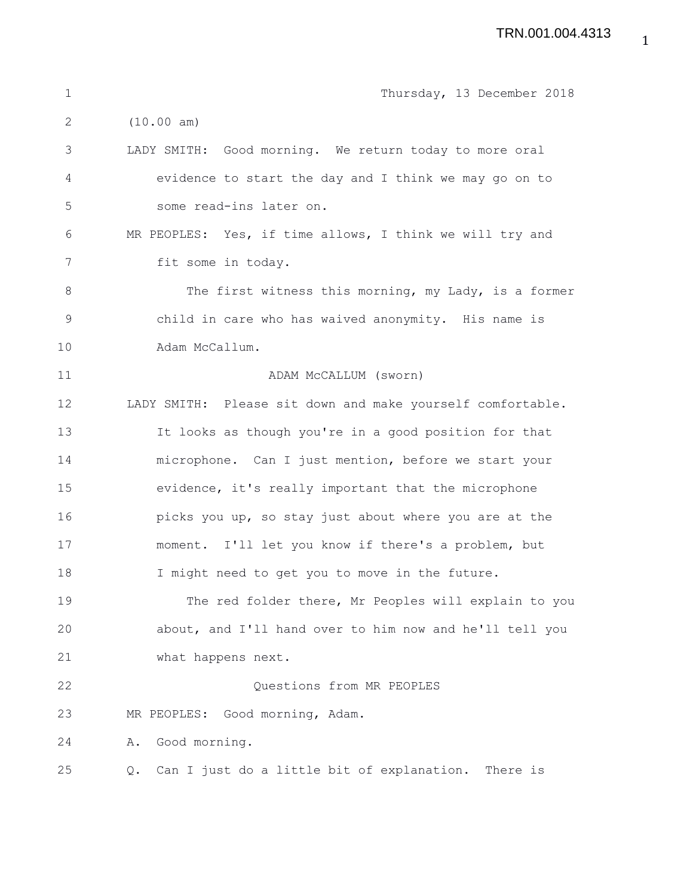Thursday, 13 December 2018

(10.00 am)

LADY SMITH: Good morning. We return today to more oral evidence to start the day and I think we may go on to some read-ins later on.

MR PEOPLES: Yes, if time allows, I think we will try and fit some in today.

The first witness this morning, my Lady, is a former child in care who has waived anonymity. His name is Adam McCallum.

ADAM McCALLUM (sworn)

LADY SMITH: Please sit down and make yourself comfortable. It looks as though you're in a good position for that microphone. Can I just mention, before we start your evidence, it's really important that the microphone picks you up, so stay just about where you are at the moment. I'll let you know if there's a problem, but I might need to get you to move in the future.

The red folder there, Mr Peoples will explain to you about, and I'll hand over to him now and he'll tell you what happens next.

Questions from MR PEOPLES

MR PEOPLES: Good morning, Adam.

A. Good morning.

Q. Can I just do a little bit of explanation. There is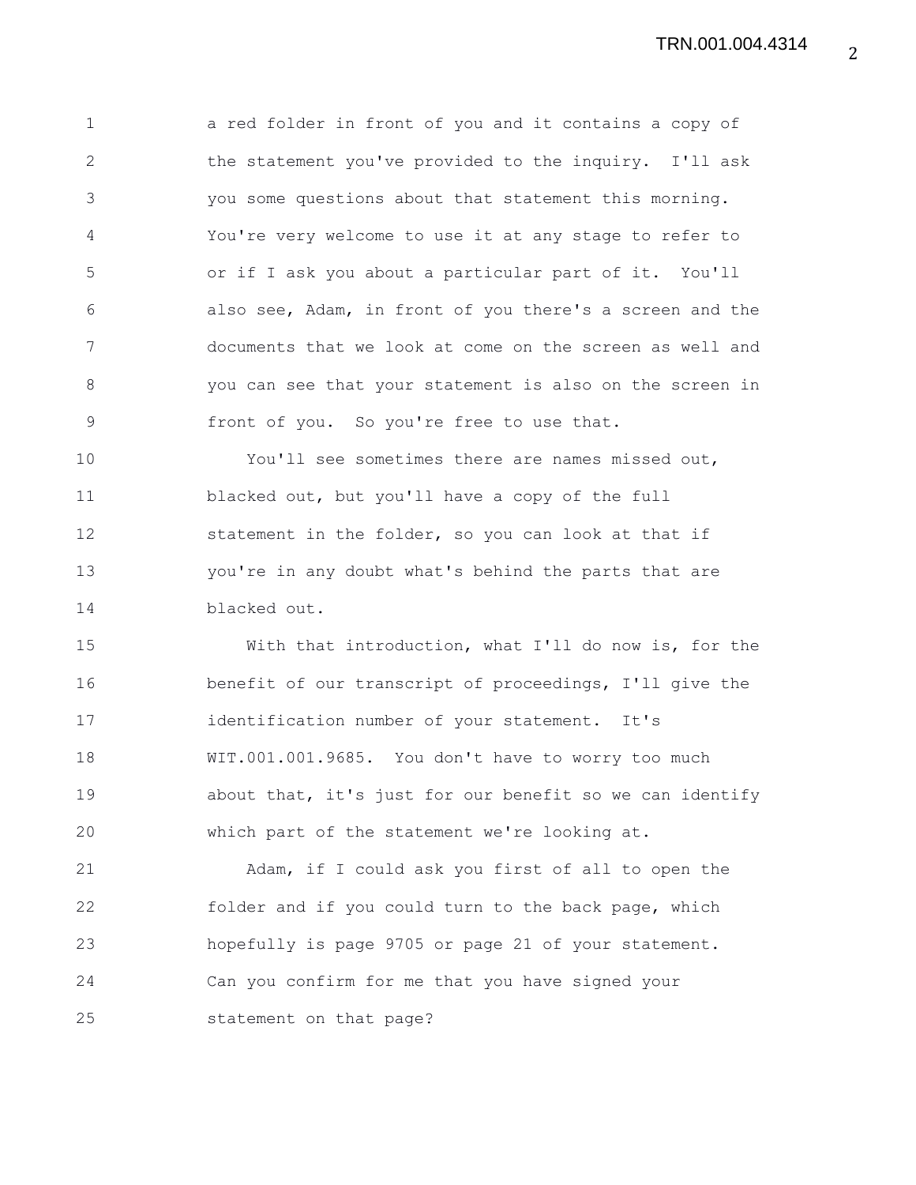a red folder in front of you and it contains a copy of the statement you've provided to the inquiry. I'll ask you some questions about that statement this morning. You're very welcome to use it at any stage to refer to or if I ask you about a particular part of it. You'll also see, Adam, in front of you there's a screen and the documents that we look at come on the screen as well and you can see that your statement is also on the screen in front of you. So you're free to use that.

You'll see sometimes there are names missed out, blacked out, but you'll have a copy of the full statement in the folder, so you can look at that if you're in any doubt what's behind the parts that are blacked out.

With that introduction, what I'll do now is, for the benefit of our transcript of proceedings, I'll give the identification number of your statement. It's WIT.001.001.9685. You don't have to worry too much about that, it's just for our benefit so we can identify which part of the statement we're looking at.

Adam, if I could ask you first of all to open the folder and if you could turn to the back page, which hopefully is page 9705 or page 21 of your statement. Can you confirm for me that you have signed your statement on that page?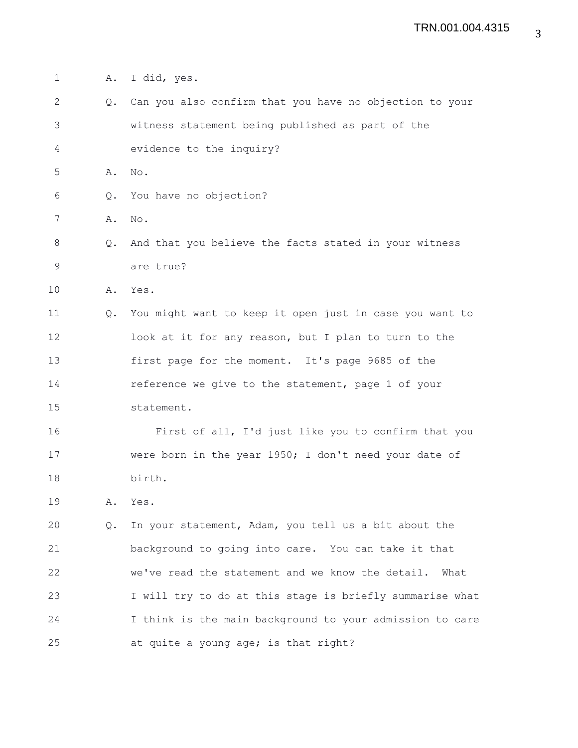A. I did, yes.

Q. Can you also confirm that you have no objection to your witness statement being published as part of the evidence to the inquiry?

A. No.

Q. You have no objection?

A. No.

Q. And that you believe the facts stated in your witness are true?

A. Yes.

Q. You might want to keep it open just in case you want to look at it for any reason, but I plan to turn to the first page for the moment. It's page 9685 of the reference we give to the statement, page 1 of your statement.

First of all, I'd just like you to confirm that you were born in the year 1950; I don't need your date of birth.

A. Yes.

Q. In your statement, Adam, you tell us a bit about the background to going into care. You can take it that we've read the statement and we know the detail. What I will try to do at this stage is briefly summarise what I think is the main background to your admission to care at quite a young age; is that right?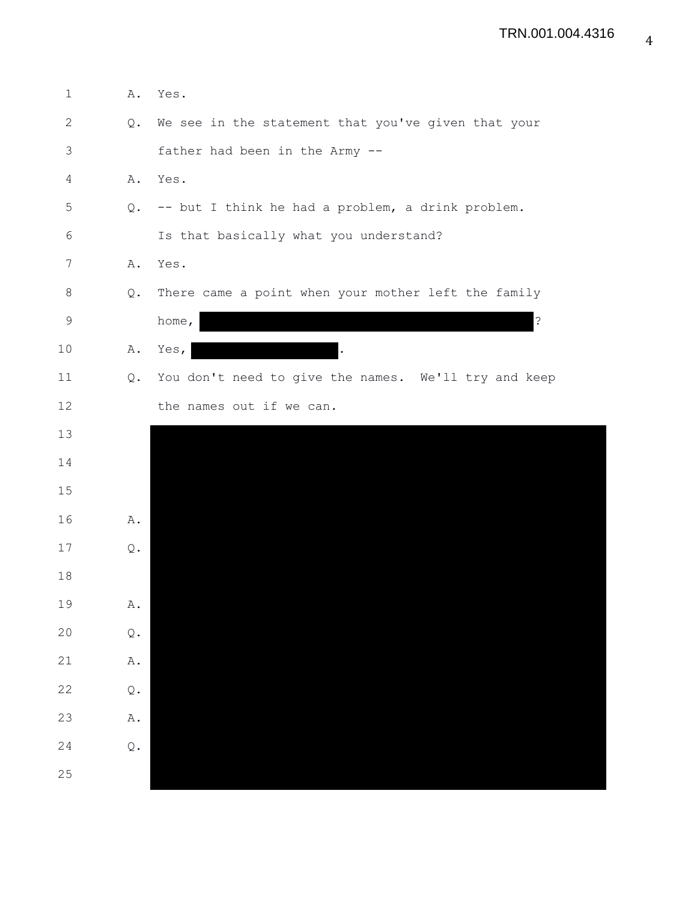A. Yes.

Q. We see in the statement that you've given that your father had been in the Army --

A. Yes.

Q. -- but I think he had a problem, a drink problem. Is that basically what you understand?

A. Yes.

Q. There came a point when your mother left the family home, [REDACTED]?

A. Yes, [REDACTED].

Q. You don't need to give the names. We'll try and keep the names out if we can.

[REDACTED]

A. [REDACTED]

Q. [REDACTED]

A. [REDACTED]

Q. [REDACTED]

A. [REDACTED]

Q. [REDACTED]

A. [REDACTED]

Q. [REDACTED]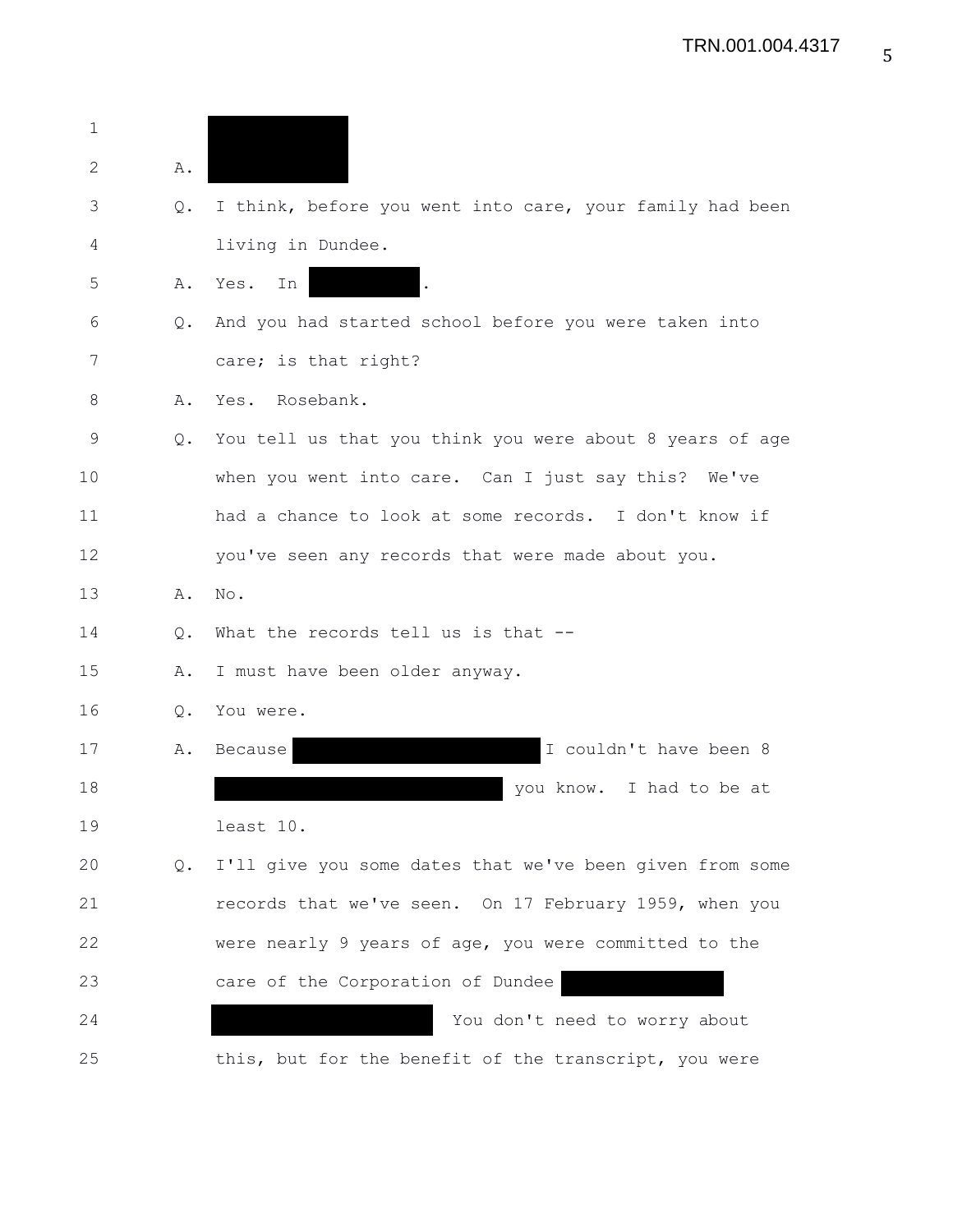A. [REDACTED]

Q. I think, before you went into care, your family had been living in Dundee.

A. Yes. In [REDACTED].

Q. And you had started school before you were taken into care; is that right?

A. Yes. Rosebank.

Q. You tell us that you think you were about 8 years of age when you went into care. Can I just say this? We've had a chance to look at some records. I don't know if you've seen any records that were made about you.

A. No.

Q. What the records tell us is that --

A. I must have been older anyway.

Q. You were.

A. Because [REDACTED] I couldn't have been 8 [REDACTED] you know. I had to be at least 10.

Q. I'll give you some dates that we've been given from some records that we've seen. On 17 February 1959, when you were nearly 9 years of age, you were committed to the care of the Corporation of Dundee [REDACTED] [REDACTED] You don't need to worry about this, but for the benefit of the transcript, you were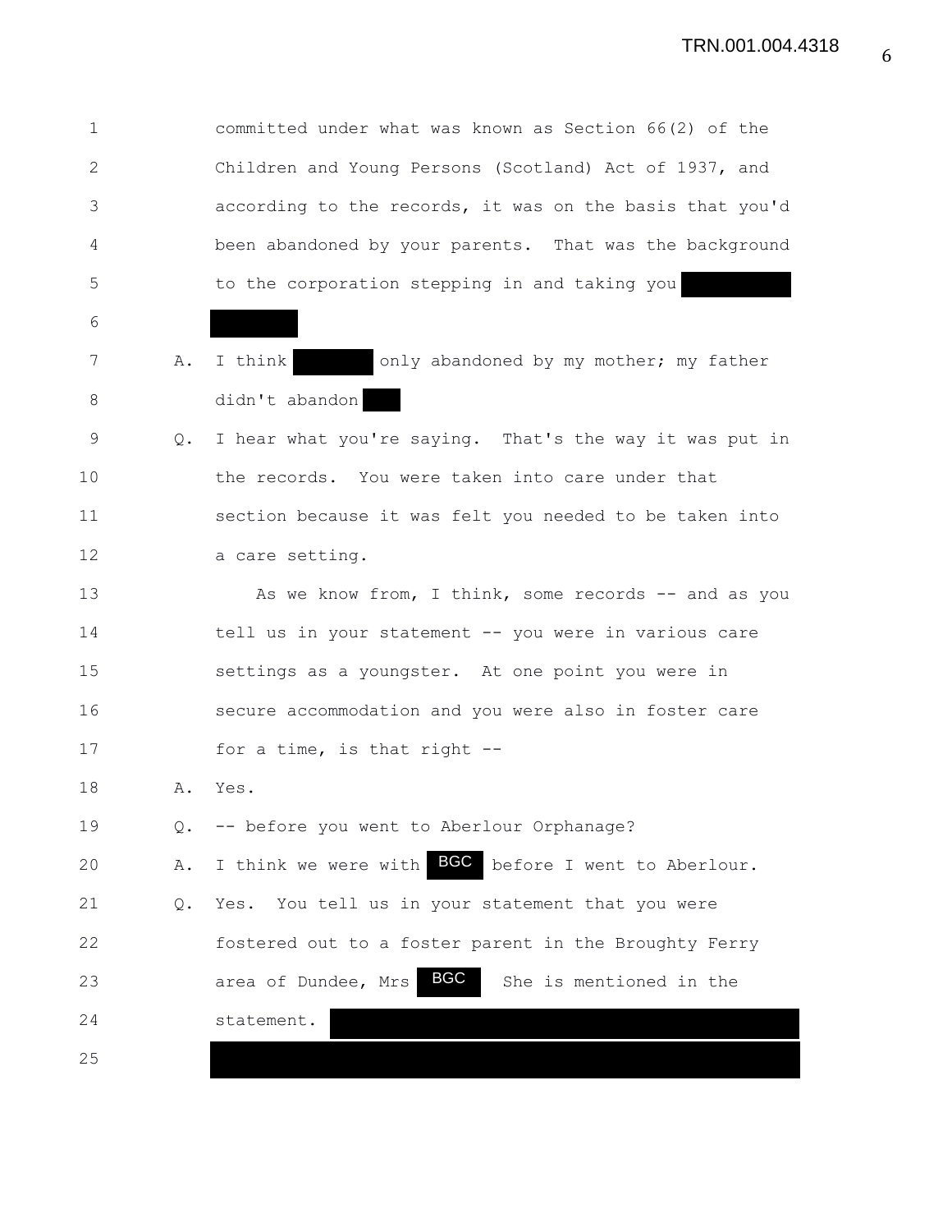committed under what was known as Section 66(2) of the Children and Young Persons (Scotland) Act of 1937, and according to the records, it was on the basis that you'd been abandoned by your parents. That was the background to the corporation stepping in and taking you

A. I think only abandoned by my mother; my father didn't abandon

Q. I hear what you're saying. That's the way it was put in the records. You were taken into care under that section because it was felt you needed to be taken into a care setting.

As we know from, I think, some records -- and as you tell us in your statement -- you were in various care settings as a youngster. At one point you were in secure accommodation and you were also in foster care for a time, is that right --

A. Yes.

Q. -- before you went to Aberlour Orphanage?

A. I think we were with BGC before I went to Aberlour.

Q. Yes. You tell us in your statement that you were fostered out to a foster parent in the Broughty Ferry area of Dundee, Mrs BGC She is mentioned in the statement.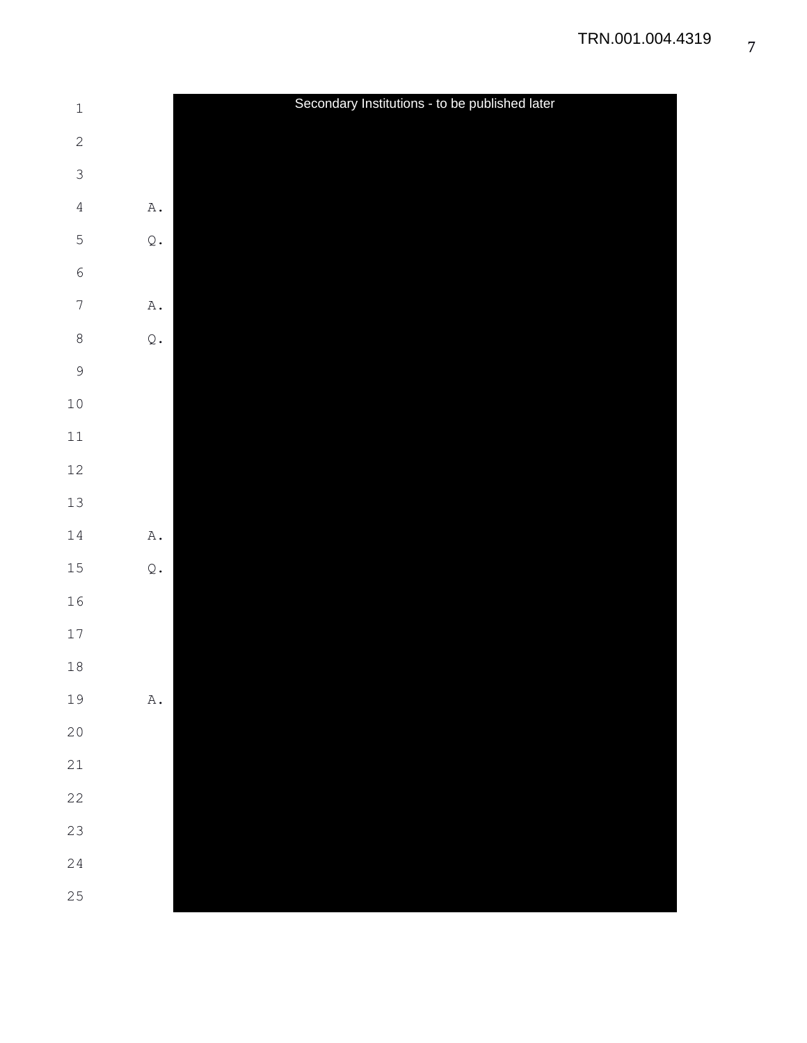Secondary Institutions - to be published later

A.

Q.

A.

Q.

A.

Q.

A.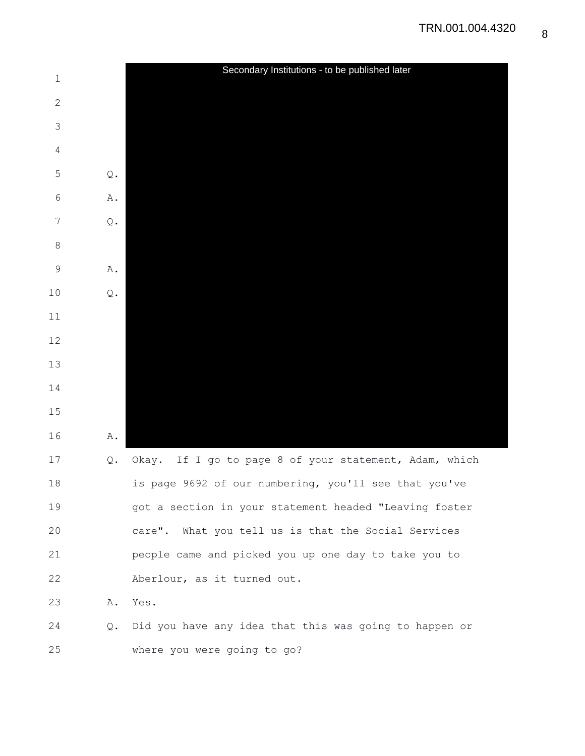Secondary Institutions - to be published later

Q.

A.

Q.

A.

Q.

A.

Q. Okay. If I go to page 8 of your statement, Adam, which is page 9692 of our numbering, you'll see that you've got a section in your statement headed "Leaving foster care". What you tell us is that the Social Services people came and picked you up one day to take you to Aberlour, as it turned out.

A. Yes.

Q. Did you have any idea that this was going to happen or where you were going to go?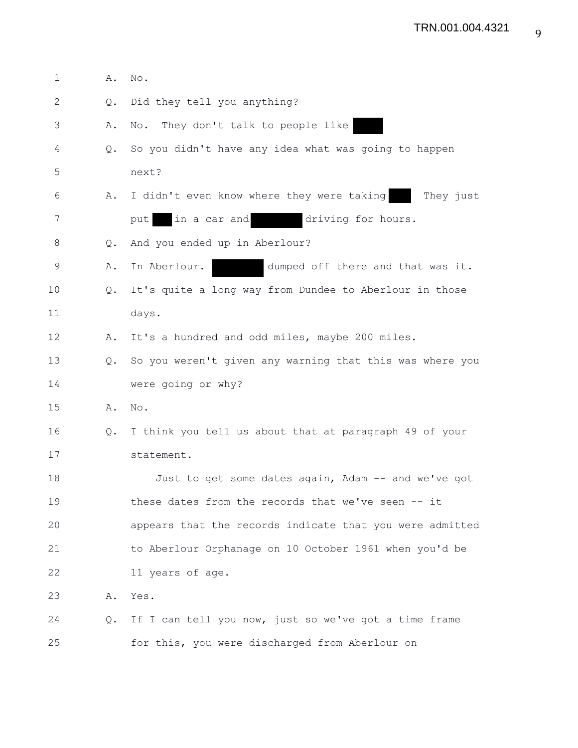A. No.

Q. Did they tell you anything?

A. No. They don't talk to people like

Q. So you didn't have any idea what was going to happen next?

A. I didn't even know where they were taking . They just put in a car and driving for hours.

Q. And you ended up in Aberlour?

A. In Aberlour. dumped off there and that was it.

Q. It's quite a long way from Dundee to Aberlour in those days.

A. It's a hundred and odd miles, maybe 200 miles.

Q. So you weren't given any warning that this was where you were going or why?

A. No.

Q. I think you tell us about that at paragraph 49 of your statement.

Just to get some dates again, Adam -- and we've got these dates from the records that we've seen -- it appears that the records indicate that you were admitted to Aberlour Orphanage on 10 October 1961 when you'd be 11 years of age.

A. Yes.

Q. If I can tell you now, just so we've got a time frame for this, you were discharged from Aberlour on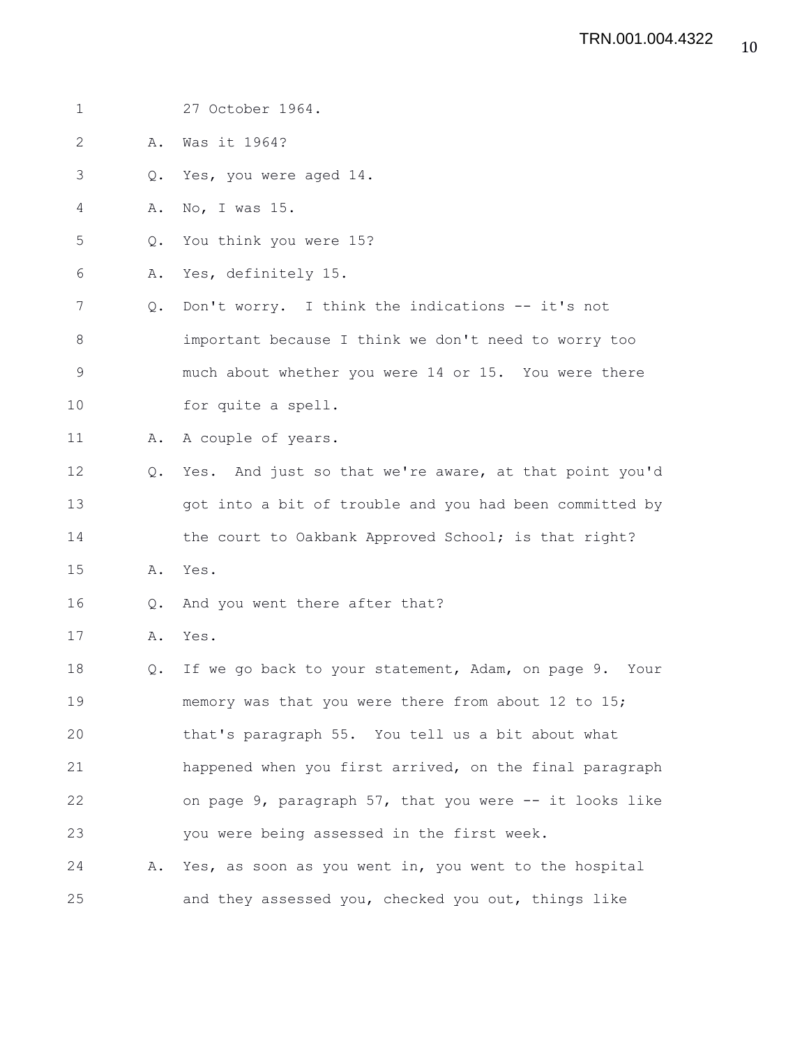27 October 1964.

A. Was it 1964?

Q. Yes, you were aged 14.

A. No, I was 15.

Q. You think you were 15?

A. Yes, definitely 15.

Q. Don't worry. I think the indications -- it's not important because I think we don't need to worry too much about whether you were 14 or 15. You were there for quite a spell.

A. A couple of years.

Q. Yes. And just so that we're aware, at that point you'd got into a bit of trouble and you had been committed by the court to Oakbank Approved School; is that right?

A. Yes.

Q. And you went there after that?

A. Yes.

Q. If we go back to your statement, Adam, on page 9. Your memory was that you were there from about 12 to 15; that's paragraph 55. You tell us a bit about what happened when you first arrived, on the final paragraph on page 9, paragraph 57, that you were -- it looks like you were being assessed in the first week.

A. Yes, as soon as you went in, you went to the hospital and they assessed you, checked you out, things like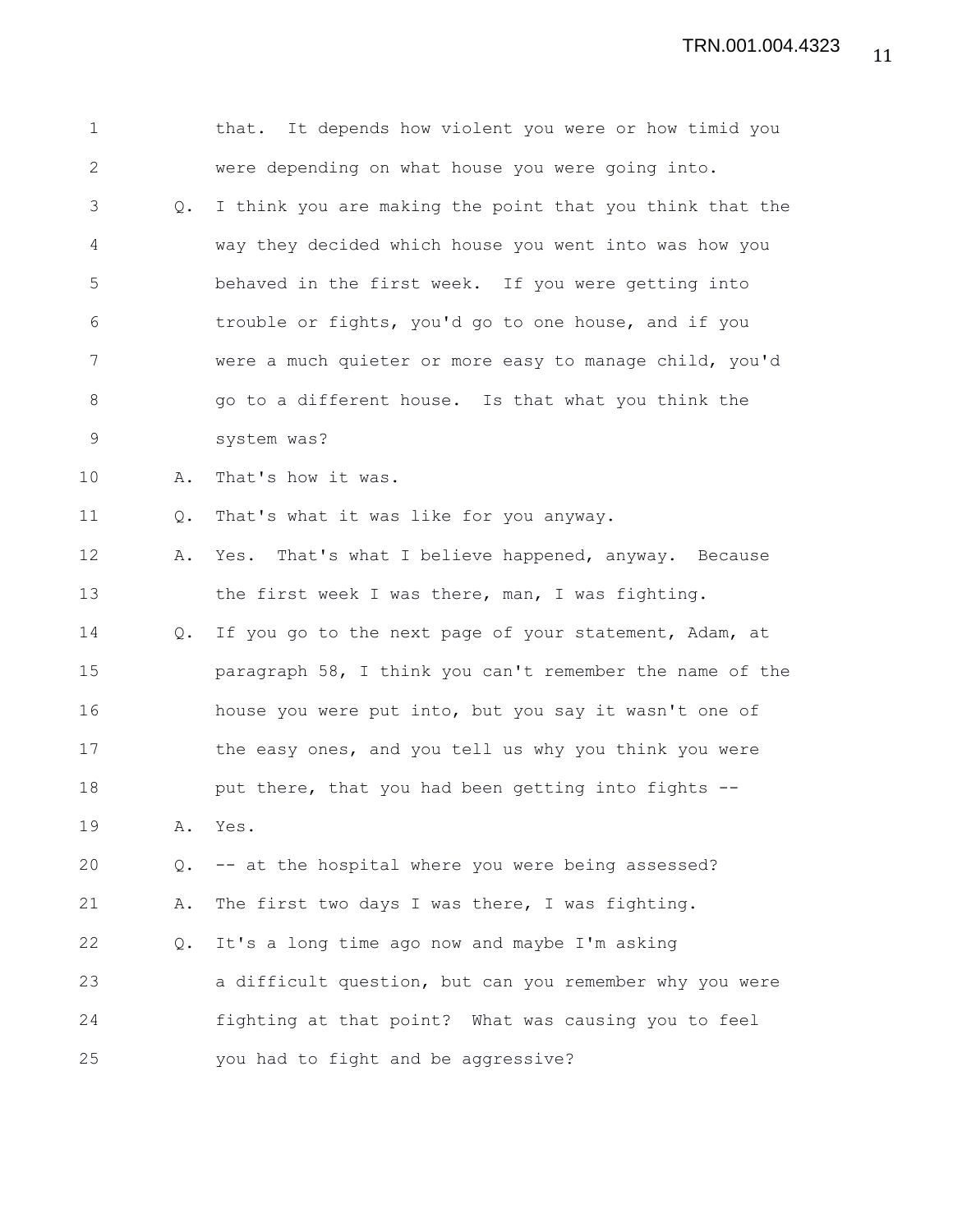that. It depends how violent you were or how timid you were depending on what house you were going into.

Q. I think you are making the point that you think that the way they decided which house you went into was how you behaved in the first week. If you were getting into trouble or fights, you'd go to one house, and if you were a much quieter or more easy to manage child, you'd go to a different house. Is that what you think the system was?

A. That's how it was.

Q. That's what it was like for you anyway.

A. Yes. That's what I believe happened, anyway. Because the first week I was there, man, I was fighting.

Q. If you go to the next page of your statement, Adam, at paragraph 58, I think you can't remember the name of the house you were put into, but you say it wasn't one of the easy ones, and you tell us why you think you were put there, that you had been getting into fights --

A. Yes.

Q. -- at the hospital where you were being assessed?

A. The first two days I was there, I was fighting.

Q. It's a long time ago now and maybe I'm asking a difficult question, but can you remember why you were fighting at that point? What was causing you to feel you had to fight and be aggressive?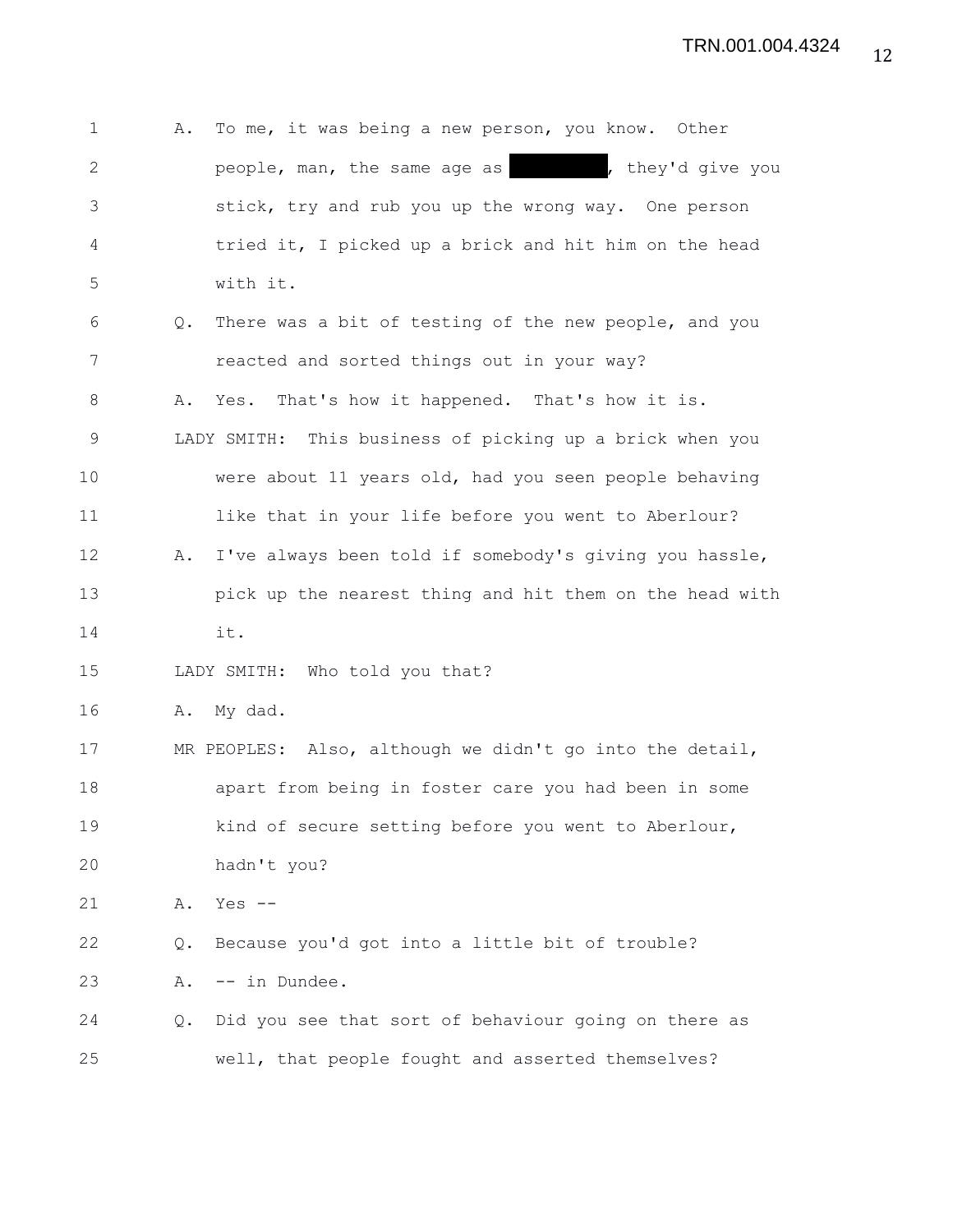A. To me, it was being a new person, you know. Other people, man, the same age as [redacted], they'd give you stick, try and rub you up the wrong way. One person tried it, I picked up a brick and hit him on the head with it.

Q. There was a bit of testing of the new people, and you reacted and sorted things out in your way?

A. Yes. That's how it happened. That's how it is.

LADY SMITH: This business of picking up a brick when you were about 11 years old, had you seen people behaving like that in your life before you went to Aberlour?

A. I've always been told if somebody's giving you hassle, pick up the nearest thing and hit them on the head with it.

LADY SMITH: Who told you that?

A. My dad.

MR PEOPLES: Also, although we didn't go into the detail, apart from being in foster care you had been in some kind of secure setting before you went to Aberlour, hadn't you?

A. Yes --

Q. Because you'd got into a little bit of trouble?

A. -- in Dundee.

Q. Did you see that sort of behaviour going on there as well, that people fought and asserted themselves?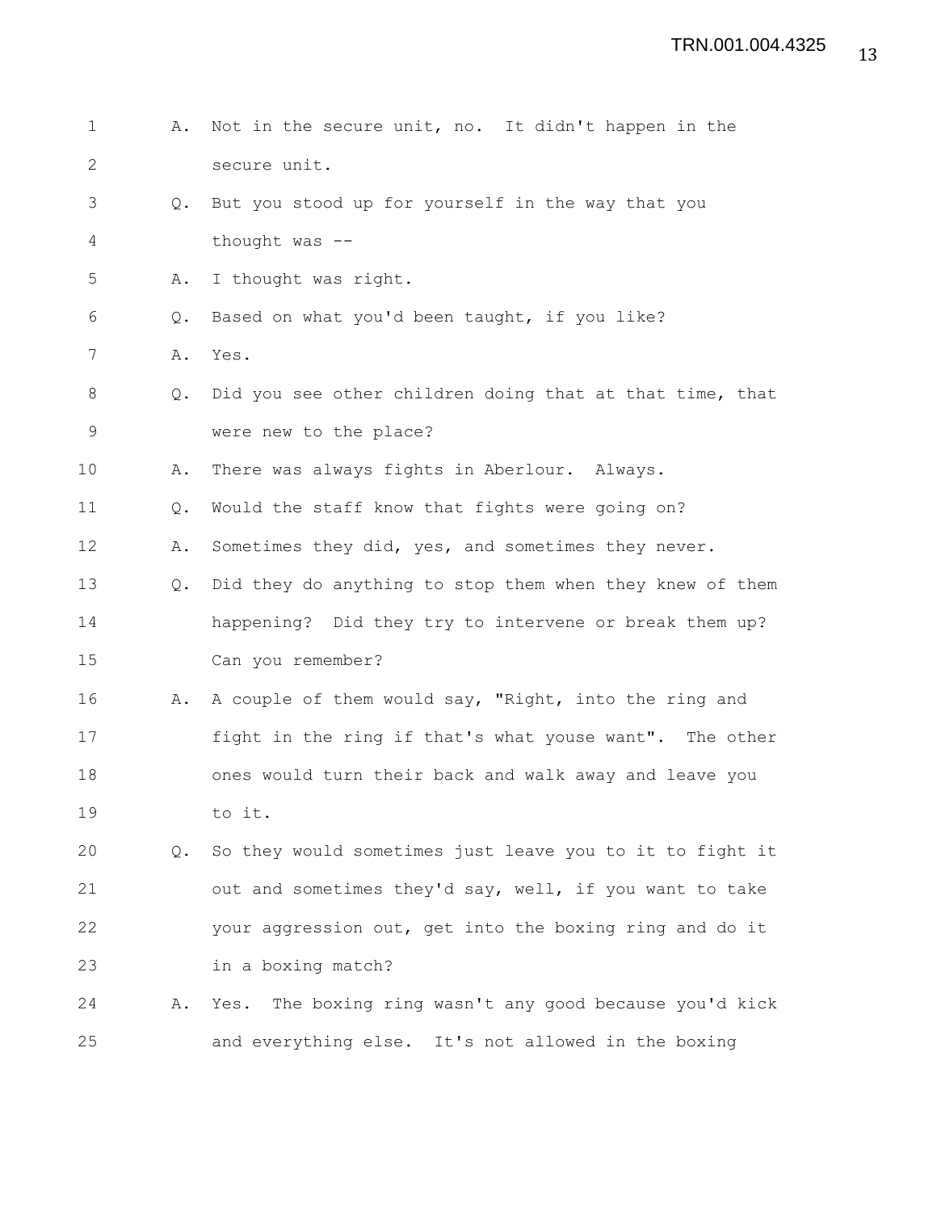1 A. Not in the secure unit, no. It didn't happen in the
2 secure unit.
3 Q. But you stood up for yourself in the way that you
4 thought was --
5 A. I thought was right.
6 Q. Based on what you'd been taught, if you like?
7 A. Yes.
8 Q. Did you see other children doing that at that time, that
9 were new to the place?
10 A. There was always fights in Aberlour. Always.
11 Q. Would the staff know that fights were going on?
12 A. Sometimes they did, yes, and sometimes they never.
13 Q. Did they do anything to stop them when they knew of them
14 happening? Did they try to intervene or break them up?
15 Can you remember?
16 A. A couple of them would say, "Right, into the ring and
17 fight in the ring if that's what youse want". The other
18 ones would turn their back and walk away and leave you
19 to it.
20 Q. So they would sometimes just leave you to it to fight it
21 out and sometimes they'd say, well, if you want to take
22 your aggression out, get into the boxing ring and do it
23 in a boxing match?
24 A. Yes. The boxing ring wasn't any good because you'd kick
25 and everything else. It's not allowed in the boxing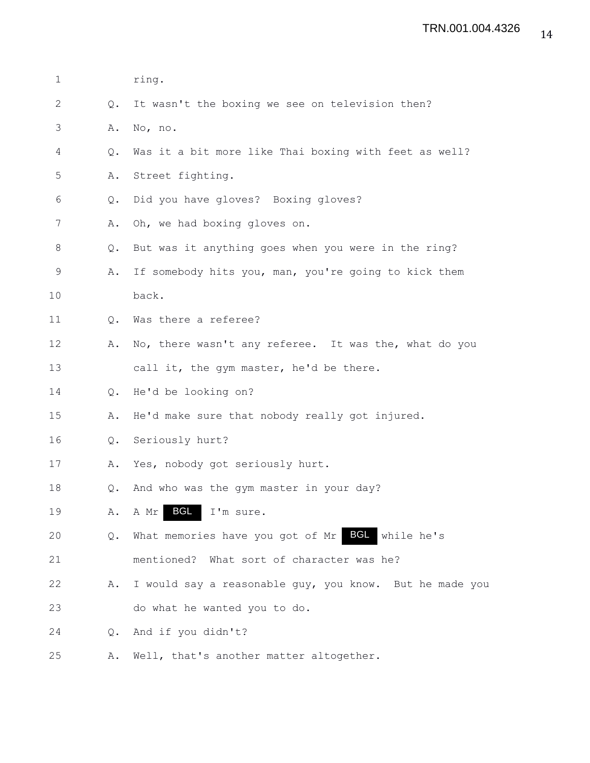ring.

Q. It wasn't the boxing we see on television then?

A. No, no.

Q. Was it a bit more like Thai boxing with feet as well?

A. Street fighting.

Q. Did you have gloves? Boxing gloves?

A. Oh, we had boxing gloves on.

Q. But was it anything goes when you were in the ring?

A. If somebody hits you, man, you're going to kick them back.

Q. Was there a referee?

A. No, there wasn't any referee. It was the, what do you call it, the gym master, he'd be there.

Q. He'd be looking on?

A. He'd make sure that nobody really got injured.

Q. Seriously hurt?

A. Yes, nobody got seriously hurt.

Q. And who was the gym master in your day?

A. A Mr BGL I'm sure.

Q. What memories have you got of Mr BGL while he's mentioned? What sort of character was he?

A. I would say a reasonable guy, you know. But he made you do what he wanted you to do.

Q. And if you didn't?

A. Well, that's another matter altogether.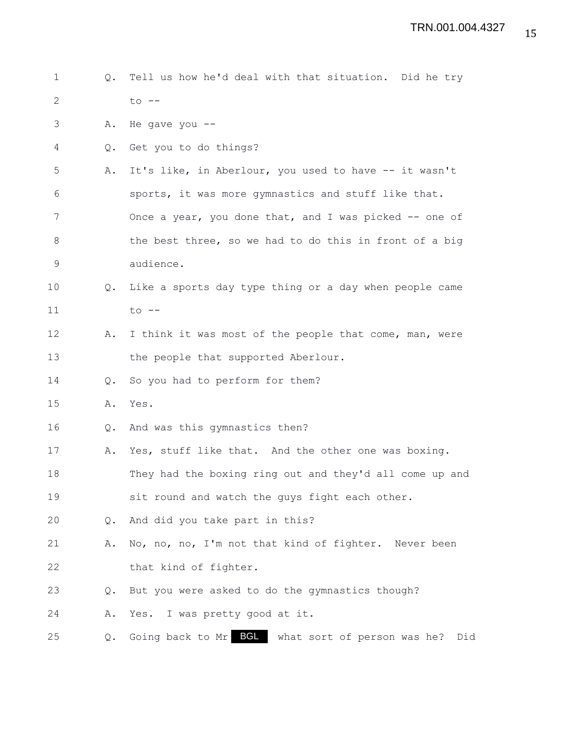1 Q. Tell us how he'd deal with that situation. Did he try
2 to --
3 A. He gave you --
4 Q. Get you to do things?
5 A. It's like, in Aberlour, you used to have -- it wasn't
6 sports, it was more gymnastics and stuff like that.
7 Once a year, you done that, and I was picked -- one of
8 the best three, so we had to do this in front of a big
9 audience.
10 Q. Like a sports day type thing or a day when people came
11 to --
12 A. I think it was most of the people that come, man, were
13 the people that supported Aberlour.
14 Q. So you had to perform for them?
15 A. Yes.
16 Q. And was this gymnastics then?
17 A. Yes, stuff like that. And the other one was boxing.
18 They had the boxing ring out and they'd all come up and
19 sit round and watch the guys fight each other.
20 Q. And did you take part in this?
21 A. No, no, no, I'm not that kind of fighter. Never been
22 that kind of fighter.
23 Q. But you were asked to do the gymnastics though?
24 A. Yes. I was pretty good at it.
25 Q. Going back to Mr BGL what sort of person was he? Did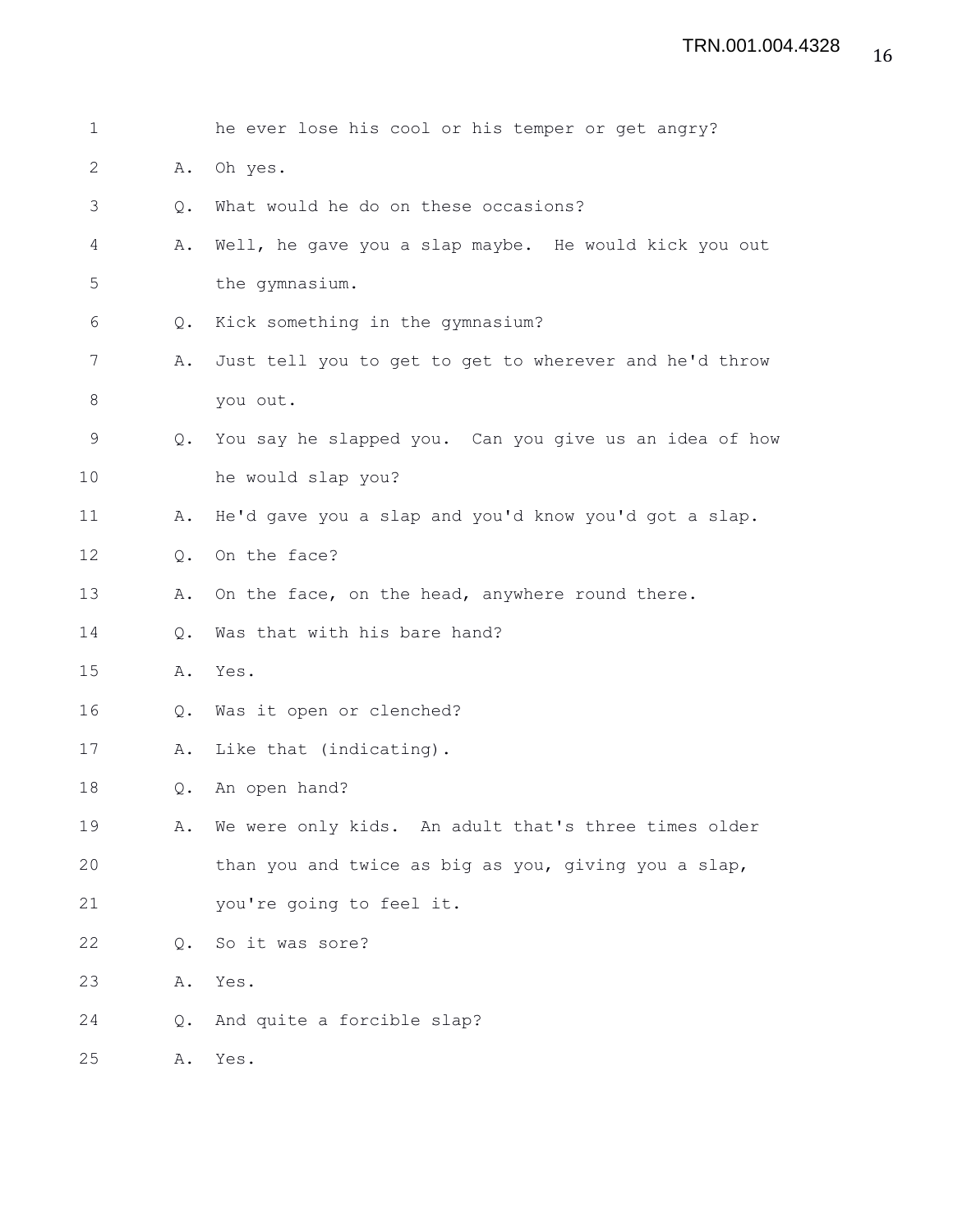1 he ever lose his cool or his temper or get angry?

2 A. Oh yes.

3 Q. What would he do on these occasions?

4 A. Well, he gave you a slap maybe. He would kick you out

5 the gymnasium.

6 Q. Kick something in the gymnasium?

7 A. Just tell you to get to get to wherever and he'd throw

8 you out.

9 Q. You say he slapped you. Can you give us an idea of how

10 he would slap you?

11 A. He'd gave you a slap and you'd know you'd got a slap.

12 Q. On the face?

13 A. On the face, on the head, anywhere round there.

14 Q. Was that with his bare hand?

15 A. Yes.

16 Q. Was it open or clenched?

17 A. Like that (indicating).

18 Q. An open hand?

19 A. We were only kids. An adult that's three times older

20 than you and twice as big as you, giving you a slap,

21 you're going to feel it.

22 Q. So it was sore?

23 A. Yes.

24 Q. And quite a forcible slap?

25 A. Yes.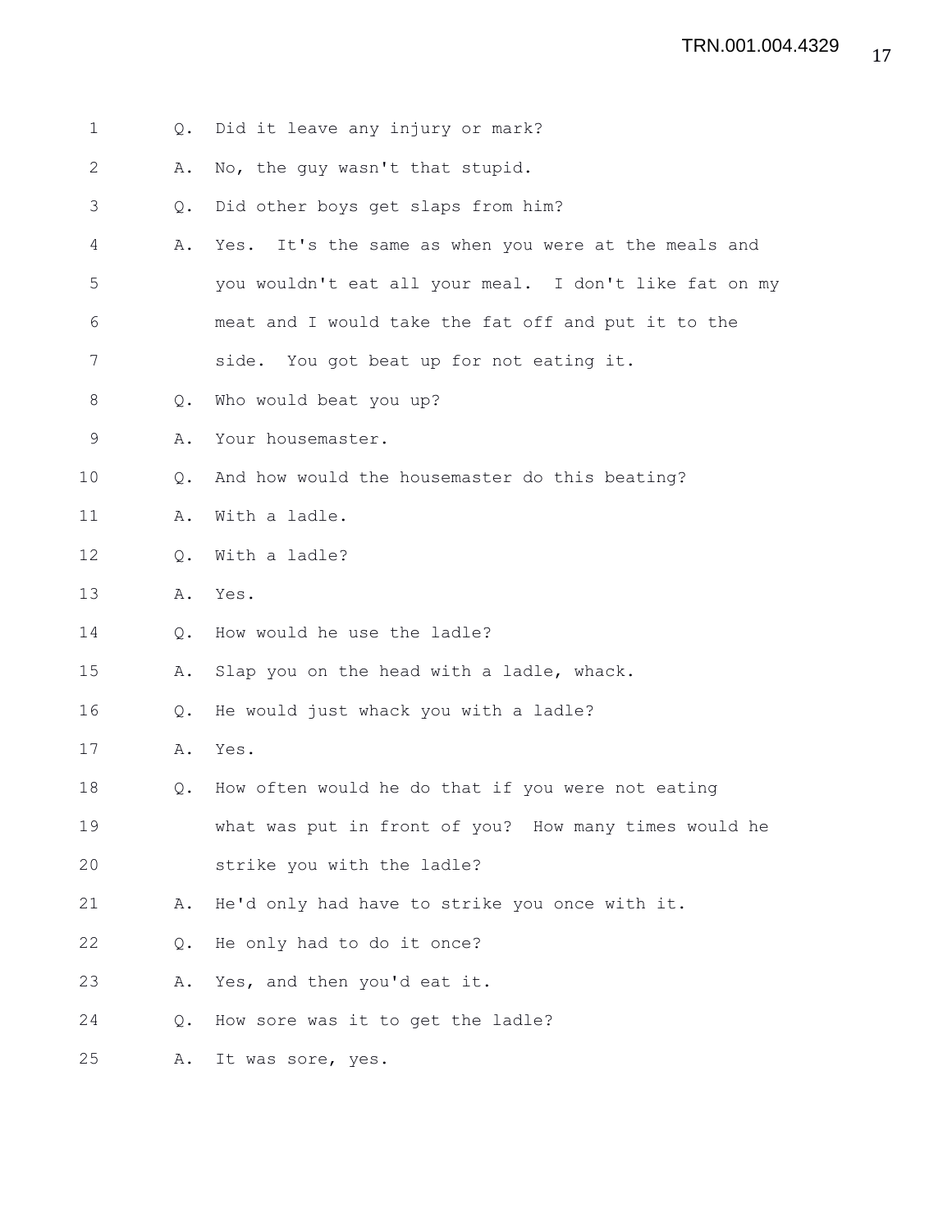Q. Did it leave any injury or mark?

A. No, the guy wasn't that stupid.

Q. Did other boys get slaps from him?

A. Yes. It's the same as when you were at the meals and you wouldn't eat all your meal. I don't like fat on my meat and I would take the fat off and put it to the side. You got beat up for not eating it.

Q. Who would beat you up?

A. Your housemaster.

Q. And how would the housemaster do this beating?

A. With a ladle.

Q. With a ladle?

A. Yes.

Q. How would he use the ladle?

A. Slap you on the head with a ladle, whack.

Q. He would just whack you with a ladle?

A. Yes.

Q. How often would he do that if you were not eating what was put in front of you? How many times would he strike you with the ladle?

A. He'd only had have to strike you once with it.

Q. He only had to do it once?

A. Yes, and then you'd eat it.

Q. How sore was it to get the ladle?

A. It was sore, yes.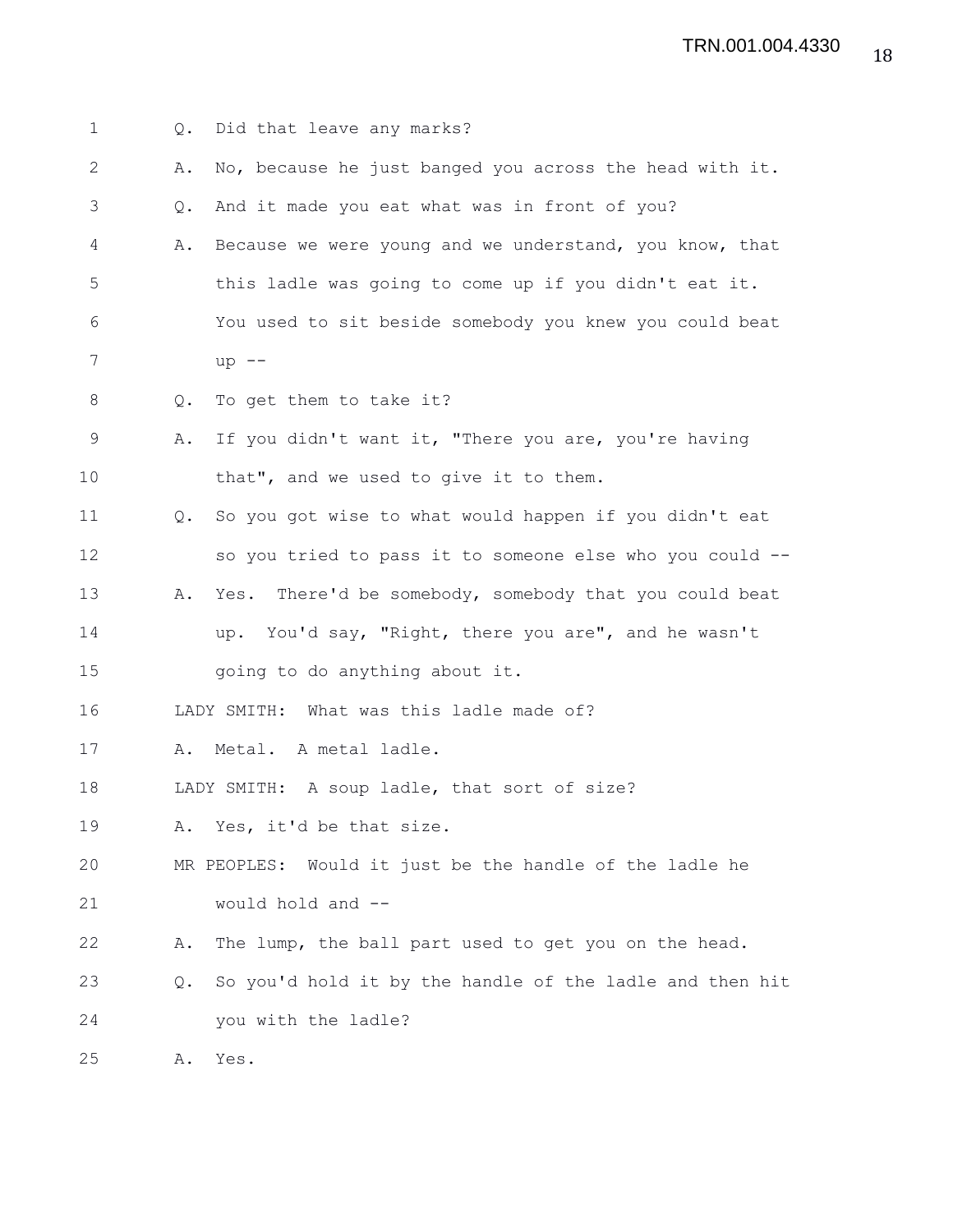Q. Did that leave any marks?

A. No, because he just banged you across the head with it.

Q. And it made you eat what was in front of you?

A. Because we were young and we understand, you know, that this ladle was going to come up if you didn't eat it. You used to sit beside somebody you knew you could beat up --

Q. To get them to take it?

A. If you didn't want it, "There you are, you're having that", and we used to give it to them.

Q. So you got wise to what would happen if you didn't eat so you tried to pass it to someone else who you could --

A. Yes. There'd be somebody, somebody that you could beat up. You'd say, "Right, there you are", and he wasn't going to do anything about it.

LADY SMITH: What was this ladle made of?

A. Metal. A metal ladle.

LADY SMITH: A soup ladle, that sort of size?

A. Yes, it'd be that size.

MR PEOPLES: Would it just be the handle of the ladle he would hold and --

A. The lump, the ball part used to get you on the head.

Q. So you'd hold it by the handle of the ladle and then hit you with the ladle?

A. Yes.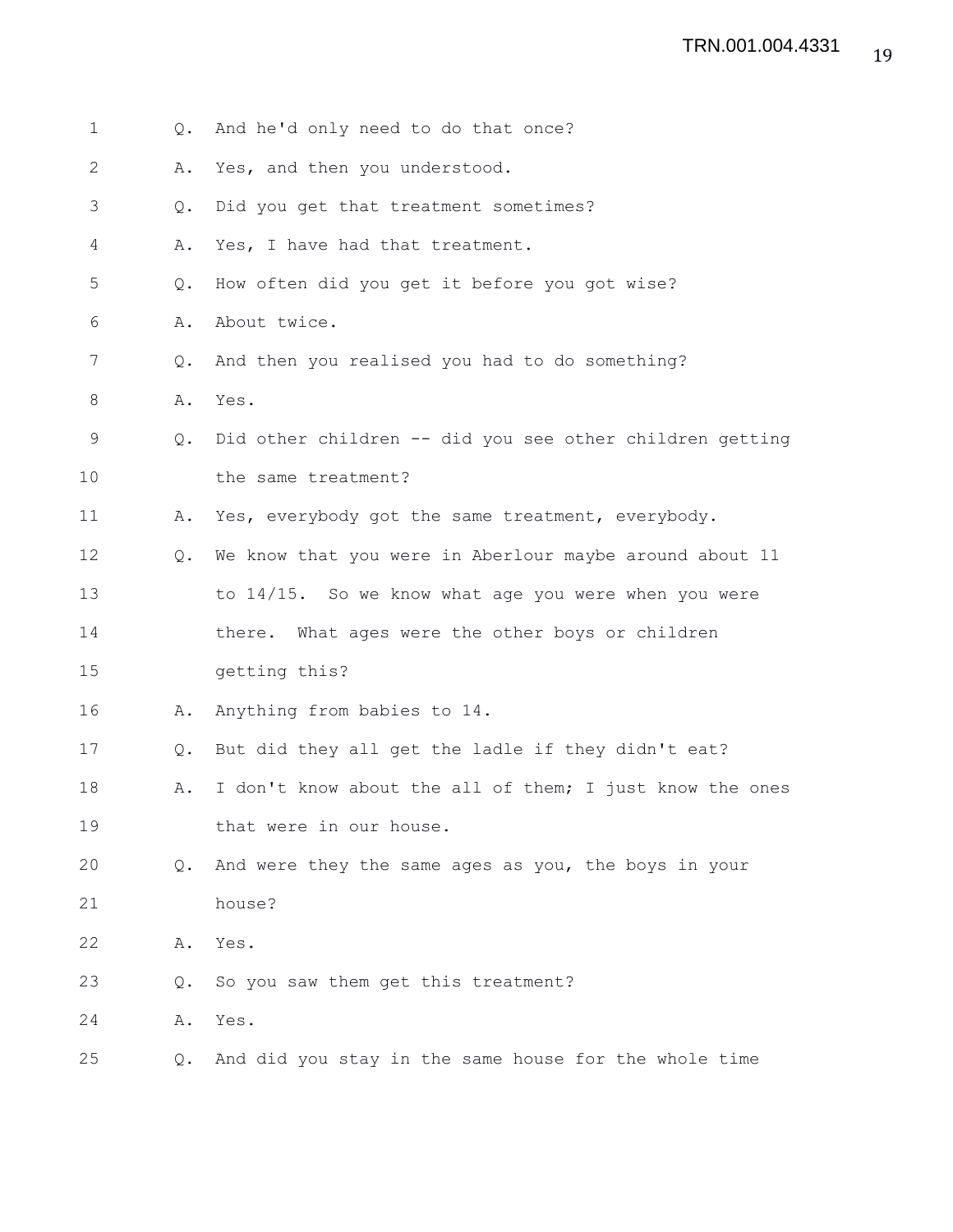1 Q. And he'd only need to do that once?

2 A. Yes, and then you understood.

3 Q. Did you get that treatment sometimes?

4 A. Yes, I have had that treatment.

5 Q. How often did you get it before you got wise?

6 A. About twice.

7 Q. And then you realised you had to do something?

8 A. Yes.

9 Q. Did other children -- did you see other children getting

10 the same treatment?

11 A. Yes, everybody got the same treatment, everybody.

12 Q. We know that you were in Aberlour maybe around about 11

13 to 14/15. So we know what age you were when you were

14 there. What ages were the other boys or children

15 getting this?

16 A. Anything from babies to 14.

17 Q. But did they all get the ladle if they didn't eat?

18 A. I don't know about the all of them; I just know the ones

19 that were in our house.

20 Q. And were they the same ages as you, the boys in your

21 house?

22 A. Yes.

23 Q. So you saw them get this treatment?

24 A. Yes.

25 Q. And did you stay in the same house for the whole time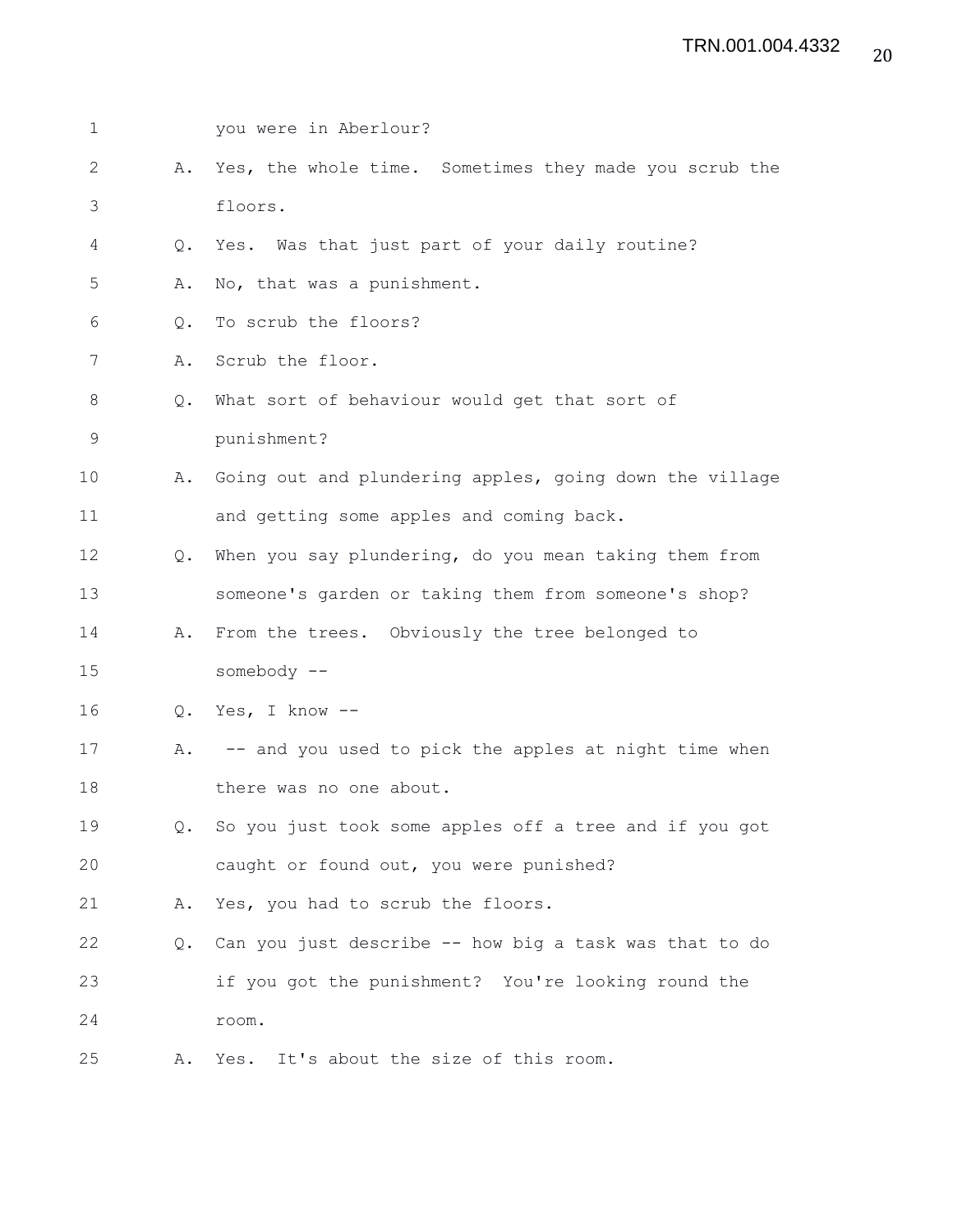you were in Aberlour?

A. Yes, the whole time. Sometimes they made you scrub the floors.

Q. Yes. Was that just part of your daily routine?

A. No, that was a punishment.

Q. To scrub the floors?

A. Scrub the floor.

Q. What sort of behaviour would get that sort of punishment?

A. Going out and plundering apples, going down the village and getting some apples and coming back.

Q. When you say plundering, do you mean taking them from someone's garden or taking them from someone's shop?

A. From the trees. Obviously the tree belonged to somebody --

Q. Yes, I know --

A. -- and you used to pick the apples at night time when there was no one about.

Q. So you just took some apples off a tree and if you got caught or found out, you were punished?

A. Yes, you had to scrub the floors.

Q. Can you just describe -- how big a task was that to do if you got the punishment? You're looking round the room.

A. Yes. It's about the size of this room.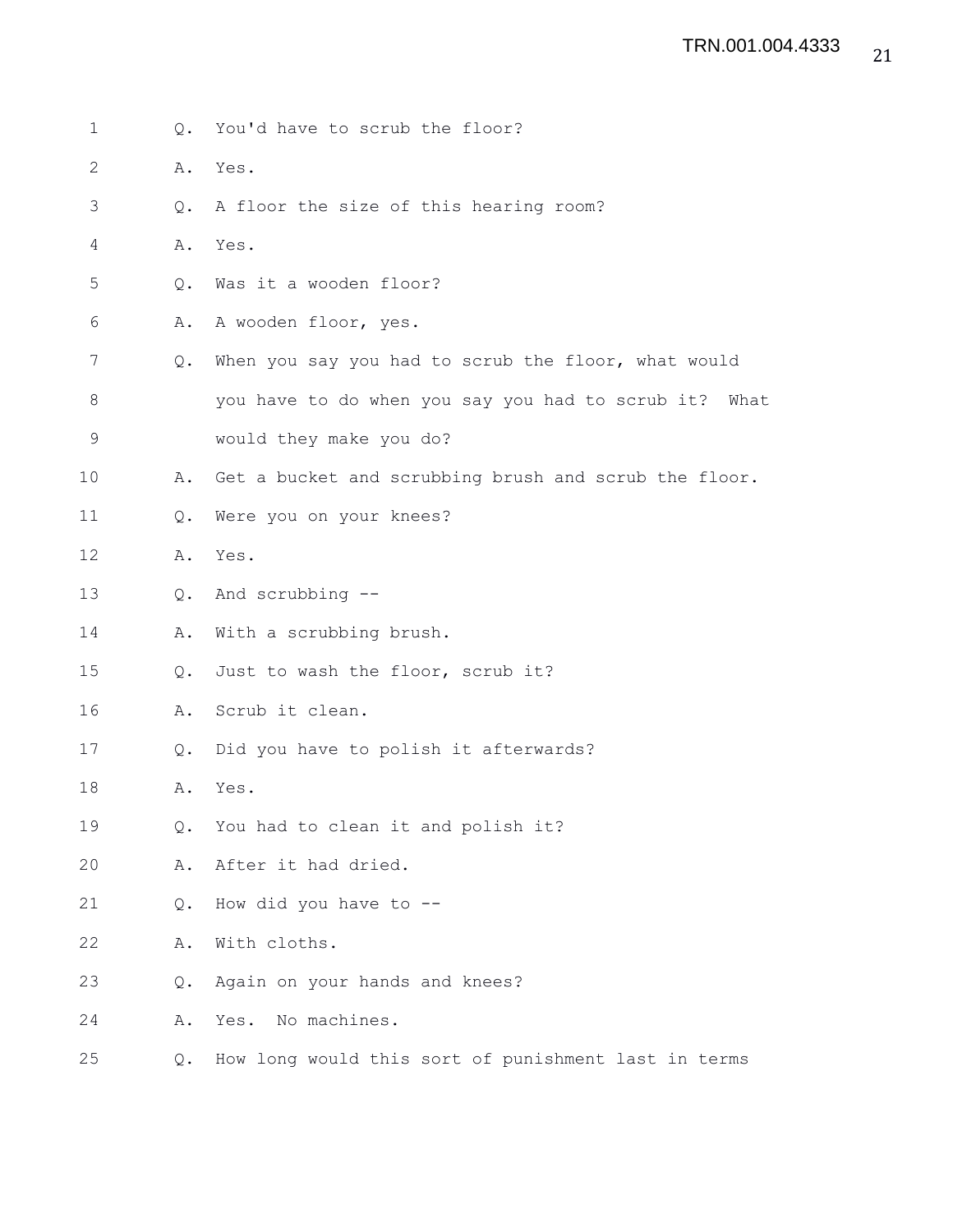Q. You'd have to scrub the floor?

A. Yes.

Q. A floor the size of this hearing room?

A. Yes.

Q. Was it a wooden floor?

A. A wooden floor, yes.

Q. When you say you had to scrub the floor, what would you have to do when you say you had to scrub it? What would they make you do?

A. Get a bucket and scrubbing brush and scrub the floor.

Q. Were you on your knees?

A. Yes.

Q. And scrubbing --

A. With a scrubbing brush.

Q. Just to wash the floor, scrub it?

A. Scrub it clean.

Q. Did you have to polish it afterwards?

A. Yes.

Q. You had to clean it and polish it?

A. After it had dried.

Q. How did you have to --

A. With cloths.

Q. Again on your hands and knees?

A. Yes. No machines.

Q. How long would this sort of punishment last in terms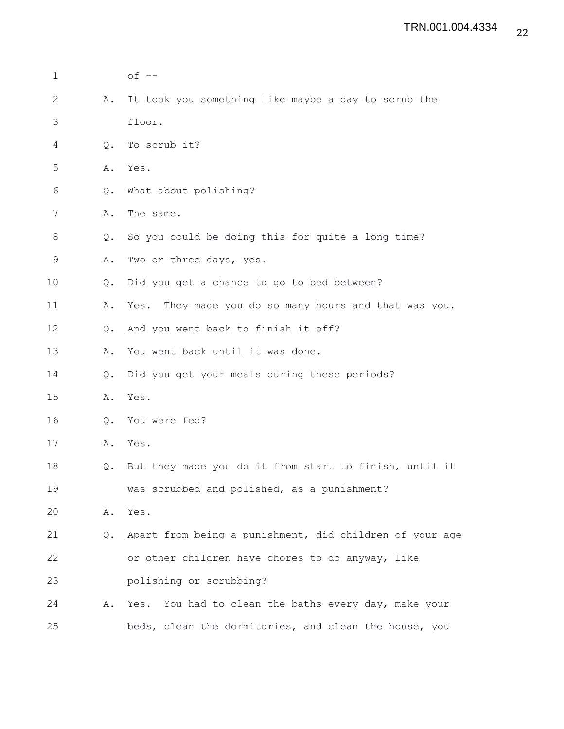of --

A. It took you something like maybe a day to scrub the floor.

Q. To scrub it?

A. Yes.

Q. What about polishing?

A. The same.

Q. So you could be doing this for quite a long time?

A. Two or three days, yes.

Q. Did you get a chance to go to bed between?

A. Yes. They made you do so many hours and that was you.

Q. And you went back to finish it off?

A. You went back until it was done.

Q. Did you get your meals during these periods?

A. Yes.

Q. You were fed?

A. Yes.

Q. But they made you do it from start to finish, until it was scrubbed and polished, as a punishment?

A. Yes.

Q. Apart from being a punishment, did children of your age or other children have chores to do anyway, like polishing or scrubbing?

A. Yes. You had to clean the baths every day, make your beds, clean the dormitories, and clean the house, you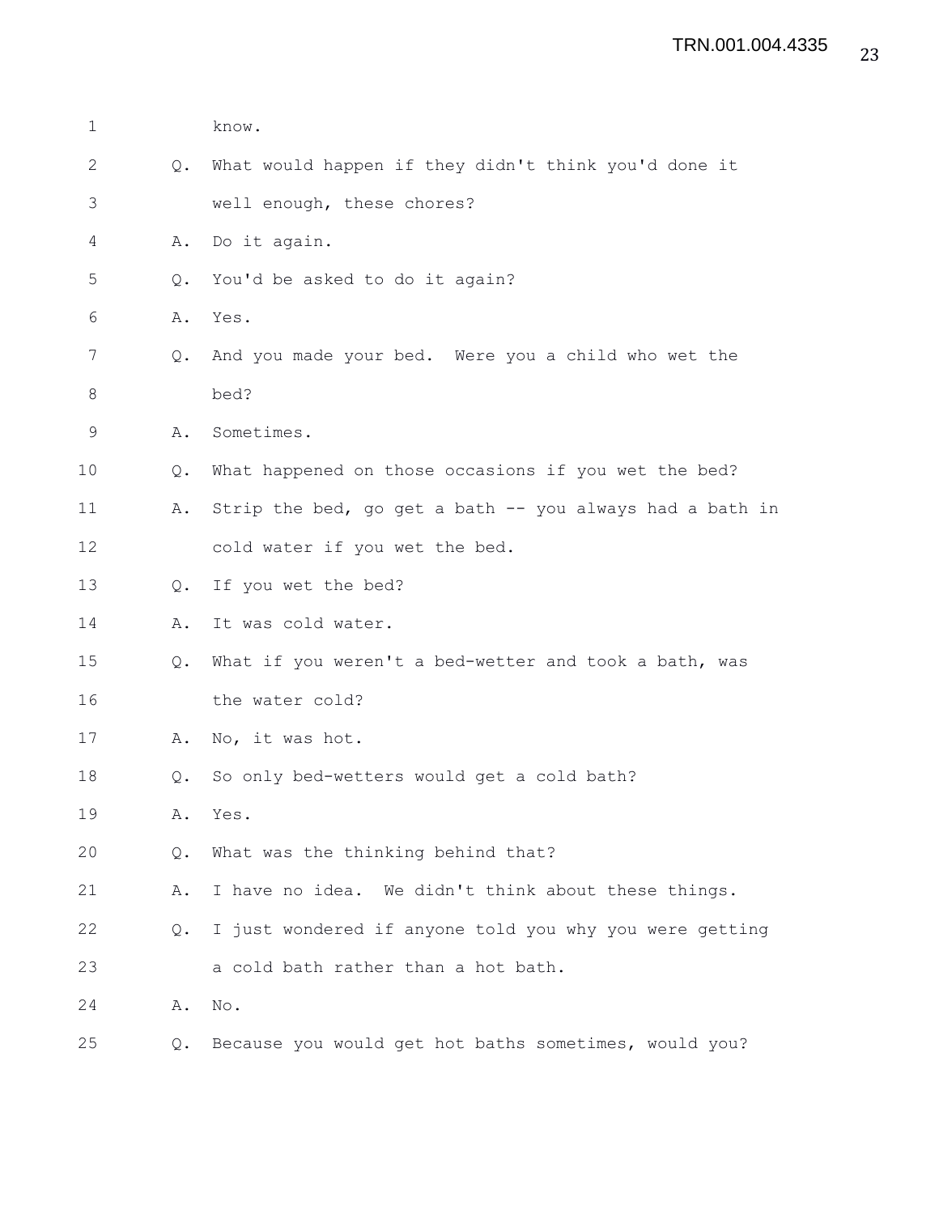know.

Q. What would happen if they didn't think you'd done it well enough, these chores?

A. Do it again.

Q. You'd be asked to do it again?

A. Yes.

Q. And you made your bed. Were you a child who wet the bed?

A. Sometimes.

Q. What happened on those occasions if you wet the bed?

A. Strip the bed, go get a bath -- you always had a bath in cold water if you wet the bed.

Q. If you wet the bed?

A. It was cold water.

Q. What if you weren't a bed-wetter and took a bath, was the water cold?

A. No, it was hot.

Q. So only bed-wetters would get a cold bath?

A. Yes.

Q. What was the thinking behind that?

A. I have no idea. We didn't think about these things.

Q. I just wondered if anyone told you why you were getting a cold bath rather than a hot bath.

A. No.

Q. Because you would get hot baths sometimes, would you?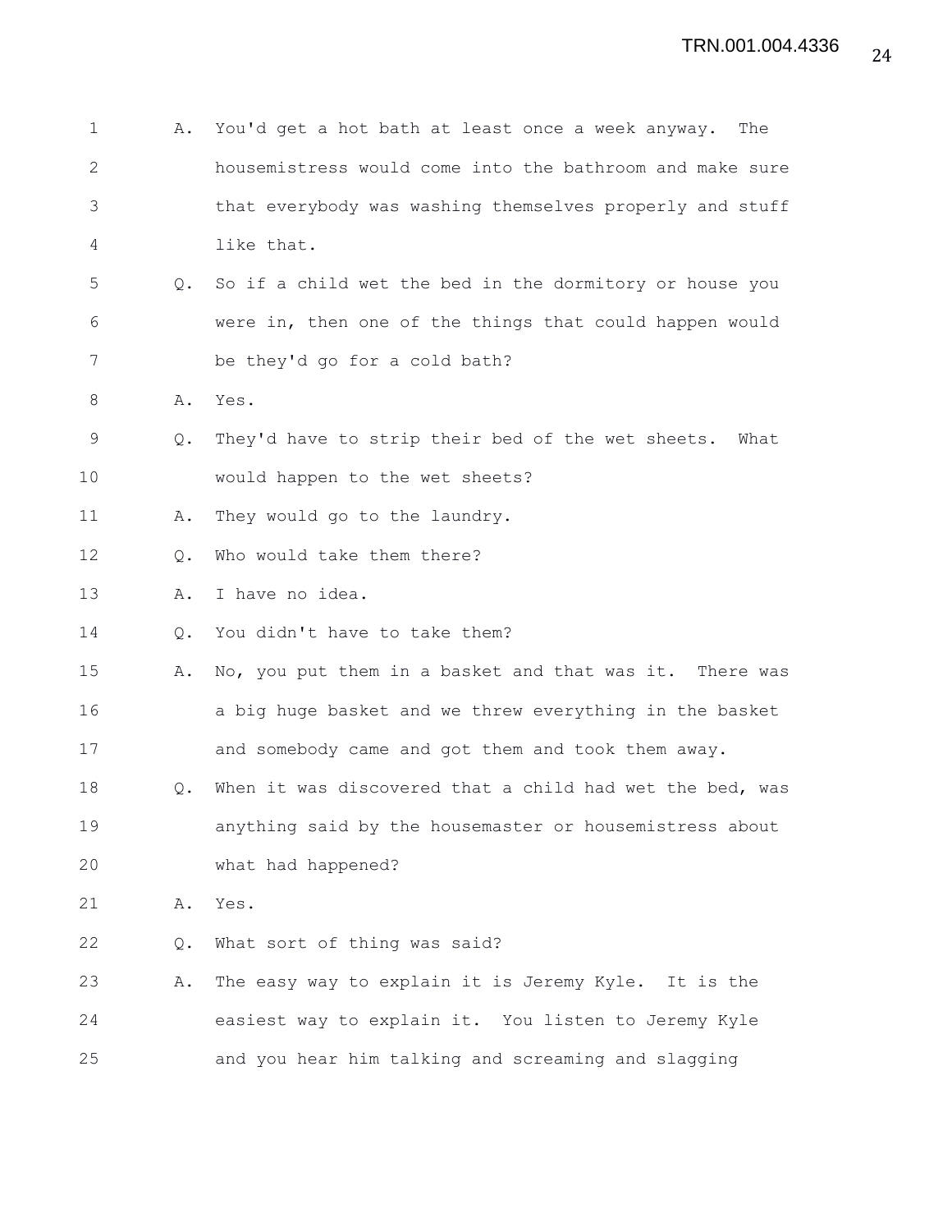A. You'd get a hot bath at least once a week anyway. The housemistress would come into the bathroom and make sure that everybody was washing themselves properly and stuff like that.

Q. So if a child wet the bed in the dormitory or house you were in, then one of the things that could happen would be they'd go for a cold bath?

A. Yes.

Q. They'd have to strip their bed of the wet sheets. What would happen to the wet sheets?

A. They would go to the laundry.

Q. Who would take them there?

A. I have no idea.

Q. You didn't have to take them?

A. No, you put them in a basket and that was it. There was a big huge basket and we threw everything in the basket and somebody came and got them and took them away.

Q. When it was discovered that a child had wet the bed, was anything said by the housemaster or housemistress about what had happened?

A. Yes.

Q. What sort of thing was said?

A. The easy way to explain it is Jeremy Kyle. It is the easiest way to explain it. You listen to Jeremy Kyle and you hear him talking and screaming and slagging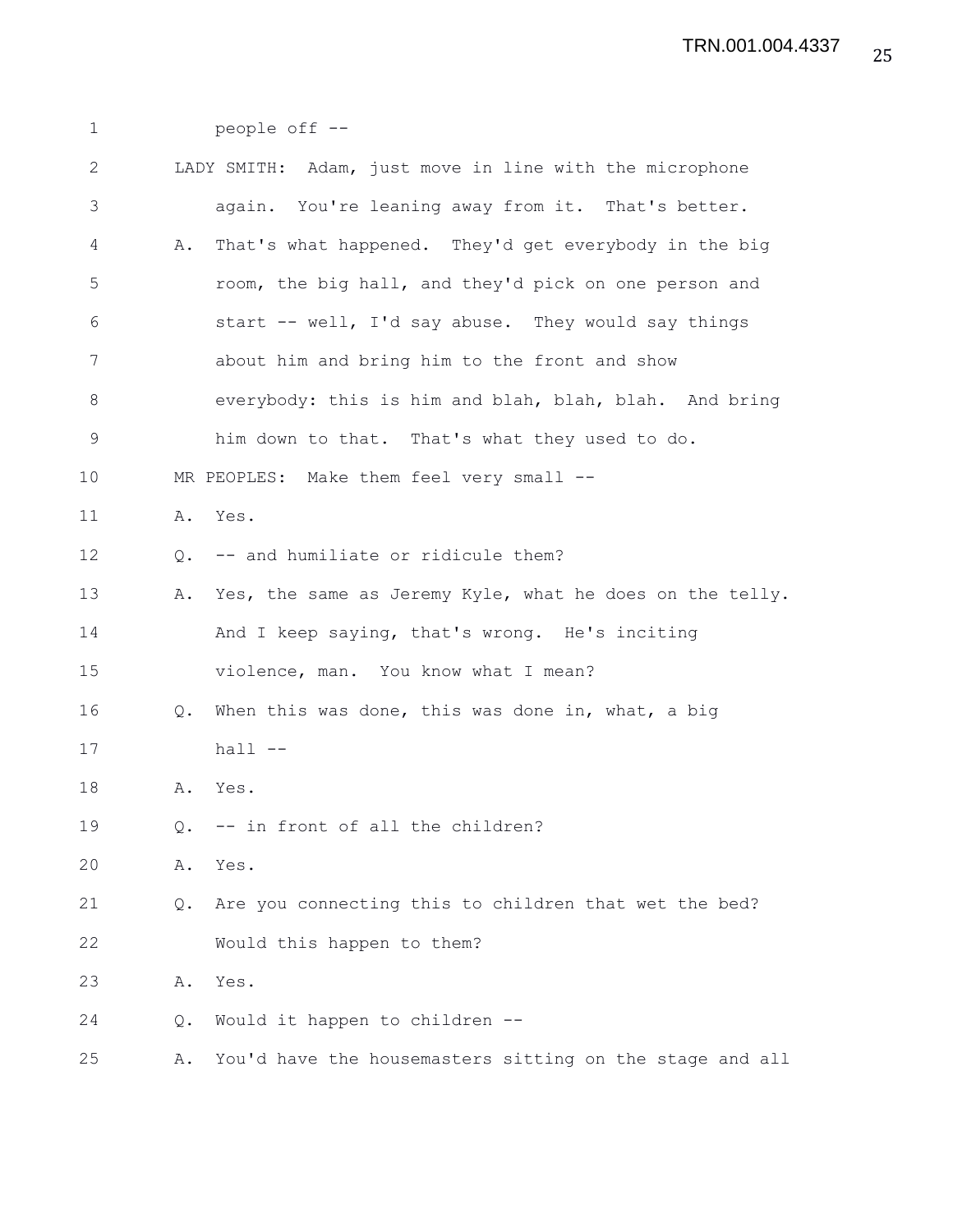1 people off --

2 LADY SMITH: Adam, just move in line with the microphone

3 again. You're leaning away from it. That's better.

4 A. That's what happened. They'd get everybody in the big

5 room, the big hall, and they'd pick on one person and

6 start -- well, I'd say abuse. They would say things

7 about him and bring him to the front and show

8 everybody: this is him and blah, blah, blah. And bring

9 him down to that. That's what they used to do.

10 MR PEOPLES: Make them feel very small --

11 A. Yes.

12 Q. -- and humiliate or ridicule them?

13 A. Yes, the same as Jeremy Kyle, what he does on the telly.

14 And I keep saying, that's wrong. He's inciting

15 violence, man. You know what I mean?

16 Q. When this was done, this was done in, what, a big

17 hall --

18 A. Yes.

19 Q. -- in front of all the children?

20 A. Yes.

21 Q. Are you connecting this to children that wet the bed?

22 Would this happen to them?

23 A. Yes.

24 Q. Would it happen to children --

25 A. You'd have the housemasters sitting on the stage and all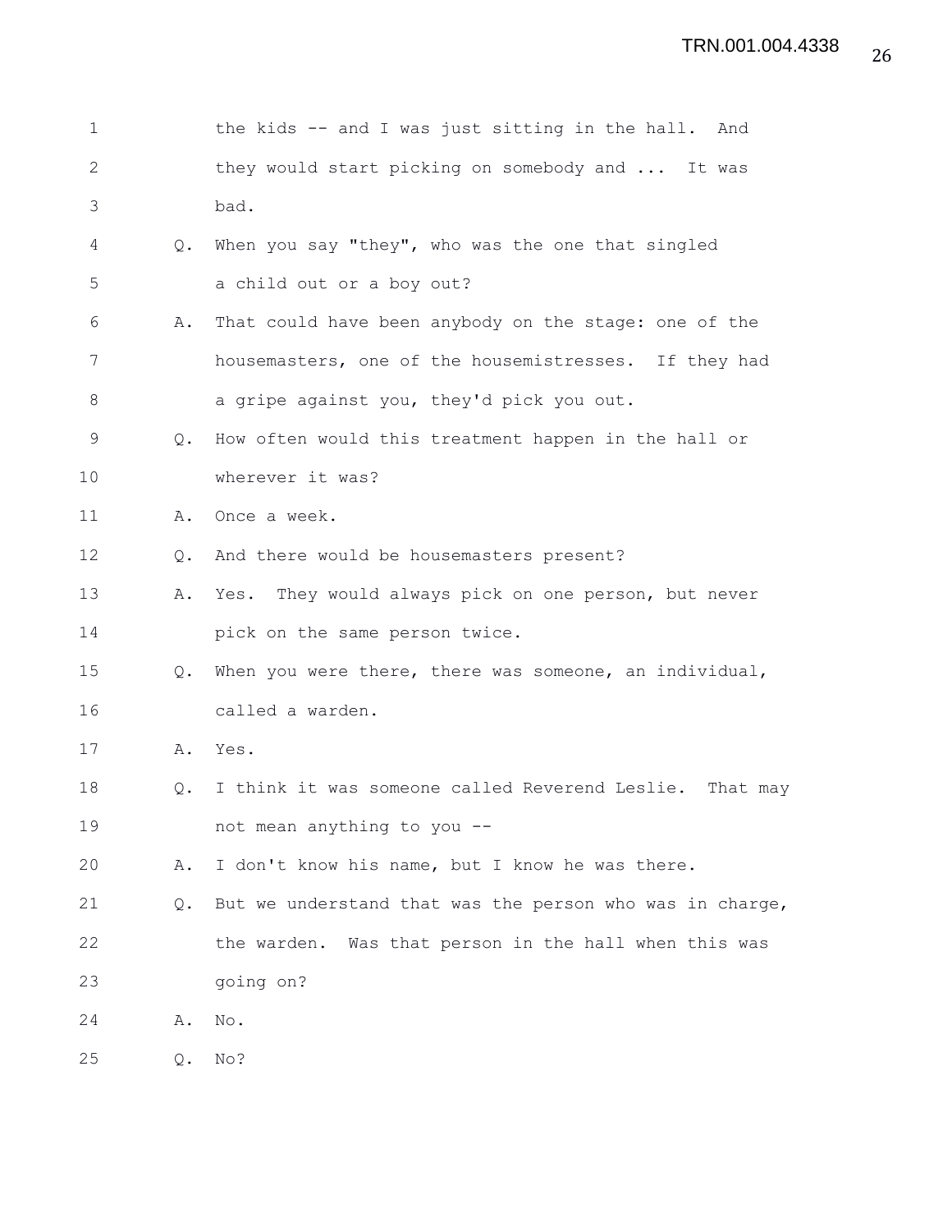the kids -- and I was just sitting in the hall. And they would start picking on somebody and ... It was bad.

Q. When you say "they", who was the one that singled a child out or a boy out?

A. That could have been anybody on the stage: one of the housemasters, one of the housemistresses. If they had a gripe against you, they'd pick you out.

Q. How often would this treatment happen in the hall or wherever it was?

A. Once a week.

Q. And there would be housemasters present?

A. Yes. They would always pick on one person, but never pick on the same person twice.

Q. When you were there, there was someone, an individual, called a warden.

A. Yes.

Q. I think it was someone called Reverend Leslie. That may not mean anything to you --

A. I don't know his name, but I know he was there.

Q. But we understand that was the person who was in charge, the warden. Was that person in the hall when this was going on?

A. No.

Q. No?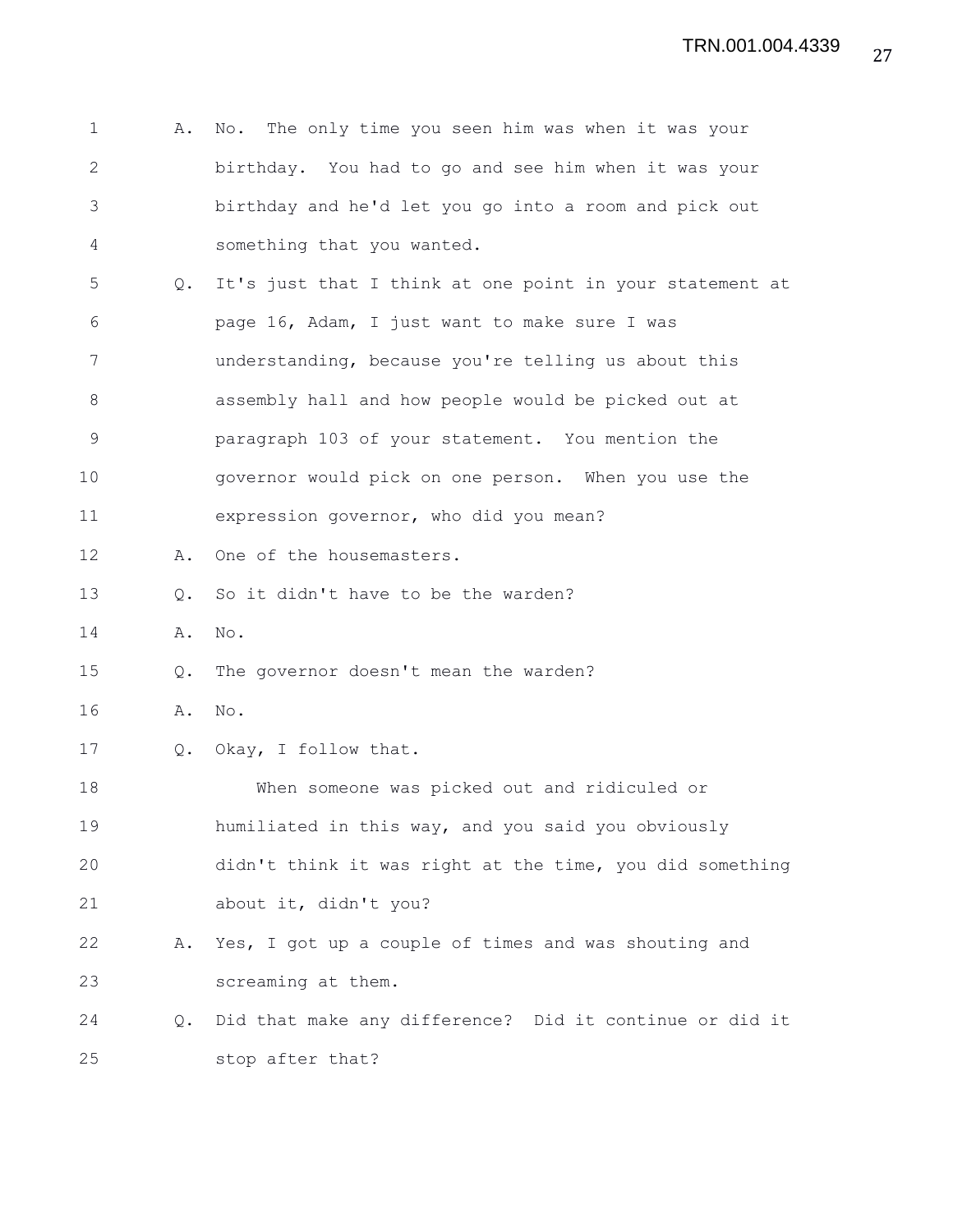A. No. The only time you seen him was when it was your birthday. You had to go and see him when it was your birthday and he'd let you go into a room and pick out something that you wanted.

Q. It's just that I think at one point in your statement at page 16, Adam, I just want to make sure I was understanding, because you're telling us about this assembly hall and how people would be picked out at paragraph 103 of your statement. You mention the governor would pick on one person. When you use the expression governor, who did you mean?

A. One of the housemasters.

Q. So it didn't have to be the warden?

A. No.

Q. The governor doesn't mean the warden?

A. No.

Q. Okay, I follow that.

When someone was picked out and ridiculed or humiliated in this way, and you said you obviously didn't think it was right at the time, you did something about it, didn't you?

A. Yes, I got up a couple of times and was shouting and screaming at them.

Q. Did that make any difference? Did it continue or did it stop after that?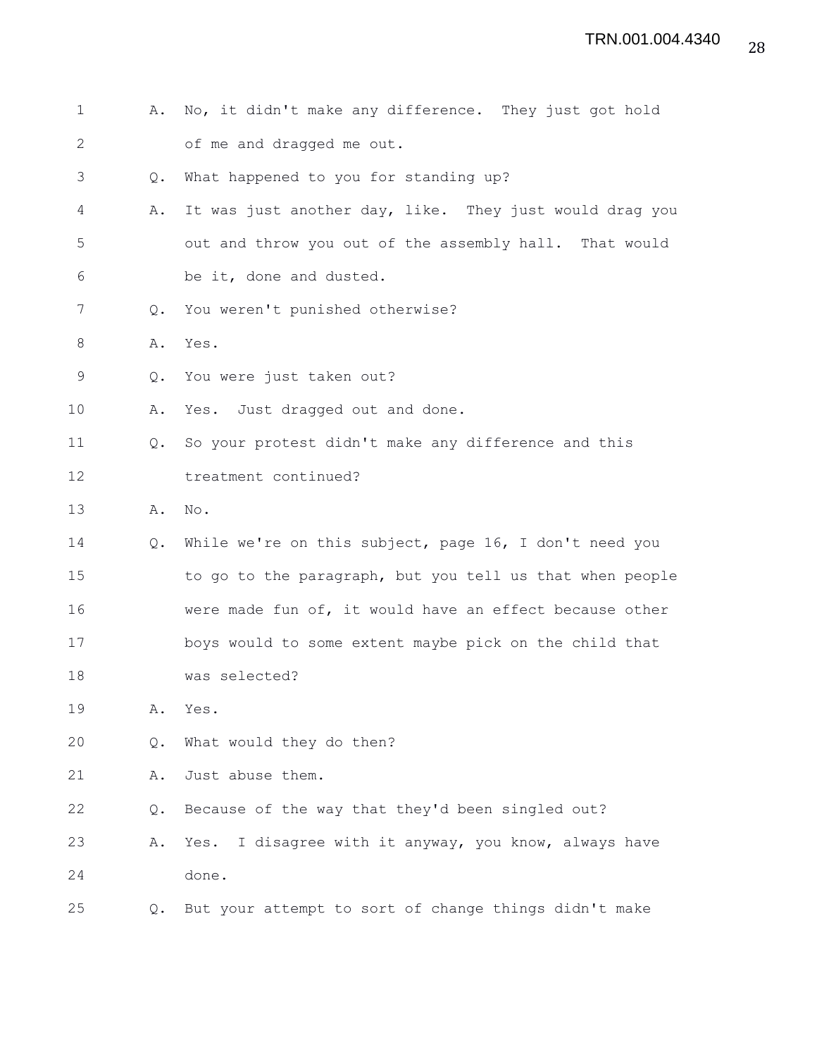A. No, it didn't make any difference. They just got hold of me and dragged me out.

Q. What happened to you for standing up?

A. It was just another day, like. They just would drag you out and throw you out of the assembly hall. That would be it, done and dusted.

Q. You weren't punished otherwise?

A. Yes.

Q. You were just taken out?

A. Yes. Just dragged out and done.

Q. So your protest didn't make any difference and this treatment continued?

A. No.

Q. While we're on this subject, page 16, I don't need you to go to the paragraph, but you tell us that when people were made fun of, it would have an effect because other boys would to some extent maybe pick on the child that was selected?

A. Yes.

Q. What would they do then?

A. Just abuse them.

Q. Because of the way that they'd been singled out?

A. Yes. I disagree with it anyway, you know, always have done.

Q. But your attempt to sort of change things didn't make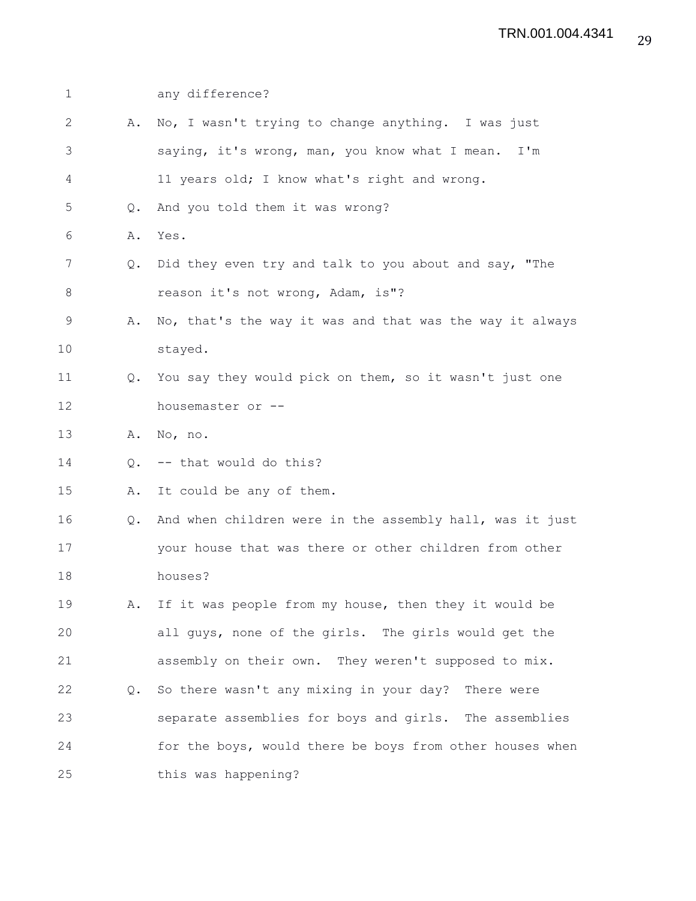any difference?

A. No, I wasn't trying to change anything. I was just saying, it's wrong, man, you know what I mean. I'm 11 years old; I know what's right and wrong.

Q. And you told them it was wrong?

A. Yes.

Q. Did they even try and talk to you about and say, "The reason it's not wrong, Adam, is"?

A. No, that's the way it was and that was the way it always stayed.

Q. You say they would pick on them, so it wasn't just one housemaster or --

A. No, no.

Q. -- that would do this?

A. It could be any of them.

Q. And when children were in the assembly hall, was it just your house that was there or other children from other houses?

A. If it was people from my house, then they it would be all guys, none of the girls. The girls would get the assembly on their own. They weren't supposed to mix.

Q. So there wasn't any mixing in your day? There were separate assemblies for boys and girls. The assemblies for the boys, would there be boys from other houses when this was happening?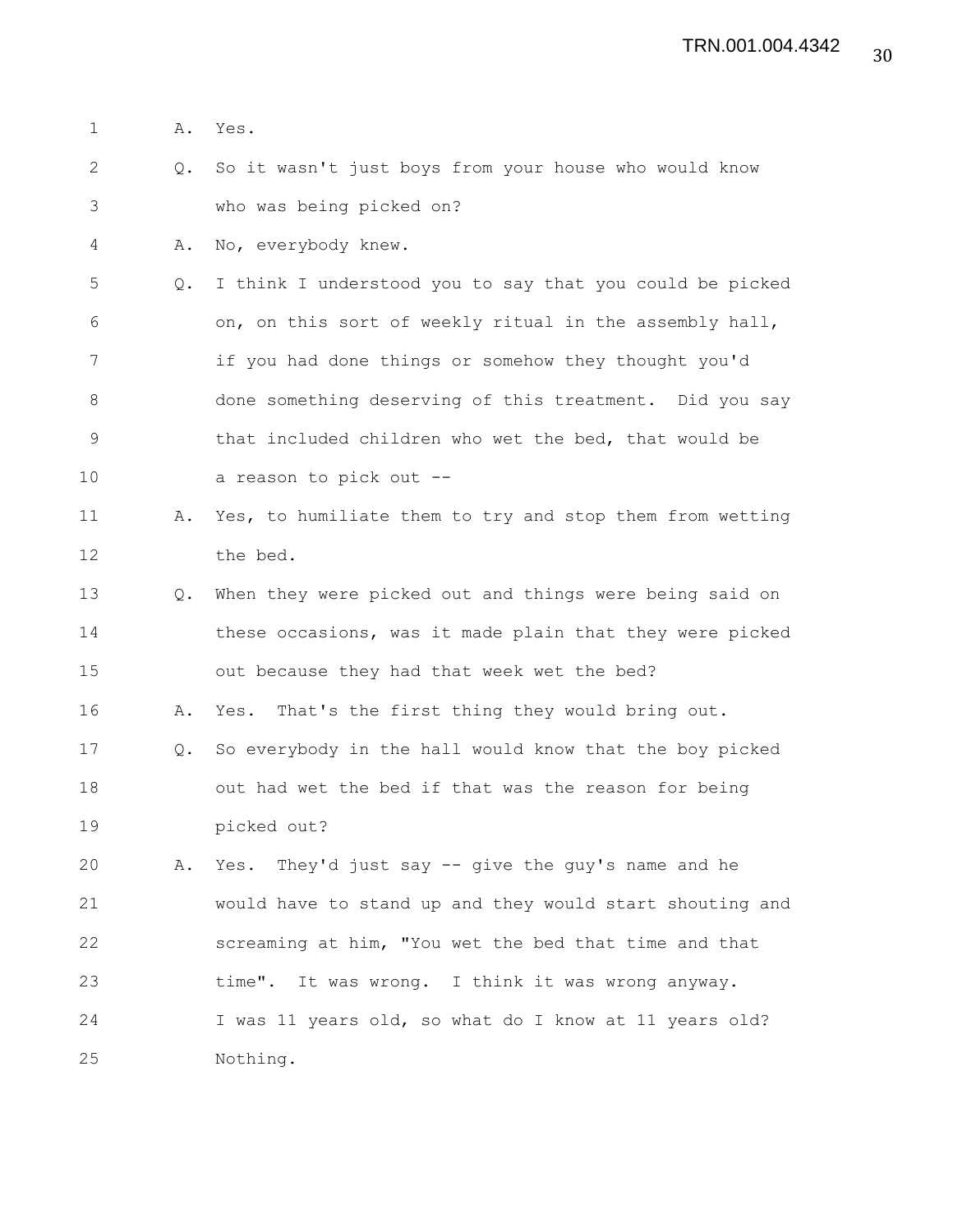A. Yes.

Q. So it wasn't just boys from your house who would know who was being picked on?

A. No, everybody knew.

Q. I think I understood you to say that you could be picked on, on this sort of weekly ritual in the assembly hall, if you had done things or somehow they thought you'd done something deserving of this treatment. Did you say that included children who wet the bed, that would be a reason to pick out --

A. Yes, to humiliate them to try and stop them from wetting the bed.

Q. When they were picked out and things were being said on these occasions, was it made plain that they were picked out because they had that week wet the bed?

A. Yes. That's the first thing they would bring out.

Q. So everybody in the hall would know that the boy picked out had wet the bed if that was the reason for being picked out?

A. Yes. They'd just say -- give the guy's name and he would have to stand up and they would start shouting and screaming at him, "You wet the bed that time and that time". It was wrong. I think it was wrong anyway. I was 11 years old, so what do I know at 11 years old? Nothing.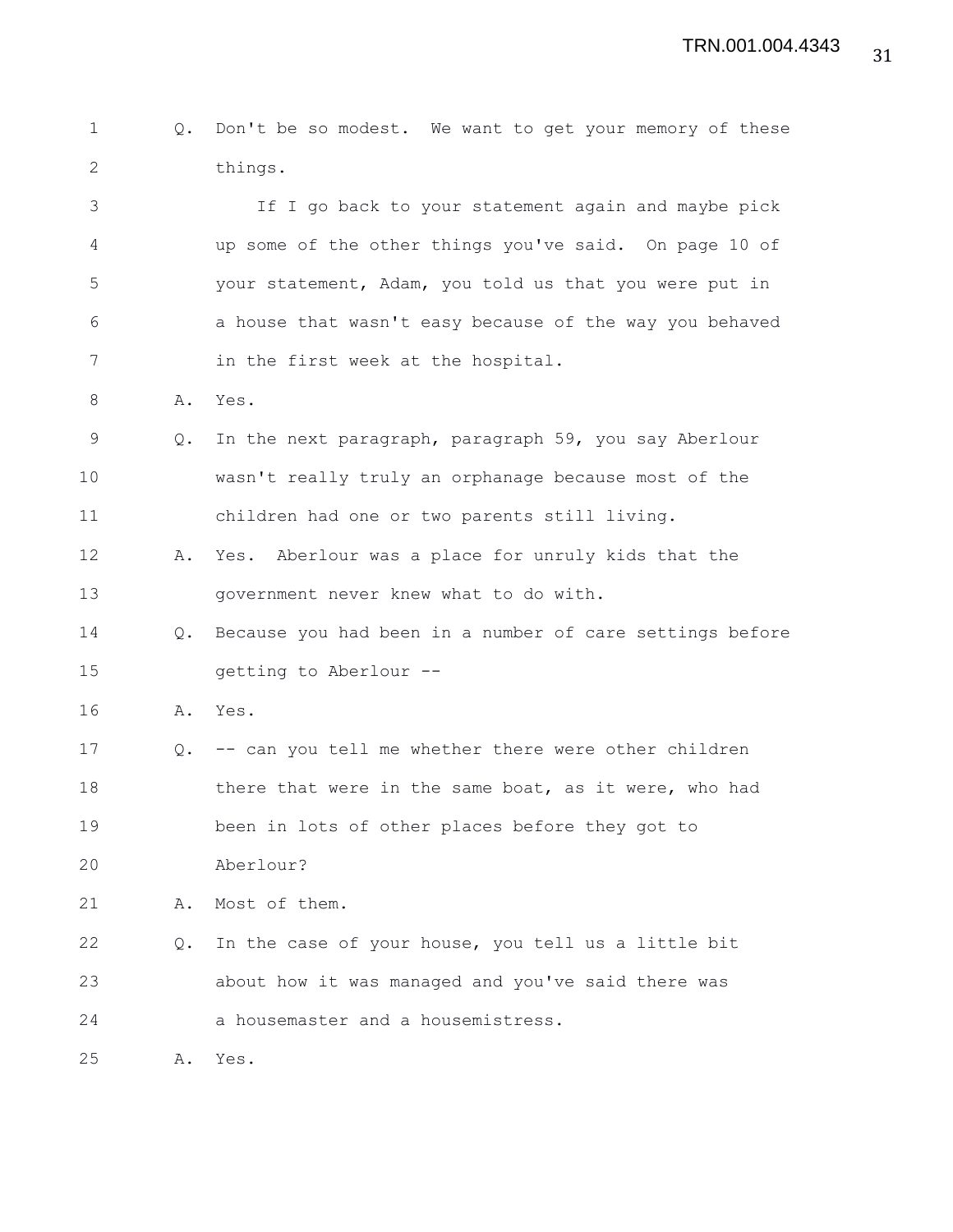Q. Don't be so modest. We want to get your memory of these things.

If I go back to your statement again and maybe pick up some of the other things you've said. On page 10 of your statement, Adam, you told us that you were put in a house that wasn't easy because of the way you behaved in the first week at the hospital.

A. Yes.

Q. In the next paragraph, paragraph 59, you say Aberlour wasn't really truly an orphanage because most of the children had one or two parents still living.

A. Yes. Aberlour was a place for unruly kids that the government never knew what to do with.

Q. Because you had been in a number of care settings before getting to Aberlour --

A. Yes.

Q. -- can you tell me whether there were other children there that were in the same boat, as it were, who had been in lots of other places before they got to Aberlour?

A. Most of them.

Q. In the case of your house, you tell us a little bit about how it was managed and you've said there was a housemaster and a housemistress.

A. Yes.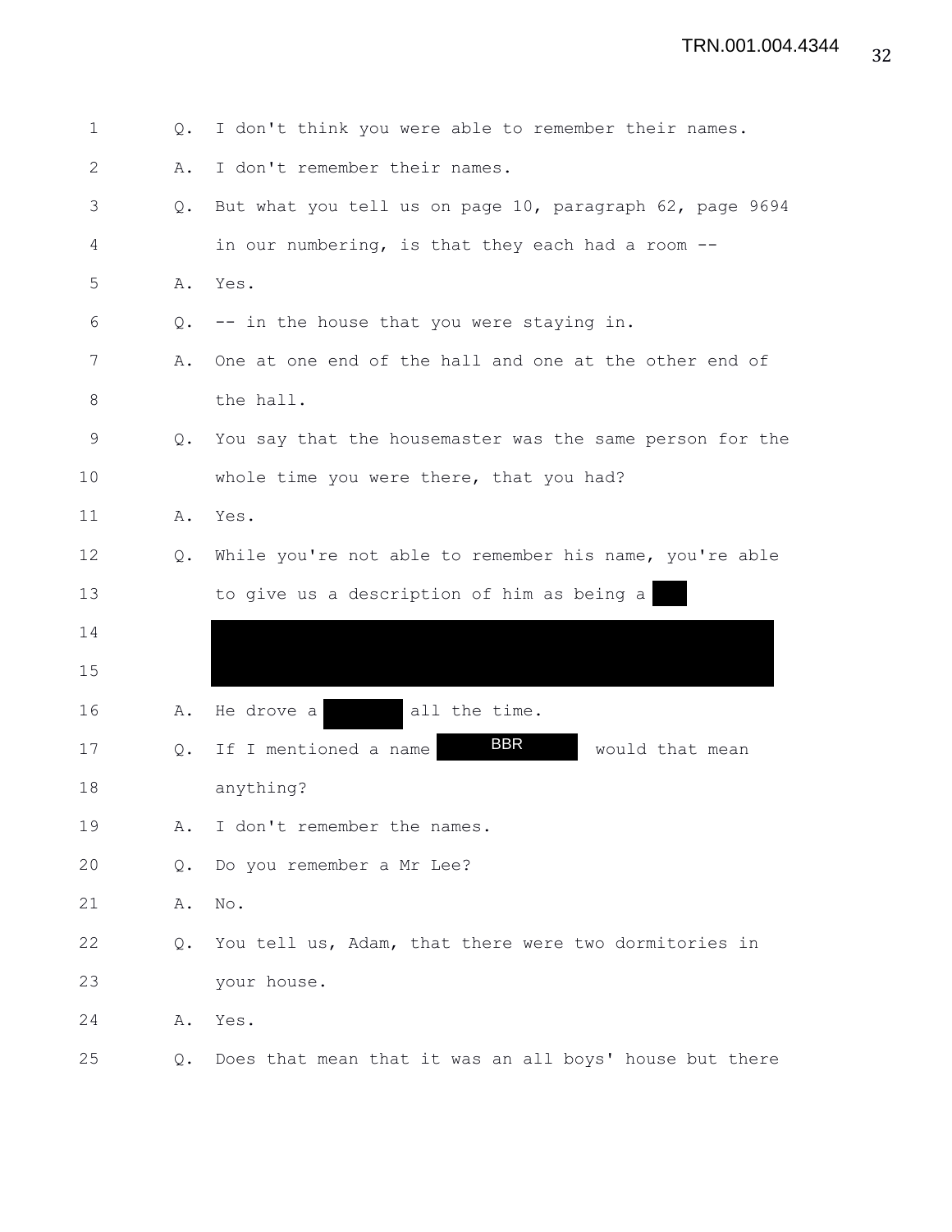1 Q. I don't think you were able to remember their names.

2 A. I don't remember their names.

3 Q. But what you tell us on page 10, paragraph 62, page 9694

4 in our numbering, is that they each had a room --

5 A. Yes.

6 Q. -- in the house that you were staying in.

7 A. One at one end of the hall and one at the other end of

8 the hall.

9 Q. You say that the housemaster was the same person for the

10 whole time you were there, that you had?

11 A. Yes.

12 Q. While you're not able to remember his name, you're able

13 to give us a description of him as being a ███

14 ████████████████████████████████

15 ████████████████████████████████

16 A. He drove a ████ all the time.

17 Q. If I mentioned a name BBR would that mean

18 anything?

19 A. I don't remember the names.

20 Q. Do you remember a Mr Lee?

21 A. No.

22 Q. You tell us, Adam, that there were two dormitories in

23 your house.

24 A. Yes.

25 Q. Does that mean that it was an all boys' house but there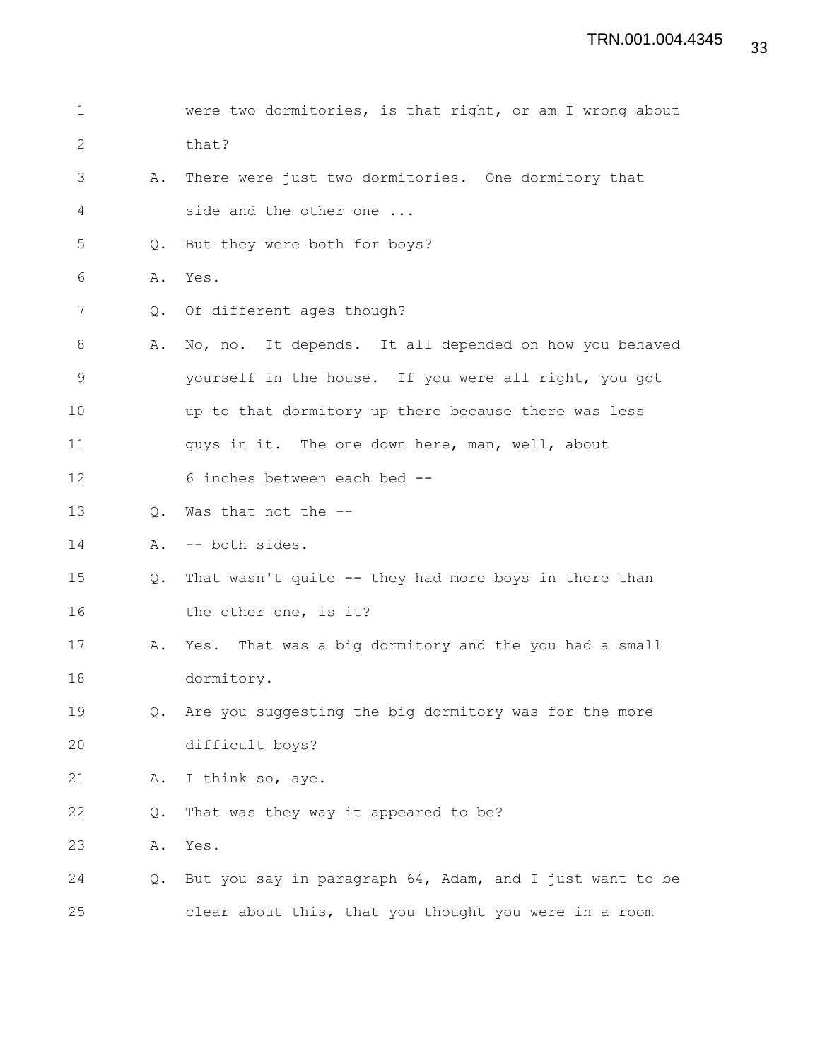were two dormitories, is that right, or am I wrong about that?

A. There were just two dormitories. One dormitory that side and the other one ...

Q. But they were both for boys?

A. Yes.

Q. Of different ages though?

A. No, no. It depends. It all depended on how you behaved yourself in the house. If you were all right, you got up to that dormitory up there because there was less guys in it. The one down here, man, well, about 6 inches between each bed --

Q. Was that not the --

A. -- both sides.

Q. That wasn't quite -- they had more boys in there than the other one, is it?

A. Yes. That was a big dormitory and the you had a small dormitory.

Q. Are you suggesting the big dormitory was for the more difficult boys?

A. I think so, aye.

Q. That was they way it appeared to be?

A. Yes.

Q. But you say in paragraph 64, Adam, and I just want to be clear about this, that you thought you were in a room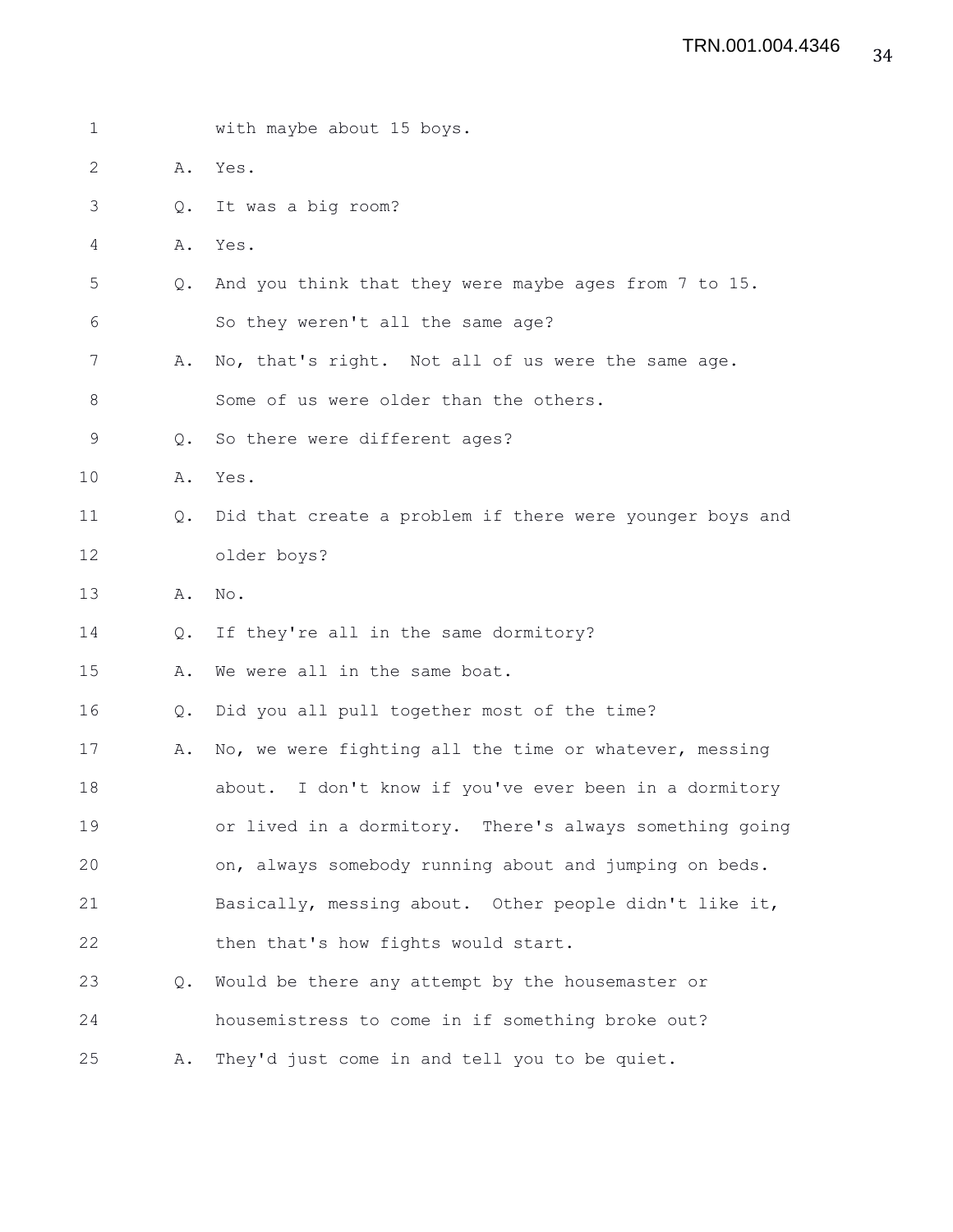with maybe about 15 boys.

A. Yes.

Q. It was a big room?

A. Yes.

Q. And you think that they were maybe ages from 7 to 15. So they weren't all the same age?

A. No, that's right. Not all of us were the same age. Some of us were older than the others.

Q. So there were different ages?

A. Yes.

Q. Did that create a problem if there were younger boys and older boys?

A. No.

Q. If they're all in the same dormitory?

A. We were all in the same boat.

Q. Did you all pull together most of the time?

A. No, we were fighting all the time or whatever, messing about. I don't know if you've ever been in a dormitory or lived in a dormitory. There's always something going on, always somebody running about and jumping on beds. Basically, messing about. Other people didn't like it, then that's how fights would start.

Q. Would be there any attempt by the housemaster or housemistress to come in if something broke out?

A. They'd just come in and tell you to be quiet.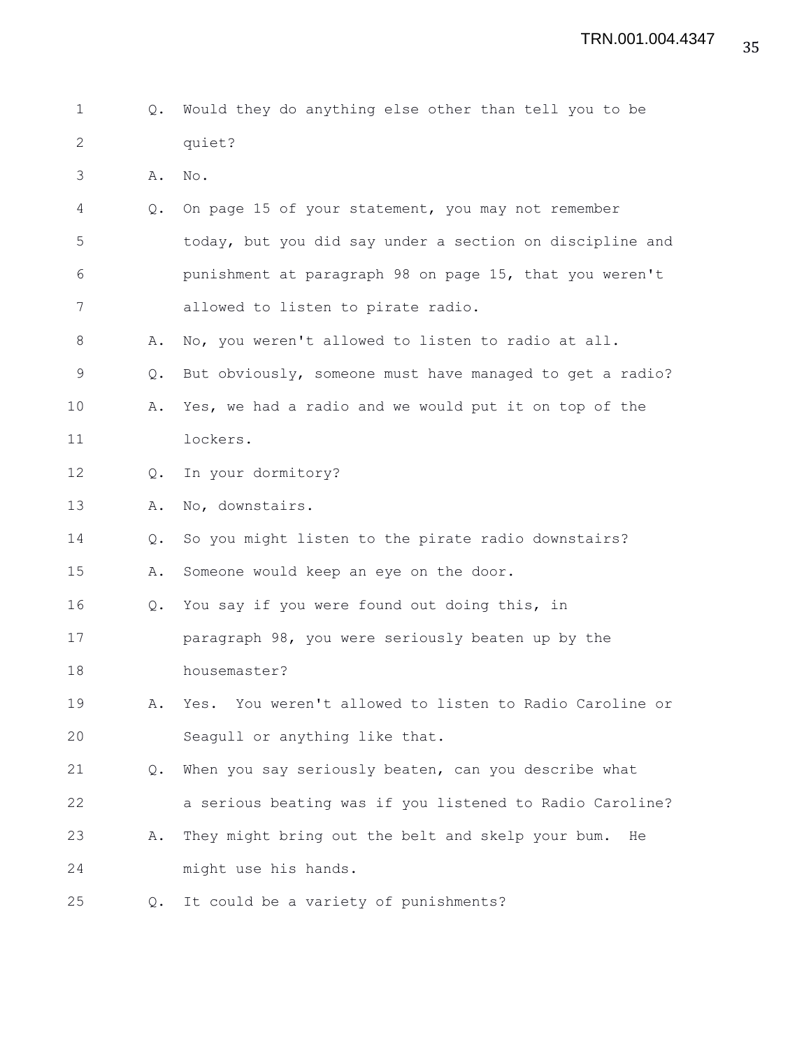Q. Would they do anything else other than tell you to be quiet?

A. No.

Q. On page 15 of your statement, you may not remember today, but you did say under a section on discipline and punishment at paragraph 98 on page 15, that you weren't allowed to listen to pirate radio.

A. No, you weren't allowed to listen to radio at all.

Q. But obviously, someone must have managed to get a radio?

A. Yes, we had a radio and we would put it on top of the lockers.

Q. In your dormitory?

A. No, downstairs.

Q. So you might listen to the pirate radio downstairs?

A. Someone would keep an eye on the door.

Q. You say if you were found out doing this, in paragraph 98, you were seriously beaten up by the housemaster?

A. Yes. You weren't allowed to listen to Radio Caroline or Seagull or anything like that.

Q. When you say seriously beaten, can you describe what a serious beating was if you listened to Radio Caroline?

A. They might bring out the belt and skelp your bum. He might use his hands.

Q. It could be a variety of punishments?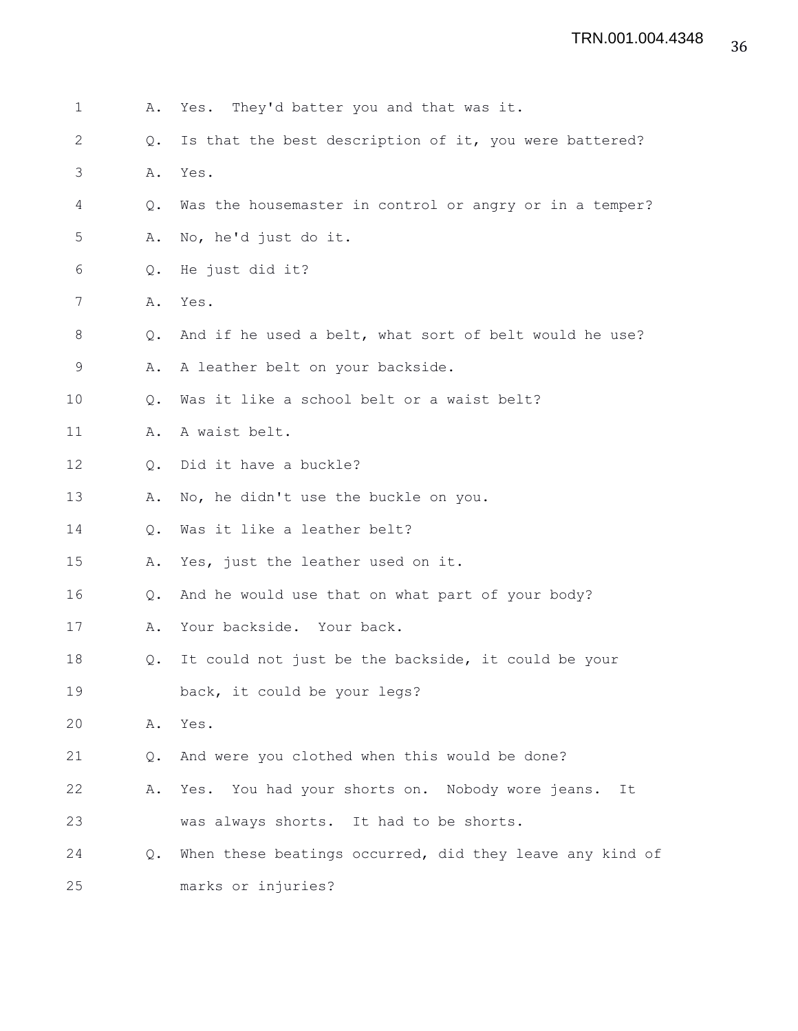1 A. Yes. They'd batter you and that was it.

2 Q. Is that the best description of it, you were battered?

3 A. Yes.

4 Q. Was the housemaster in control or angry or in a temper?

5 A. No, he'd just do it.

6 Q. He just did it?

7 A. Yes.

8 Q. And if he used a belt, what sort of belt would he use?

9 A. A leather belt on your backside.

10 Q. Was it like a school belt or a waist belt?

11 A. A waist belt.

12 Q. Did it have a buckle?

13 A. No, he didn't use the buckle on you.

14 Q. Was it like a leather belt?

15 A. Yes, just the leather used on it.

16 Q. And he would use that on what part of your body?

17 A. Your backside. Your back.

18 Q. It could not just be the backside, it could be your

19 back, it could be your legs?

20 A. Yes.

21 Q. And were you clothed when this would be done?

22 A. Yes. You had your shorts on. Nobody wore jeans. It

23 was always shorts. It had to be shorts.

24 Q. When these beatings occurred, did they leave any kind of

25 marks or injuries?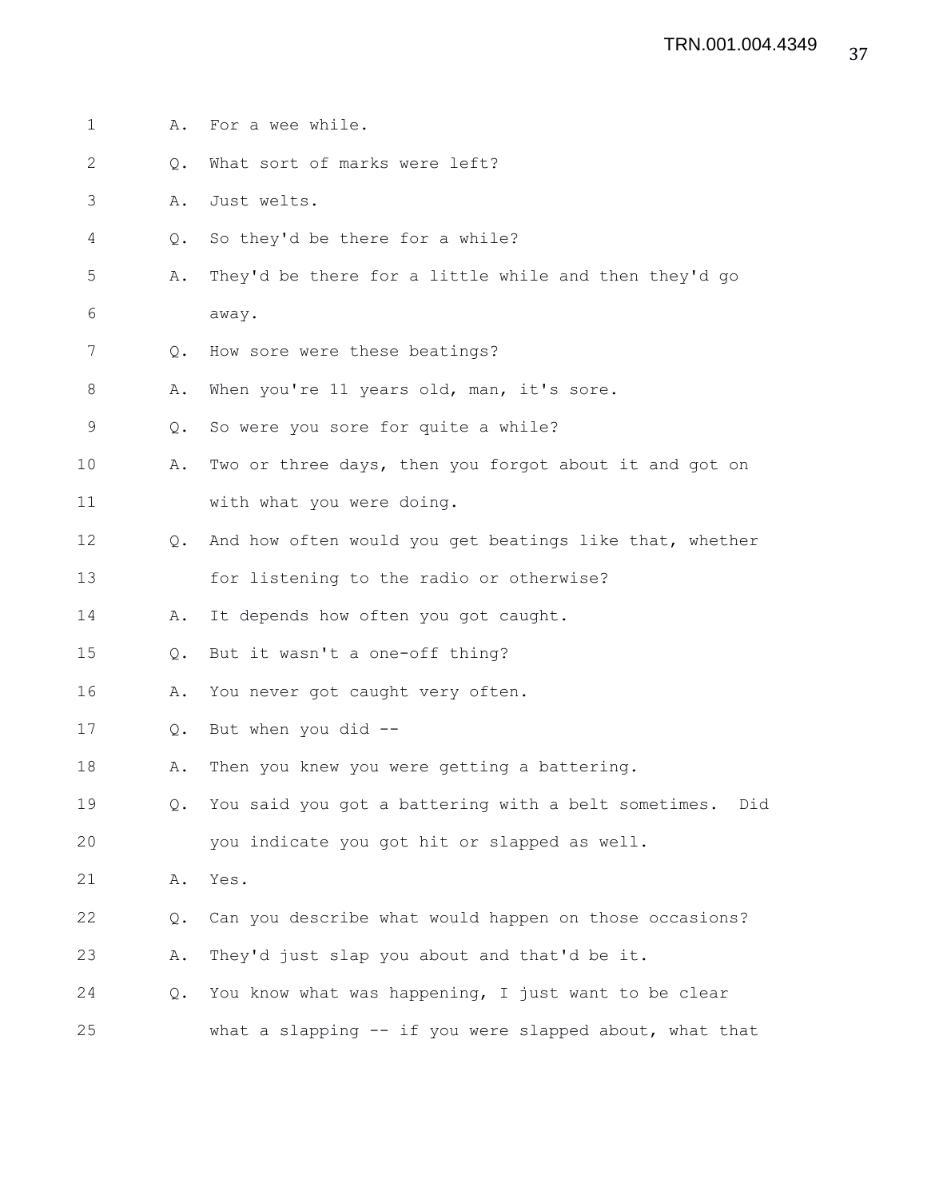A. For a wee while.

Q. What sort of marks were left?

A. Just welts.

Q. So they'd be there for a while?

A. They'd be there for a little while and then they'd go away.

Q. How sore were these beatings?

A. When you're 11 years old, man, it's sore.

Q. So were you sore for quite a while?

A. Two or three days, then you forgot about it and got on with what you were doing.

Q. And how often would you get beatings like that, whether for listening to the radio or otherwise?

A. It depends how often you got caught.

Q. But it wasn't a one-off thing?

A. You never got caught very often.

Q. But when you did --

A. Then you knew you were getting a battering.

Q. You said you got a battering with a belt sometimes. Did you indicate you got hit or slapped as well.

A. Yes.

Q. Can you describe what would happen on those occasions?

A. They'd just slap you about and that'd be it.

Q. You know what was happening, I just want to be clear what a slapping -- if you were slapped about, what that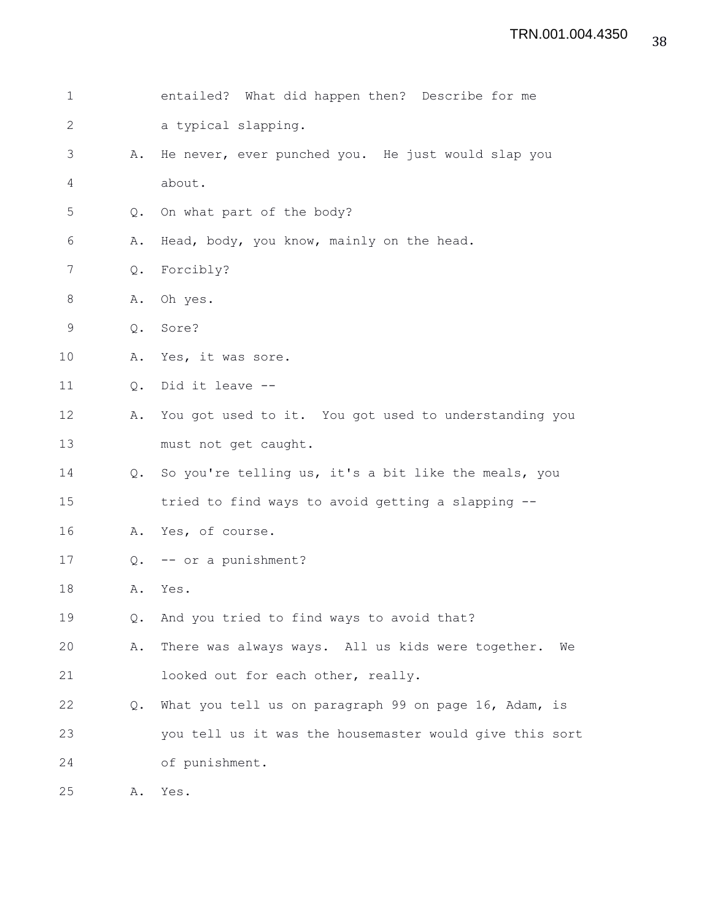entailed? What did happen then? Describe for me a typical slapping.

A. He never, ever punched you. He just would slap you about.

Q. On what part of the body?

A. Head, body, you know, mainly on the head.

Q. Forcibly?

A. Oh yes.

Q. Sore?

A. Yes, it was sore.

Q. Did it leave --

A. You got used to it. You got used to understanding you must not get caught.

Q. So you're telling us, it's a bit like the meals, you tried to find ways to avoid getting a slapping --

A. Yes, of course.

Q. -- or a punishment?

A. Yes.

Q. And you tried to find ways to avoid that?

A. There was always ways. All us kids were together. We looked out for each other, really.

Q. What you tell us on paragraph 99 on page 16, Adam, is you tell us it was the housemaster would give this sort of punishment.

A. Yes.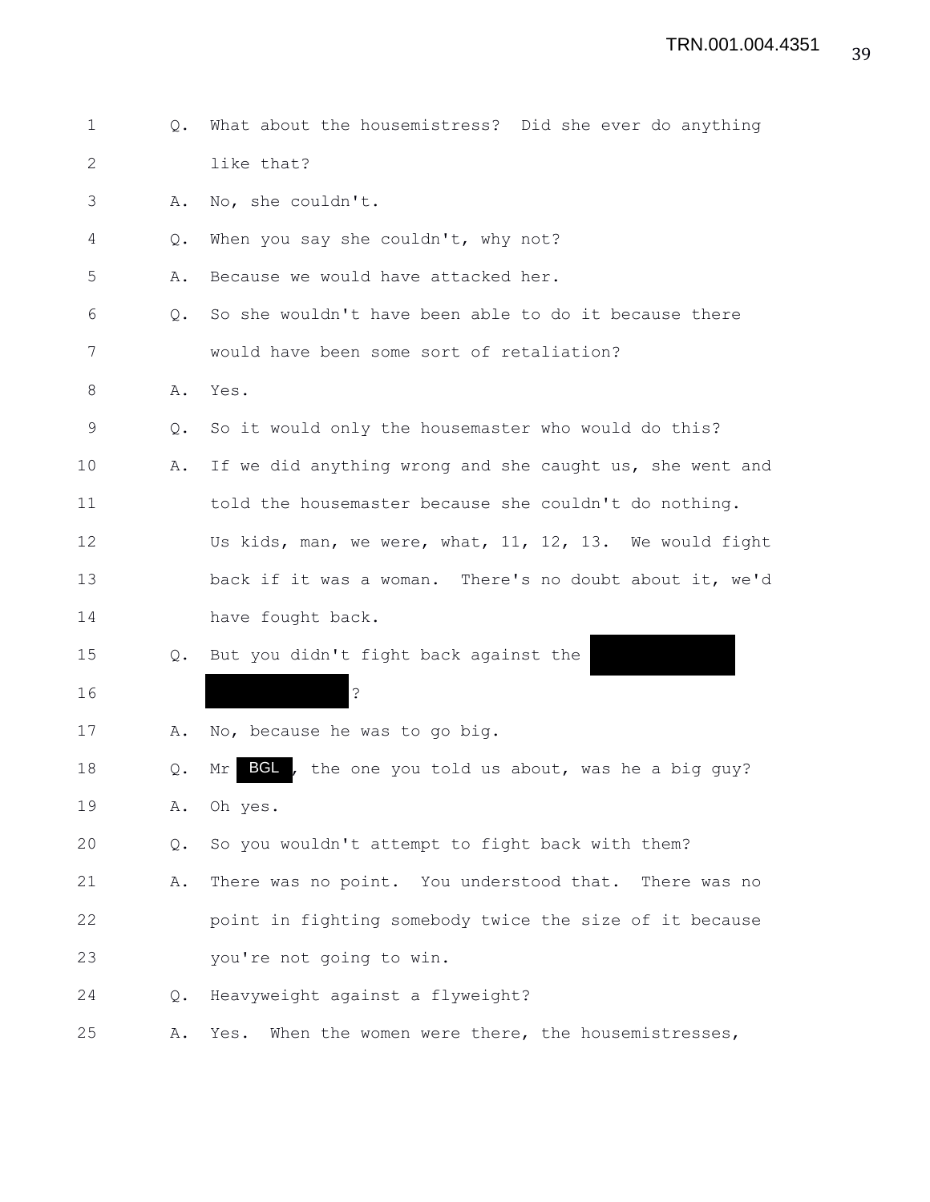1 Q. What about the housemistress? Did she ever do anything
2 like that?
3 A. No, she couldn't.
4 Q. When you say she couldn't, why not?
5 A. Because we would have attacked her.
6 Q. So she wouldn't have been able to do it because there
7 would have been some sort of retaliation?
8 A. Yes.
9 Q. So it would only the housemaster who would do this?
10 A. If we did anything wrong and she caught us, she went and
11 told the housemaster because she couldn't do nothing.
12 Us kids, man, we were, what, 11, 12, 13. We would fight
13 back if it was a woman. There's no doubt about it, we'd
14 have fought back.
15 Q. But you didn't fight back against the [REDACTED]
16 [REDACTED]?
17 A. No, because he was to go big.
18 Q. Mr BGL, the one you told us about, was he a big guy?
19 A. Oh yes.
20 Q. So you wouldn't attempt to fight back with them?
21 A. There was no point. You understood that. There was no
22 point in fighting somebody twice the size of it because
23 you're not going to win.
24 Q. Heavyweight against a flyweight?
25 A. Yes. When the women were there, the housemistresses,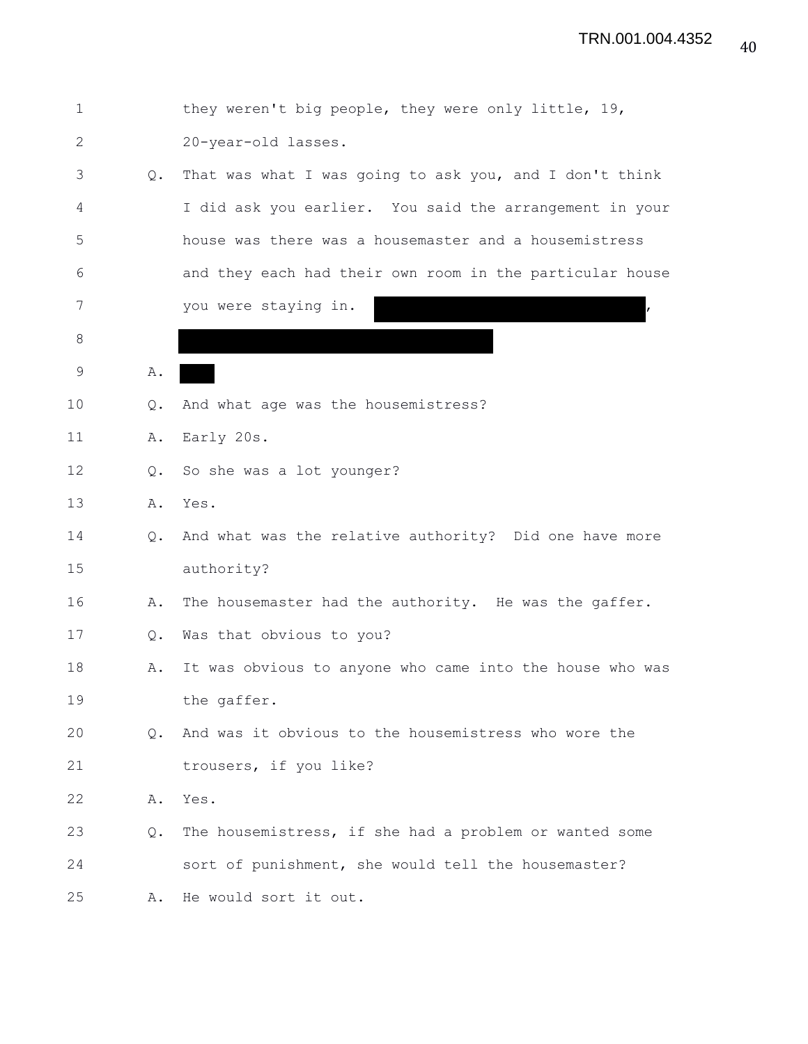they weren't big people, they were only little, 19, 20-year-old lasses.

Q. That was what I was going to ask you, and I don't think I did ask you earlier. You said the arrangement in your house was there was a housemaster and a housemistress and they each had their own room in the particular house you were staying in. [REDACTED], [REDACTED]

A. [REDACTED]

Q. And what age was the housemistress?

A. Early 20s.

Q. So she was a lot younger?

A. Yes.

Q. And what was the relative authority? Did one have more authority?

A. The housemaster had the authority. He was the gaffer.

Q. Was that obvious to you?

A. It was obvious to anyone who came into the house who was the gaffer.

Q. And was it obvious to the housemistress who wore the trousers, if you like?

A. Yes.

Q. The housemistress, if she had a problem or wanted some sort of punishment, she would tell the housemaster?

A. He would sort it out.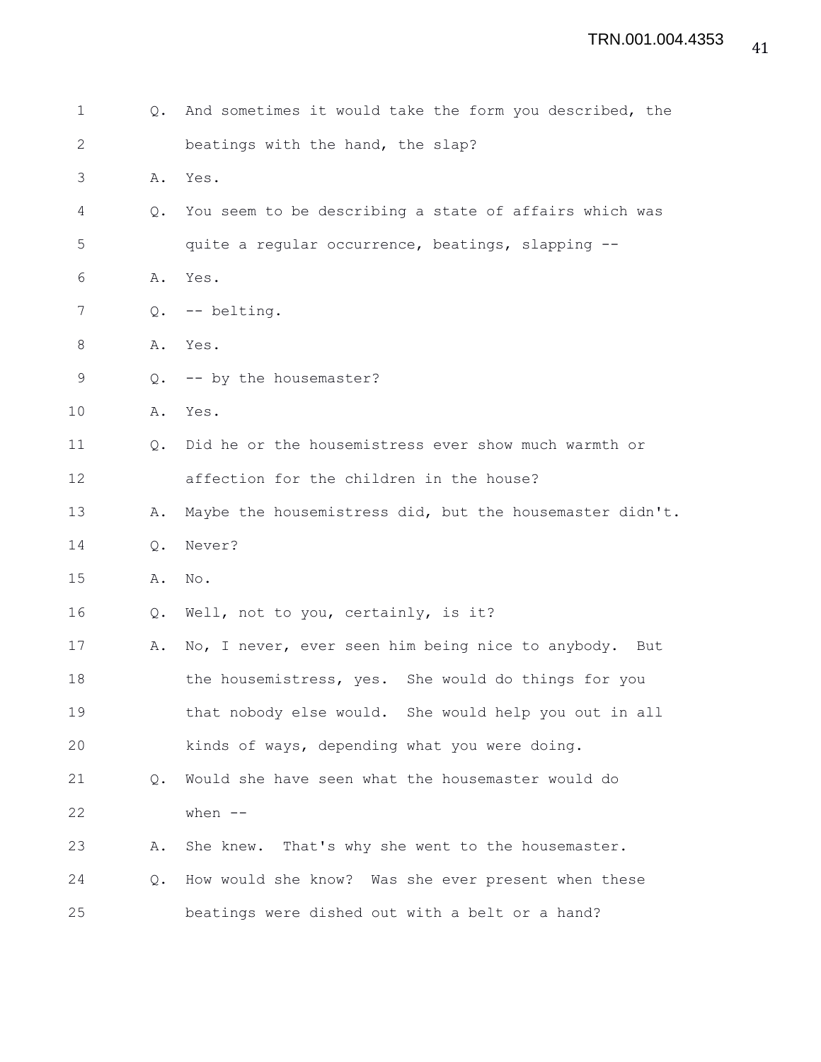Q. And sometimes it would take the form you described, the beatings with the hand, the slap?

A. Yes.

Q. You seem to be describing a state of affairs which was quite a regular occurrence, beatings, slapping --

A. Yes.

Q. -- belting.

A. Yes.

Q. -- by the housemaster?

A. Yes.

Q. Did he or the housemistress ever show much warmth or affection for the children in the house?

A. Maybe the housemistress did, but the housemaster didn't.

Q. Never?

A. No.

Q. Well, not to you, certainly, is it?

A. No, I never, ever seen him being nice to anybody. But the housemistress, yes. She would do things for you that nobody else would. She would help you out in all kinds of ways, depending what you were doing.

Q. Would she have seen what the housemaster would do when --

A. She knew. That's why she went to the housemaster.

Q. How would she know? Was she ever present when these beatings were dished out with a belt or a hand?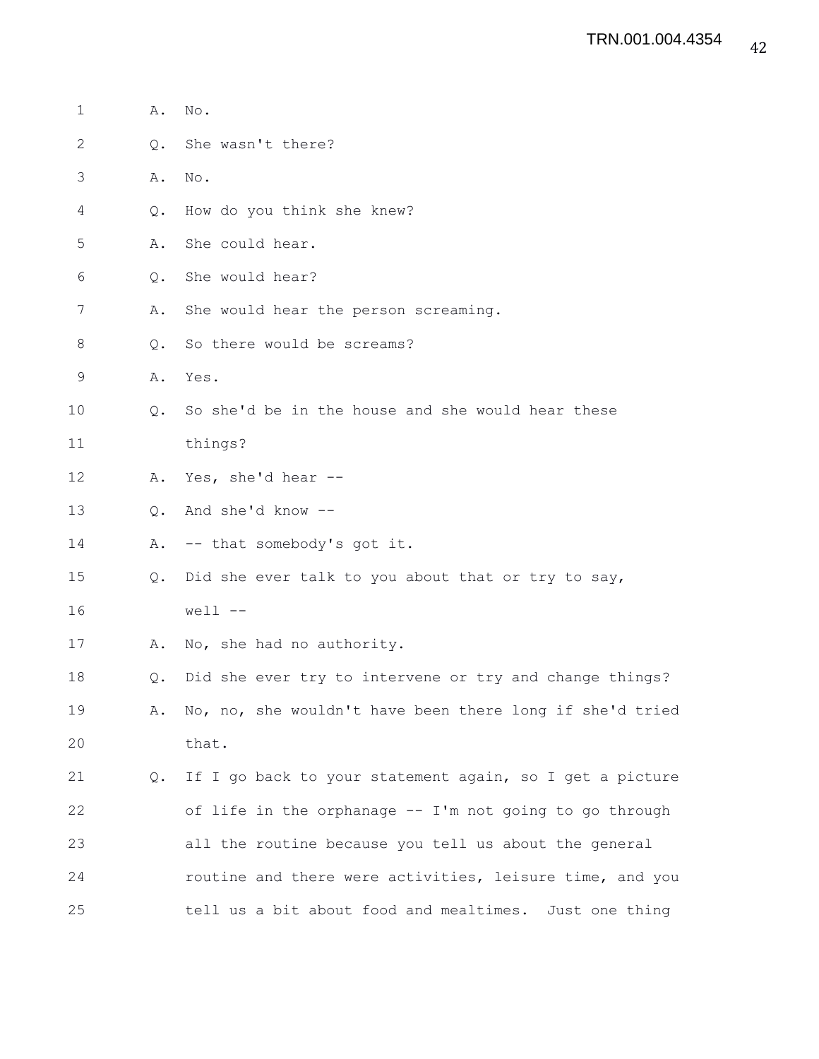A. No.

Q. She wasn't there?

A. No.

Q. How do you think she knew?

A. She could hear.

Q. She would hear?

A. She would hear the person screaming.

Q. So there would be screams?

A. Yes.

Q. So she'd be in the house and she would hear these things?

A. Yes, she'd hear --

Q. And she'd know --

A. -- that somebody's got it.

Q. Did she ever talk to you about that or try to say, well --

A. No, she had no authority.

Q. Did she ever try to intervene or try and change things?

A. No, no, she wouldn't have been there long if she'd tried that.

Q. If I go back to your statement again, so I get a picture of life in the orphanage -- I'm not going to go through all the routine because you tell us about the general routine and there were activities, leisure time, and you tell us a bit about food and mealtimes. Just one thing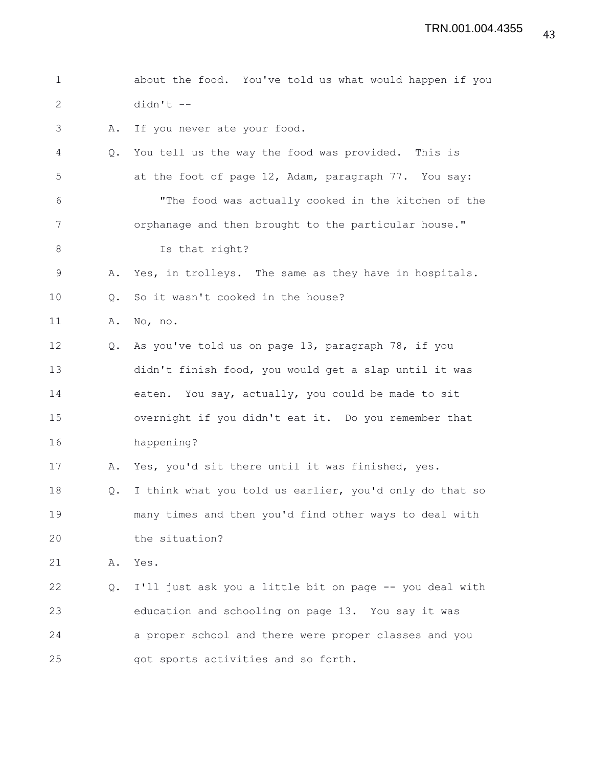about the food. You've told us what would happen if you didn't --

A. If you never ate your food.

Q. You tell us the way the food was provided. This is at the foot of page 12, Adam, paragraph 77. You say:

"The food was actually cooked in the kitchen of the orphanage and then brought to the particular house."

Is that right?

A. Yes, in trolleys. The same as they have in hospitals.

Q. So it wasn't cooked in the house?

A. No, no.

Q. As you've told us on page 13, paragraph 78, if you didn't finish food, you would get a slap until it was eaten. You say, actually, you could be made to sit overnight if you didn't eat it. Do you remember that happening?

A. Yes, you'd sit there until it was finished, yes.

Q. I think what you told us earlier, you'd only do that so many times and then you'd find other ways to deal with the situation?

A. Yes.

Q. I'll just ask you a little bit on page -- you deal with education and schooling on page 13. You say it was a proper school and there were proper classes and you got sports activities and so forth.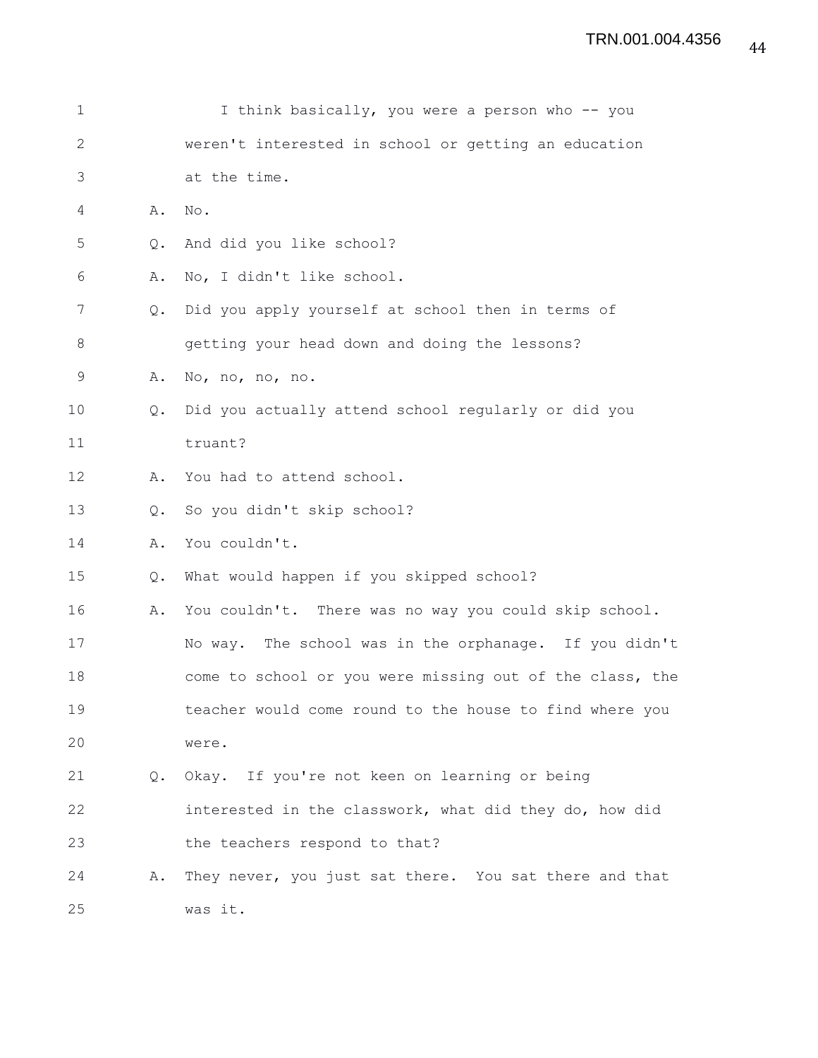I think basically, you were a person who -- you weren't interested in school or getting an education at the time.

A. No.

Q. And did you like school?

A. No, I didn't like school.

Q. Did you apply yourself at school then in terms of getting your head down and doing the lessons?

A. No, no, no, no.

Q. Did you actually attend school regularly or did you truant?

A. You had to attend school.

Q. So you didn't skip school?

A. You couldn't.

Q. What would happen if you skipped school?

A. You couldn't. There was no way you could skip school. No way. The school was in the orphanage. If you didn't come to school or you were missing out of the class, the teacher would come round to the house to find where you were.

Q. Okay. If you're not keen on learning or being interested in the classwork, what did they do, how did the teachers respond to that?

A. They never, you just sat there. You sat there and that was it.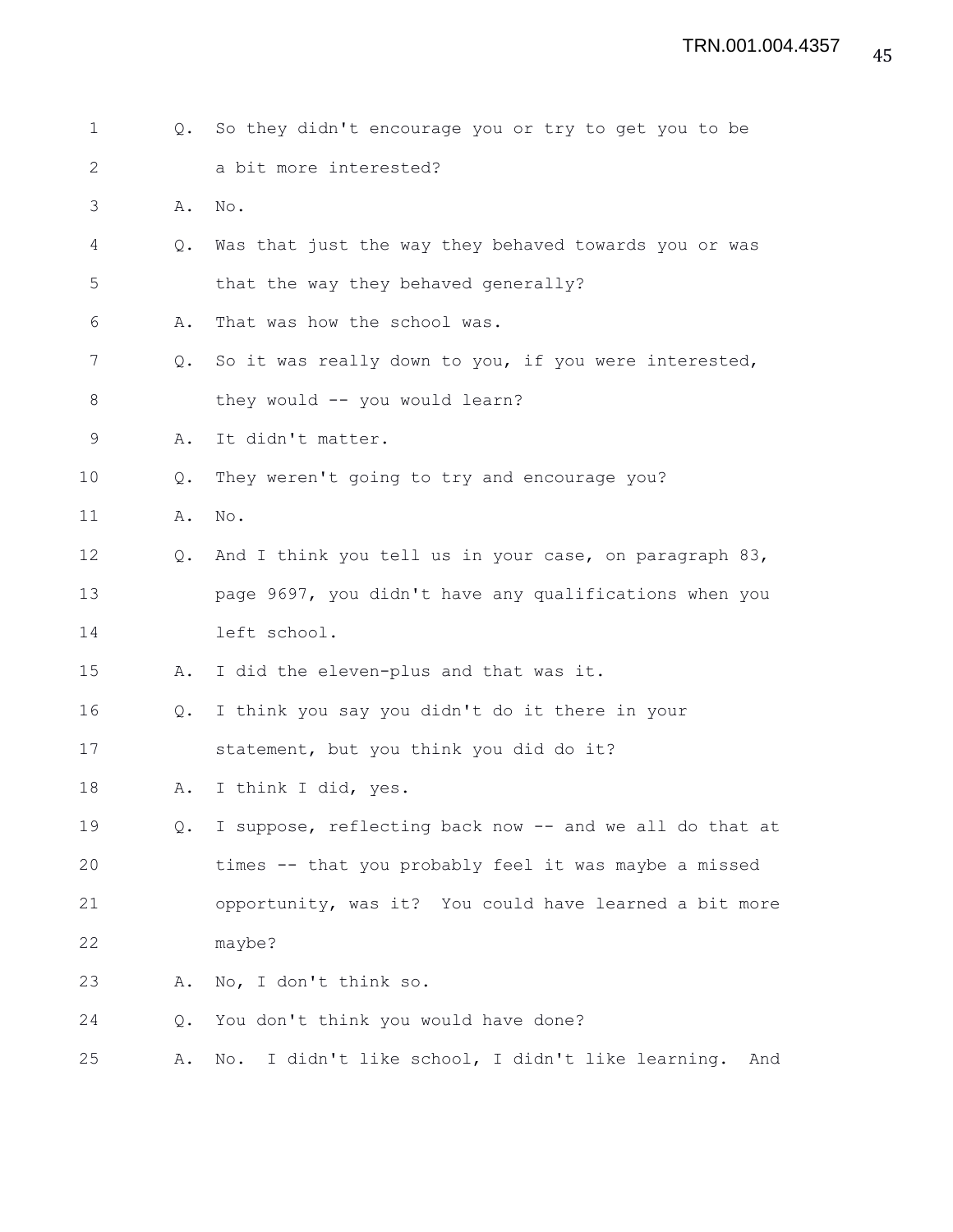Q. So they didn't encourage you or try to get you to be a bit more interested?

A. No.

Q. Was that just the way they behaved towards you or was that the way they behaved generally?

A. That was how the school was.

Q. So it was really down to you, if you were interested, they would -- you would learn?

A. It didn't matter.

Q. They weren't going to try and encourage you?

A. No.

Q. And I think you tell us in your case, on paragraph 83, page 9697, you didn't have any qualifications when you left school.

A. I did the eleven-plus and that was it.

Q. I think you say you didn't do it there in your statement, but you think you did do it?

A. I think I did, yes.

Q. I suppose, reflecting back now -- and we all do that at times -- that you probably feel it was maybe a missed opportunity, was it? You could have learned a bit more maybe?

A. No, I don't think so.

Q. You don't think you would have done?

A. No. I didn't like school, I didn't like learning. And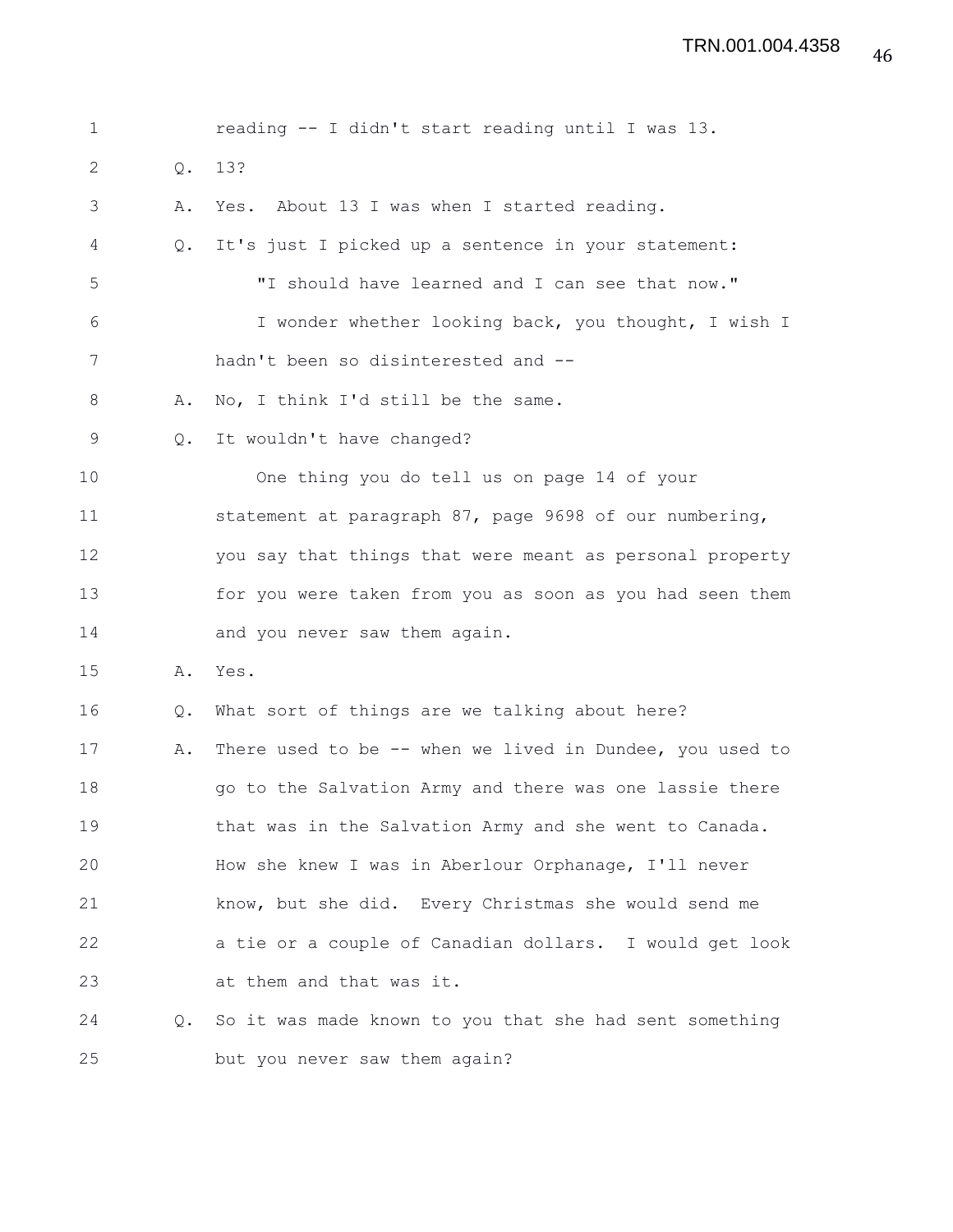reading -- I didn't start reading until I was 13.

Q. 13?

A. Yes. About 13 I was when I started reading.

Q. It's just I picked up a sentence in your statement:

"I should have learned and I can see that now."

I wonder whether looking back, you thought, I wish I hadn't been so disinterested and --

A. No, I think I'd still be the same.

Q. It wouldn't have changed?

One thing you do tell us on page 14 of your statement at paragraph 87, page 9698 of our numbering, you say that things that were meant as personal property for you were taken from you as soon as you had seen them and you never saw them again.

A. Yes.

Q. What sort of things are we talking about here?

A. There used to be -- when we lived in Dundee, you used to go to the Salvation Army and there was one lassie there that was in the Salvation Army and she went to Canada. How she knew I was in Aberlour Orphanage, I'll never know, but she did. Every Christmas she would send me a tie or a couple of Canadian dollars. I would get look at them and that was it.

Q. So it was made known to you that she had sent something but you never saw them again?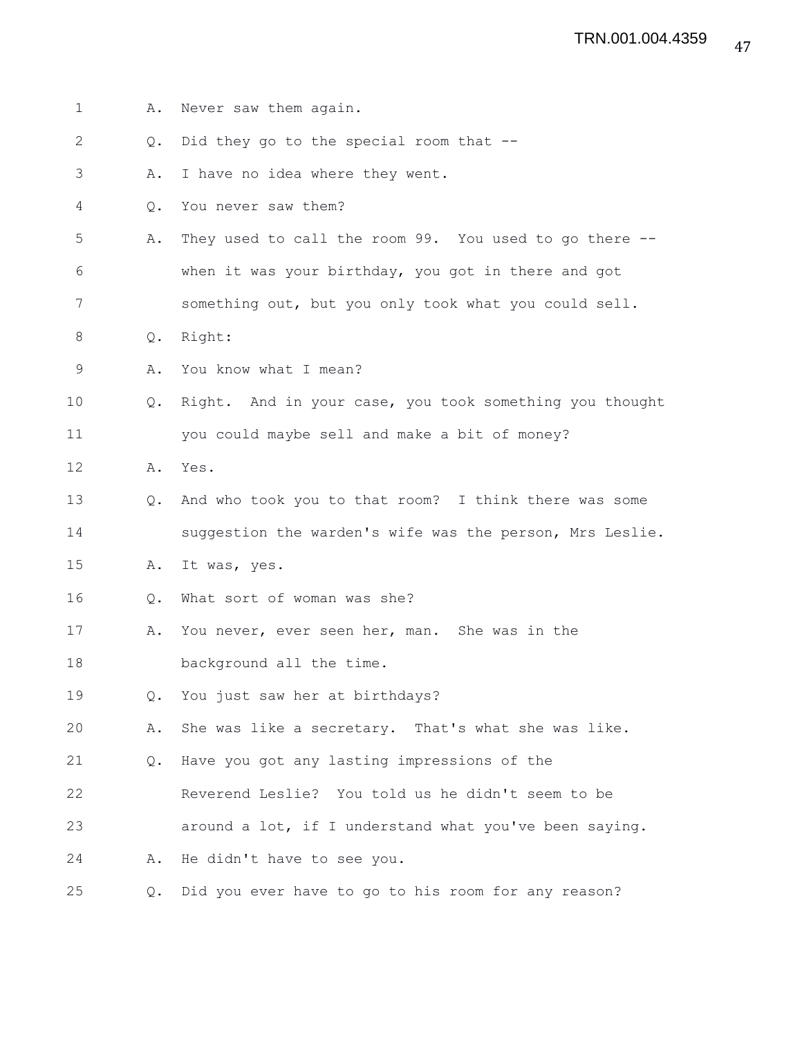A. Never saw them again.

Q. Did they go to the special room that --

A. I have no idea where they went.

Q. You never saw them?

A. They used to call the room 99. You used to go there -- when it was your birthday, you got in there and got something out, but you only took what you could sell.

Q. Right:

A. You know what I mean?

Q. Right. And in your case, you took something you thought you could maybe sell and make a bit of money?

A. Yes.

Q. And who took you to that room? I think there was some suggestion the warden's wife was the person, Mrs Leslie.

A. It was, yes.

Q. What sort of woman was she?

A. You never, ever seen her, man. She was in the background all the time.

Q. You just saw her at birthdays?

A. She was like a secretary. That's what she was like.

Q. Have you got any lasting impressions of the Reverend Leslie? You told us he didn't seem to be around a lot, if I understand what you've been saying.

A. He didn't have to see you.

Q. Did you ever have to go to his room for any reason?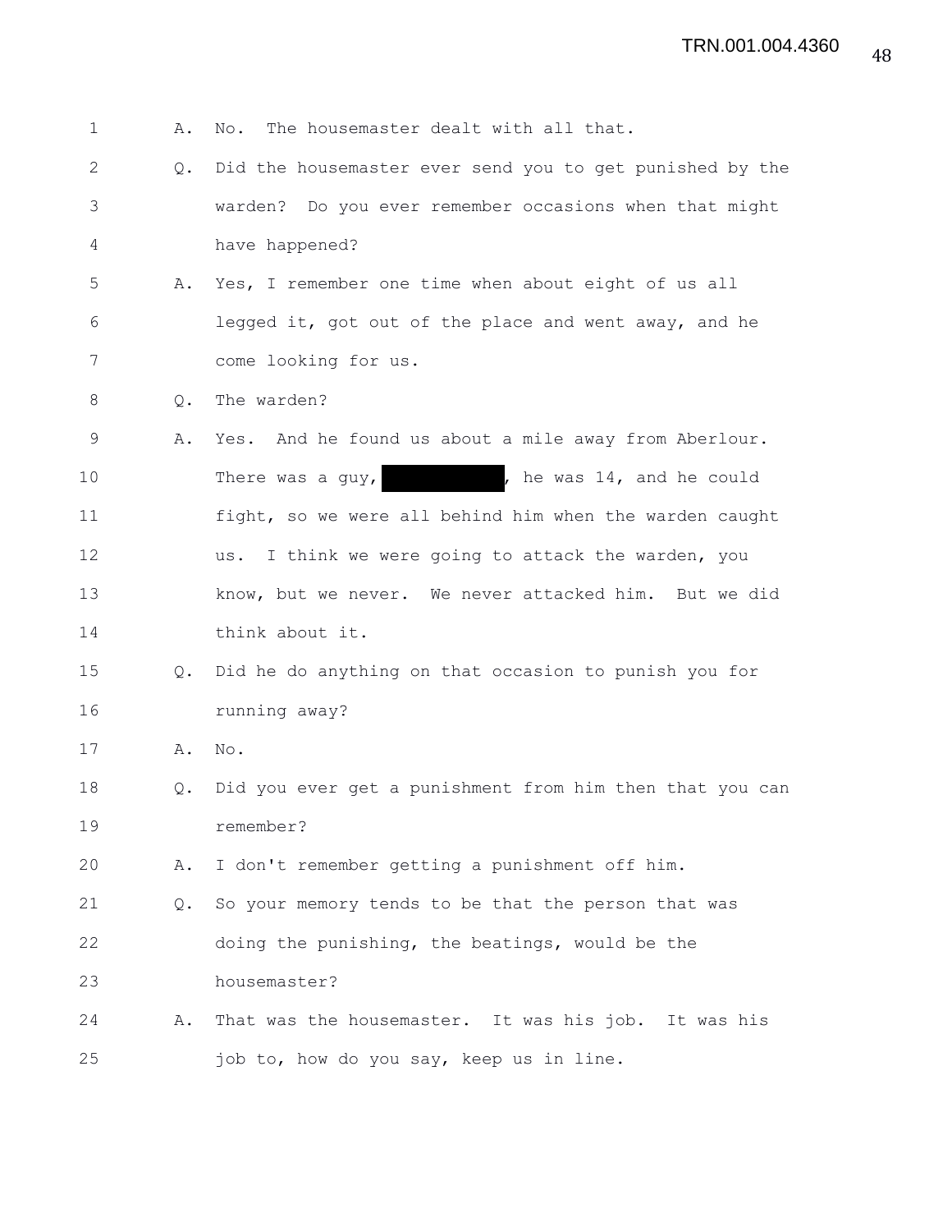A. No. The housemaster dealt with all that.

Q. Did the housemaster ever send you to get punished by the warden? Do you ever remember occasions when that might have happened?

A. Yes, I remember one time when about eight of us all legged it, got out of the place and went away, and he come looking for us.

Q. The warden?

A. Yes. And he found us about a mile away from Aberlour. There was a guy, ██████████, he was 14, and he could fight, so we were all behind him when the warden caught us. I think we were going to attack the warden, you know, but we never. We never attacked him. But we did think about it.

Q. Did he do anything on that occasion to punish you for running away?

A. No.

Q. Did you ever get a punishment from him then that you can remember?

A. I don't remember getting a punishment off him.

Q. So your memory tends to be that the person that was doing the punishing, the beatings, would be the housemaster?

A. That was the housemaster. It was his job. It was his job to, how do you say, keep us in line.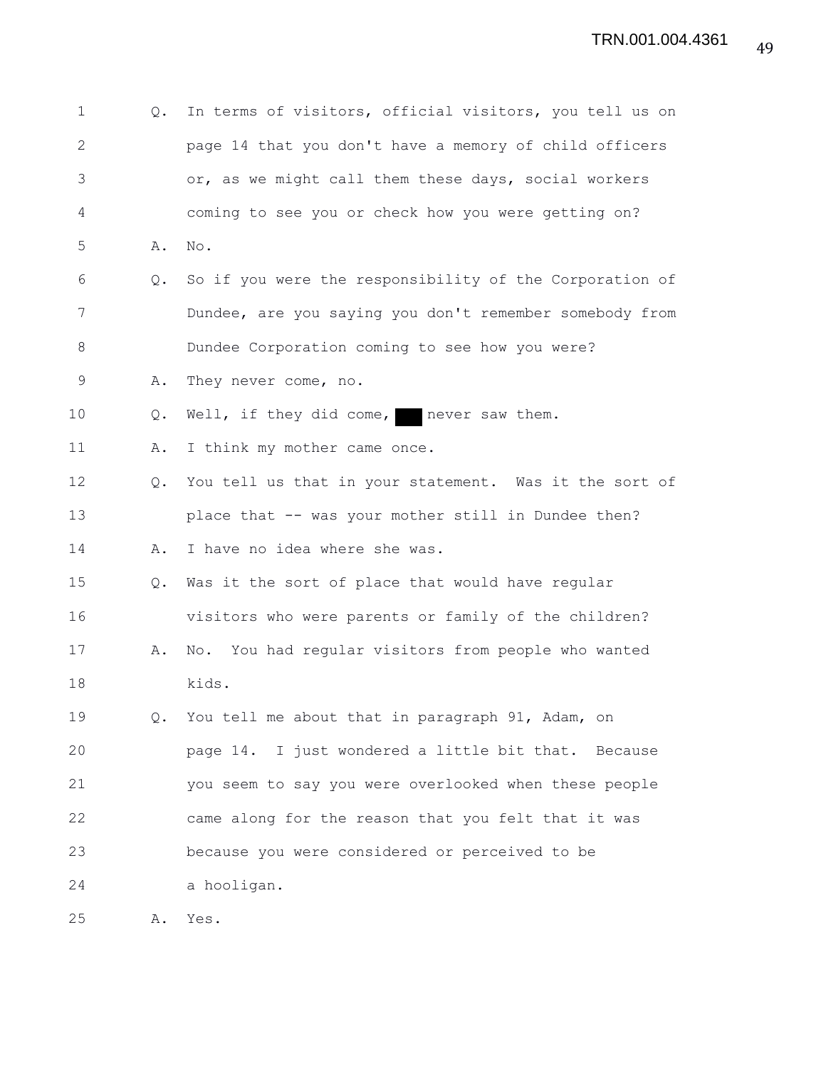1 Q. In terms of visitors, official visitors, you tell us on
2 page 14 that you don't have a memory of child officers
3 or, as we might call them these days, social workers
4 coming to see you or check how you were getting on?
5 A. No.
6 Q. So if you were the responsibility of the Corporation of
7 Dundee, are you saying you don't remember somebody from
8 Dundee Corporation coming to see how you were?
9 A. They never come, no.
10 Q. Well, if they did come, ███ never saw them.
11 A. I think my mother came once.
12 Q. You tell us that in your statement. Was it the sort of
13 place that -- was your mother still in Dundee then?
14 A. I have no idea where she was.
15 Q. Was it the sort of place that would have regular
16 visitors who were parents or family of the children?
17 A. No. You had regular visitors from people who wanted
18 kids.
19 Q. You tell me about that in paragraph 91, Adam, on
20 page 14. I just wondered a little bit that. Because
21 you seem to say you were overlooked when these people
22 came along for the reason that you felt that it was
23 because you were considered or perceived to be
24 a hooligan.
25 A. Yes.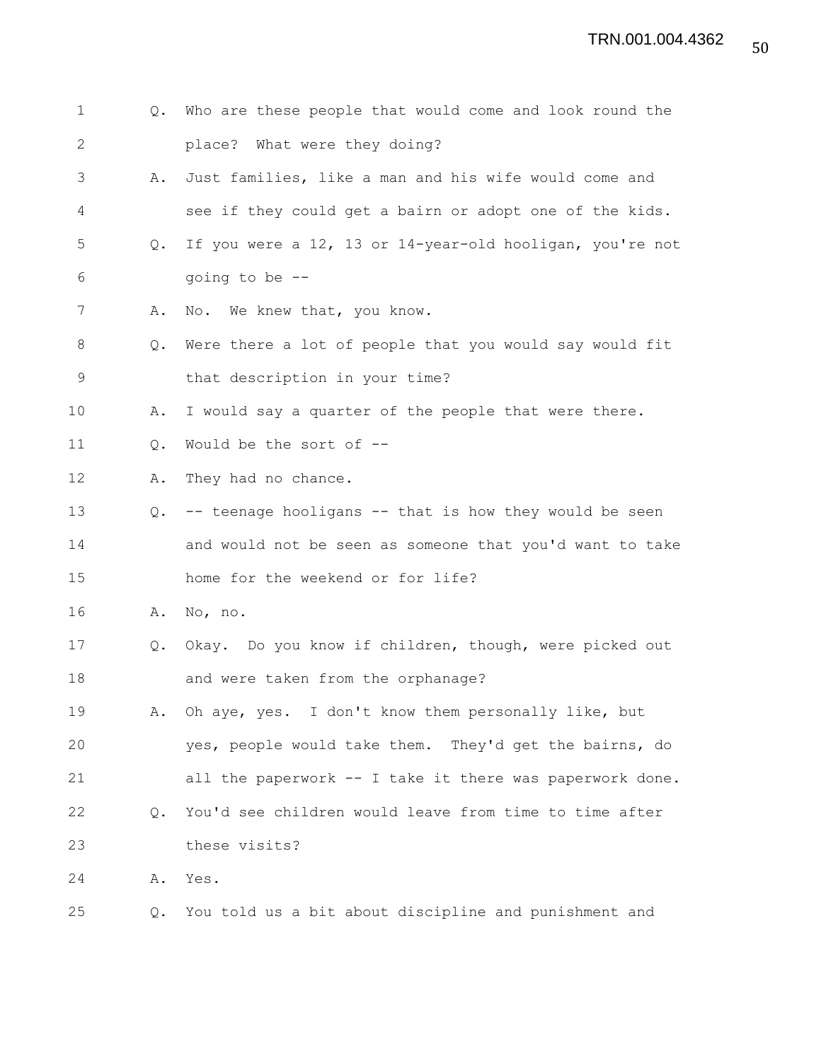Q. Who are these people that would come and look round the place? What were they doing?

A. Just families, like a man and his wife would come and see if they could get a bairn or adopt one of the kids.

Q. If you were a 12, 13 or 14-year-old hooligan, you're not going to be --

A. No. We knew that, you know.

Q. Were there a lot of people that you would say would fit that description in your time?

A. I would say a quarter of the people that were there.

Q. Would be the sort of --

A. They had no chance.

Q. -- teenage hooligans -- that is how they would be seen and would not be seen as someone that you'd want to take home for the weekend or for life?

A. No, no.

Q. Okay. Do you know if children, though, were picked out and were taken from the orphanage?

A. Oh aye, yes. I don't know them personally like, but yes, people would take them. They'd get the bairns, do all the paperwork -- I take it there was paperwork done.

Q. You'd see children would leave from time to time after these visits?

A. Yes.

Q. You told us a bit about discipline and punishment and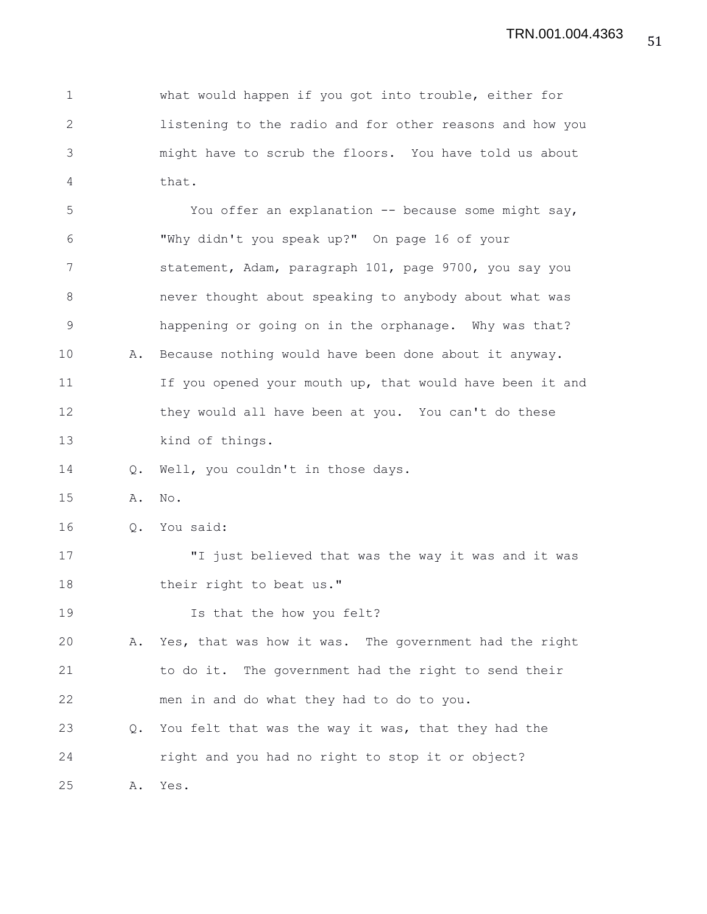what would happen if you got into trouble, either for listening to the radio and for other reasons and how you might have to scrub the floors. You have told us about that.

You offer an explanation -- because some might say, "Why didn't you speak up?" On page 16 of your statement, Adam, paragraph 101, page 9700, you say you never thought about speaking to anybody about what was happening or going on in the orphanage. Why was that?

A. Because nothing would have been done about it anyway. If you opened your mouth up, that would have been it and they would all have been at you. You can't do these kind of things.

Q. Well, you couldn't in those days.

A. No.

Q. You said:

"I just believed that was the way it was and it was their right to beat us."

Is that the how you felt?

A. Yes, that was how it was. The government had the right to do it. The government had the right to send their men in and do what they had to do to you.

Q. You felt that was the way it was, that they had the right and you had no right to stop it or object?

A. Yes.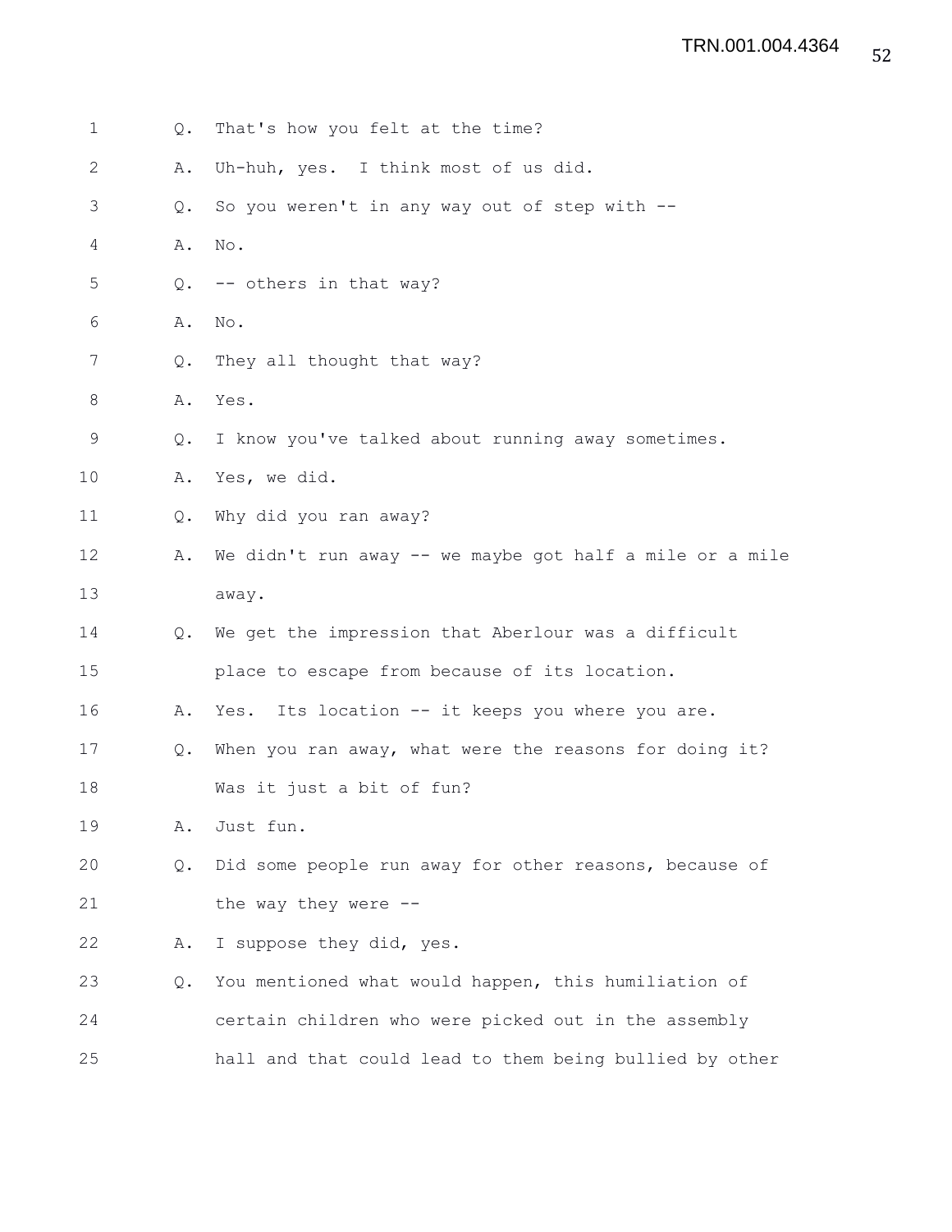Q. That's how you felt at the time?

A. Uh-huh, yes. I think most of us did.

Q. So you weren't in any way out of step with --

A. No.

Q. -- others in that way?

A. No.

Q. They all thought that way?

A. Yes.

Q. I know you've talked about running away sometimes.

A. Yes, we did.

Q. Why did you ran away?

A. We didn't run away -- we maybe got half a mile or a mile away.

Q. We get the impression that Aberlour was a difficult place to escape from because of its location.

A. Yes. Its location -- it keeps you where you are.

Q. When you ran away, what were the reasons for doing it? Was it just a bit of fun?

A. Just fun.

Q. Did some people run away for other reasons, because of the way they were --

A. I suppose they did, yes.

Q. You mentioned what would happen, this humiliation of certain children who were picked out in the assembly hall and that could lead to them being bullied by other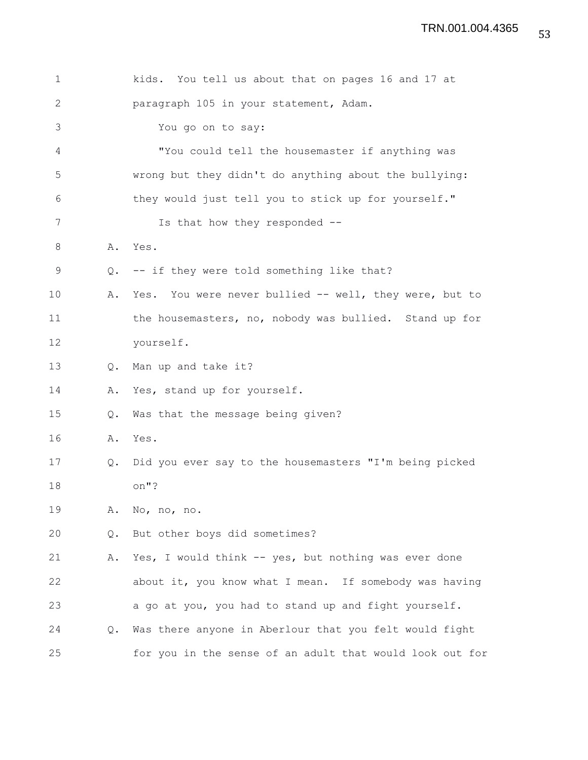kids. You tell us about that on pages 16 and 17 at paragraph 105 in your statement, Adam.

You go on to say:

"You could tell the housemaster if anything was wrong but they didn't do anything about the bullying: they would just tell you to stick up for yourself."

Is that how they responded --

A. Yes.

Q. -- if they were told something like that?

A. Yes. You were never bullied -- well, they were, but to the housemasters, no, nobody was bullied. Stand up for yourself.

Q. Man up and take it?

A. Yes, stand up for yourself.

Q. Was that the message being given?

A. Yes.

Q. Did you ever say to the housemasters "I'm being picked on"?

A. No, no, no.

Q. But other boys did sometimes?

A. Yes, I would think -- yes, but nothing was ever done about it, you know what I mean. If somebody was having a go at you, you had to stand up and fight yourself.

Q. Was there anyone in Aberlour that you felt would fight for you in the sense of an adult that would look out for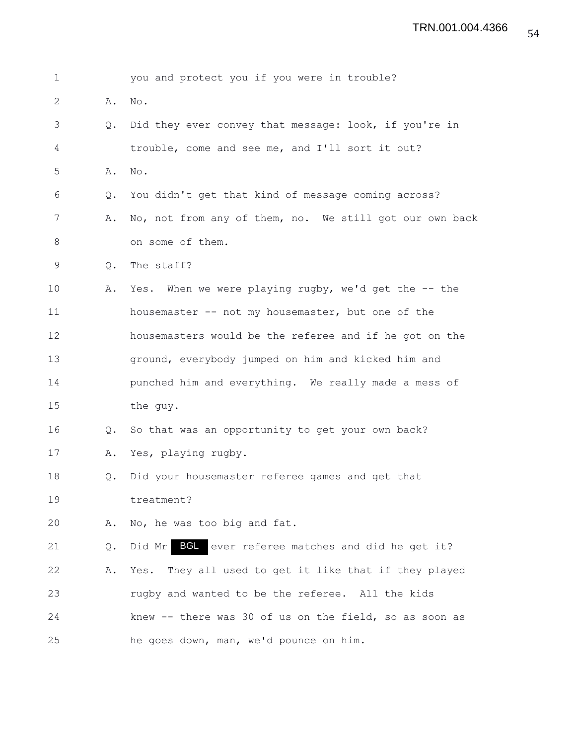1 you and protect you if you were in trouble?

2 A. No.

3 Q. Did they ever convey that message: look, if you're in

4 trouble, come and see me, and I'll sort it out?

5 A. No.

6 Q. You didn't get that kind of message coming across?

7 A. No, not from any of them, no. We still got our own back

8 on some of them.

9 Q. The staff?

10 A. Yes. When we were playing rugby, we'd get the -- the

11 housemaster -- not my housemaster, but one of the

12 housemasters would be the referee and if he got on the

13 ground, everybody jumped on him and kicked him and

14 punched him and everything. We really made a mess of

15 the guy.

16 Q. So that was an opportunity to get your own back?

17 A. Yes, playing rugby.

18 Q. Did your housemaster referee games and get that

19 treatment?

20 A. No, he was too big and fat.

21 Q. Did Mr BGL ever referee matches and did he get it?

22 A. Yes. They all used to get it like that if they played

23 rugby and wanted to be the referee. All the kids

24 knew -- there was 30 of us on the field, so as soon as

25 he goes down, man, we'd pounce on him.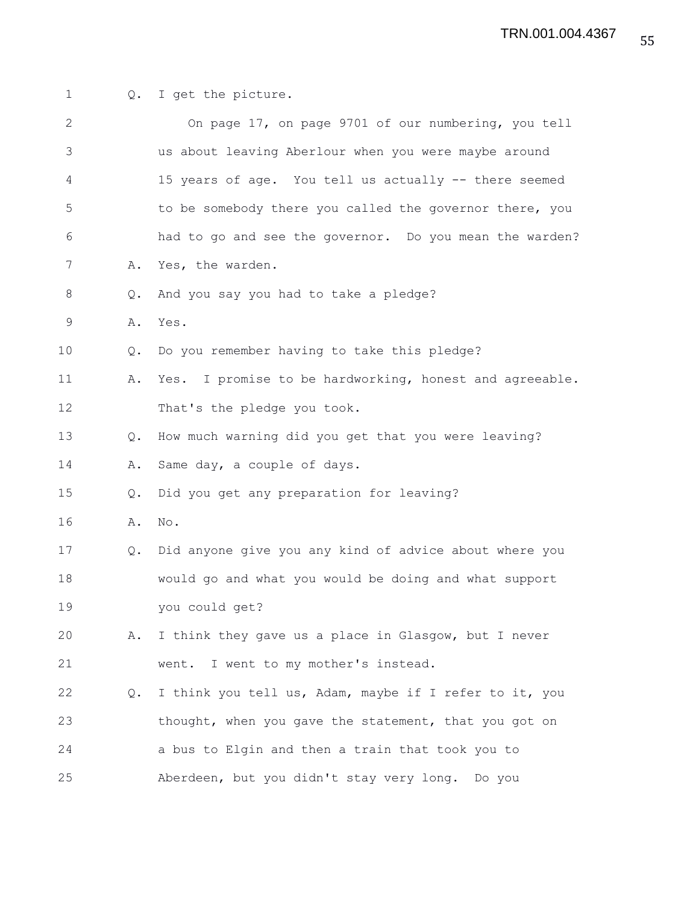Q. I get the picture.

On page 17, on page 9701 of our numbering, you tell us about leaving Aberlour when you were maybe around 15 years of age. You tell us actually -- there seemed to be somebody there you called the governor there, you had to go and see the governor. Do you mean the warden?

A. Yes, the warden.

Q. And you say you had to take a pledge?

A. Yes.

Q. Do you remember having to take this pledge?

A. Yes. I promise to be hardworking, honest and agreeable. That's the pledge you took.

Q. How much warning did you get that you were leaving?

A. Same day, a couple of days.

Q. Did you get any preparation for leaving?

A. No.

Q. Did anyone give you any kind of advice about where you would go and what you would be doing and what support you could get?

A. I think they gave us a place in Glasgow, but I never went. I went to my mother's instead.

Q. I think you tell us, Adam, maybe if I refer to it, you thought, when you gave the statement, that you got on a bus to Elgin and then a train that took you to Aberdeen, but you didn't stay very long. Do you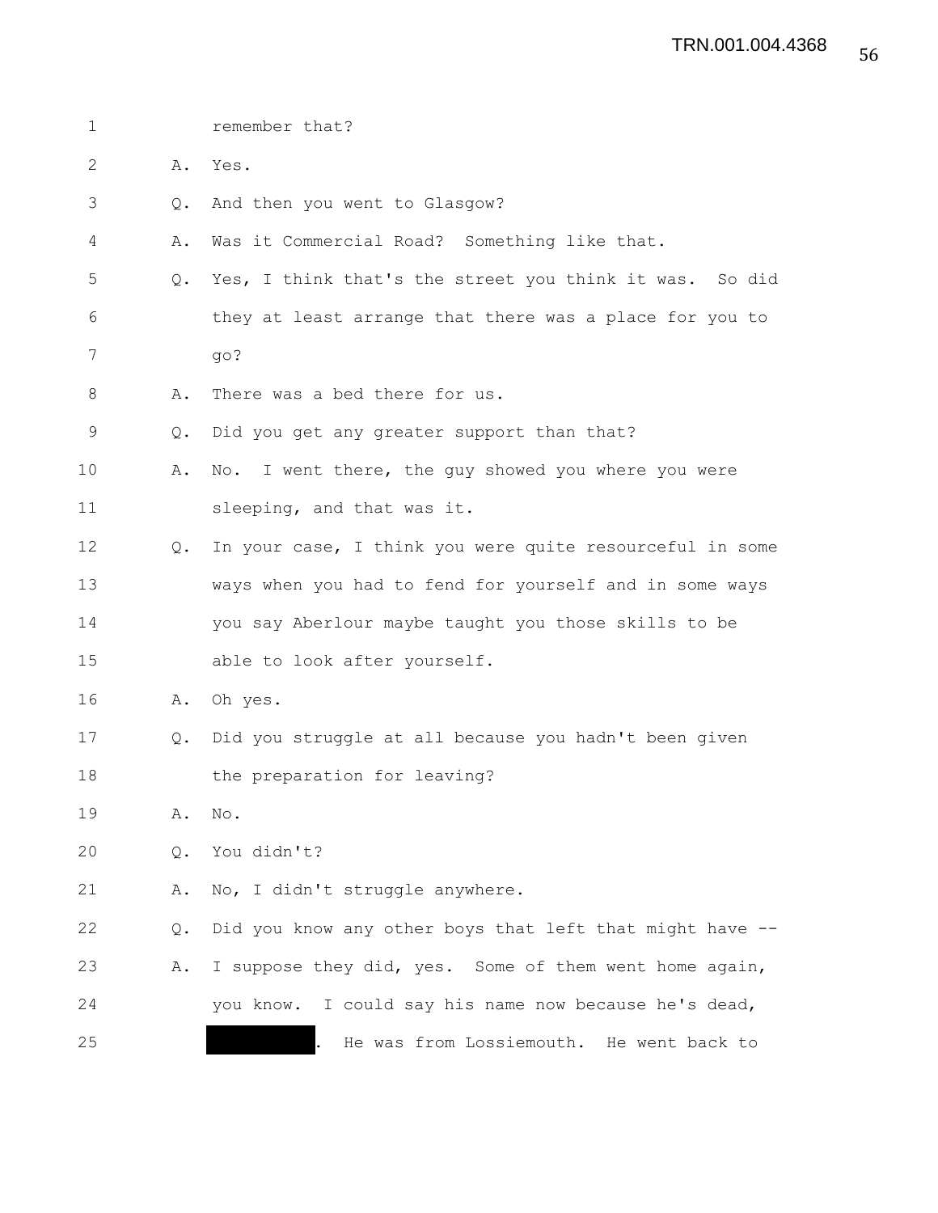1 remember that?

2 A. Yes.

3 Q. And then you went to Glasgow?

4 A. Was it Commercial Road? Something like that.

5 Q. Yes, I think that's the street you think it was. So did

6 they at least arrange that there was a place for you to

7 go?

8 A. There was a bed there for us.

9 Q. Did you get any greater support than that?

10 A. No. I went there, the guy showed you where you were

11 sleeping, and that was it.

12 Q. In your case, I think you were quite resourceful in some

13 ways when you had to fend for yourself and in some ways

14 you say Aberlour maybe taught you those skills to be

15 able to look after yourself.

16 A. Oh yes.

17 Q. Did you struggle at all because you hadn't been given

18 the preparation for leaving?

19 A. No.

20 Q. You didn't?

21 A. No, I didn't struggle anywhere.

22 Q. Did you know any other boys that left that might have --

23 A. I suppose they did, yes. Some of them went home again,

24 you know. I could say his name now because he's dead,

25 [REDACTED]. He was from Lossiemouth. He went back to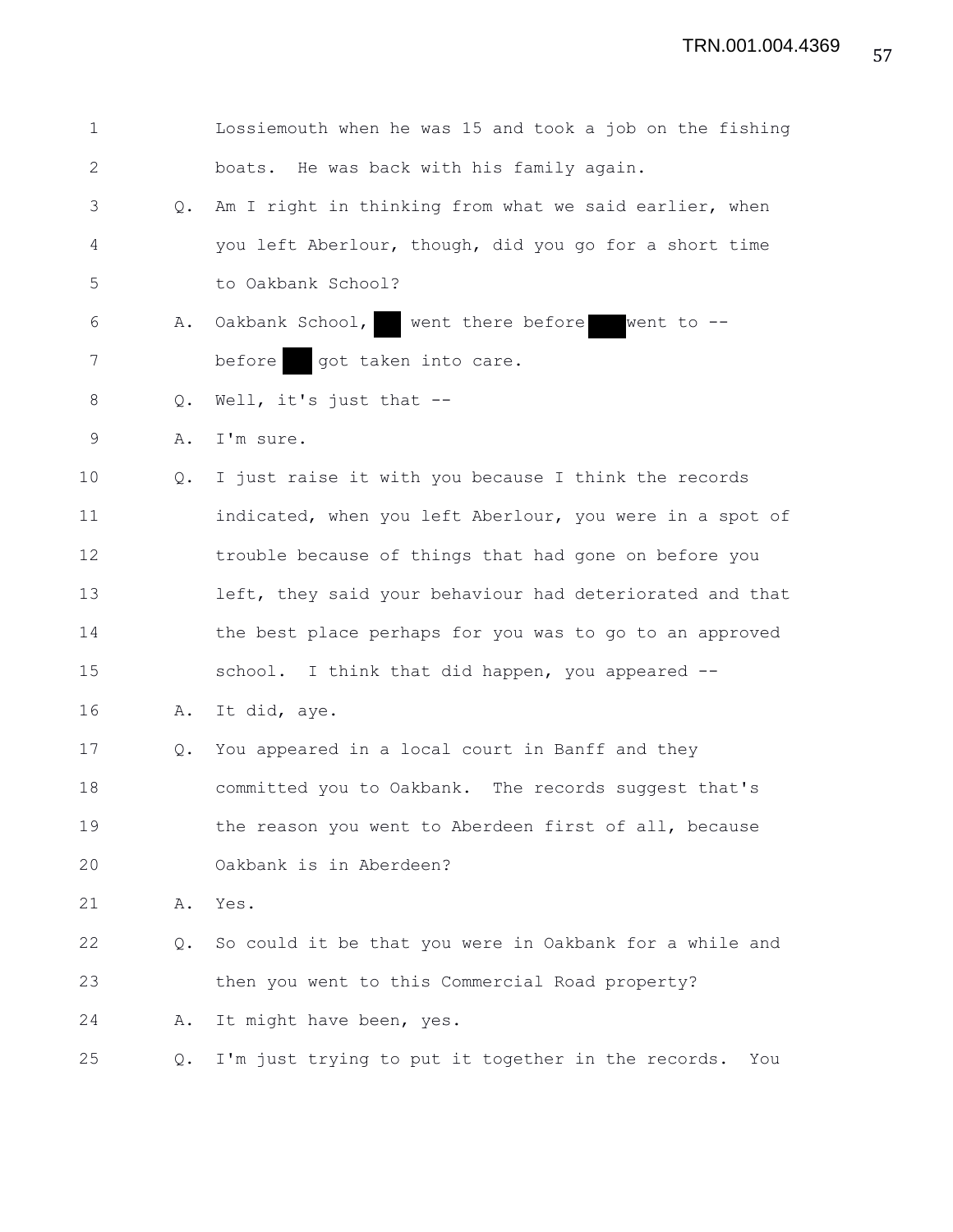1 Lossiemouth when he was 15 and took a job on the fishing
2 boats. He was back with his family again.
3 Q. Am I right in thinking from what we said earlier, when
4 you left Aberlour, though, did you go for a short time
5 to Oakbank School?
6 A. Oakbank School, ██ went there before ███ went to --
7 before ██ got taken into care.
8 Q. Well, it's just that --
9 A. I'm sure.
10 Q. I just raise it with you because I think the records
11 indicated, when you left Aberlour, you were in a spot of
12 trouble because of things that had gone on before you
13 left, they said your behaviour had deteriorated and that
14 the best place perhaps for you was to go to an approved
15 school. I think that did happen, you appeared --
16 A. It did, aye.
17 Q. You appeared in a local court in Banff and they
18 committed you to Oakbank. The records suggest that's
19 the reason you went to Aberdeen first of all, because
20 Oakbank is in Aberdeen?
21 A. Yes.
22 Q. So could it be that you were in Oakbank for a while and
23 then you went to this Commercial Road property?
24 A. It might have been, yes.
25 Q. I'm just trying to put it together in the records. You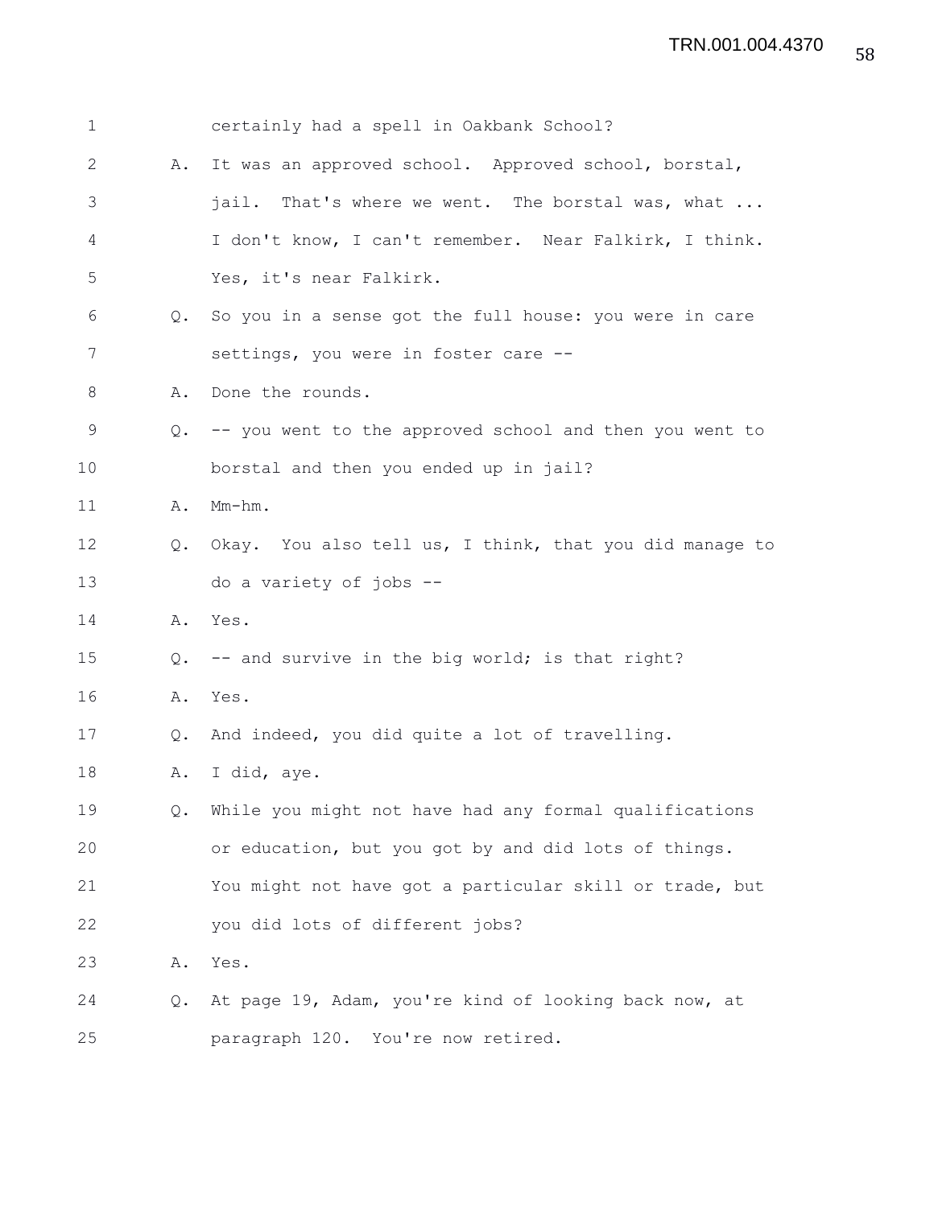1 certainly had a spell in Oakbank School?

2 A. It was an approved school. Approved school, borstal,

3 jail. That's where we went. The borstal was, what ...

4 I don't know, I can't remember. Near Falkirk, I think.

5 Yes, it's near Falkirk.

6 Q. So you in a sense got the full house: you were in care

7 settings, you were in foster care --

8 A. Done the rounds.

9 Q. -- you went to the approved school and then you went to

10 borstal and then you ended up in jail?

11 A. Mm-hm.

12 Q. Okay. You also tell us, I think, that you did manage to

13 do a variety of jobs --

14 A. Yes.

15 Q. -- and survive in the big world; is that right?

16 A. Yes.

17 Q. And indeed, you did quite a lot of travelling.

18 A. I did, aye.

19 Q. While you might not have had any formal qualifications

20 or education, but you got by and did lots of things.

21 You might not have got a particular skill or trade, but

22 you did lots of different jobs?

23 A. Yes.

24 Q. At page 19, Adam, you're kind of looking back now, at

25 paragraph 120. You're now retired.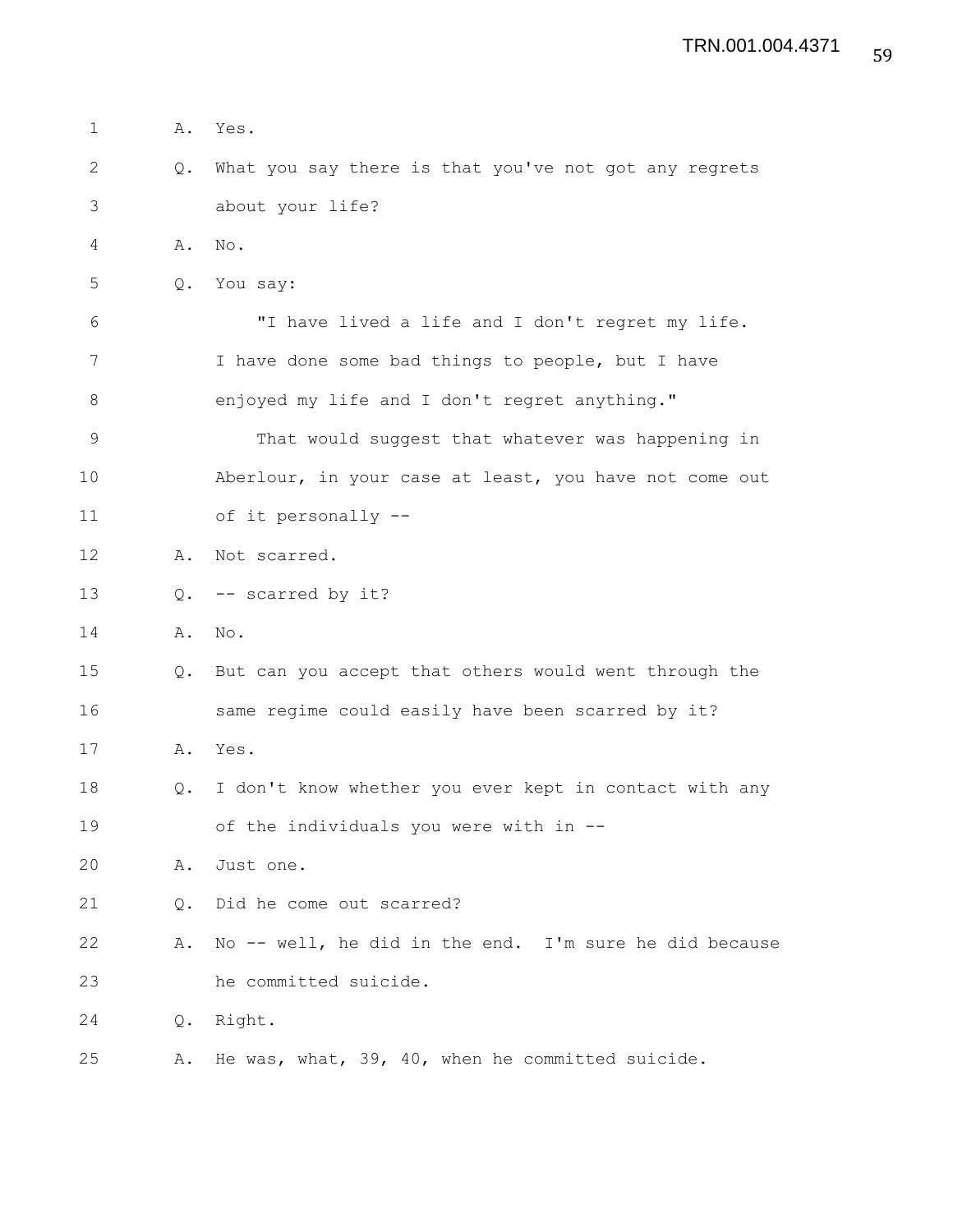A. Yes.

Q. What you say there is that you've not got any regrets about your life?

A. No.

Q. You say:

"I have lived a life and I don't regret my life. I have done some bad things to people, but I have enjoyed my life and I don't regret anything."

That would suggest that whatever was happening in Aberlour, in your case at least, you have not come out of it personally --

A. Not scarred.

Q. -- scarred by it?

A. No.

Q. But can you accept that others would went through the same regime could easily have been scarred by it?

A. Yes.

Q. I don't know whether you ever kept in contact with any of the individuals you were with in --

A. Just one.

Q. Did he come out scarred?

A. No -- well, he did in the end. I'm sure he did because he committed suicide.

Q. Right.

A. He was, what, 39, 40, when he committed suicide.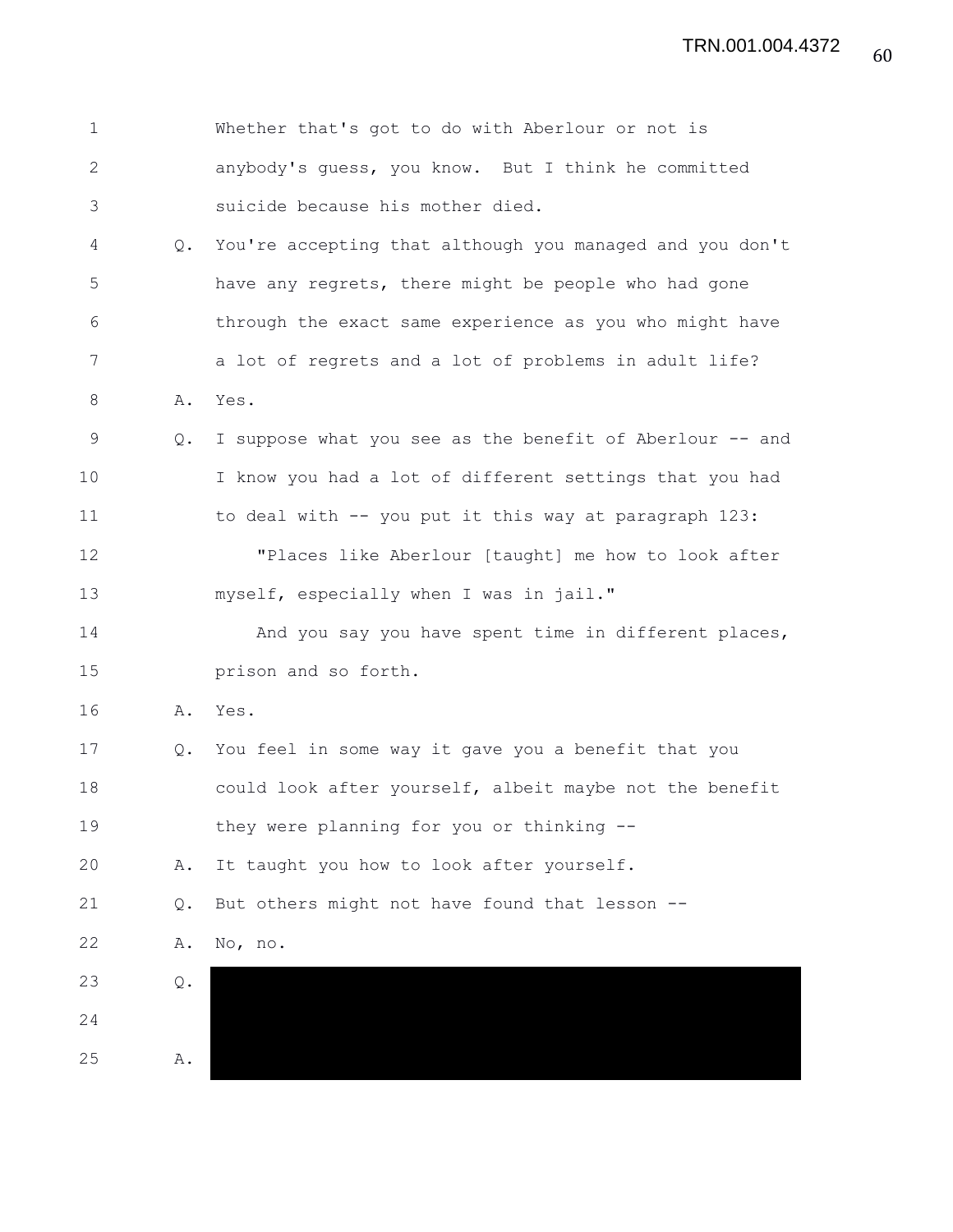Whether that's got to do with Aberlour or not is anybody's guess, you know. But I think he committed suicide because his mother died.

Q. You're accepting that although you managed and you don't have any regrets, there might be people who had gone through the exact same experience as you who might have a lot of regrets and a lot of problems in adult life?

A. Yes.

Q. I suppose what you see as the benefit of Aberlour -- and I know you had a lot of different settings that you had to deal with -- you put it this way at paragraph 123:

"Places like Aberlour [taught] me how to look after myself, especially when I was in jail."

And you say you have spent time in different places, prison and so forth.

A. Yes.

Q. You feel in some way it gave you a benefit that you could look after yourself, albeit maybe not the benefit they were planning for you or thinking --

A. It taught you how to look after yourself.

Q. But others might not have found that lesson --

A. No, no.

Q.

A.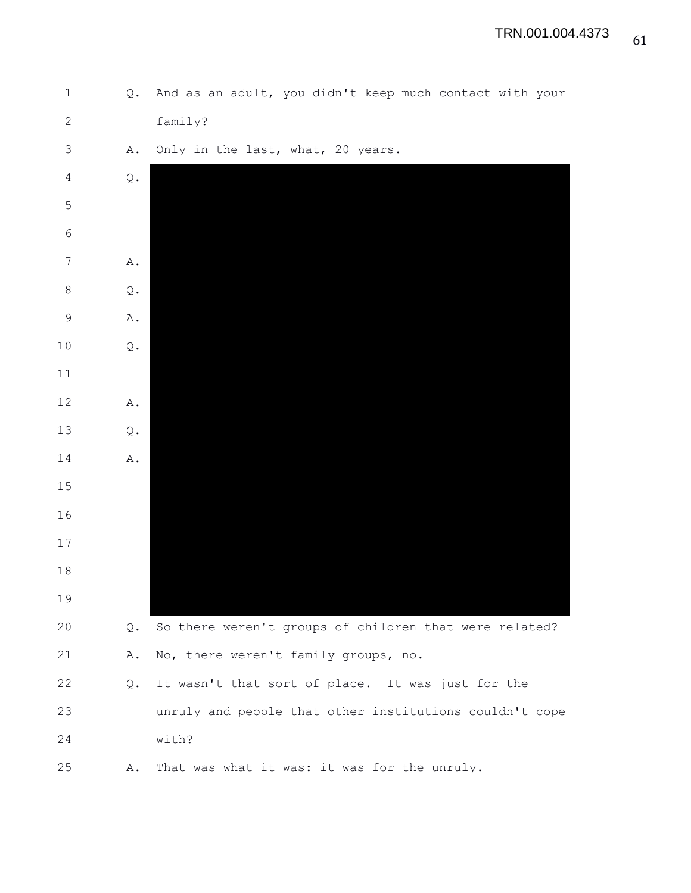Q. And as an adult, you didn't keep much contact with your family?

A. Only in the last, what, 20 years.

Q.

A.

Q.

A.

Q.

A.

Q.

A.

Q. So there weren't groups of children that were related?

A. No, there weren't family groups, no.

Q. It wasn't that sort of place. It was just for the unruly and people that other institutions couldn't cope with?

A. That was what it was: it was for the unruly.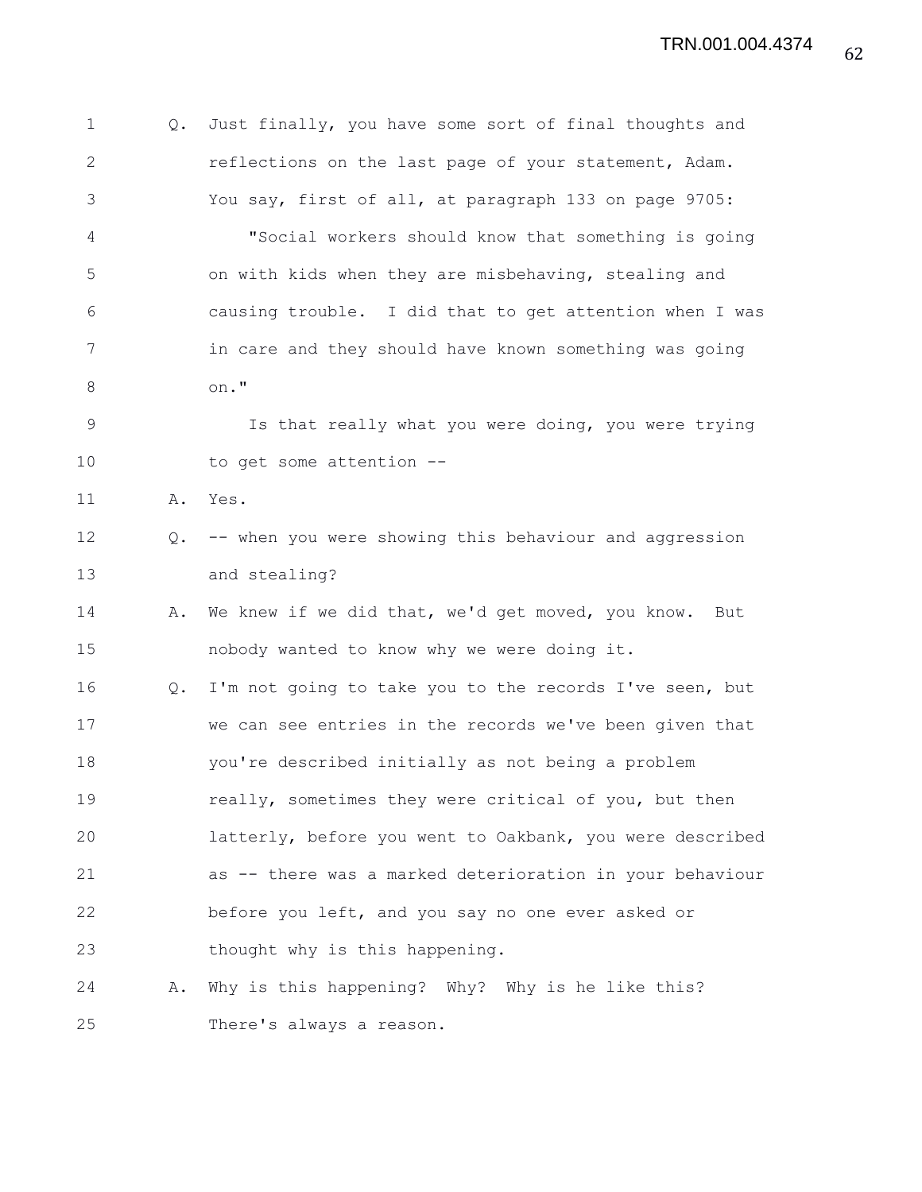Q. Just finally, you have some sort of final thoughts and reflections on the last page of your statement, Adam. You say, first of all, at paragraph 133 on page 9705:

"Social workers should know that something is going on with kids when they are misbehaving, stealing and causing trouble. I did that to get attention when I was in care and they should have known something was going on."

Is that really what you were doing, you were trying to get some attention --

A. Yes.

Q. -- when you were showing this behaviour and aggression and stealing?

A. We knew if we did that, we'd get moved, you know. But nobody wanted to know why we were doing it.

Q. I'm not going to take you to the records I've seen, but we can see entries in the records we've been given that you're described initially as not being a problem really, sometimes they were critical of you, but then latterly, before you went to Oakbank, you were described as -- there was a marked deterioration in your behaviour before you left, and you say no one ever asked or thought why is this happening.

A. Why is this happening? Why? Why is he like this? There's always a reason.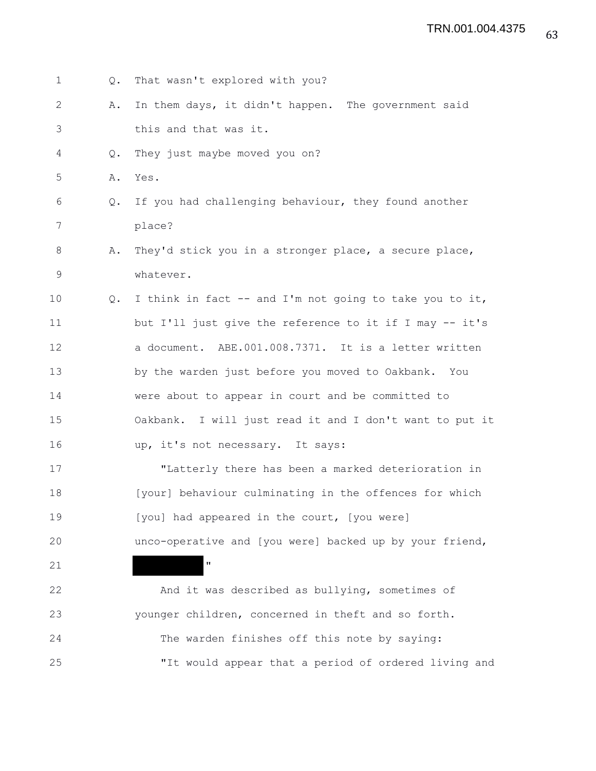Q. That wasn't explored with you?

A. In them days, it didn't happen. The government said this and that was it.

Q. They just maybe moved you on?

A. Yes.

Q. If you had challenging behaviour, they found another place?

A. They'd stick you in a stronger place, a secure place, whatever.

Q. I think in fact -- and I'm not going to take you to it, but I'll just give the reference to it if I may -- it's a document. ABE.001.008.7371. It is a letter written by the warden just before you moved to Oakbank. You were about to appear in court and be committed to Oakbank. I will just read it and I don't want to put it up, it's not necessary. It says:

"Latterly there has been a marked deterioration in [your] behaviour culminating in the offences for which [you] had appeared in the court, [you were] unco-operative and [you were] backed up by your friend, ██████████."

And it was described as bullying, sometimes of younger children, concerned in theft and so forth.

The warden finishes off this note by saying:

"It would appear that a period of ordered living and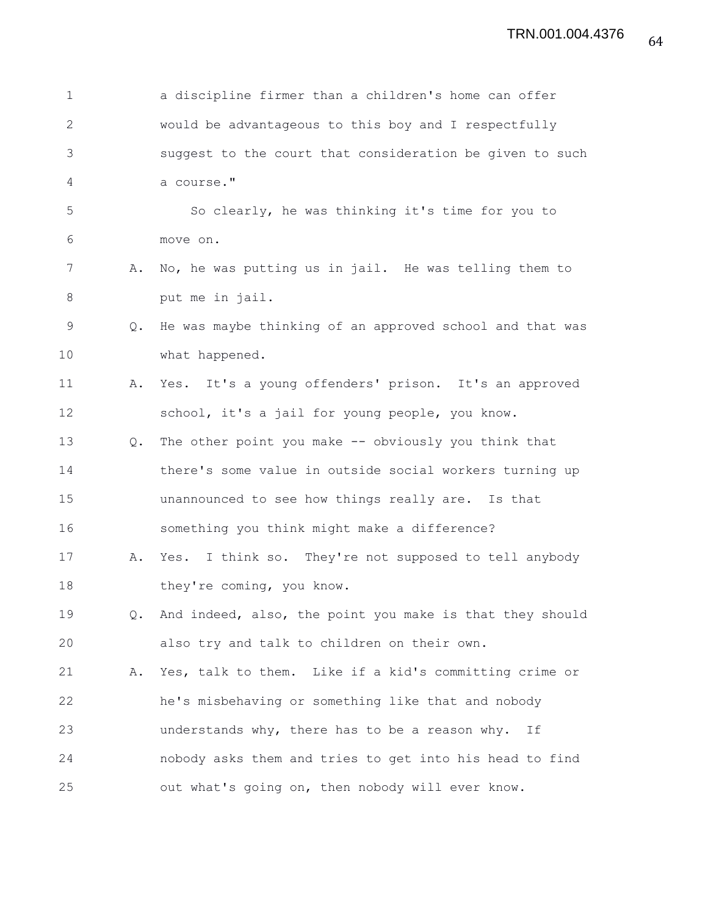a discipline firmer than a children's home can offer would be advantageous to this boy and I respectfully suggest to the court that consideration be given to such a course."

So clearly, he was thinking it's time for you to move on.

A. No, he was putting us in jail. He was telling them to put me in jail.

Q. He was maybe thinking of an approved school and that was what happened.

A. Yes. It's a young offenders' prison. It's an approved school, it's a jail for young people, you know.

Q. The other point you make -- obviously you think that there's some value in outside social workers turning up unannounced to see how things really are. Is that something you think might make a difference?

A. Yes. I think so. They're not supposed to tell anybody they're coming, you know.

Q. And indeed, also, the point you make is that they should also try and talk to children on their own.

A. Yes, talk to them. Like if a kid's committing crime or he's misbehaving or something like that and nobody understands why, there has to be a reason why. If nobody asks them and tries to get into his head to find out what's going on, then nobody will ever know.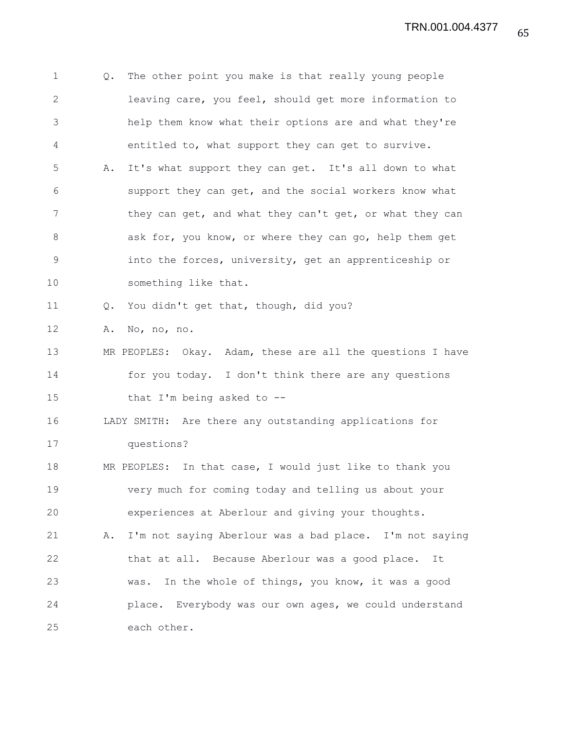Q. The other point you make is that really young people leaving care, you feel, should get more information to help them know what their options are and what they're entitled to, what support they can get to survive.

A. It's what support they can get. It's all down to what support they can get, and the social workers know what they can get, and what they can't get, or what they can ask for, you know, or where they can go, help them get into the forces, university, get an apprenticeship or something like that.

Q. You didn't get that, though, did you?

A. No, no, no.

MR PEOPLES: Okay. Adam, these are all the questions I have for you today. I don't think there are any questions that I'm being asked to --

LADY SMITH: Are there any outstanding applications for questions?

MR PEOPLES: In that case, I would just like to thank you very much for coming today and telling us about your experiences at Aberlour and giving your thoughts.

A. I'm not saying Aberlour was a bad place. I'm not saying that at all. Because Aberlour was a good place. It was. In the whole of things, you know, it was a good place. Everybody was our own ages, we could understand each other.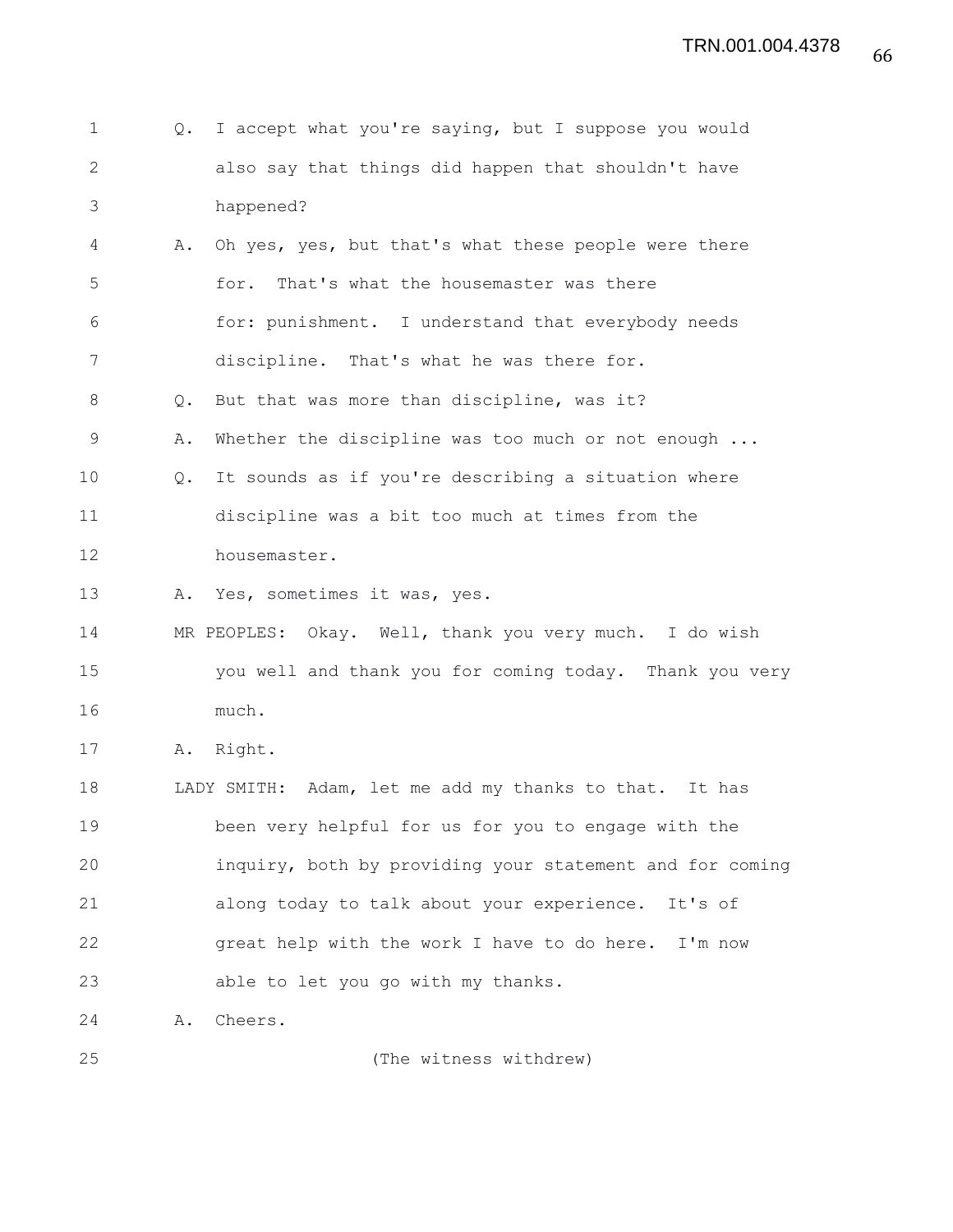Q. I accept what you're saying, but I suppose you would also say that things did happen that shouldn't have happened?

A. Oh yes, yes, but that's what these people were there for. That's what the housemaster was there for: punishment. I understand that everybody needs discipline. That's what he was there for.

Q. But that was more than discipline, was it?

A. Whether the discipline was too much or not enough ...

Q. It sounds as if you're describing a situation where discipline was a bit too much at times from the housemaster.

A. Yes, sometimes it was, yes.

MR PEOPLES: Okay. Well, thank you very much. I do wish you well and thank you for coming today. Thank you very much.

A. Right.

LADY SMITH: Adam, let me add my thanks to that. It has been very helpful for us for you to engage with the inquiry, both by providing your statement and for coming along today to talk about your experience. It's of great help with the work I have to do here. I'm now able to let you go with my thanks.

A. Cheers.

(The witness withdrew)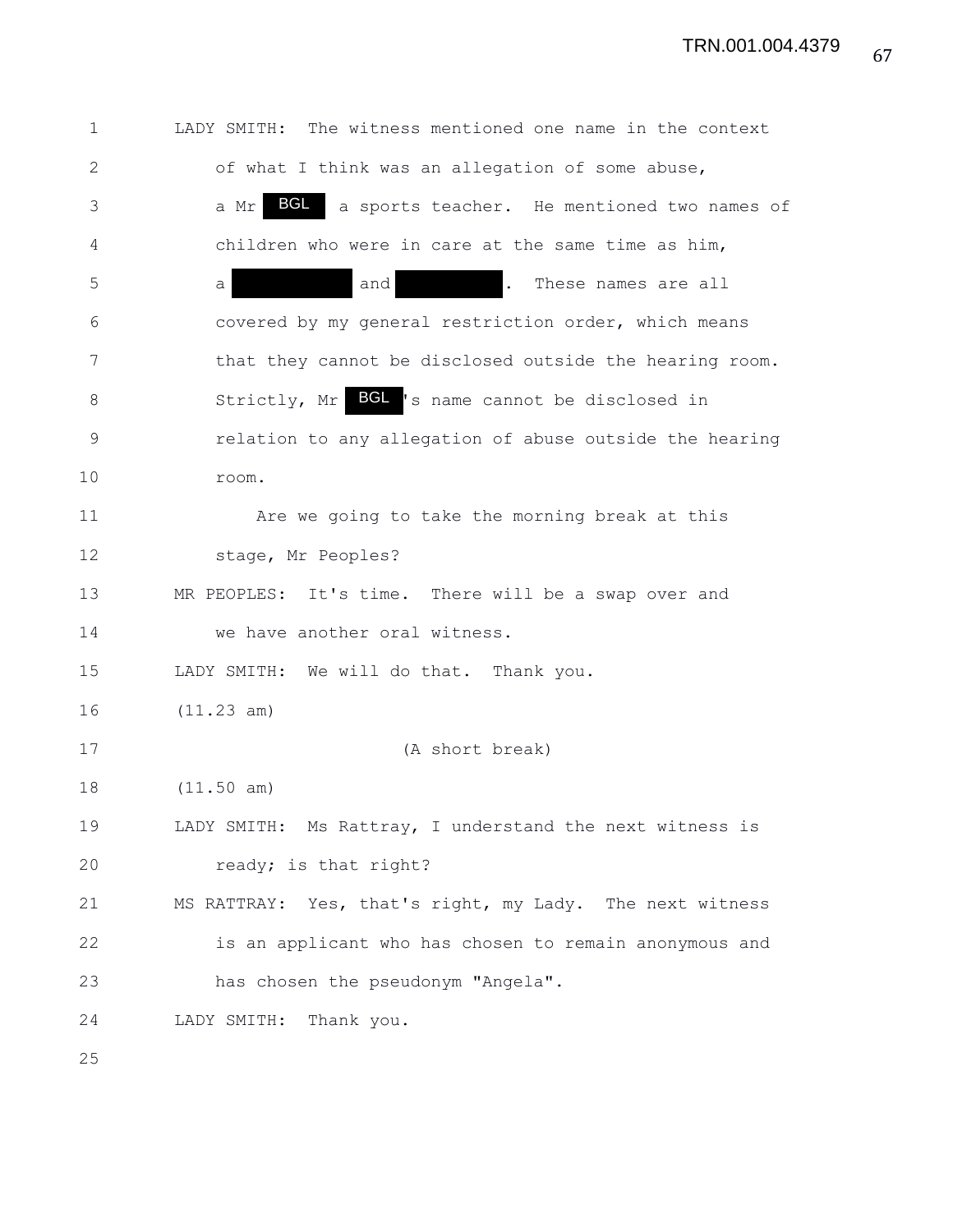LADY SMITH: The witness mentioned one name in the context of what I think was an allegation of some abuse, a Mr BGL a sports teacher. He mentioned two names of children who were in care at the same time as him, a ████████ and ████████. These names are all covered by my general restriction order, which means that they cannot be disclosed outside the hearing room. Strictly, Mr BGL's name cannot be disclosed in relation to any allegation of abuse outside the hearing room.

Are we going to take the morning break at this stage, Mr Peoples?

MR PEOPLES: It's time. There will be a swap over and we have another oral witness.

LADY SMITH: We will do that. Thank you.

(11.23 am)

(A short break)

(11.50 am)

LADY SMITH: Ms Rattray, I understand the next witness is ready; is that right?

MS RATTRAY: Yes, that's right, my Lady. The next witness is an applicant who has chosen to remain anonymous and has chosen the pseudonym "Angela".

LADY SMITH: Thank you.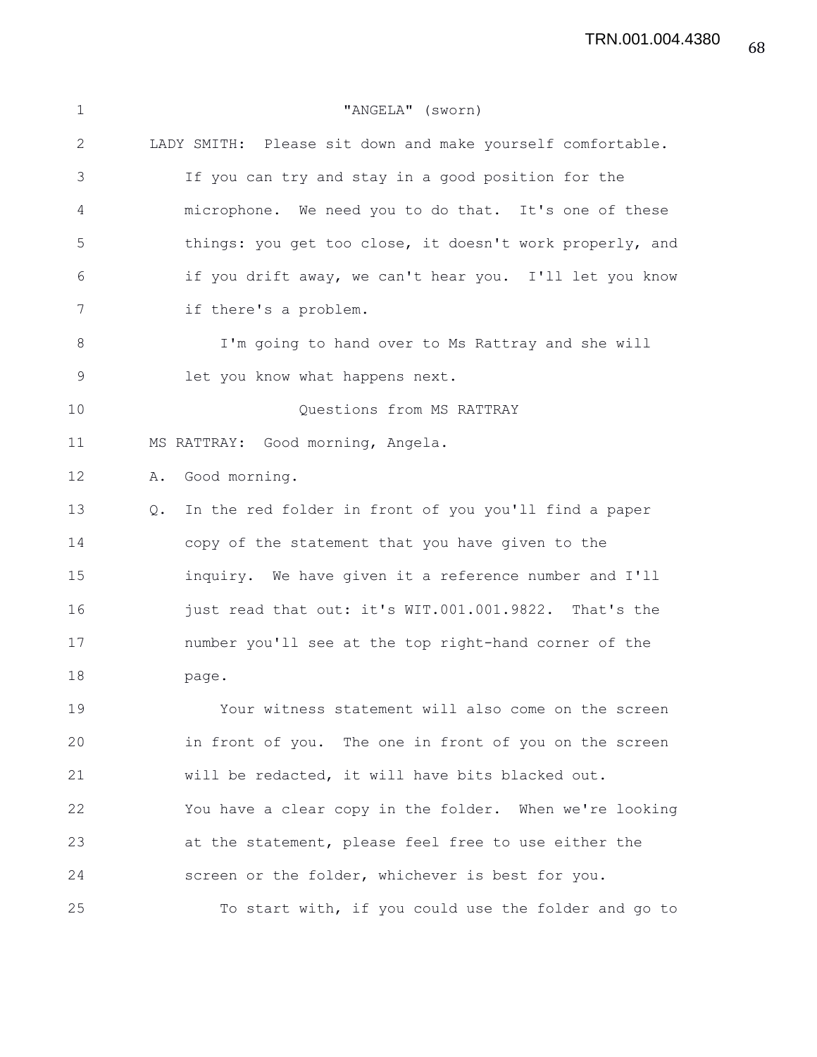"ANGELA" (sworn)

LADY SMITH: Please sit down and make yourself comfortable. If you can try and stay in a good position for the microphone. We need you to do that. It's one of these things: you get too close, it doesn't work properly, and if you drift away, we can't hear you. I'll let you know if there's a problem.

I'm going to hand over to Ms Rattray and she will let you know what happens next.

Questions from MS RATTRAY

MS RATTRAY: Good morning, Angela.

A. Good morning.

Q. In the red folder in front of you you'll find a paper copy of the statement that you have given to the inquiry. We have given it a reference number and I'll just read that out: it's WIT.001.001.9822. That's the number you'll see at the top right-hand corner of the page.

Your witness statement will also come on the screen in front of you. The one in front of you on the screen will be redacted, it will have bits blacked out. You have a clear copy in the folder. When we're looking at the statement, please feel free to use either the screen or the folder, whichever is best for you.

To start with, if you could use the folder and go to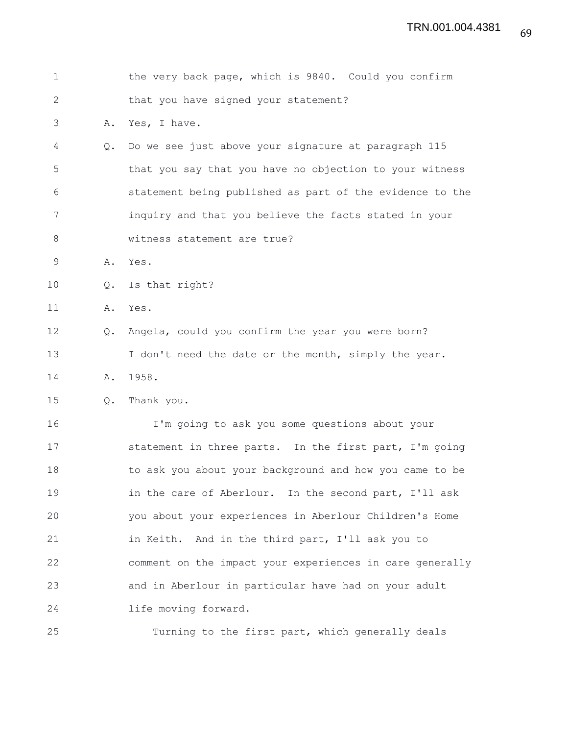the very back page, which is 9840. Could you confirm that you have signed your statement?

A. Yes, I have.

Q. Do we see just above your signature at paragraph 115 that you say that you have no objection to your witness statement being published as part of the evidence to the inquiry and that you believe the facts stated in your witness statement are true?

A. Yes.

Q. Is that right?

A. Yes.

Q. Angela, could you confirm the year you were born? I don't need the date or the month, simply the year.

A. 1958.

Q. Thank you.

I'm going to ask you some questions about your statement in three parts. In the first part, I'm going to ask you about your background and how you came to be in the care of Aberlour. In the second part, I'll ask you about your experiences in Aberlour Children's Home in Keith. And in the third part, I'll ask you to comment on the impact your experiences in care generally and in Aberlour in particular have had on your adult life moving forward.

Turning to the first part, which generally deals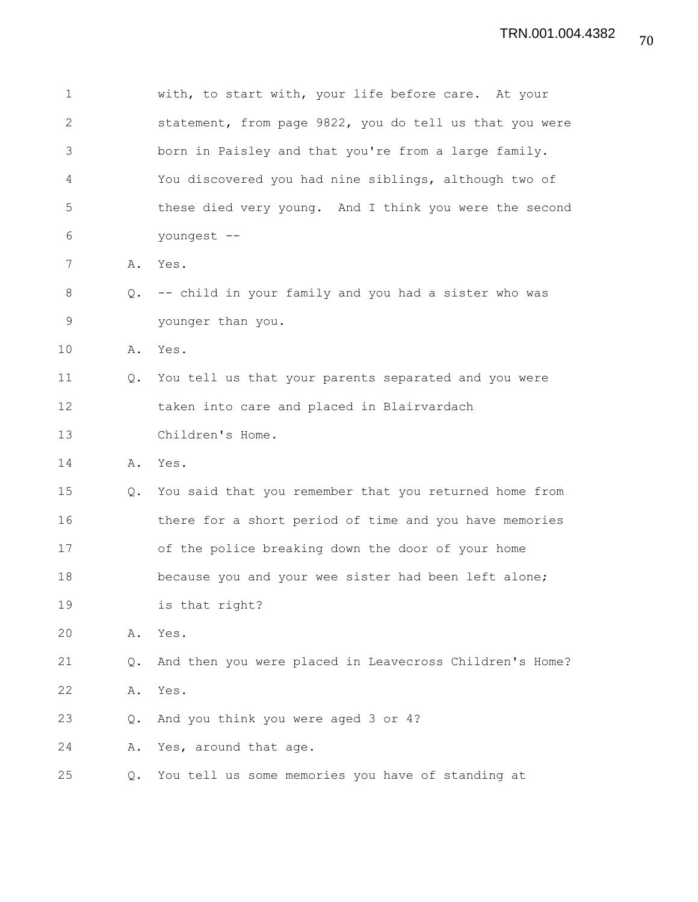with, to start with, your life before care. At your statement, from page 9822, you do tell us that you were born in Paisley and that you're from a large family. You discovered you had nine siblings, although two of these died very young. And I think you were the second youngest --

A. Yes.

Q. -- child in your family and you had a sister who was younger than you.

A. Yes.

Q. You tell us that your parents separated and you were taken into care and placed in Blairvardach Children's Home.

A. Yes.

Q. You said that you remember that you returned home from there for a short period of time and you have memories of the police breaking down the door of your home because you and your wee sister had been left alone; is that right?

A. Yes.

Q. And then you were placed in Leavecross Children's Home?

A. Yes.

Q. And you think you were aged 3 or 4?

A. Yes, around that age.

Q. You tell us some memories you have of standing at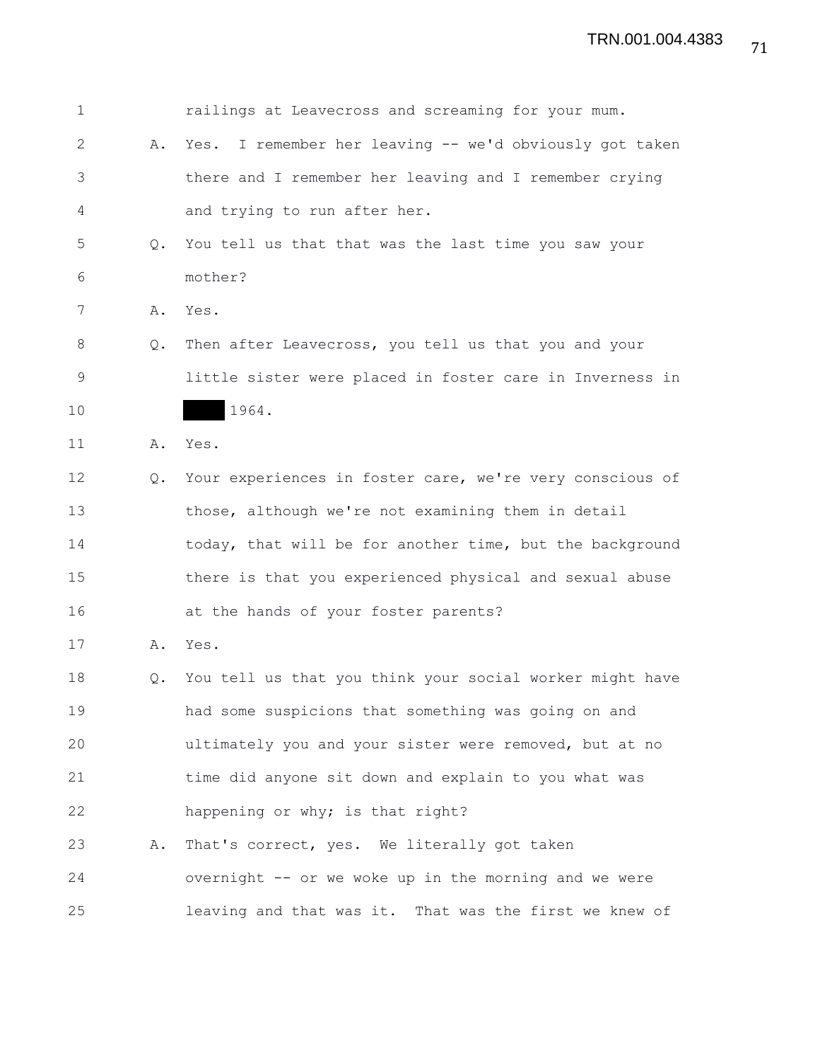1 railings at Leavecross and screaming for your mum.

2 A. Yes. I remember her leaving -- we'd obviously got taken

3 there and I remember her leaving and I remember crying

4 and trying to run after her.

5 Q. You tell us that that was the last time you saw your

6 mother?

7 A. Yes.

8 Q. Then after Leavecross, you tell us that you and your

9 little sister were placed in foster care in Inverness in

10 ████ 1964.

11 A. Yes.

12 Q. Your experiences in foster care, we're very conscious of

13 those, although we're not examining them in detail

14 today, that will be for another time, but the background

15 there is that you experienced physical and sexual abuse

16 at the hands of your foster parents?

17 A. Yes.

18 Q. You tell us that you think your social worker might have

19 had some suspicions that something was going on and

20 ultimately you and your sister were removed, but at no

21 time did anyone sit down and explain to you what was

22 happening or why; is that right?

23 A. That's correct, yes. We literally got taken

24 overnight -- or we woke up in the morning and we were

25 leaving and that was it. That was the first we knew of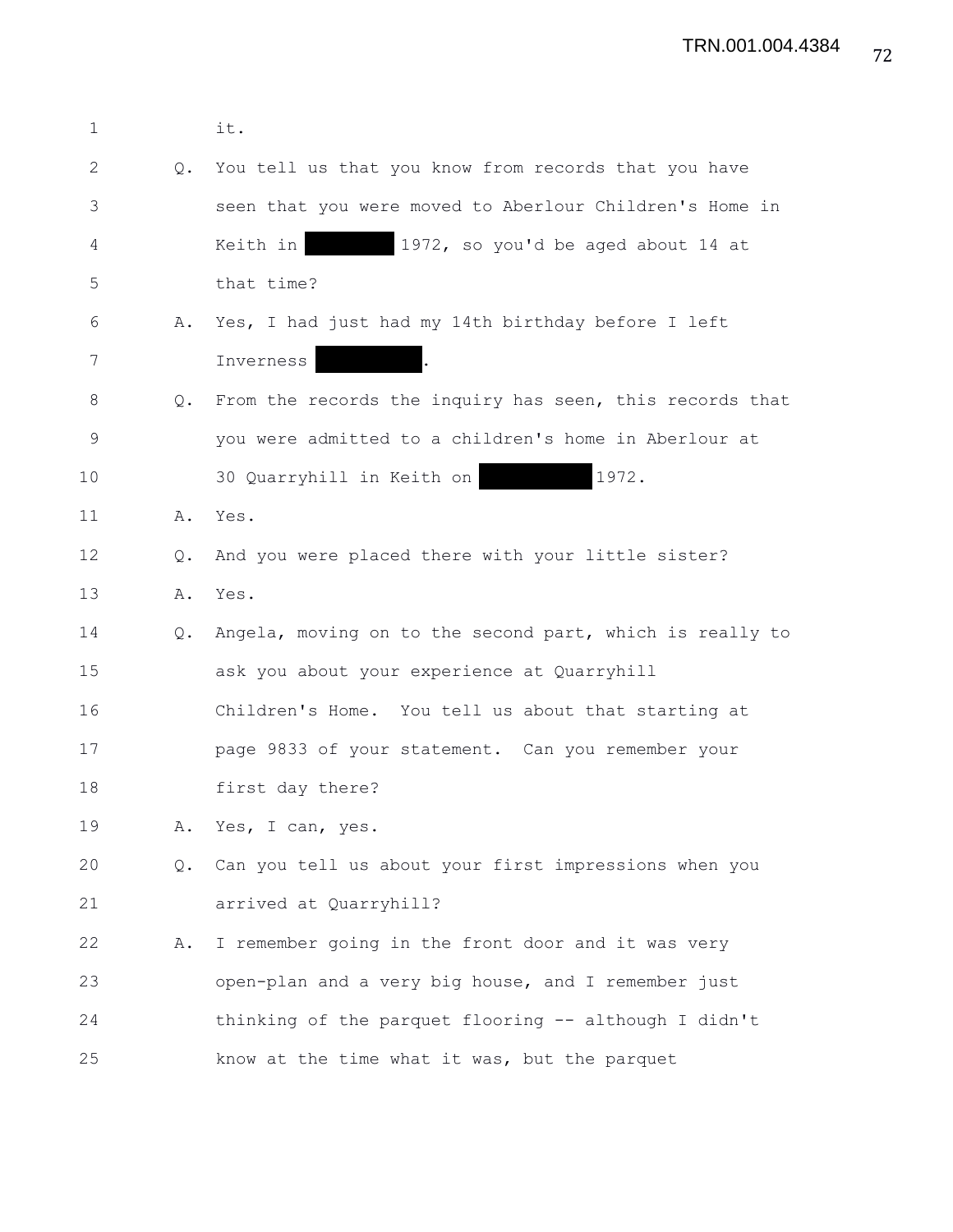1 it.

2 Q. You tell us that you know from records that you have

3 seen that you were moved to Aberlour Children's Home in

4 Keith in ████████ 1972, so you'd be aged about 14 at

5 that time?

6 A. Yes, I had just had my 14th birthday before I left

7 Inverness ██████████.

8 Q. From the records the inquiry has seen, this records that

9 you were admitted to a children's home in Aberlour at

10 30 Quarryhill in Keith on ██████████ 1972.

11 A. Yes.

12 Q. And you were placed there with your little sister?

13 A. Yes.

14 Q. Angela, moving on to the second part, which is really to

15 ask you about your experience at Quarryhill

16 Children's Home. You tell us about that starting at

17 page 9833 of your statement. Can you remember your

18 first day there?

19 A. Yes, I can, yes.

20 Q. Can you tell us about your first impressions when you

21 arrived at Quarryhill?

22 A. I remember going in the front door and it was very

23 open-plan and a very big house, and I remember just

24 thinking of the parquet flooring -- although I didn't

25 know at the time what it was, but the parquet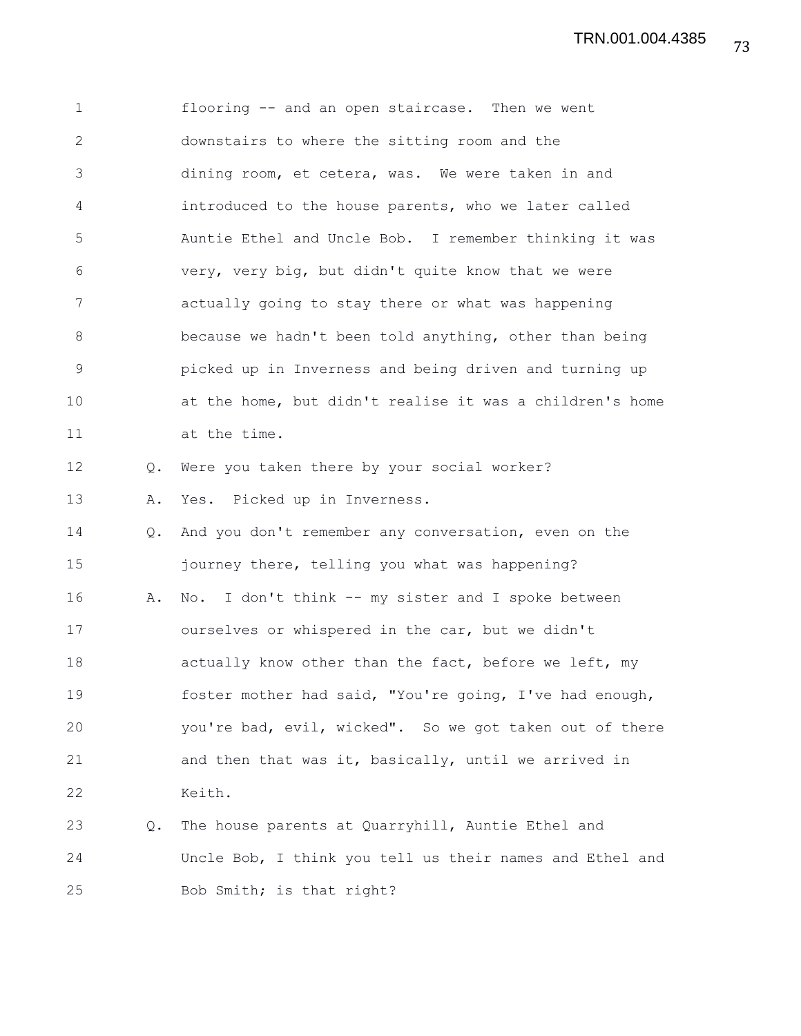flooring -- and an open staircase. Then we went downstairs to where the sitting room and the dining room, et cetera, was. We were taken in and introduced to the house parents, who we later called Auntie Ethel and Uncle Bob. I remember thinking it was very, very big, but didn't quite know that we were actually going to stay there or what was happening because we hadn't been told anything, other than being picked up in Inverness and being driven and turning up at the home, but didn't realise it was a children's home at the time.

Q. Were you taken there by your social worker?

A. Yes. Picked up in Inverness.

Q. And you don't remember any conversation, even on the journey there, telling you what was happening?

A. No. I don't think -- my sister and I spoke between ourselves or whispered in the car, but we didn't actually know other than the fact, before we left, my foster mother had said, "You're going, I've had enough, you're bad, evil, wicked". So we got taken out of there and then that was it, basically, until we arrived in Keith.

Q. The house parents at Quarryhill, Auntie Ethel and Uncle Bob, I think you tell us their names and Ethel and Bob Smith; is that right?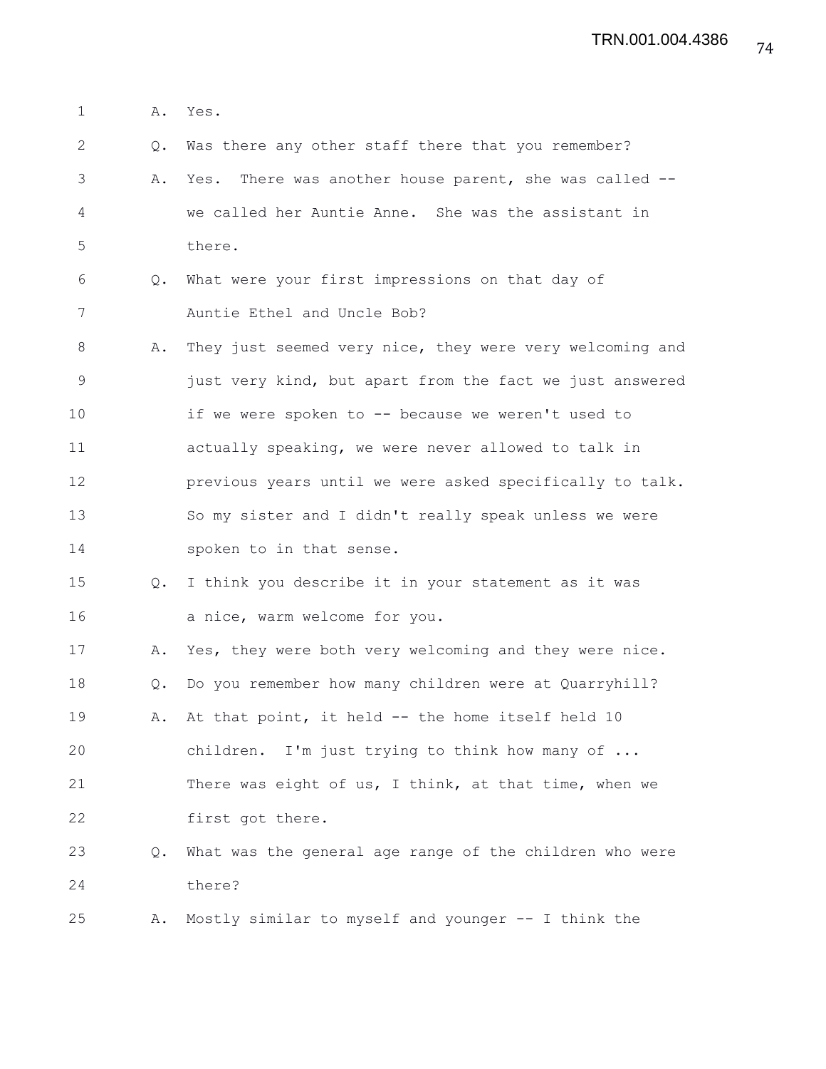1 A. Yes.

2 Q. Was there any other staff there that you remember?

3 A. Yes. There was another house parent, she was called --

4 we called her Auntie Anne. She was the assistant in

5 there.

6 Q. What were your first impressions on that day of

7 Auntie Ethel and Uncle Bob?

8 A. They just seemed very nice, they were very welcoming and

9 just very kind, but apart from the fact we just answered

10 if we were spoken to -- because we weren't used to

11 actually speaking, we were never allowed to talk in

12 previous years until we were asked specifically to talk.

13 So my sister and I didn't really speak unless we were

14 spoken to in that sense.

15 Q. I think you describe it in your statement as it was

16 a nice, warm welcome for you.

17 A. Yes, they were both very welcoming and they were nice.

18 Q. Do you remember how many children were at Quarryhill?

19 A. At that point, it held -- the home itself held 10

20 children. I'm just trying to think how many of ...

21 There was eight of us, I think, at that time, when we

22 first got there.

23 Q. What was the general age range of the children who were

24 there?

25 A. Mostly similar to myself and younger -- I think the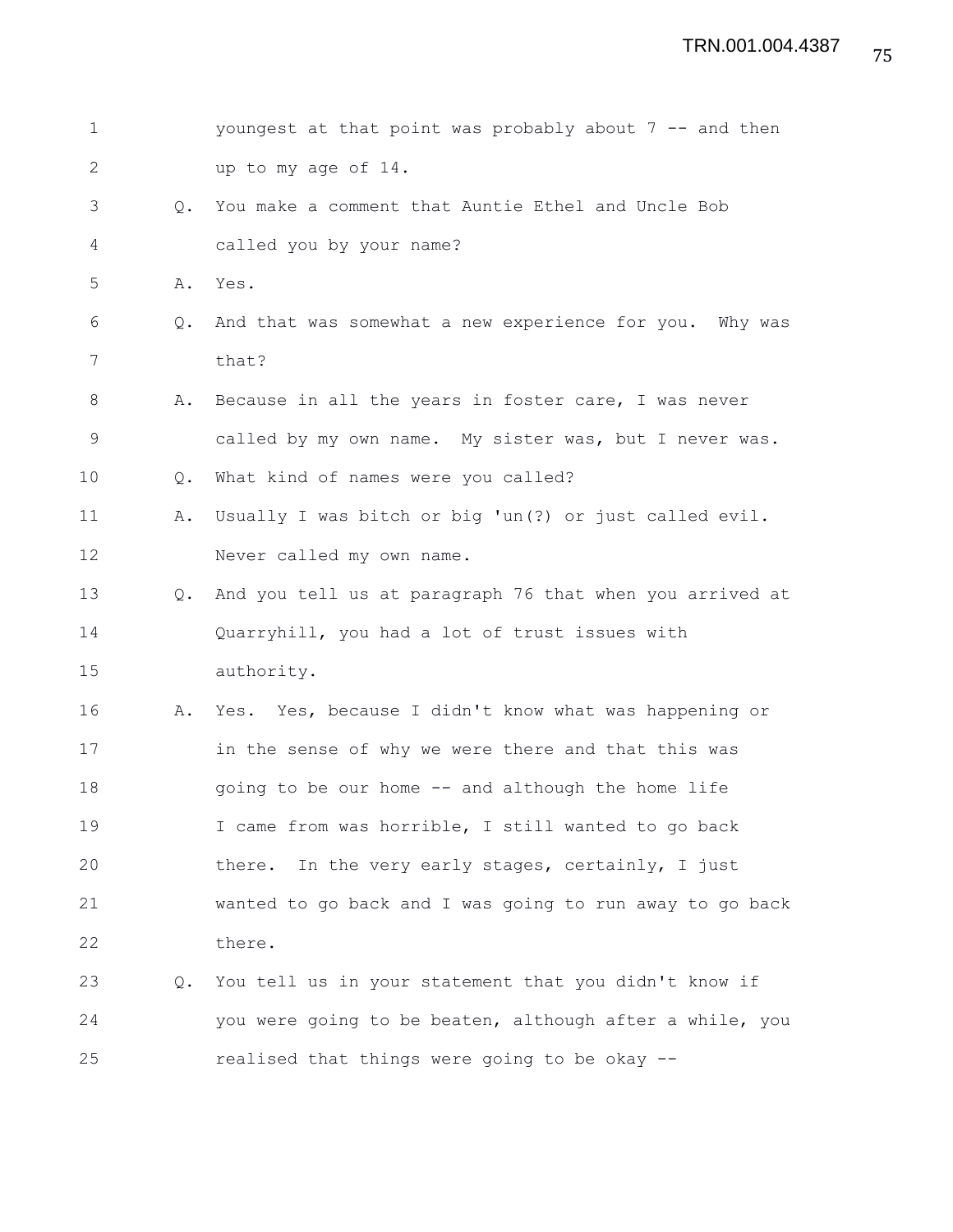youngest at that point was probably about 7 -- and then up to my age of 14.

Q. You make a comment that Auntie Ethel and Uncle Bob called you by your name?

A. Yes.

Q. And that was somewhat a new experience for you. Why was that?

A. Because in all the years in foster care, I was never called by my own name. My sister was, but I never was.

Q. What kind of names were you called?

A. Usually I was bitch or big 'un(?) or just called evil. Never called my own name.

Q. And you tell us at paragraph 76 that when you arrived at Quarryhill, you had a lot of trust issues with authority.

A. Yes. Yes, because I didn't know what was happening or in the sense of why we were there and that this was going to be our home -- and although the home life I came from was horrible, I still wanted to go back there. In the very early stages, certainly, I just wanted to go back and I was going to run away to go back there.

Q. You tell us in your statement that you didn't know if you were going to be beaten, although after a while, you realised that things were going to be okay --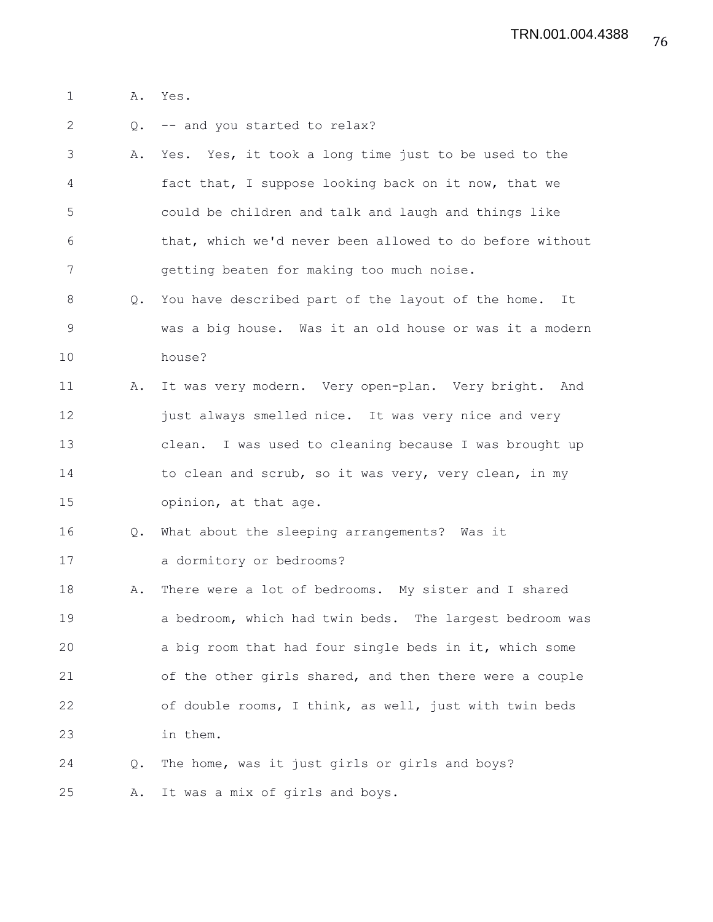A. Yes.

Q. -- and you started to relax?

A. Yes. Yes, it took a long time just to be used to the fact that, I suppose looking back on it now, that we could be children and talk and laugh and things like that, which we'd never been allowed to do before without getting beaten for making too much noise.

Q. You have described part of the layout of the home. It was a big house. Was it an old house or was it a modern house?

A. It was very modern. Very open-plan. Very bright. And just always smelled nice. It was very nice and very clean. I was used to cleaning because I was brought up to clean and scrub, so it was very, very clean, in my opinion, at that age.

Q. What about the sleeping arrangements? Was it a dormitory or bedrooms?

A. There were a lot of bedrooms. My sister and I shared a bedroom, which had twin beds. The largest bedroom was a big room that had four single beds in it, which some of the other girls shared, and then there were a couple of double rooms, I think, as well, just with twin beds in them.

Q. The home, was it just girls or girls and boys?

A. It was a mix of girls and boys.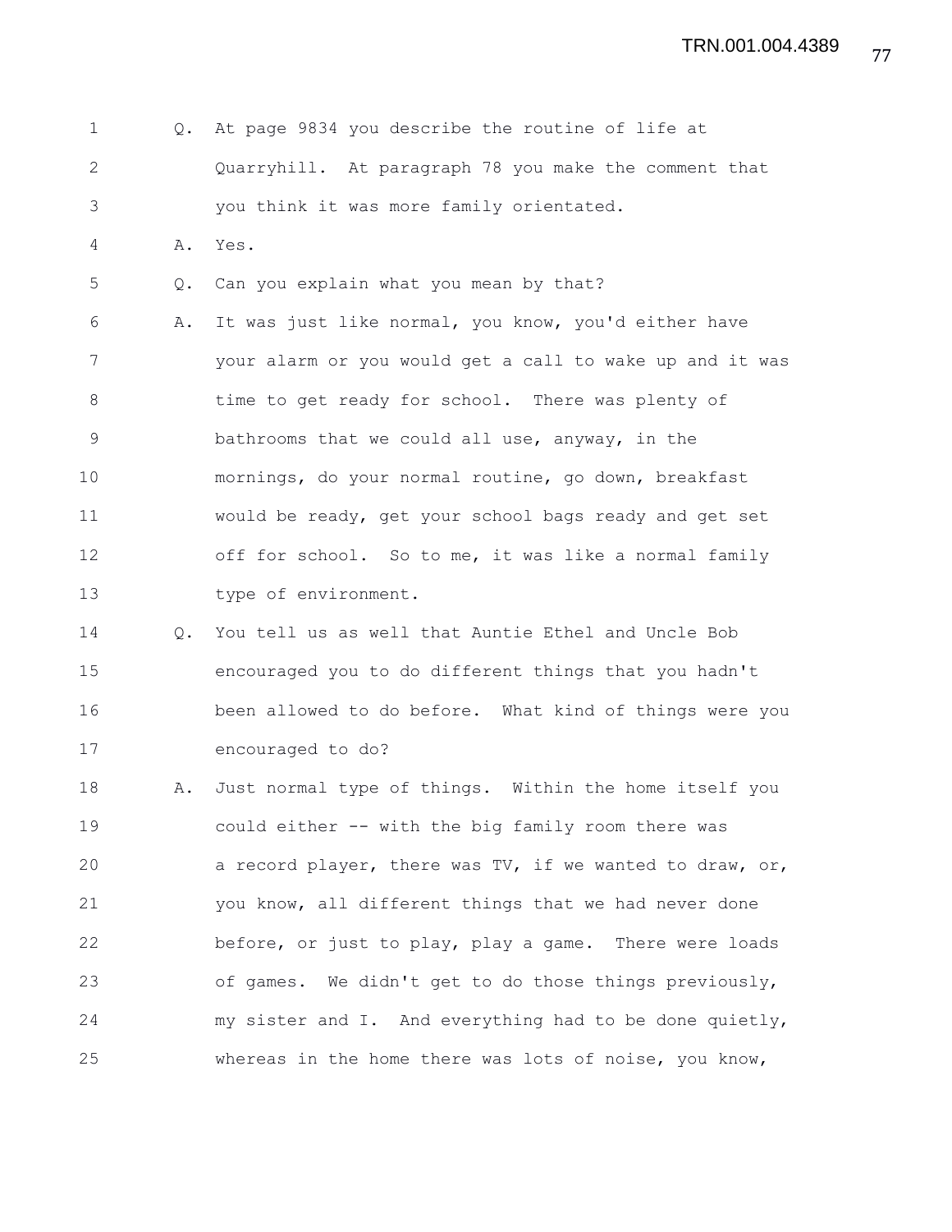Q. At page 9834 you describe the routine of life at Quarryhill. At paragraph 78 you make the comment that you think it was more family orientated.

A. Yes.

Q. Can you explain what you mean by that?

A. It was just like normal, you know, you'd either have your alarm or you would get a call to wake up and it was time to get ready for school. There was plenty of bathrooms that we could all use, anyway, in the mornings, do your normal routine, go down, breakfast would be ready, get your school bags ready and get set off for school. So to me, it was like a normal family type of environment.

Q. You tell us as well that Auntie Ethel and Uncle Bob encouraged you to do different things that you hadn't been allowed to do before. What kind of things were you encouraged to do?

A. Just normal type of things. Within the home itself you could either -- with the big family room there was a record player, there was TV, if we wanted to draw, or, you know, all different things that we had never done before, or just to play, play a game. There were loads of games. We didn't get to do those things previously, my sister and I. And everything had to be done quietly, whereas in the home there was lots of noise, you know,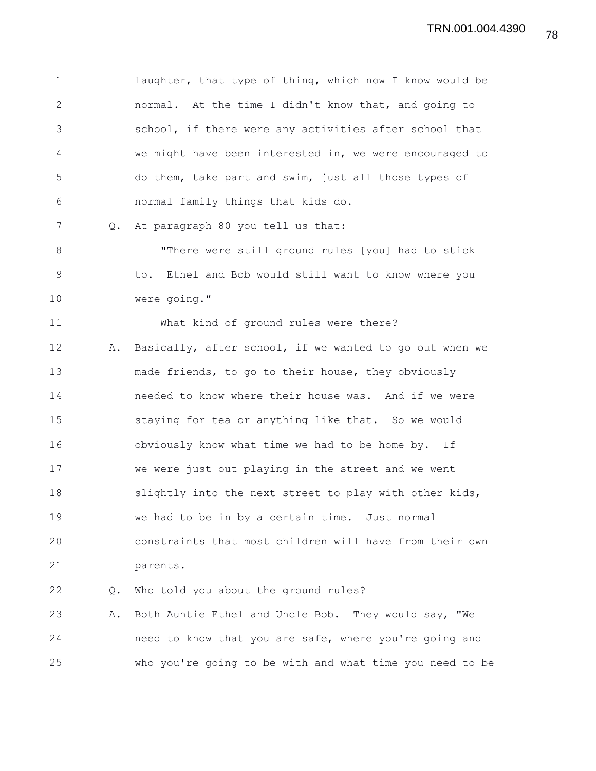laughter, that type of thing, which now I know would be normal. At the time I didn't know that, and going to school, if there were any activities after school that we might have been interested in, we were encouraged to do them, take part and swim, just all those types of normal family things that kids do.

Q. At paragraph 80 you tell us that:

"There were still ground rules [you] had to stick to. Ethel and Bob would still want to know where you were going."

What kind of ground rules were there?

A. Basically, after school, if we wanted to go out when we made friends, to go to their house, they obviously needed to know where their house was. And if we were staying for tea or anything like that. So we would obviously know what time we had to be home by. If we were just out playing in the street and we went slightly into the next street to play with other kids, we had to be in by a certain time. Just normal constraints that most children will have from their own parents.

Q. Who told you about the ground rules?

A. Both Auntie Ethel and Uncle Bob. They would say, "We need to know that you are safe, where you're going and who you're going to be with and what time you need to be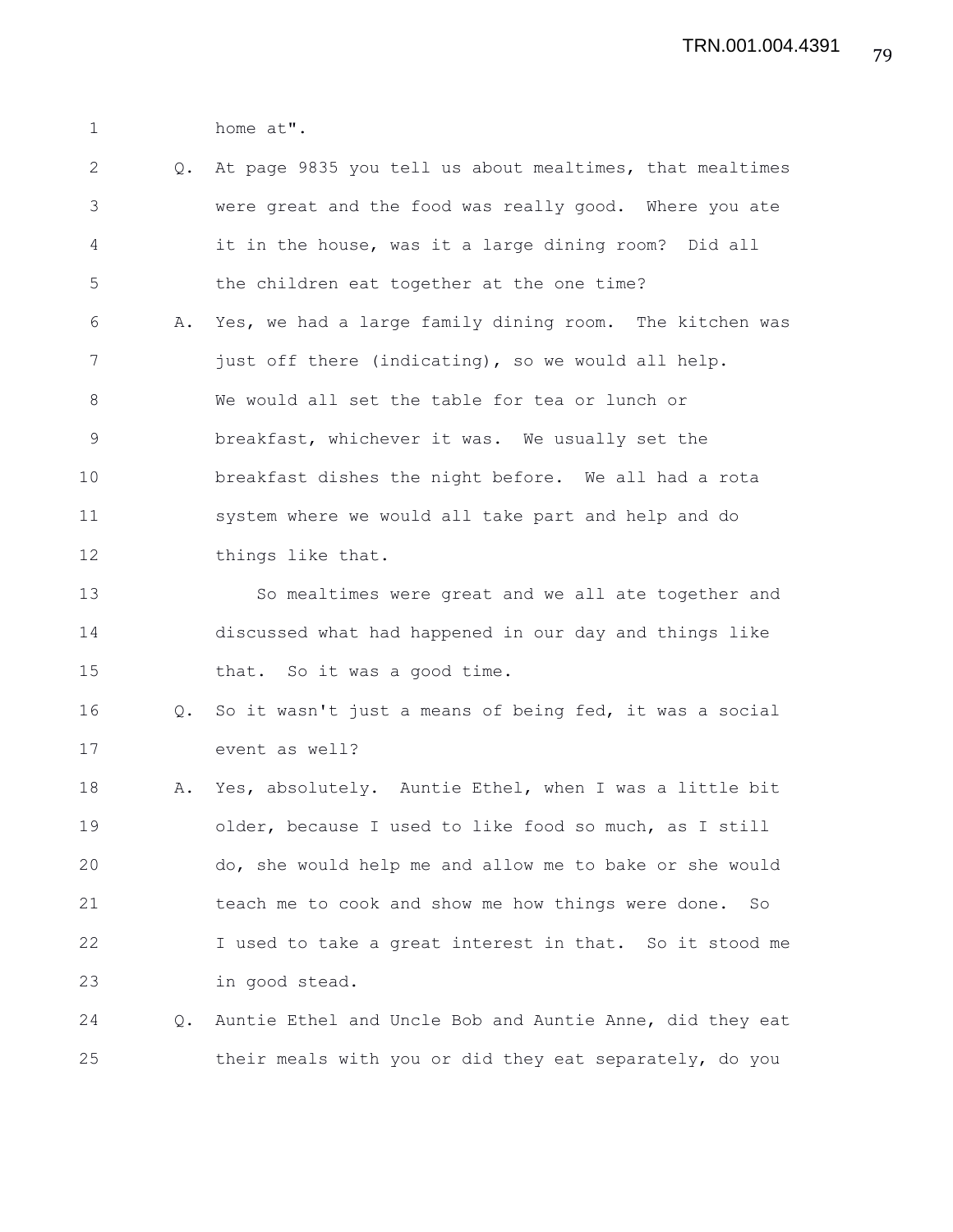home at".

Q. At page 9835 you tell us about mealtimes, that mealtimes were great and the food was really good. Where you ate it in the house, was it a large dining room? Did all the children eat together at the one time?

A. Yes, we had a large family dining room. The kitchen was just off there (indicating), so we would all help. We would all set the table for tea or lunch or breakfast, whichever it was. We usually set the breakfast dishes the night before. We all had a rota system where we would all take part and help and do things like that.

So mealtimes were great and we all ate together and discussed what had happened in our day and things like that. So it was a good time.

Q. So it wasn't just a means of being fed, it was a social event as well?

A. Yes, absolutely. Auntie Ethel, when I was a little bit older, because I used to like food so much, as I still do, she would help me and allow me to bake or she would teach me to cook and show me how things were done. So I used to take a great interest in that. So it stood me in good stead.

Q. Auntie Ethel and Uncle Bob and Auntie Anne, did they eat their meals with you or did they eat separately, do you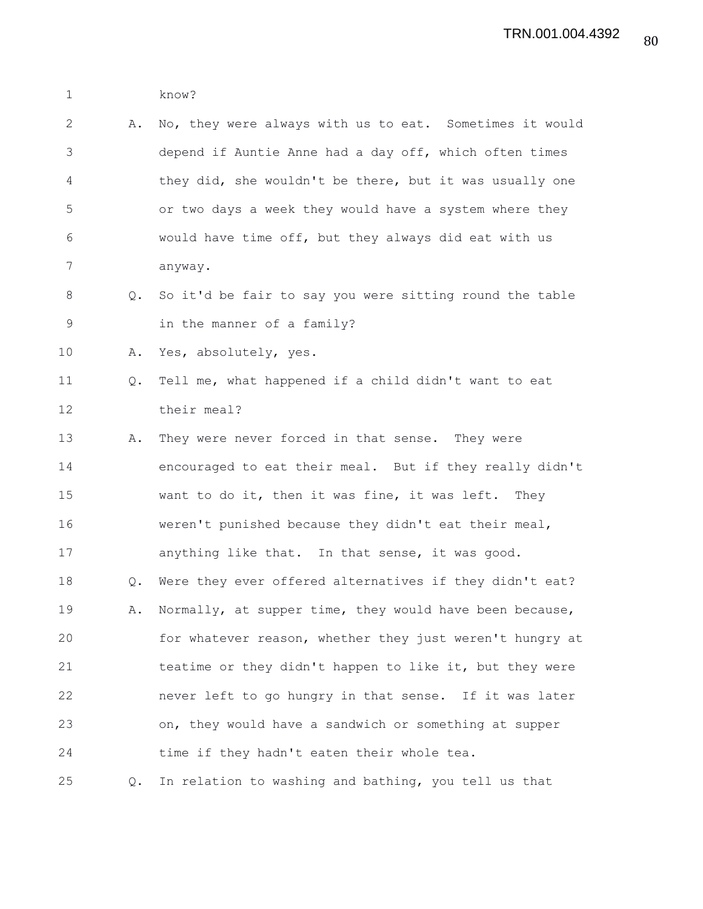know?

A. No, they were always with us to eat. Sometimes it would depend if Auntie Anne had a day off, which often times they did, she wouldn't be there, but it was usually one or two days a week they would have a system where they would have time off, but they always did eat with us anyway.

Q. So it'd be fair to say you were sitting round the table in the manner of a family?

A. Yes, absolutely, yes.

Q. Tell me, what happened if a child didn't want to eat their meal?

A. They were never forced in that sense. They were encouraged to eat their meal. But if they really didn't want to do it, then it was fine, it was left. They weren't punished because they didn't eat their meal, anything like that. In that sense, it was good.

Q. Were they ever offered alternatives if they didn't eat?

A. Normally, at supper time, they would have been because, for whatever reason, whether they just weren't hungry at teatime or they didn't happen to like it, but they were never left to go hungry in that sense. If it was later on, they would have a sandwich or something at supper time if they hadn't eaten their whole tea.

Q. In relation to washing and bathing, you tell us that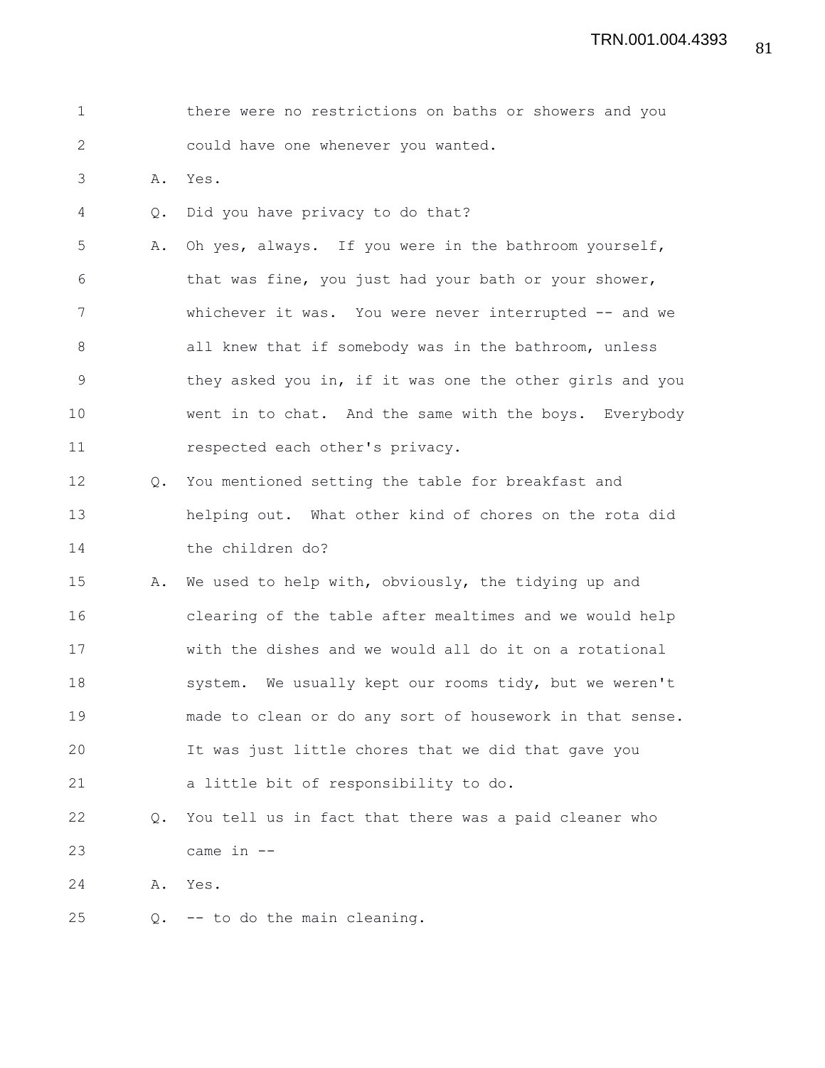there were no restrictions on baths or showers and you could have one whenever you wanted.

A. Yes.

Q. Did you have privacy to do that?

A. Oh yes, always. If you were in the bathroom yourself, that was fine, you just had your bath or your shower, whichever it was. You were never interrupted -- and we all knew that if somebody was in the bathroom, unless they asked you in, if it was one the other girls and you went in to chat. And the same with the boys. Everybody respected each other's privacy.

Q. You mentioned setting the table for breakfast and helping out. What other kind of chores on the rota did the children do?

A. We used to help with, obviously, the tidying up and clearing of the table after mealtimes and we would help with the dishes and we would all do it on a rotational system. We usually kept our rooms tidy, but we weren't made to clean or do any sort of housework in that sense. It was just little chores that we did that gave you a little bit of responsibility to do.

Q. You tell us in fact that there was a paid cleaner who came in --

A. Yes.

Q. -- to do the main cleaning.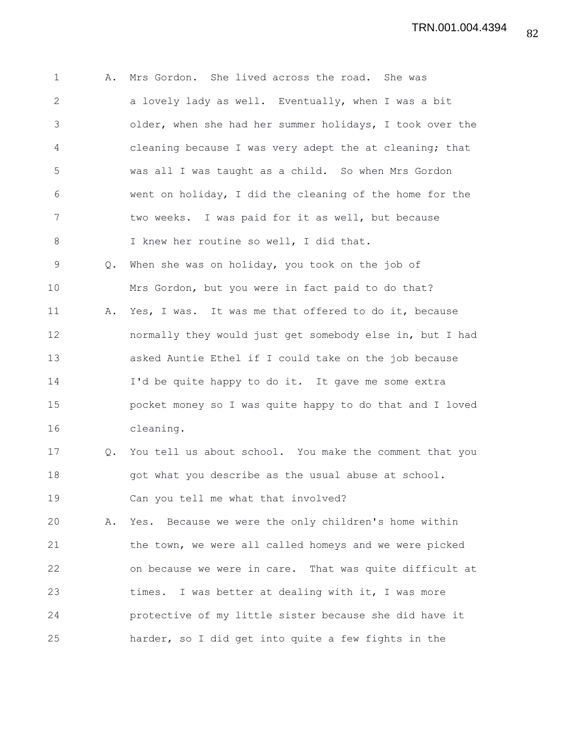A. Mrs Gordon. She lived across the road. She was a lovely lady as well. Eventually, when I was a bit older, when she had her summer holidays, I took over the cleaning because I was very adept the at cleaning; that was all I was taught as a child. So when Mrs Gordon went on holiday, I did the cleaning of the home for the two weeks. I was paid for it as well, but because I knew her routine so well, I did that.

Q. When she was on holiday, you took on the job of Mrs Gordon, but you were in fact paid to do that?

A. Yes, I was. It was me that offered to do it, because normally they would just get somebody else in, but I had asked Auntie Ethel if I could take on the job because I'd be quite happy to do it. It gave me some extra pocket money so I was quite happy to do that and I loved cleaning.

Q. You tell us about school. You make the comment that you got what you describe as the usual abuse at school. Can you tell me what that involved?

A. Yes. Because we were the only children's home within the town, we were all called homeys and we were picked on because we were in care. That was quite difficult at times. I was better at dealing with it, I was more protective of my little sister because she did have it harder, so I did get into quite a few fights in the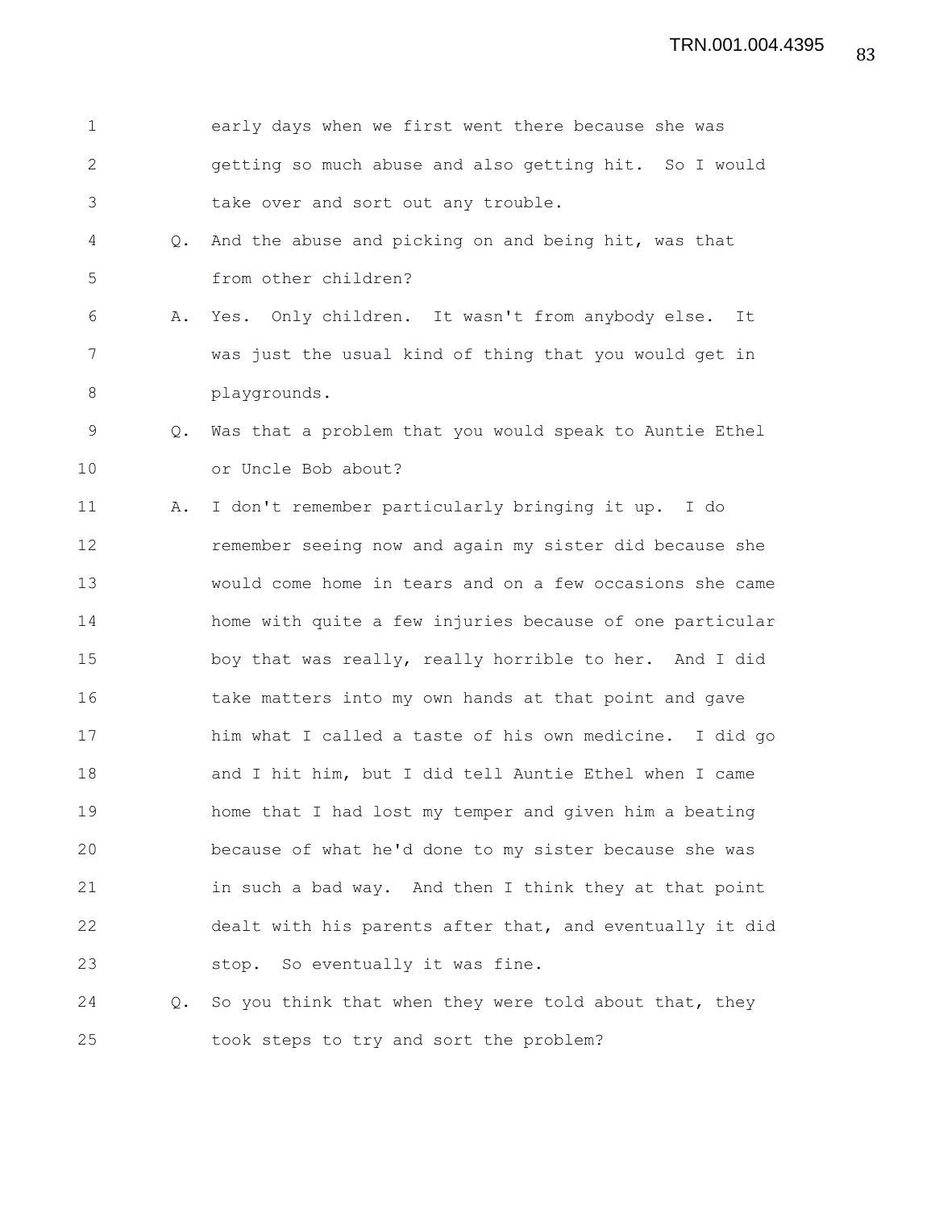early days when we first went there because she was getting so much abuse and also getting hit. So I would take over and sort out any trouble.

Q. And the abuse and picking on and being hit, was that from other children?

A. Yes. Only children. It wasn't from anybody else. It was just the usual kind of thing that you would get in playgrounds.

Q. Was that a problem that you would speak to Auntie Ethel or Uncle Bob about?

A. I don't remember particularly bringing it up. I do remember seeing now and again my sister did because she would come home in tears and on a few occasions she came home with quite a few injuries because of one particular boy that was really, really horrible to her. And I did take matters into my own hands at that point and gave him what I called a taste of his own medicine. I did go and I hit him, but I did tell Auntie Ethel when I came home that I had lost my temper and given him a beating because of what he'd done to my sister because she was in such a bad way. And then I think they at that point dealt with his parents after that, and eventually it did stop. So eventually it was fine.

Q. So you think that when they were told about that, they took steps to try and sort the problem?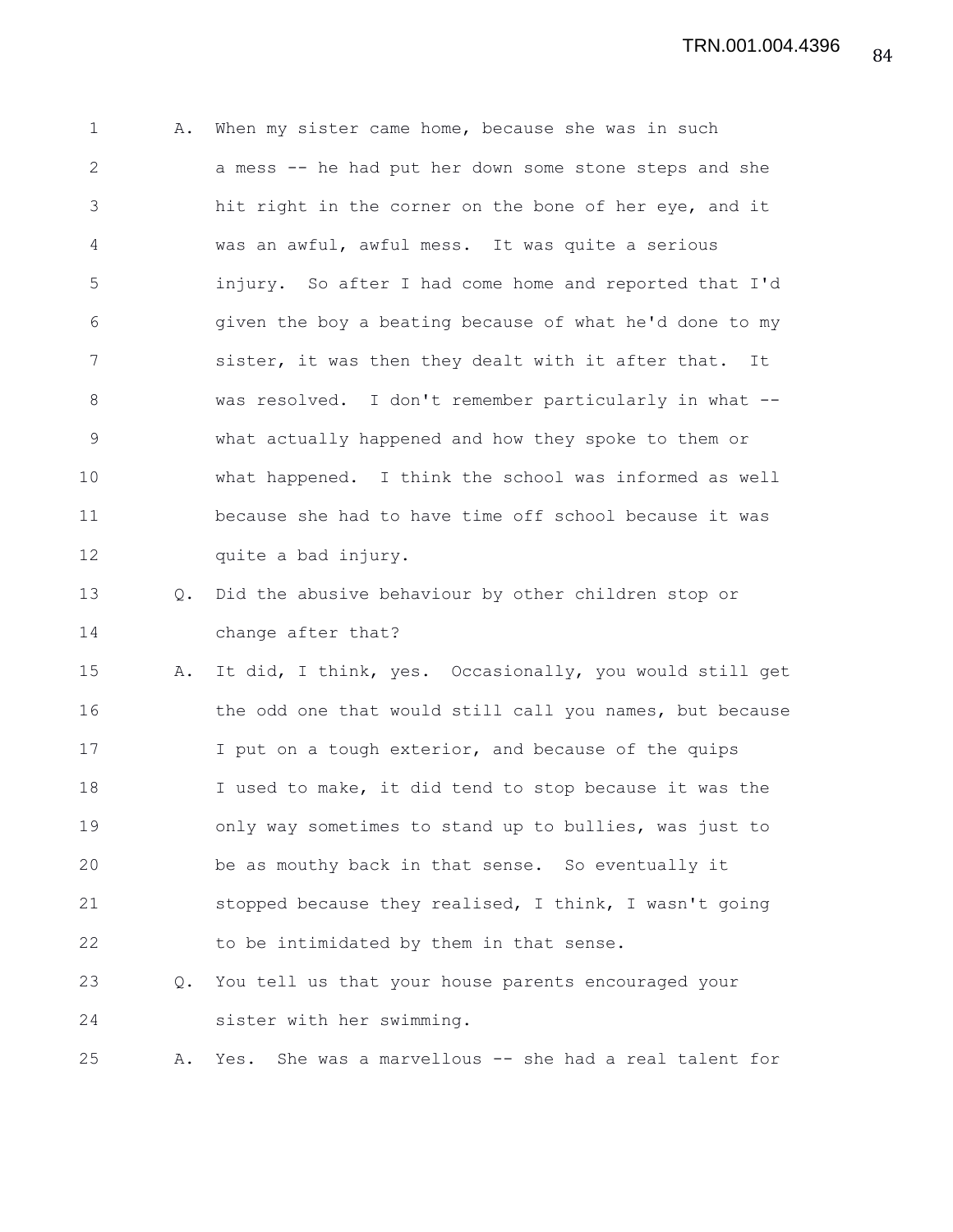A. When my sister came home, because she was in such a mess -- he had put her down some stone steps and she hit right in the corner on the bone of her eye, and it was an awful, awful mess. It was quite a serious injury. So after I had come home and reported that I'd given the boy a beating because of what he'd done to my sister, it was then they dealt with it after that. It was resolved. I don't remember particularly in what -- what actually happened and how they spoke to them or what happened. I think the school was informed as well because she had to have time off school because it was quite a bad injury.

Q. Did the abusive behaviour by other children stop or change after that?

A. It did, I think, yes. Occasionally, you would still get the odd one that would still call you names, but because I put on a tough exterior, and because of the quips I used to make, it did tend to stop because it was the only way sometimes to stand up to bullies, was just to be as mouthy back in that sense. So eventually it stopped because they realised, I think, I wasn't going to be intimidated by them in that sense.

Q. You tell us that your house parents encouraged your sister with her swimming.

A. Yes. She was a marvellous -- she had a real talent for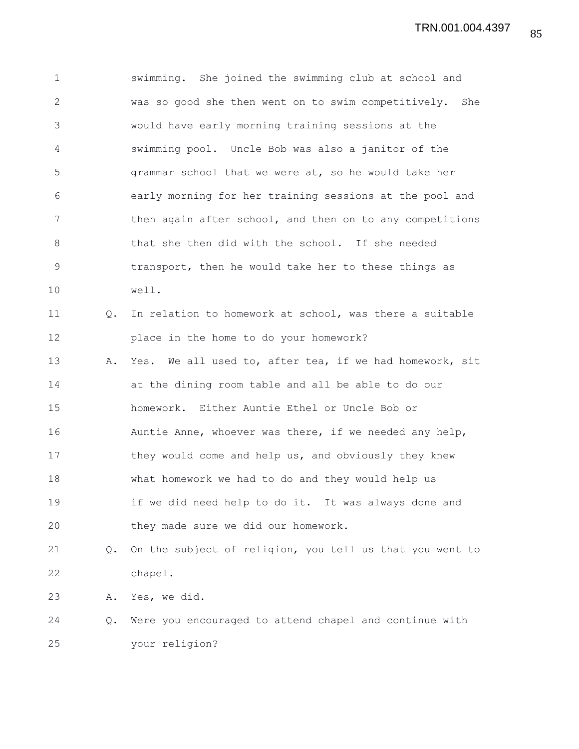swimming. She joined the swimming club at school and was so good she then went on to swim competitively. She would have early morning training sessions at the swimming pool. Uncle Bob was also a janitor of the grammar school that we were at, so he would take her early morning for her training sessions at the pool and then again after school, and then on to any competitions that she then did with the school. If she needed transport, then he would take her to these things as well.

Q. In relation to homework at school, was there a suitable place in the home to do your homework?

A. Yes. We all used to, after tea, if we had homework, sit at the dining room table and all be able to do our homework. Either Auntie Ethel or Uncle Bob or Auntie Anne, whoever was there, if we needed any help, they would come and help us, and obviously they knew what homework we had to do and they would help us if we did need help to do it. It was always done and they made sure we did our homework.

Q. On the subject of religion, you tell us that you went to chapel.

A. Yes, we did.

Q. Were you encouraged to attend chapel and continue with your religion?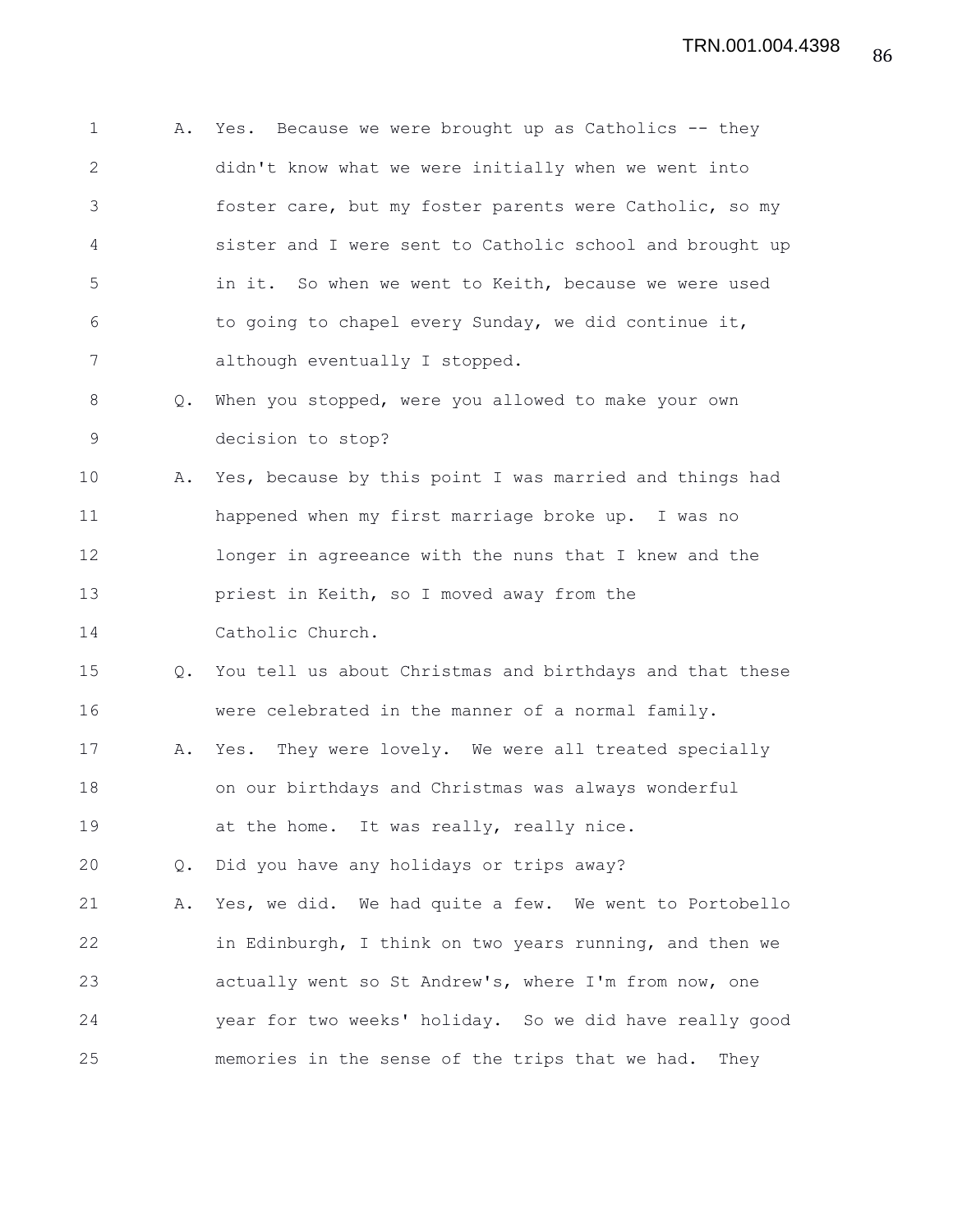A. Yes. Because we were brought up as Catholics -- they didn't know what we were initially when we went into foster care, but my foster parents were Catholic, so my sister and I were sent to Catholic school and brought up in it. So when we went to Keith, because we were used to going to chapel every Sunday, we did continue it, although eventually I stopped.

Q. When you stopped, were you allowed to make your own decision to stop?

A. Yes, because by this point I was married and things had happened when my first marriage broke up. I was no longer in agreeance with the nuns that I knew and the priest in Keith, so I moved away from the Catholic Church.

Q. You tell us about Christmas and birthdays and that these were celebrated in the manner of a normal family.

A. Yes. They were lovely. We were all treated specially on our birthdays and Christmas was always wonderful at the home. It was really, really nice.

Q. Did you have any holidays or trips away?

A. Yes, we did. We had quite a few. We went to Portobello in Edinburgh, I think on two years running, and then we actually went so St Andrew's, where I'm from now, one year for two weeks' holiday. So we did have really good memories in the sense of the trips that we had. They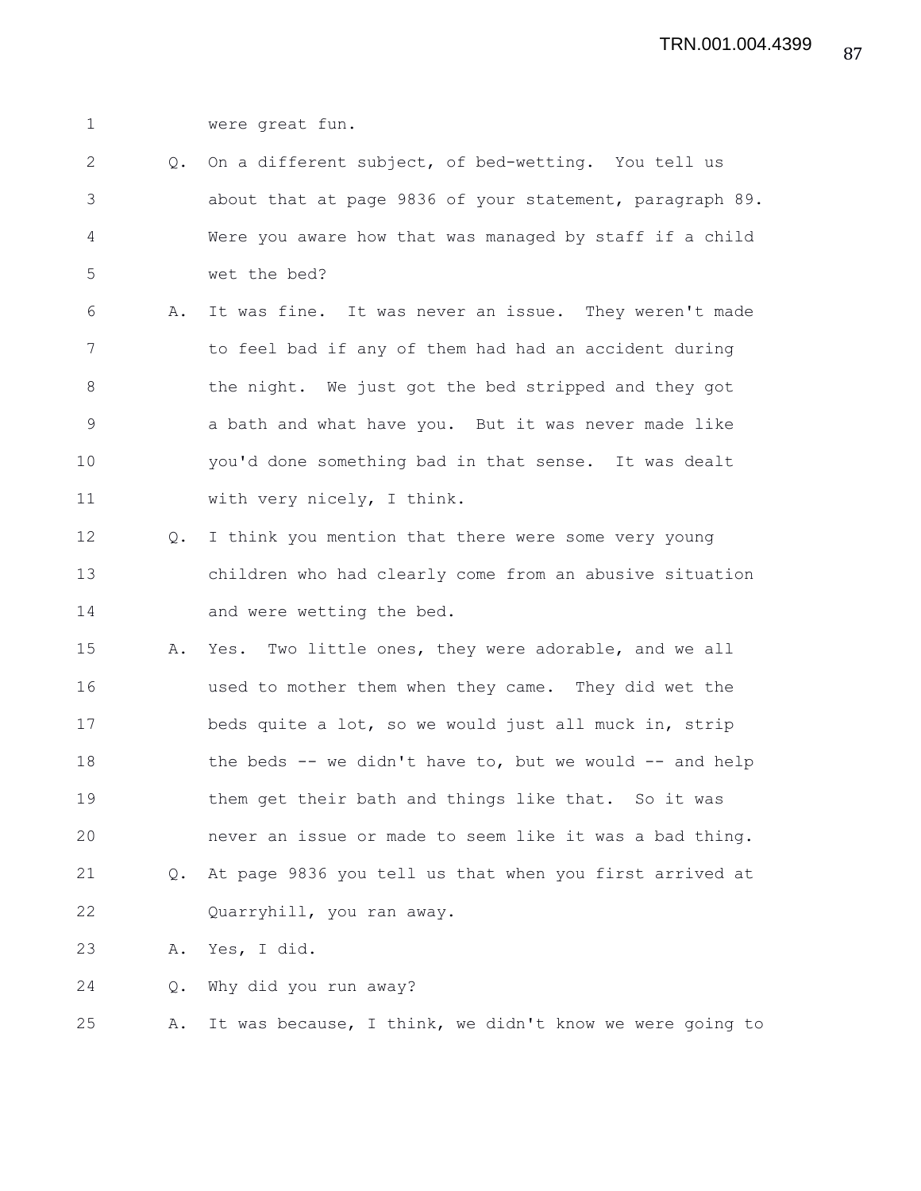were great fun.

Q. On a different subject, of bed-wetting. You tell us about that at page 9836 of your statement, paragraph 89. Were you aware how that was managed by staff if a child wet the bed?

A. It was fine. It was never an issue. They weren't made to feel bad if any of them had had an accident during the night. We just got the bed stripped and they got a bath and what have you. But it was never made like you'd done something bad in that sense. It was dealt with very nicely, I think.

Q. I think you mention that there were some very young children who had clearly come from an abusive situation and were wetting the bed.

A. Yes. Two little ones, they were adorable, and we all used to mother them when they came. They did wet the beds quite a lot, so we would just all muck in, strip the beds -- we didn't have to, but we would -- and help them get their bath and things like that. So it was never an issue or made to seem like it was a bad thing.

Q. At page 9836 you tell us that when you first arrived at Quarryhill, you ran away.

A. Yes, I did.

Q. Why did you run away?

A. It was because, I think, we didn't know we were going to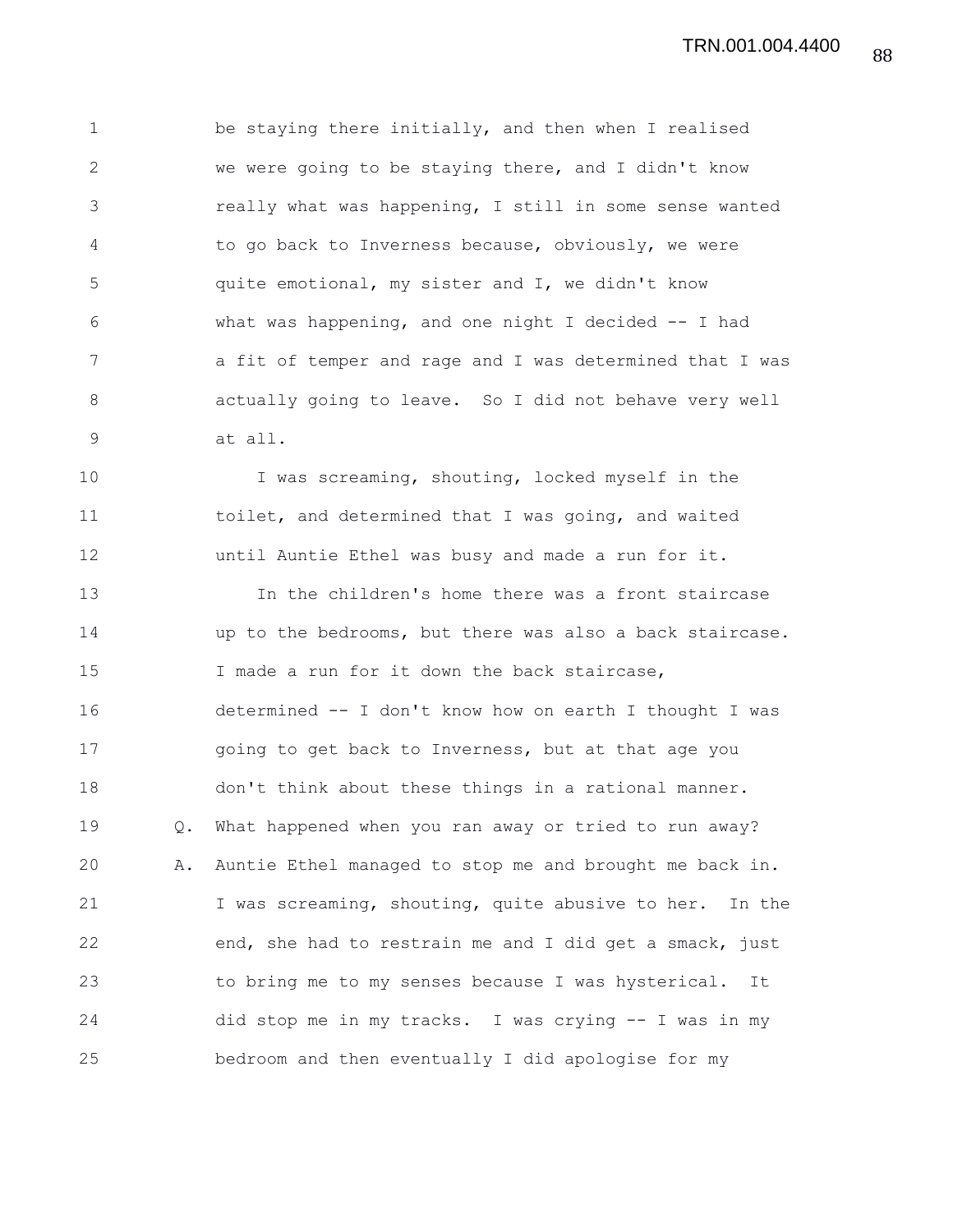be staying there initially, and then when I realised we were going to be staying there, and I didn't know really what was happening, I still in some sense wanted to go back to Inverness because, obviously, we were quite emotional, my sister and I, we didn't know what was happening, and one night I decided -- I had a fit of temper and rage and I was determined that I was actually going to leave. So I did not behave very well at all.

I was screaming, shouting, locked myself in the toilet, and determined that I was going, and waited until Auntie Ethel was busy and made a run for it.

In the children's home there was a front staircase up to the bedrooms, but there was also a back staircase. I made a run for it down the back staircase, determined -- I don't know how on earth I thought I was going to get back to Inverness, but at that age you don't think about these things in a rational manner.

Q. What happened when you ran away or tried to run away?

A. Auntie Ethel managed to stop me and brought me back in. I was screaming, shouting, quite abusive to her. In the end, she had to restrain me and I did get a smack, just to bring me to my senses because I was hysterical. It did stop me in my tracks. I was crying -- I was in my bedroom and then eventually I did apologise for my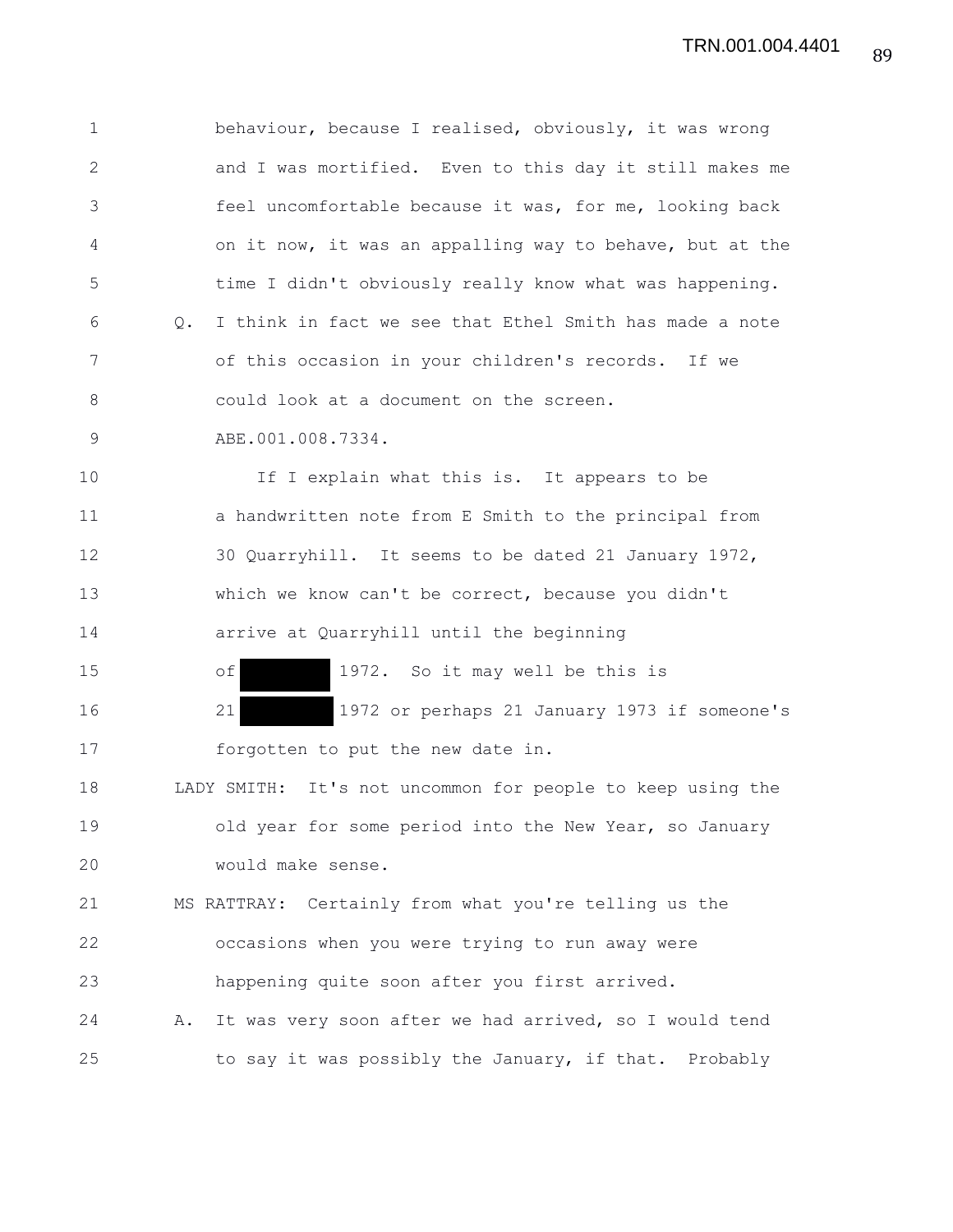behaviour, because I realised, obviously, it was wrong and I was mortified. Even to this day it still makes me feel uncomfortable because it was, for me, looking back on it now, it was an appalling way to behave, but at the time I didn't obviously really know what was happening.

Q. I think in fact we see that Ethel Smith has made a note of this occasion in your children's records. If we could look at a document on the screen. ABE.001.008.7334.

If I explain what this is. It appears to be a handwritten note from E Smith to the principal from 30 Quarryhill. It seems to be dated 21 January 1972, which we know can't be correct, because you didn't arrive at Quarryhill until the beginning of [REDACTED] 1972. So it may well be this is 21 [REDACTED] 1972 or perhaps 21 January 1973 if someone's forgotten to put the new date in.

LADY SMITH: It's not uncommon for people to keep using the old year for some period into the New Year, so January would make sense.

MS RATTRAY: Certainly from what you're telling us the occasions when you were trying to run away were happening quite soon after you first arrived.

A. It was very soon after we had arrived, so I would tend to say it was possibly the January, if that. Probably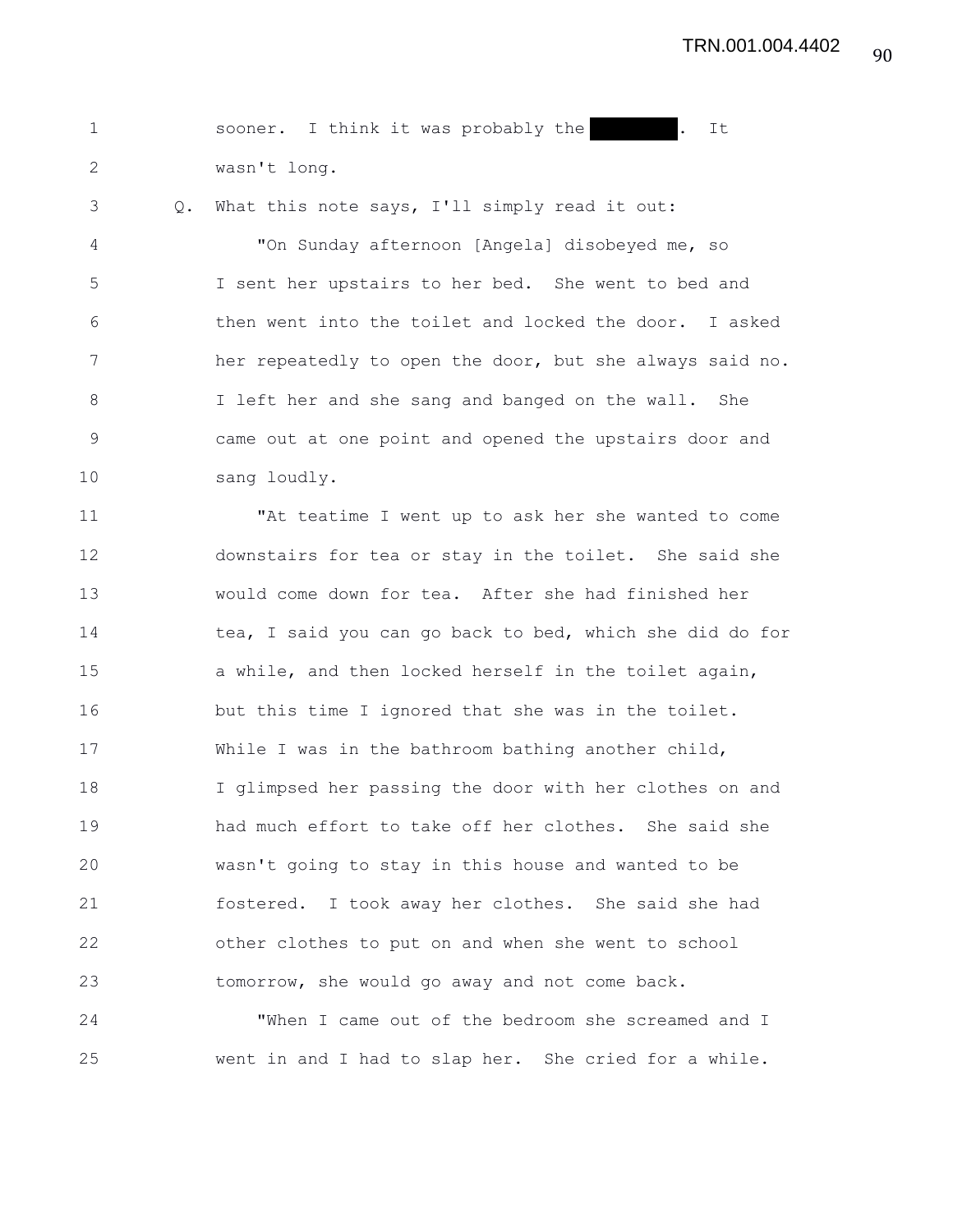sooner. I think it was probably the [REDACTED]. It wasn't long.

Q. What this note says, I'll simply read it out:

"On Sunday afternoon [Angela] disobeyed me, so I sent her upstairs to her bed. She went to bed and then went into the toilet and locked the door. I asked her repeatedly to open the door, but she always said no. I left her and she sang and banged on the wall. She came out at one point and opened the upstairs door and sang loudly.

"At teatime I went up to ask her she wanted to come downstairs for tea or stay in the toilet. She said she would come down for tea. After she had finished her tea, I said you can go back to bed, which she did do for a while, and then locked herself in the toilet again, but this time I ignored that she was in the toilet. While I was in the bathroom bathing another child, I glimpsed her passing the door with her clothes on and had much effort to take off her clothes. She said she wasn't going to stay in this house and wanted to be fostered. I took away her clothes. She said she had other clothes to put on and when she went to school tomorrow, she would go away and not come back.

"When I came out of the bedroom she screamed and I went in and I had to slap her. She cried for a while.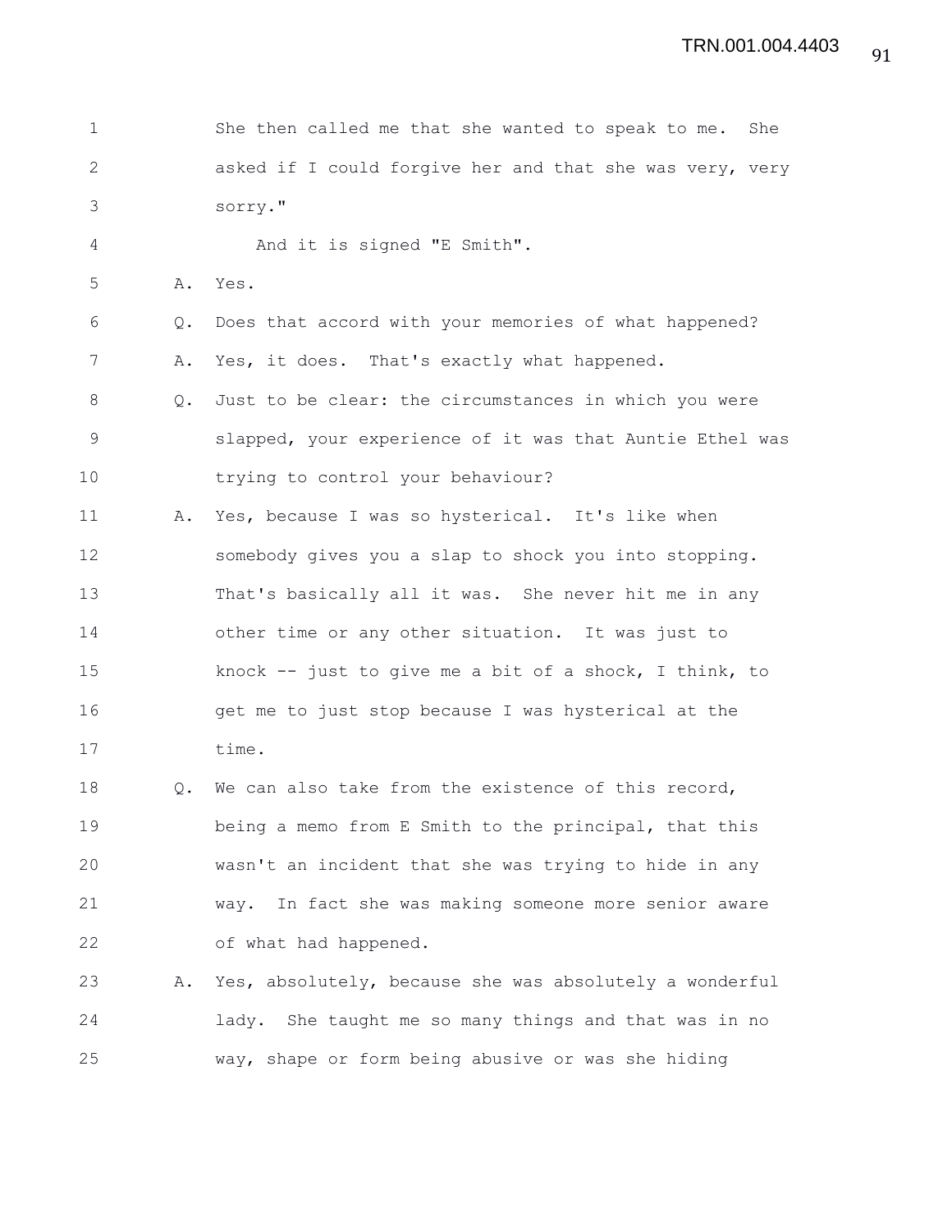She then called me that she wanted to speak to me. She asked if I could forgive her and that she was very, very sorry."

And it is signed "E Smith".

A. Yes.

Q. Does that accord with your memories of what happened?

A. Yes, it does. That's exactly what happened.

Q. Just to be clear: the circumstances in which you were slapped, your experience of it was that Auntie Ethel was trying to control your behaviour?

A. Yes, because I was so hysterical. It's like when somebody gives you a slap to shock you into stopping. That's basically all it was. She never hit me in any other time or any other situation. It was just to knock -- just to give me a bit of a shock, I think, to get me to just stop because I was hysterical at the time.

Q. We can also take from the existence of this record, being a memo from E Smith to the principal, that this wasn't an incident that she was trying to hide in any way. In fact she was making someone more senior aware of what had happened.

A. Yes, absolutely, because she was absolutely a wonderful lady. She taught me so many things and that was in no way, shape or form being abusive or was she hiding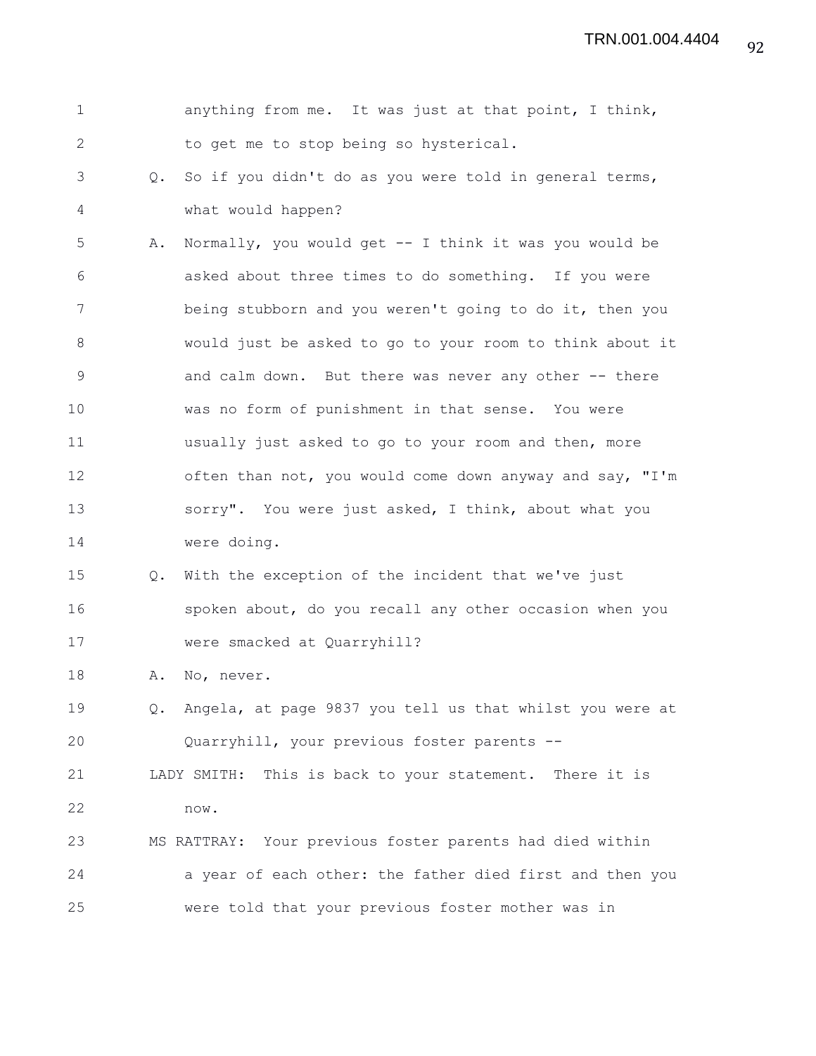anything from me. It was just at that point, I think, to get me to stop being so hysterical.

Q. So if you didn't do as you were told in general terms, what would happen?

A. Normally, you would get -- I think it was you would be asked about three times to do something. If you were being stubborn and you weren't going to do it, then you would just be asked to go to your room to think about it and calm down. But there was never any other -- there was no form of punishment in that sense. You were usually just asked to go to your room and then, more often than not, you would come down anyway and say, "I'm sorry". You were just asked, I think, about what you were doing.

Q. With the exception of the incident that we've just spoken about, do you recall any other occasion when you were smacked at Quarryhill?

A. No, never.

Q. Angela, at page 9837 you tell us that whilst you were at Quarryhill, your previous foster parents --

LADY SMITH: This is back to your statement. There it is now.

MS RATTRAY: Your previous foster parents had died within a year of each other: the father died first and then you were told that your previous foster mother was in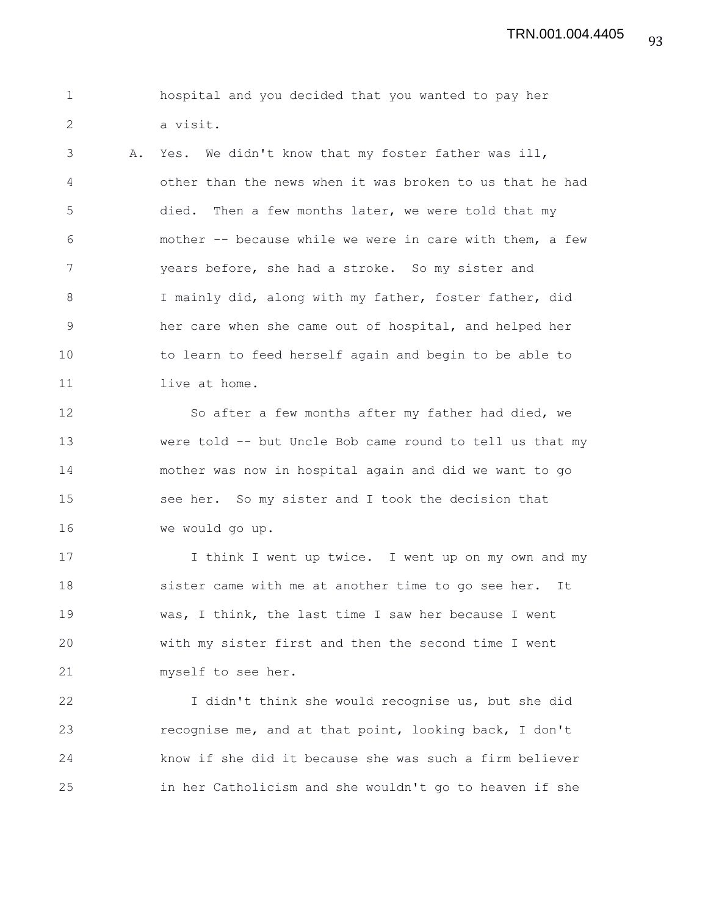hospital and you decided that you wanted to pay her a visit.

A. Yes. We didn't know that my foster father was ill, other than the news when it was broken to us that he had died. Then a few months later, we were told that my mother -- because while we were in care with them, a few years before, she had a stroke. So my sister and I mainly did, along with my father, foster father, did her care when she came out of hospital, and helped her to learn to feed herself again and begin to be able to live at home.

So after a few months after my father had died, we were told -- but Uncle Bob came round to tell us that my mother was now in hospital again and did we want to go see her. So my sister and I took the decision that we would go up.

I think I went up twice. I went up on my own and my sister came with me at another time to go see her. It was, I think, the last time I saw her because I went with my sister first and then the second time I went myself to see her.

I didn't think she would recognise us, but she did recognise me, and at that point, looking back, I don't know if she did it because she was such a firm believer in her Catholicism and she wouldn't go to heaven if she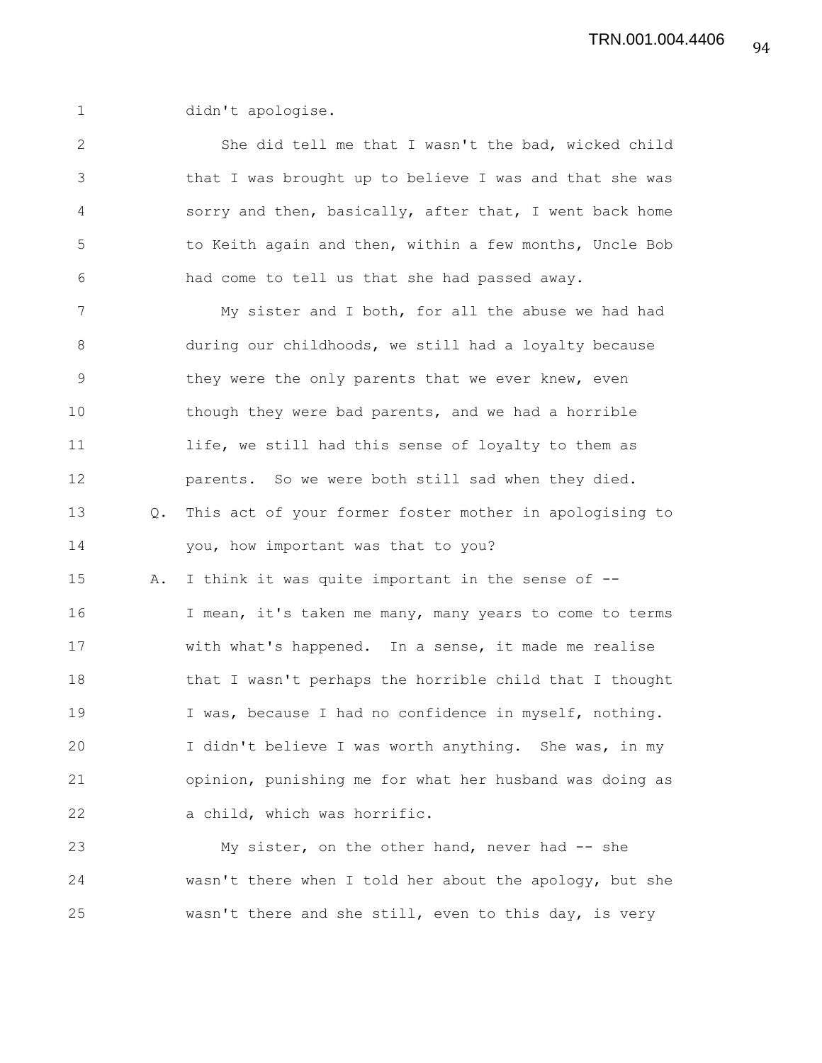didn't apologise.

She did tell me that I wasn't the bad, wicked child that I was brought up to believe I was and that she was sorry and then, basically, after that, I went back home to Keith again and then, within a few months, Uncle Bob had come to tell us that she had passed away.

My sister and I both, for all the abuse we had had during our childhoods, we still had a loyalty because they were the only parents that we ever knew, even though they were bad parents, and we had a horrible life, we still had this sense of loyalty to them as parents. So we were both still sad when they died.

Q. This act of your former foster mother in apologising to you, how important was that to you?

A. I think it was quite important in the sense of -- I mean, it's taken me many, many years to come to terms with what's happened. In a sense, it made me realise that I wasn't perhaps the horrible child that I thought I was, because I had no confidence in myself, nothing. I didn't believe I was worth anything. She was, in my opinion, punishing me for what her husband was doing as a child, which was horrific.

My sister, on the other hand, never had -- she wasn't there when I told her about the apology, but she wasn't there and she still, even to this day, is very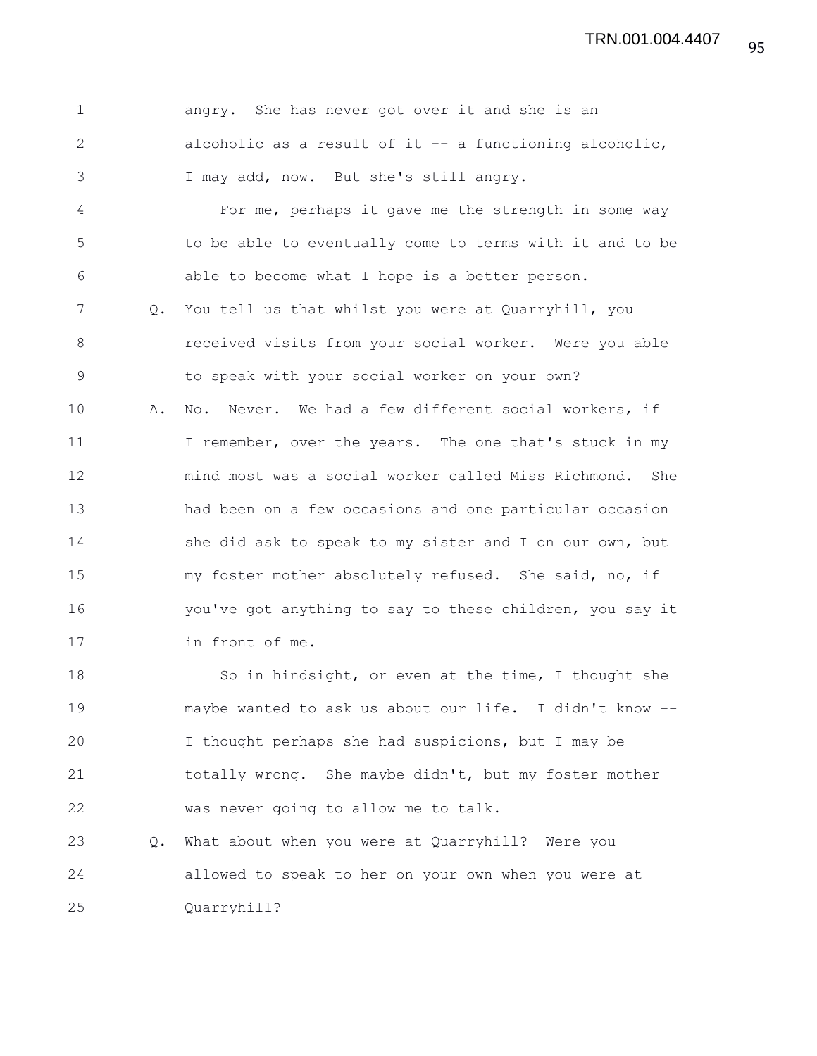angry. She has never got over it and she is an alcoholic as a result of it -- a functioning alcoholic, I may add, now. But she's still angry.

For me, perhaps it gave me the strength in some way to be able to eventually come to terms with it and to be able to become what I hope is a better person.

Q. You tell us that whilst you were at Quarryhill, you received visits from your social worker. Were you able to speak with your social worker on your own?

A. No. Never. We had a few different social workers, if I remember, over the years. The one that's stuck in my mind most was a social worker called Miss Richmond. She had been on a few occasions and one particular occasion she did ask to speak to my sister and I on our own, but my foster mother absolutely refused. She said, no, if you've got anything to say to these children, you say it in front of me.

So in hindsight, or even at the time, I thought she maybe wanted to ask us about our life. I didn't know -- I thought perhaps she had suspicions, but I may be totally wrong. She maybe didn't, but my foster mother was never going to allow me to talk.

Q. What about when you were at Quarryhill? Were you allowed to speak to her on your own when you were at Quarryhill?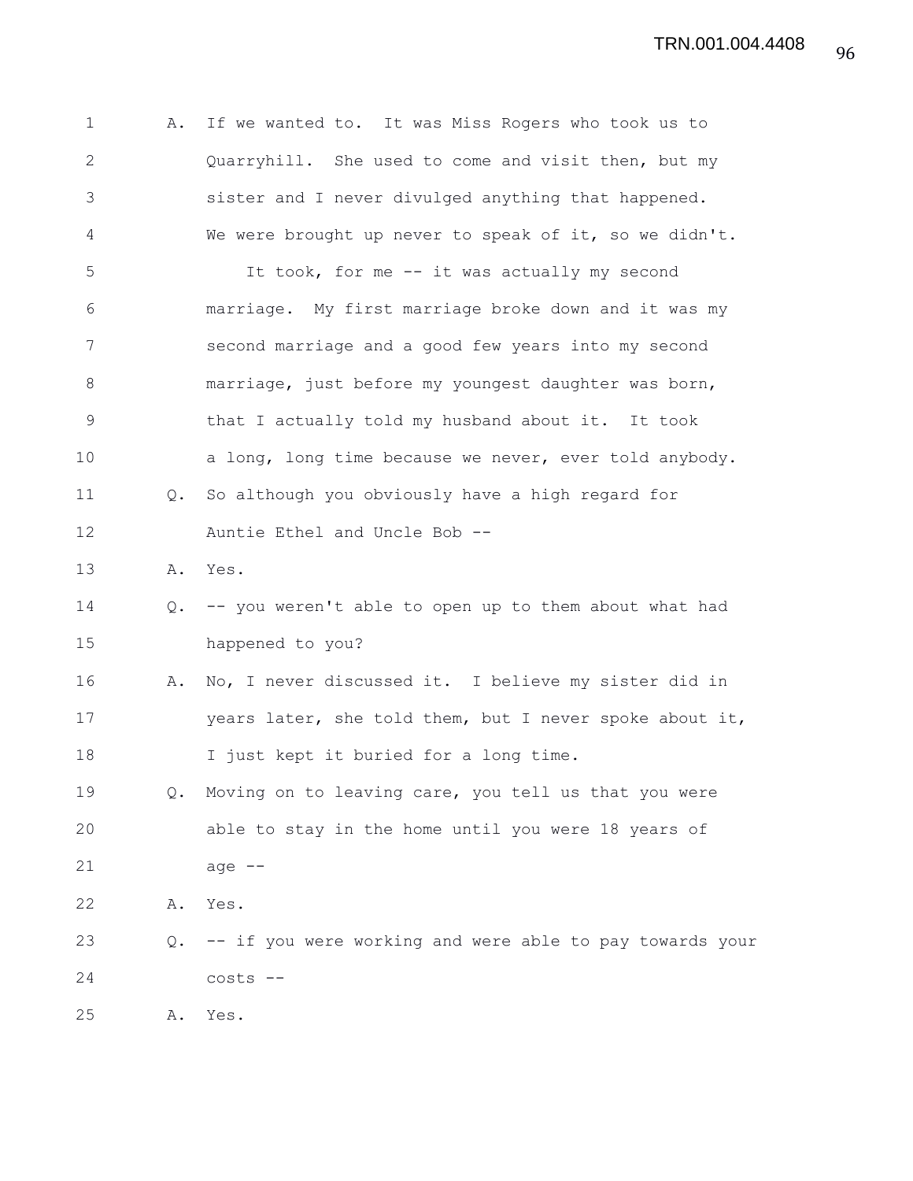A. If we wanted to. It was Miss Rogers who took us to Quarryhill. She used to come and visit then, but my sister and I never divulged anything that happened. We were brought up never to speak of it, so we didn't.

It took, for me -- it was actually my second marriage. My first marriage broke down and it was my second marriage and a good few years into my second marriage, just before my youngest daughter was born, that I actually told my husband about it. It took a long, long time because we never, ever told anybody.

Q. So although you obviously have a high regard for Auntie Ethel and Uncle Bob --

A. Yes.

Q. -- you weren't able to open up to them about what had happened to you?

A. No, I never discussed it. I believe my sister did in years later, she told them, but I never spoke about it, I just kept it buried for a long time.

Q. Moving on to leaving care, you tell us that you were able to stay in the home until you were 18 years of age --

A. Yes.

Q. -- if you were working and were able to pay towards your costs --

A. Yes.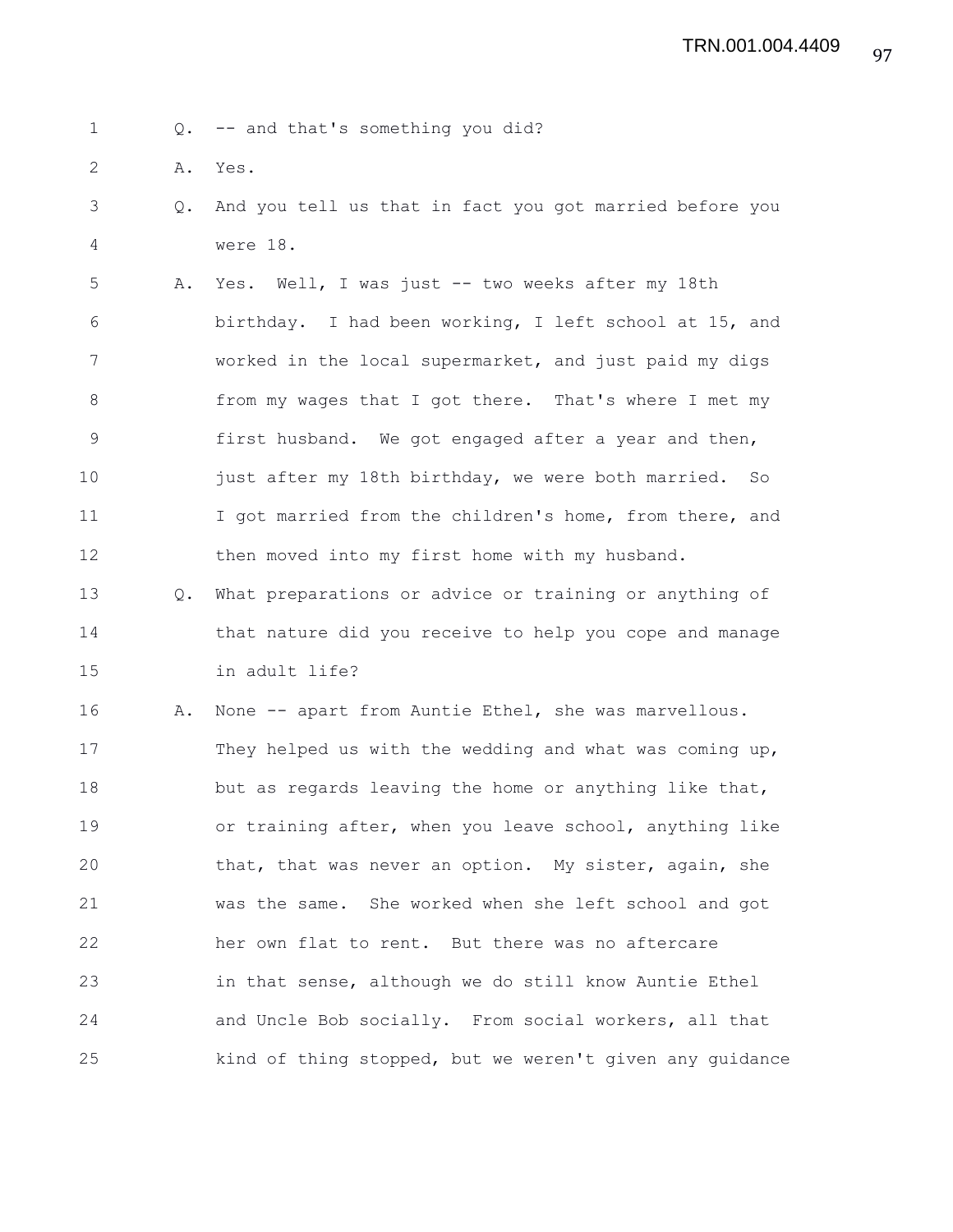Q. -- and that's something you did?

A. Yes.

Q. And you tell us that in fact you got married before you were 18.

A. Yes. Well, I was just -- two weeks after my 18th birthday. I had been working, I left school at 15, and worked in the local supermarket, and just paid my digs from my wages that I got there. That's where I met my first husband. We got engaged after a year and then, just after my 18th birthday, we were both married. So I got married from the children's home, from there, and then moved into my first home with my husband.

Q. What preparations or advice or training or anything of that nature did you receive to help you cope and manage in adult life?

A. None -- apart from Auntie Ethel, she was marvellous. They helped us with the wedding and what was coming up, but as regards leaving the home or anything like that, or training after, when you leave school, anything like that, that was never an option. My sister, again, she was the same. She worked when she left school and got her own flat to rent. But there was no aftercare in that sense, although we do still know Auntie Ethel and Uncle Bob socially. From social workers, all that kind of thing stopped, but we weren't given any guidance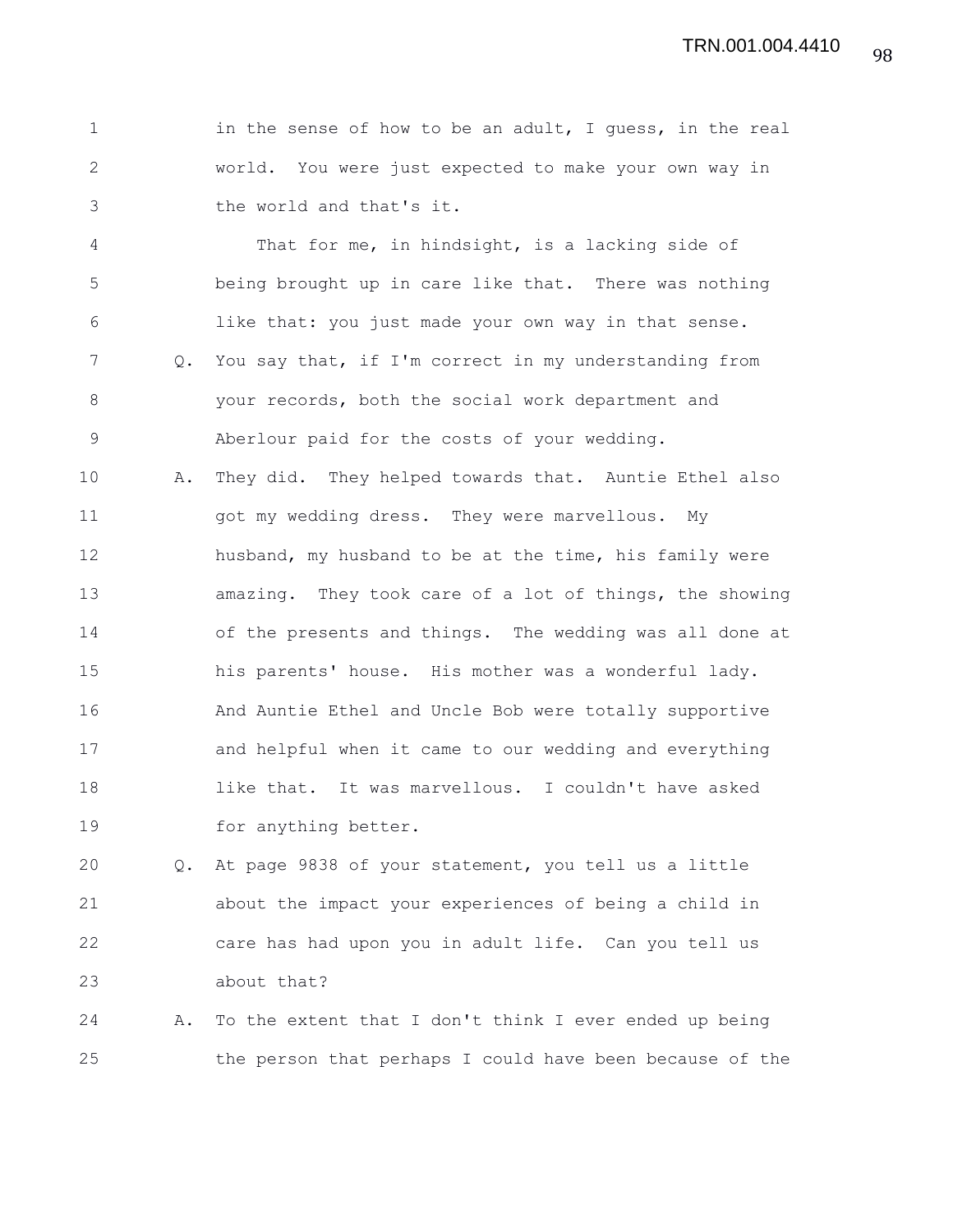in the sense of how to be an adult, I guess, in the real world. You were just expected to make your own way in the world and that's it.

That for me, in hindsight, is a lacking side of being brought up in care like that. There was nothing like that: you just made your own way in that sense.

Q. You say that, if I'm correct in my understanding from your records, both the social work department and Aberlour paid for the costs of your wedding.

A. They did. They helped towards that. Auntie Ethel also got my wedding dress. They were marvellous. My husband, my husband to be at the time, his family were amazing. They took care of a lot of things, the showing of the presents and things. The wedding was all done at his parents' house. His mother was a wonderful lady. And Auntie Ethel and Uncle Bob were totally supportive and helpful when it came to our wedding and everything like that. It was marvellous. I couldn't have asked for anything better.

Q. At page 9838 of your statement, you tell us a little about the impact your experiences of being a child in care has had upon you in adult life. Can you tell us about that?

A. To the extent that I don't think I ever ended up being the person that perhaps I could have been because of the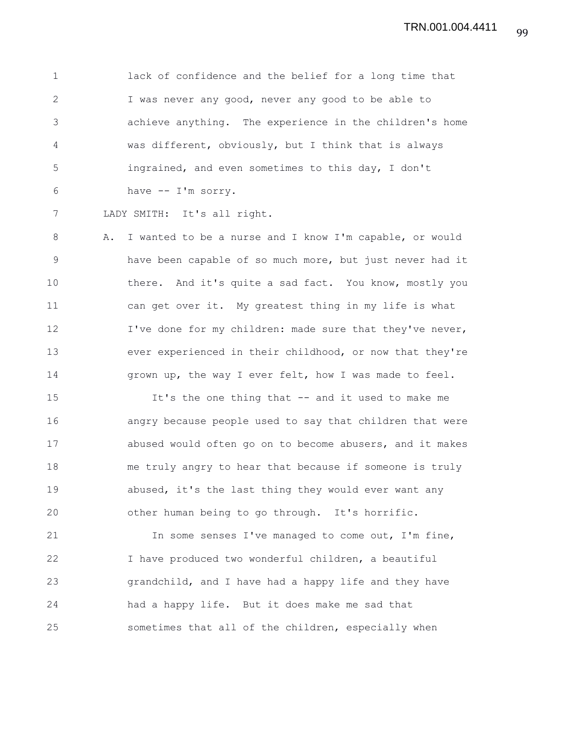lack of confidence and the belief for a long time that I was never any good, never any good to be able to achieve anything. The experience in the children's home was different, obviously, but I think that is always ingrained, and even sometimes to this day, I don't have -- I'm sorry.

LADY SMITH: It's all right.

A. I wanted to be a nurse and I know I'm capable, or would have been capable of so much more, but just never had it there. And it's quite a sad fact. You know, mostly you can get over it. My greatest thing in my life is what I've done for my children: made sure that they've never, ever experienced in their childhood, or now that they're grown up, the way I ever felt, how I was made to feel.

It's the one thing that -- and it used to make me angry because people used to say that children that were abused would often go on to become abusers, and it makes me truly angry to hear that because if someone is truly abused, it's the last thing they would ever want any other human being to go through. It's horrific.

In some senses I've managed to come out, I'm fine, I have produced two wonderful children, a beautiful grandchild, and I have had a happy life and they have had a happy life. But it does make me sad that sometimes that all of the children, especially when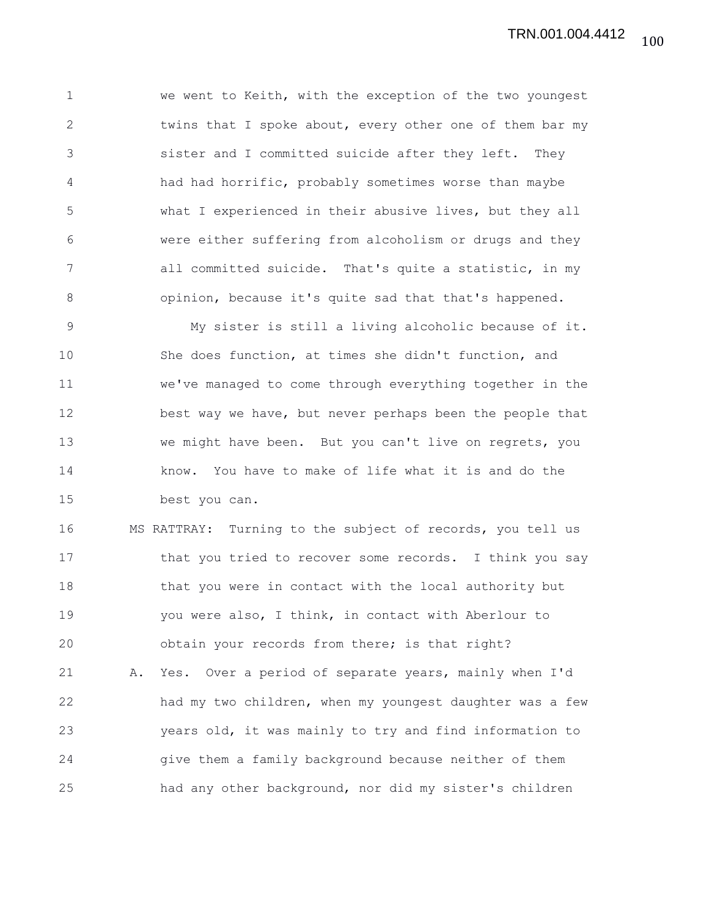we went to Keith, with the exception of the two youngest twins that I spoke about, every other one of them bar my sister and I committed suicide after they left. They had had horrific, probably sometimes worse than maybe what I experienced in their abusive lives, but they all were either suffering from alcoholism or drugs and they all committed suicide. That's quite a statistic, in my opinion, because it's quite sad that that's happened.

My sister is still a living alcoholic because of it. She does function, at times she didn't function, and we've managed to come through everything together in the best way we have, but never perhaps been the people that we might have been. But you can't live on regrets, you know. You have to make of life what it is and do the best you can.

MS RATTRAY: Turning to the subject of records, you tell us that you tried to recover some records. I think you say that you were in contact with the local authority but you were also, I think, in contact with Aberlour to obtain your records from there; is that right?

A. Yes. Over a period of separate years, mainly when I'd had my two children, when my youngest daughter was a few years old, it was mainly to try and find information to give them a family background because neither of them had any other background, nor did my sister's children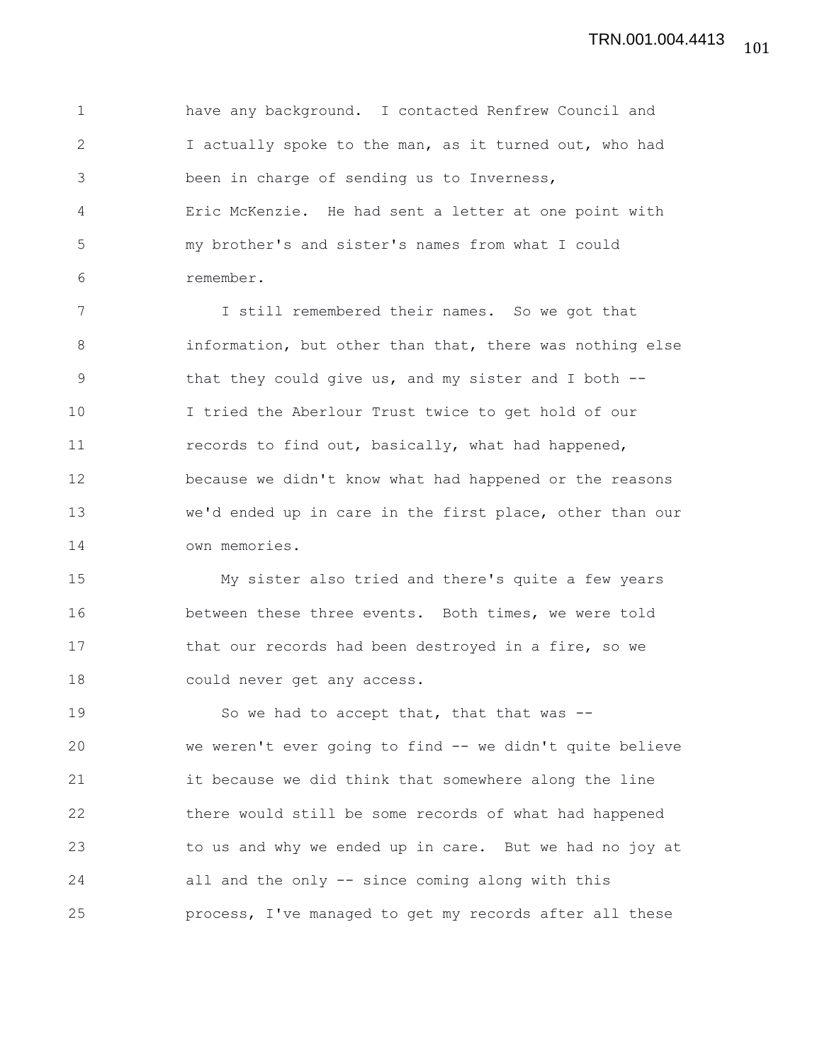have any background. I contacted Renfrew Council and I actually spoke to the man, as it turned out, who had been in charge of sending us to Inverness, Eric McKenzie. He had sent a letter at one point with my brother's and sister's names from what I could remember.

I still remembered their names. So we got that information, but other than that, there was nothing else that they could give us, and my sister and I both -- I tried the Aberlour Trust twice to get hold of our records to find out, basically, what had happened, because we didn't know what had happened or the reasons we'd ended up in care in the first place, other than our own memories.

My sister also tried and there's quite a few years between these three events. Both times, we were told that our records had been destroyed in a fire, so we could never get any access.

So we had to accept that, that that was -- we weren't ever going to find -- we didn't quite believe it because we did think that somewhere along the line there would still be some records of what had happened to us and why we ended up in care. But we had no joy at all and the only -- since coming along with this process, I've managed to get my records after all these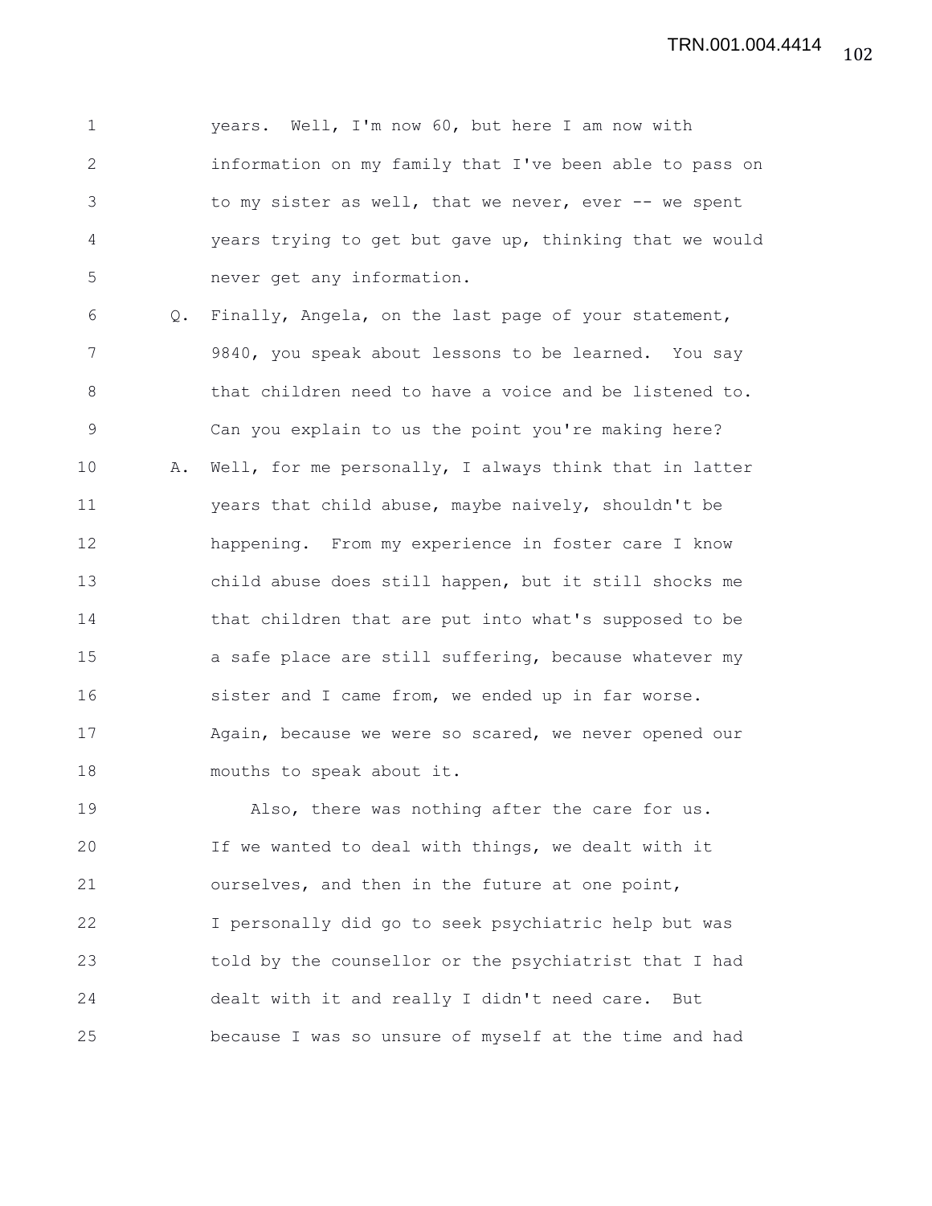years. Well, I'm now 60, but here I am now with information on my family that I've been able to pass on to my sister as well, that we never, ever -- we spent years trying to get but gave up, thinking that we would never get any information.

Q. Finally, Angela, on the last page of your statement, 9840, you speak about lessons to be learned. You say that children need to have a voice and be listened to. Can you explain to us the point you're making here?

A. Well, for me personally, I always think that in latter years that child abuse, maybe naively, shouldn't be happening. From my experience in foster care I know child abuse does still happen, but it still shocks me that children that are put into what's supposed to be a safe place are still suffering, because whatever my sister and I came from, we ended up in far worse. Again, because we were so scared, we never opened our mouths to speak about it.

Also, there was nothing after the care for us. If we wanted to deal with things, we dealt with it ourselves, and then in the future at one point, I personally did go to seek psychiatric help but was told by the counsellor or the psychiatrist that I had dealt with it and really I didn't need care. But because I was so unsure of myself at the time and had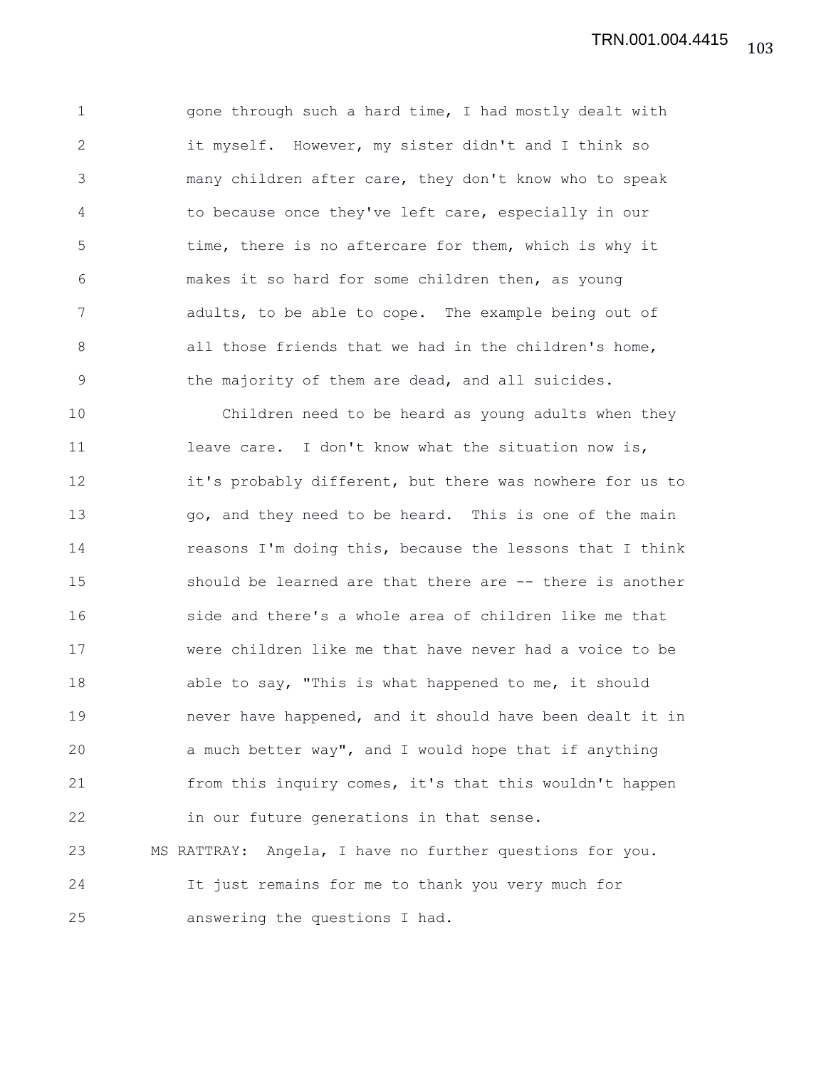gone through such a hard time, I had mostly dealt with it myself. However, my sister didn't and I think so many children after care, they don't know who to speak to because once they've left care, especially in our time, there is no aftercare for them, which is why it makes it so hard for some children then, as young adults, to be able to cope. The example being out of all those friends that we had in the children's home, the majority of them are dead, and all suicides.

Children need to be heard as young adults when they leave care. I don't know what the situation now is, it's probably different, but there was nowhere for us to go, and they need to be heard. This is one of the main reasons I'm doing this, because the lessons that I think should be learned are that there are -- there is another side and there's a whole area of children like me that were children like me that have never had a voice to be able to say, "This is what happened to me, it should never have happened, and it should have been dealt it in a much better way", and I would hope that if anything from this inquiry comes, it's that this wouldn't happen in our future generations in that sense.

MS RATTRAY: Angela, I have no further questions for you. It just remains for me to thank you very much for answering the questions I had.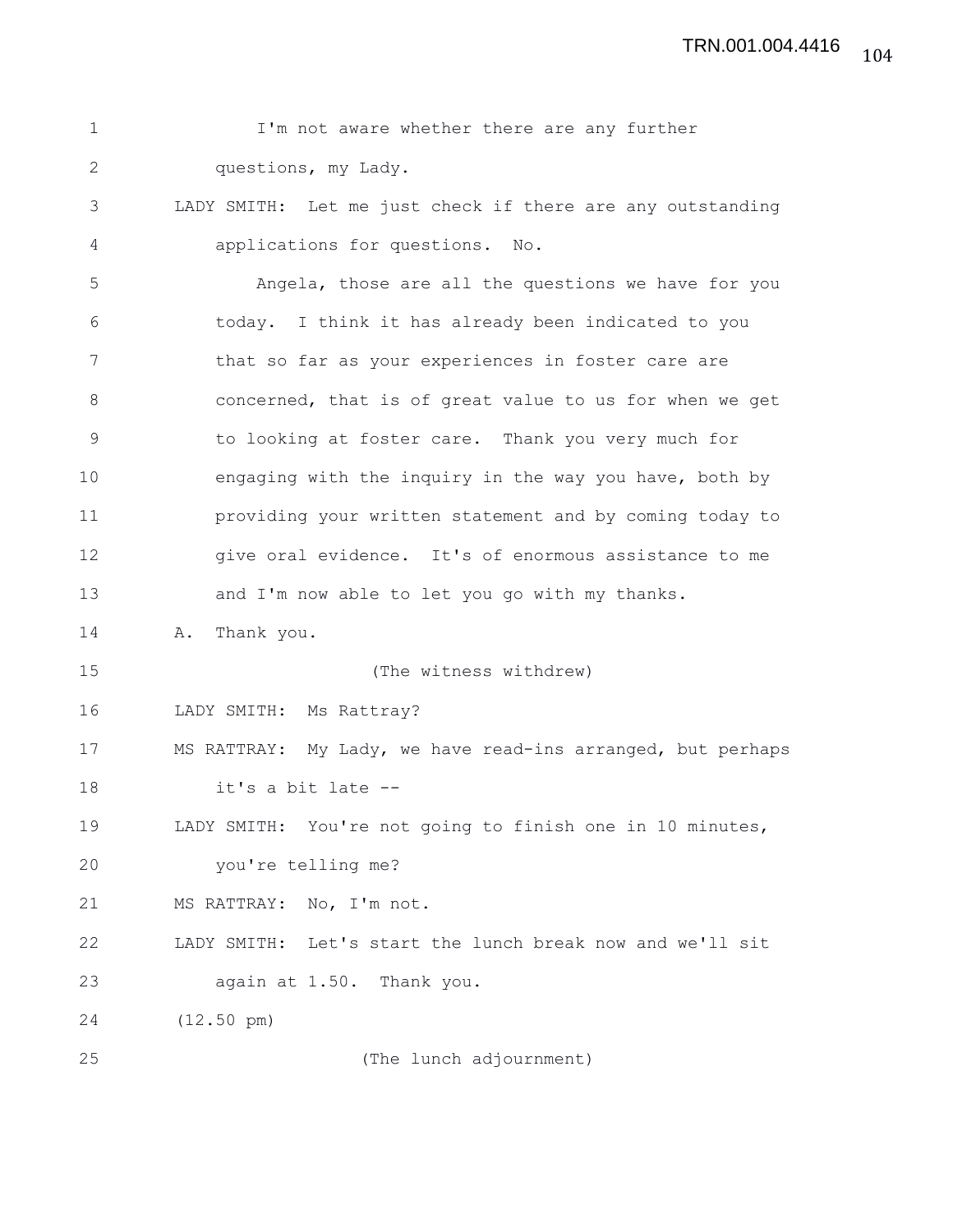I'm not aware whether there are any further questions, my Lady.

LADY SMITH: Let me just check if there are any outstanding applications for questions. No.

Angela, those are all the questions we have for you today. I think it has already been indicated to you that so far as your experiences in foster care are concerned, that is of great value to us for when we get to looking at foster care. Thank you very much for engaging with the inquiry in the way you have, both by providing your written statement and by coming today to give oral evidence. It's of enormous assistance to me and I'm now able to let you go with my thanks.

A. Thank you.

(The witness withdrew)

LADY SMITH: Ms Rattray?

MS RATTRAY: My Lady, we have read-ins arranged, but perhaps it's a bit late --

LADY SMITH: You're not going to finish one in 10 minutes, you're telling me?

MS RATTRAY: No, I'm not.

LADY SMITH: Let's start the lunch break now and we'll sit again at 1.50. Thank you.

(12.50 pm)

(The lunch adjournment)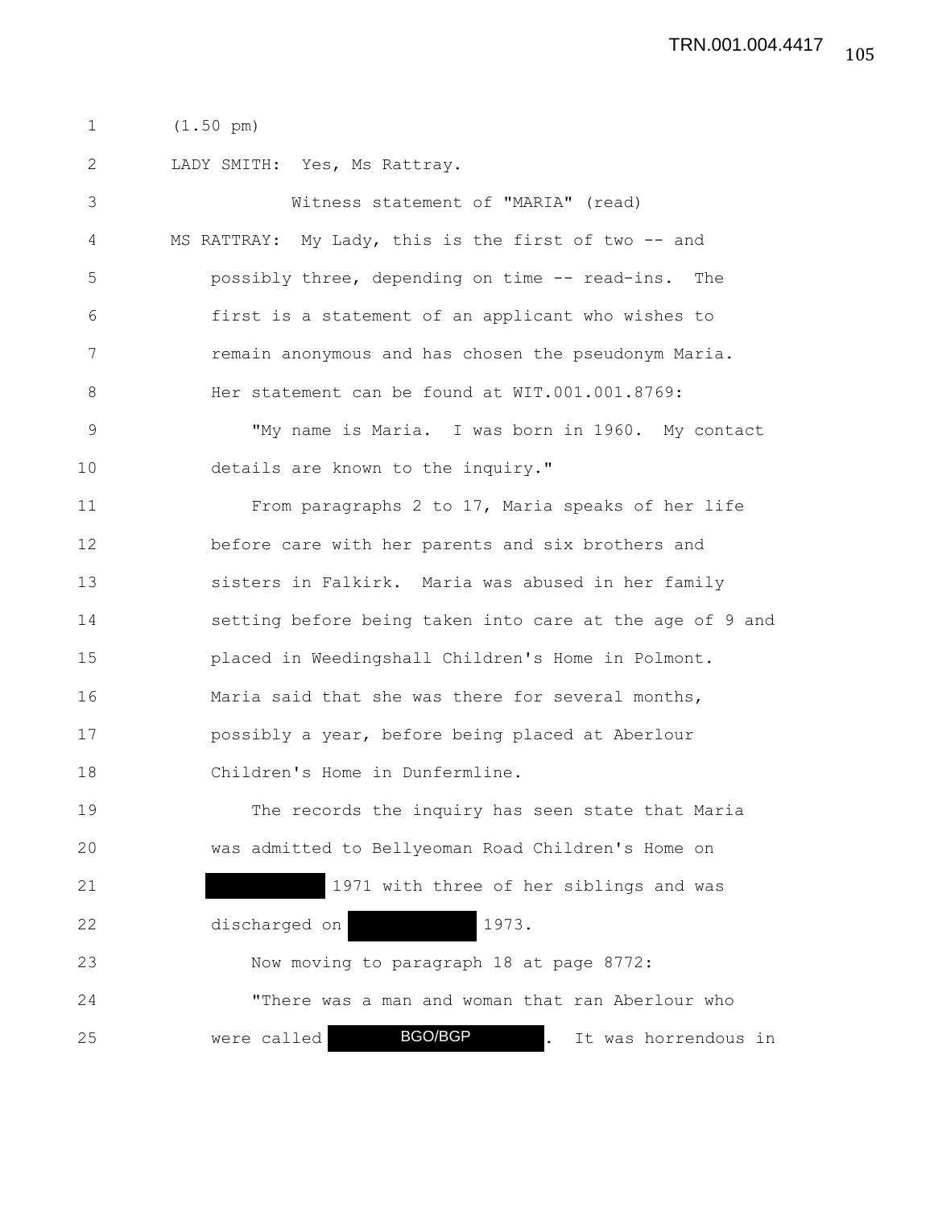(1.50 pm)

LADY SMITH: Yes, Ms Rattray.

Witness statement of "MARIA" (read)

MS RATTRAY: My Lady, this is the first of two -- and possibly three, depending on time -- read-ins. The first is a statement of an applicant who wishes to remain anonymous and has chosen the pseudonym Maria. Her statement can be found at WIT.001.001.8769:

"My name is Maria. I was born in 1960. My contact details are known to the inquiry."

From paragraphs 2 to 17, Maria speaks of her life before care with her parents and six brothers and sisters in Falkirk. Maria was abused in her family setting before being taken into care at the age of 9 and placed in Weedingshall Children's Home in Polmont. Maria said that she was there for several months, possibly a year, before being placed at Aberlour Children's Home in Dunfermline.

The records the inquiry has seen state that Maria was admitted to Bellyeoman Road Children's Home on [REDACTED] 1971 with three of her siblings and was discharged on [REDACTED] 1973.

Now moving to paragraph 18 at page 8772:

"There was a man and woman that ran Aberlour who were called [BGO/BGP]. It was horrendous in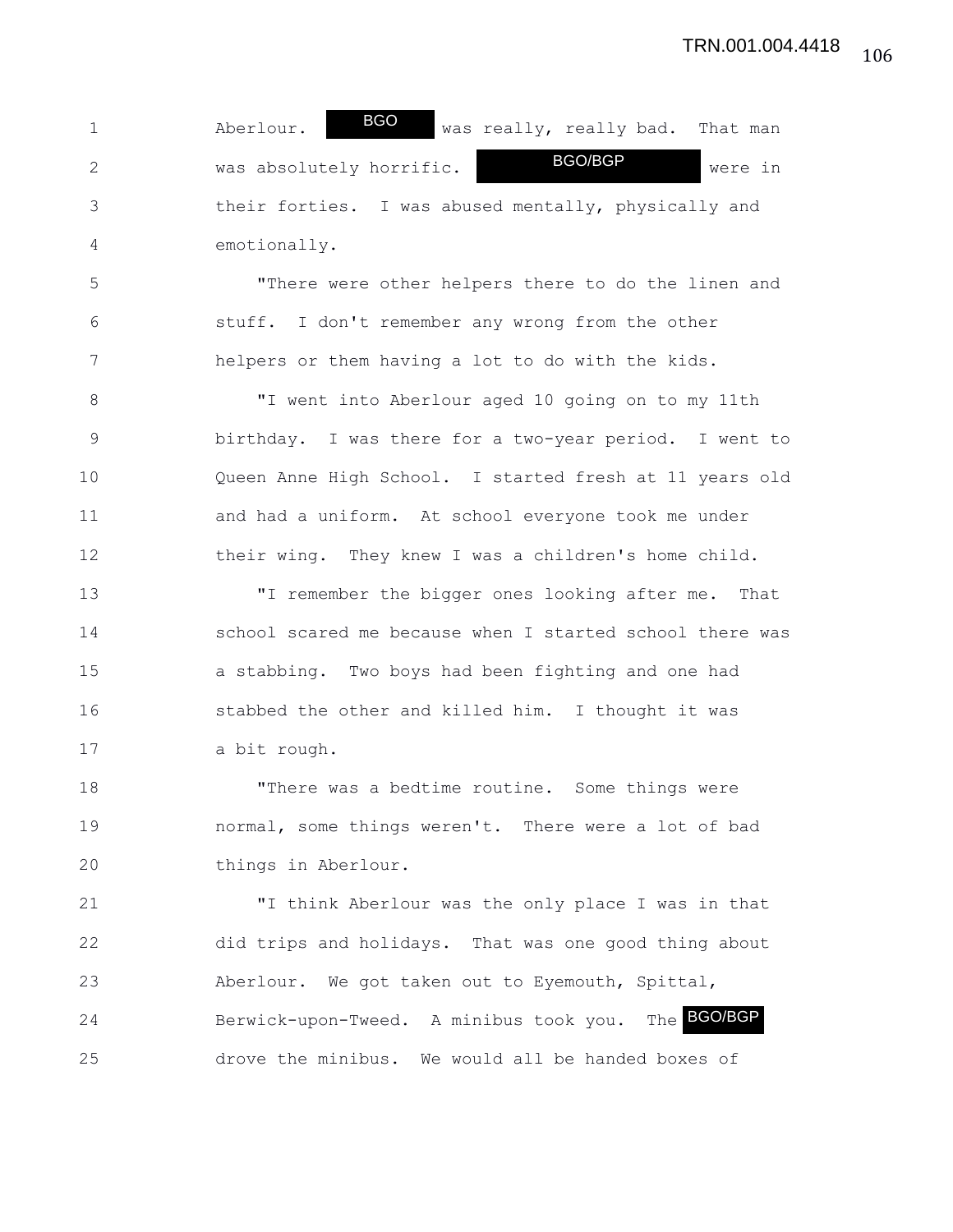Aberlour. BGO was really, really bad. That man was absolutely horrific. BGO/BGP were in their forties. I was abused mentally, physically and emotionally.

"There were other helpers there to do the linen and stuff. I don't remember any wrong from the other helpers or them having a lot to do with the kids.

"I went into Aberlour aged 10 going on to my 11th birthday. I was there for a two-year period. I went to Queen Anne High School. I started fresh at 11 years old and had a uniform. At school everyone took me under their wing. They knew I was a children's home child.

"I remember the bigger ones looking after me. That school scared me because when I started school there was a stabbing. Two boys had been fighting and one had stabbed the other and killed him. I thought it was a bit rough.

"There was a bedtime routine. Some things were normal, some things weren't. There were a lot of bad things in Aberlour.

"I think Aberlour was the only place I was in that did trips and holidays. That was one good thing about Aberlour. We got taken out to Eyemouth, Spittal, Berwick-upon-Tweed. A minibus took you. The BGO/BGP drove the minibus. We would all be handed boxes of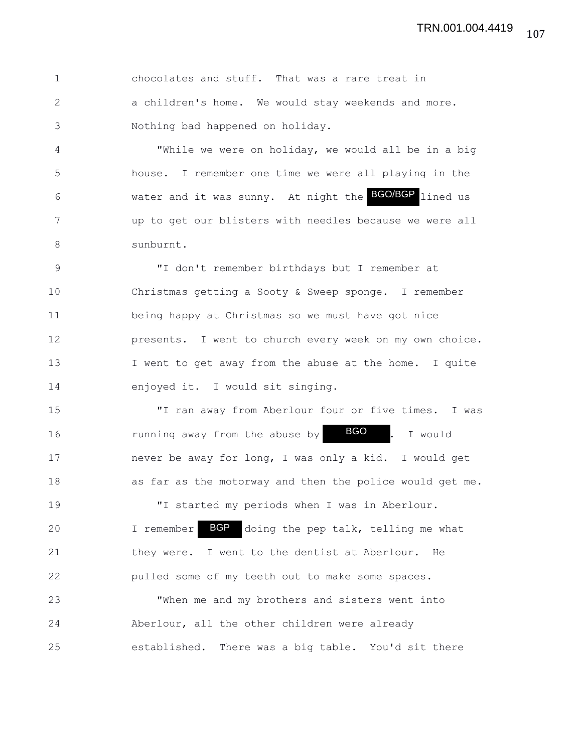chocolates and stuff. That was a rare treat in a children's home. We would stay weekends and more. Nothing bad happened on holiday.

"While we were on holiday, we would all be in a big house. I remember one time we were all playing in the water and it was sunny. At night the BGO/BGP lined us up to get our blisters with needles because we were all sunburnt.

"I don't remember birthdays but I remember at Christmas getting a Sooty & Sweep sponge. I remember being happy at Christmas so we must have got nice presents. I went to church every week on my own choice. I went to get away from the abuse at the home. I quite enjoyed it. I would sit singing.

"I ran away from Aberlour four or five times. I was running away from the abuse by BGO. I would never be away for long, I was only a kid. I would get as far as the motorway and then the police would get me.

"I started my periods when I was in Aberlour. I remember BGP doing the pep talk, telling me what they were. I went to the dentist at Aberlour. He pulled some of my teeth out to make some spaces.

"When me and my brothers and sisters went into Aberlour, all the other children were already established. There was a big table. You'd sit there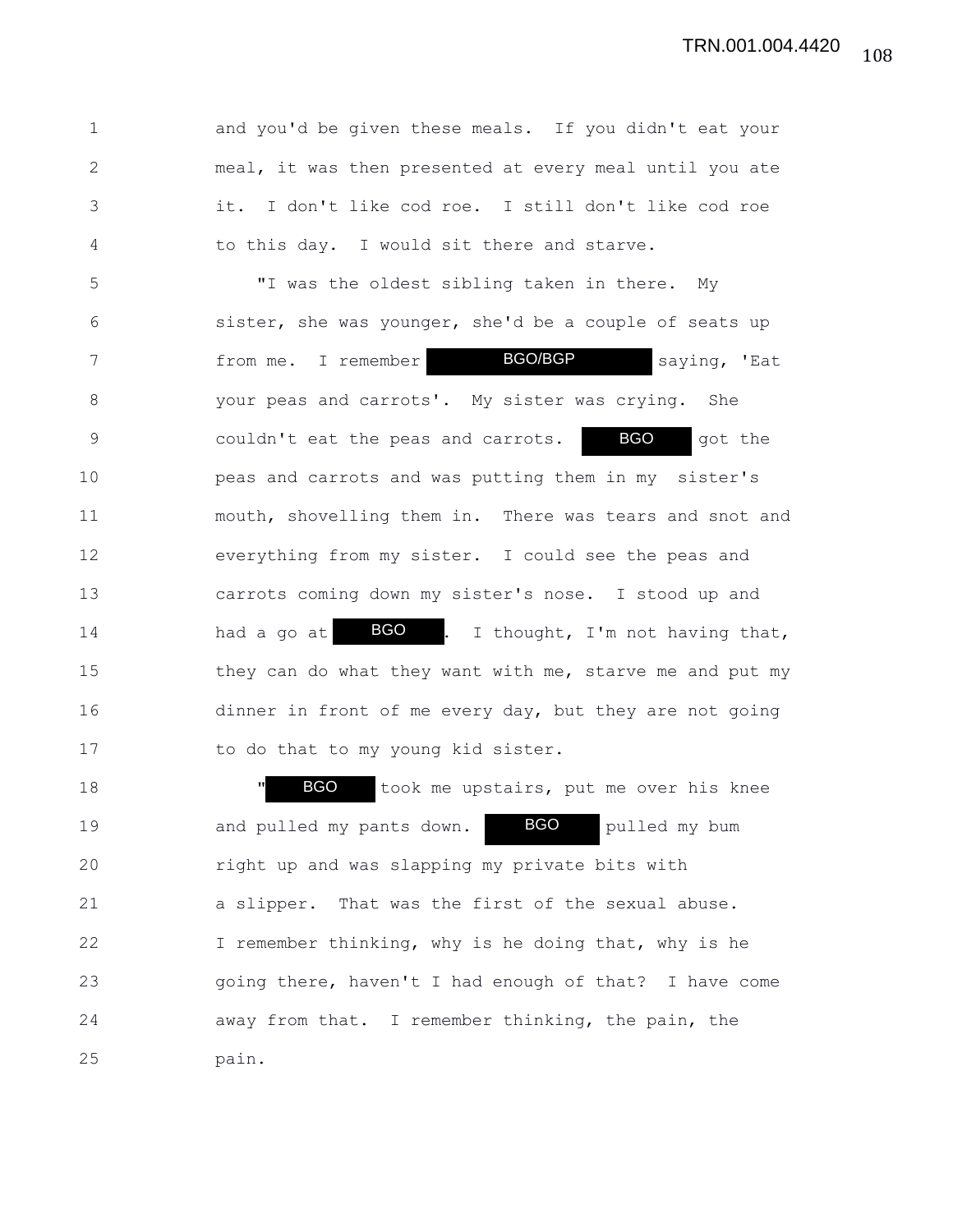and you'd be given these meals. If you didn't eat your meal, it was then presented at every meal until you ate it. I don't like cod roe. I still don't like cod roe to this day. I would sit there and starve.

"I was the oldest sibling taken in there. My sister, she was younger, she'd be a couple of seats up from me. I remember BGO/BGP saying, 'Eat your peas and carrots'. My sister was crying. She couldn't eat the peas and carrots. BGO got the peas and carrots and was putting them in my sister's mouth, shovelling them in. There was tears and snot and everything from my sister. I could see the peas and carrots coming down my sister's nose. I stood up and had a go at BGO. I thought, I'm not having that, they can do what they want with me, starve me and put my dinner in front of me every day, but they are not going to do that to my young kid sister.

"BGO took me upstairs, put me over his knee and pulled my pants down. BGO pulled my bum right up and was slapping my private bits with a slipper. That was the first of the sexual abuse. I remember thinking, why is he doing that, why is he going there, haven't I had enough of that? I have come away from that. I remember thinking, the pain, the pain.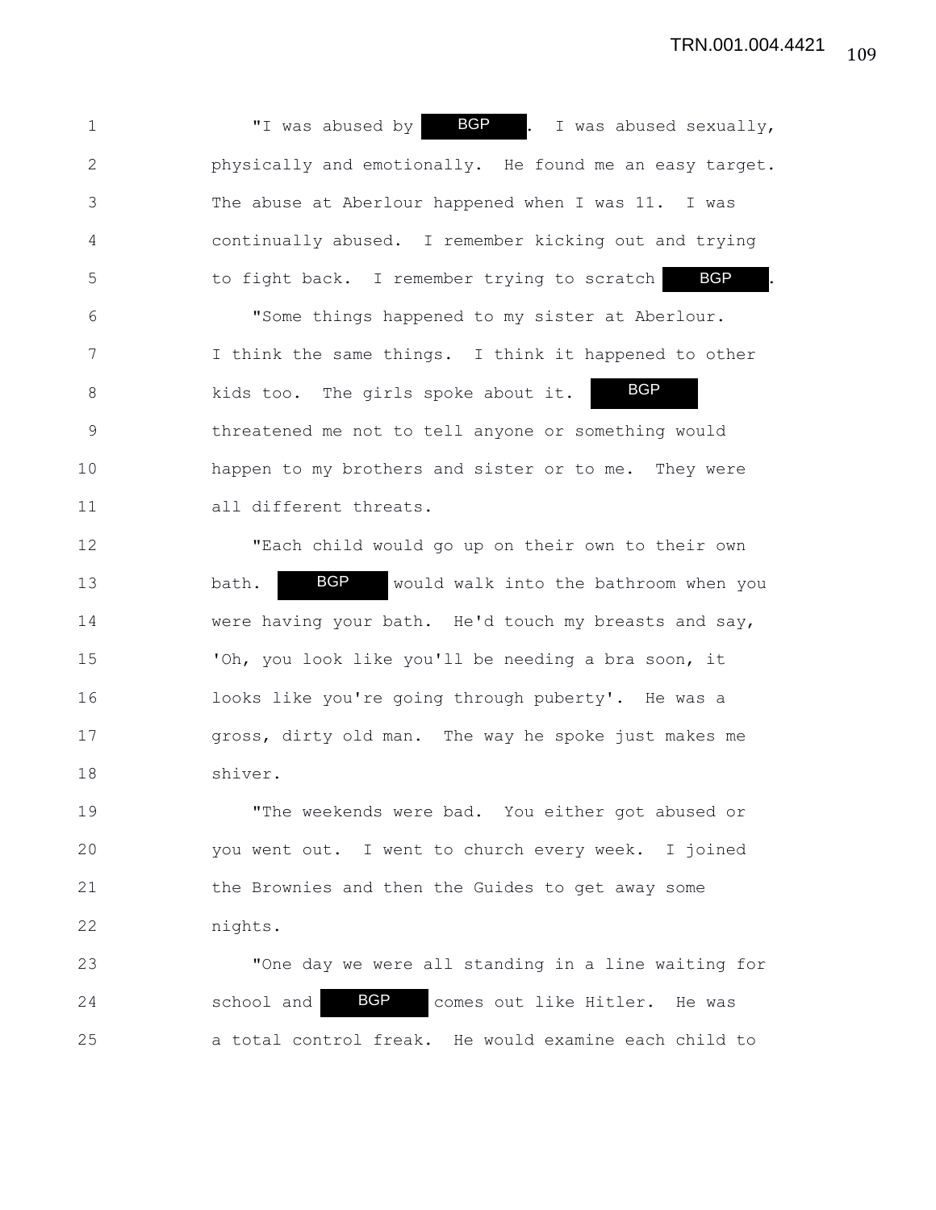"I was abused by BGP. I was abused sexually, physically and emotionally. He found me an easy target. The abuse at Aberlour happened when I was 11. I was continually abused. I remember kicking out and trying to fight back. I remember trying to scratch BGP.

"Some things happened to my sister at Aberlour. I think the same things. I think it happened to other kids too. The girls spoke about it. BGP threatened me not to tell anyone or something would happen to my brothers and sister or to me. They were all different threats.

"Each child would go up on their own to their own bath. BGP would walk into the bathroom when you were having your bath. He'd touch my breasts and say, 'Oh, you look like you'll be needing a bra soon, it looks like you're going through puberty'. He was a gross, dirty old man. The way he spoke just makes me shiver.

"The weekends were bad. You either got abused or you went out. I went to church every week. I joined the Brownies and then the Guides to get away some nights.

"One day we were all standing in a line waiting for school and BGP comes out like Hitler. He was a total control freak. He would examine each child to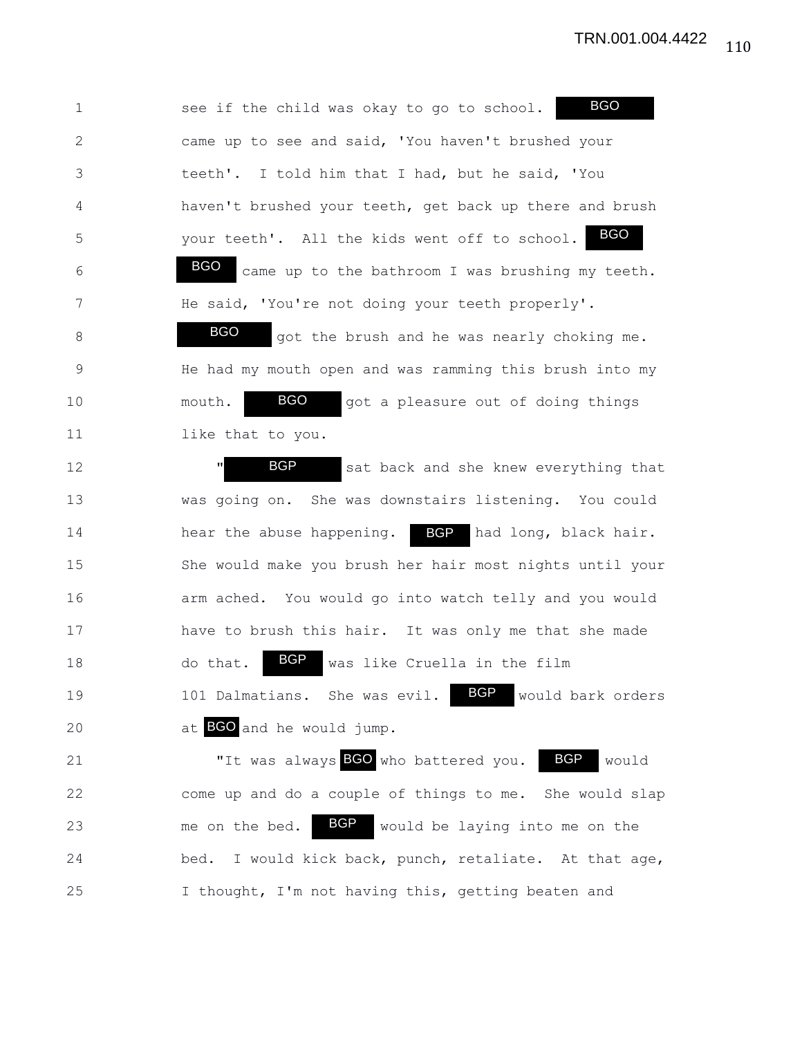see if the child was okay to go to school. BGO came up to see and said, 'You haven't brushed your teeth'. I told him that I had, but he said, 'You haven't brushed your teeth, get back up there and brush your teeth'. All the kids went off to school. BGO BGO came up to the bathroom I was brushing my teeth. He said, 'You're not doing your teeth properly'. BGO got the brush and he was nearly choking me. He had my mouth open and was ramming this brush into my mouth. BGO got a pleasure out of doing things like that to you.

"BGP sat back and she knew everything that was going on. She was downstairs listening. You could hear the abuse happening. BGP had long, black hair. She would make you brush her hair most nights until your arm ached. You would go into watch telly and you would have to brush this hair. It was only me that she made do that. BGP was like Cruella in the film 101 Dalmatians. She was evil. BGP would bark orders at BGO and he would jump.

"It was always BGO who battered you. BGP would come up and do a couple of things to me. She would slap me on the bed. BGP would be laying into me on the bed. I would kick back, punch, retaliate. At that age, I thought, I'm not having this, getting beaten and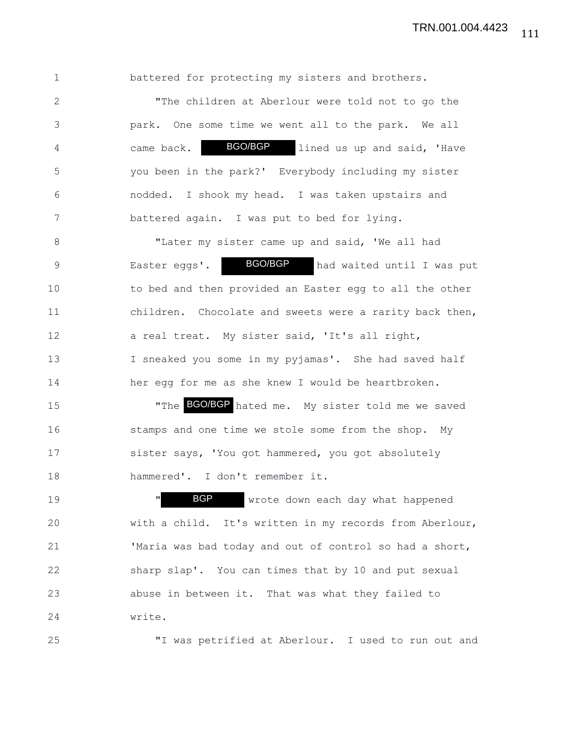battered for protecting my sisters and brothers.

"The children at Aberlour were told not to go the park. One some time we went all to the park. We all came back. BGO/BGP lined us up and said, 'Have you been in the park?' Everybody including my sister nodded. I shook my head. I was taken upstairs and battered again. I was put to bed for lying.

"Later my sister came up and said, 'We all had Easter eggs'. BGO/BGP had waited until I was put to bed and then provided an Easter egg to all the other children. Chocolate and sweets were a rarity back then, a real treat. My sister said, 'It's all right, I sneaked you some in my pyjamas'. She had saved half her egg for me as she knew I would be heartbroken.

"The BGO/BGP hated me. My sister told me we saved stamps and one time we stole some from the shop. My sister says, 'You got hammered, you got absolutely hammered'. I don't remember it.

"BGP wrote down each day what happened with a child. It's written in my records from Aberlour, 'Maria was bad today and out of control so had a short, sharp slap'. You can times that by 10 and put sexual abuse in between it. That was what they failed to write.

"I was petrified at Aberlour. I used to run out and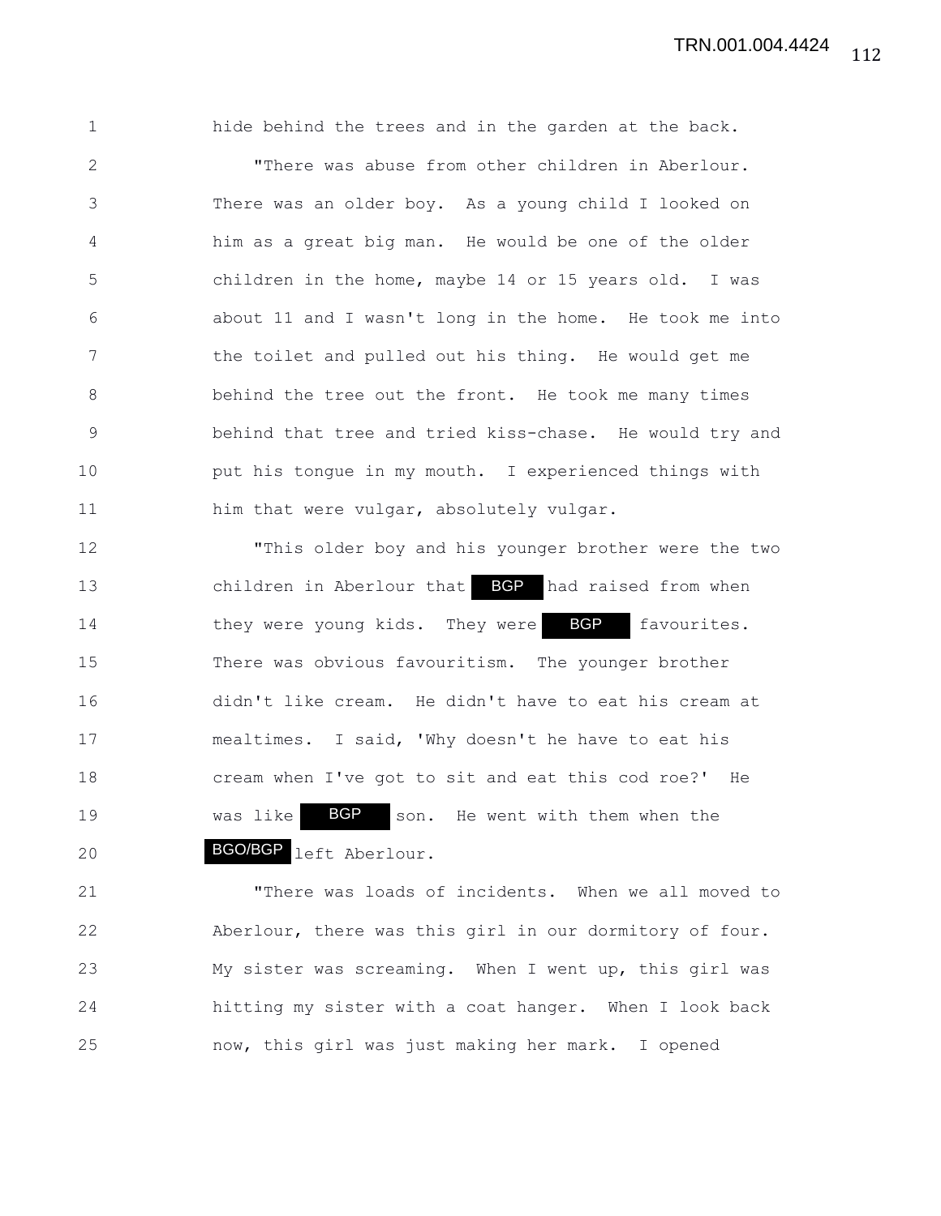hide behind the trees and in the garden at the back.

"There was abuse from other children in Aberlour. There was an older boy. As a young child I looked on him as a great big man. He would be one of the older children in the home, maybe 14 or 15 years old. I was about 11 and I wasn't long in the home. He took me into the toilet and pulled out his thing. He would get me behind the tree out the front. He took me many times behind that tree and tried kiss-chase. He would try and put his tongue in my mouth. I experienced things with him that were vulgar, absolutely vulgar.

"This older boy and his younger brother were the two children in Aberlour that BGP had raised from when they were young kids. They were BGP favourites. There was obvious favouritism. The younger brother didn't like cream. He didn't have to eat his cream at mealtimes. I said, 'Why doesn't he have to eat his cream when I've got to sit and eat this cod roe?' He was like BGP son. He went with them when the BGO/BGP left Aberlour.

"There was loads of incidents. When we all moved to Aberlour, there was this girl in our dormitory of four. My sister was screaming. When I went up, this girl was hitting my sister with a coat hanger. When I look back now, this girl was just making her mark. I opened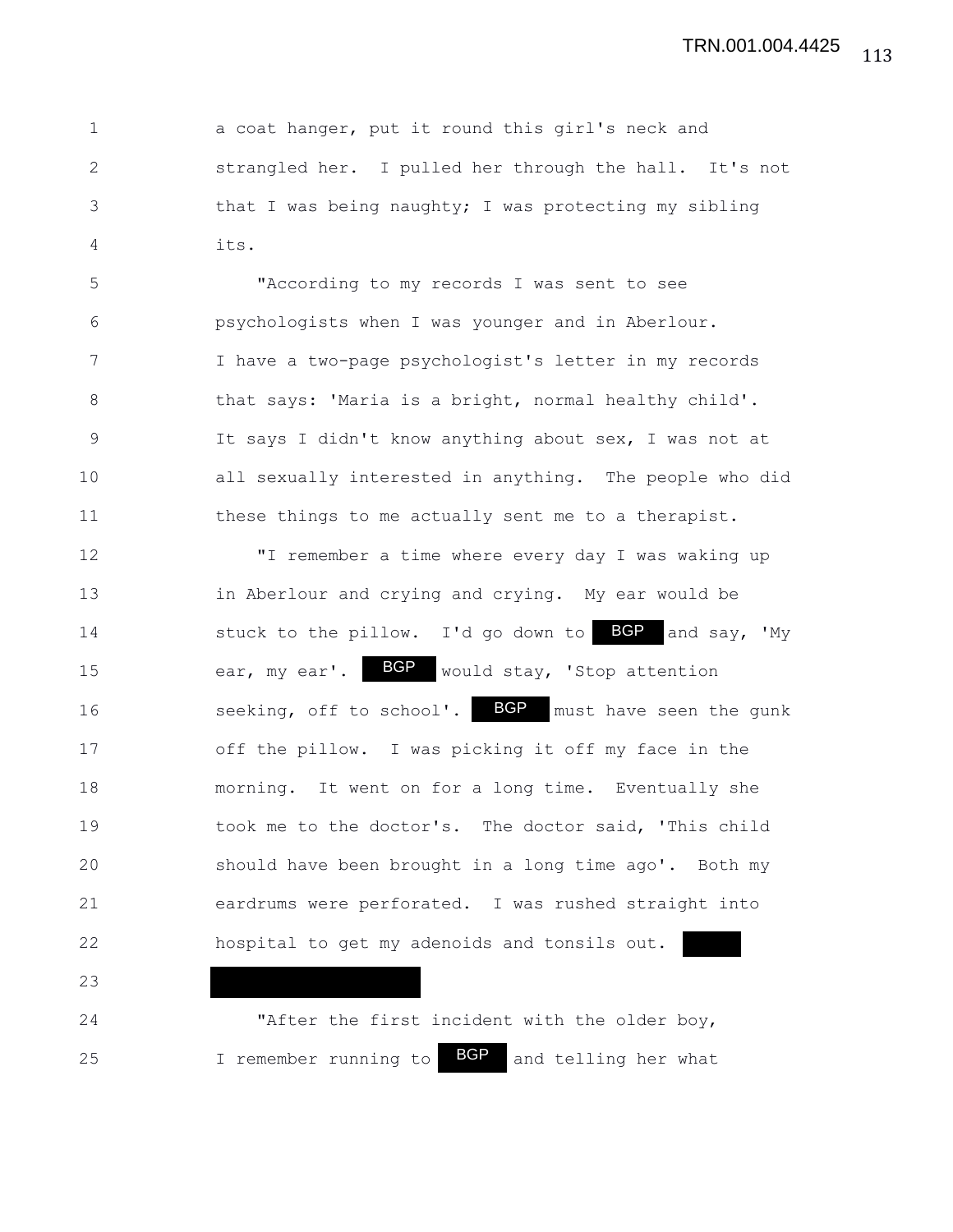a coat hanger, put it round this girl's neck and strangled her. I pulled her through the hall. It's not that I was being naughty; I was protecting my sibling its.

"According to my records I was sent to see psychologists when I was younger and in Aberlour. I have a two-page psychologist's letter in my records that says: 'Maria is a bright, normal healthy child'. It says I didn't know anything about sex, I was not at all sexually interested in anything. The people who did these things to me actually sent me to a therapist.

"I remember a time where every day I was waking up in Aberlour and crying and crying. My ear would be stuck to the pillow. I'd go down to BGP and say, 'My ear, my ear'. BGP would stay, 'Stop attention seeking, off to school'. BGP must have seen the gunk off the pillow. I was picking it off my face in the morning. It went on for a long time. Eventually she took me to the doctor's. The doctor said, 'This child should have been brought in a long time ago'. Both my eardrums were perforated. I was rushed straight into hospital to get my adenoids and tonsils out.

"After the first incident with the older boy, I remember running to BGP and telling her what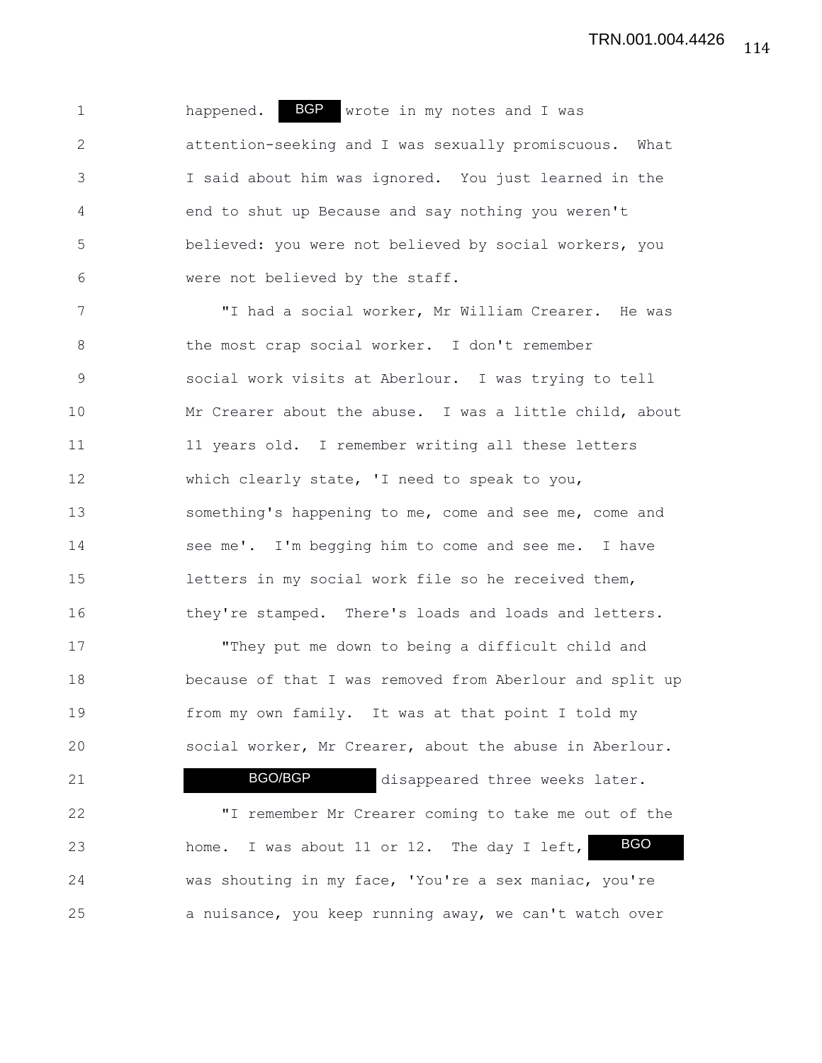happened. BGP wrote in my notes and I was attention-seeking and I was sexually promiscuous. What I said about him was ignored. You just learned in the end to shut up Because and say nothing you weren't believed: you were not believed by social workers, you were not believed by the staff.

"I had a social worker, Mr William Crearer. He was the most crap social worker. I don't remember social work visits at Aberlour. I was trying to tell Mr Crearer about the abuse. I was a little child, about 11 years old. I remember writing all these letters which clearly state, 'I need to speak to you, something's happening to me, come and see me, come and see me'. I'm begging him to come and see me. I have letters in my social work file so he received them, they're stamped. There's loads and loads and letters.

"They put me down to being a difficult child and because of that I was removed from Aberlour and split up from my own family. It was at that point I told my social worker, Mr Crearer, about the abuse in Aberlour. BGO/BGP disappeared three weeks later.

"I remember Mr Crearer coming to take me out of the home. I was about 11 or 12. The day I left, BGO was shouting in my face, 'You're a sex maniac, you're a nuisance, you keep running away, we can't watch over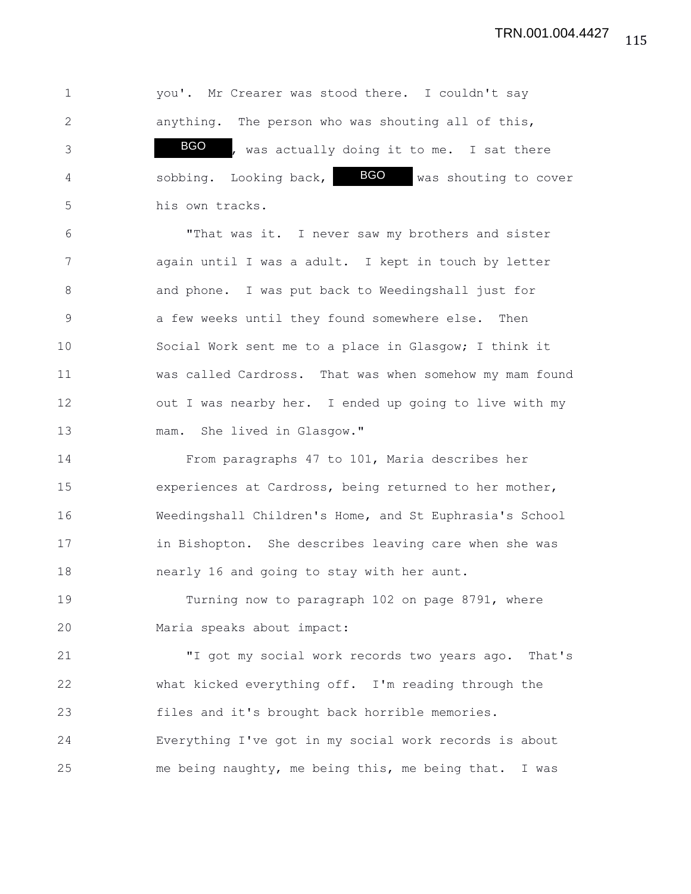you'. Mr Crearer was stood there. I couldn't say anything. The person who was shouting all of this, BGO, was actually doing it to me. I sat there sobbing. Looking back, BGO was shouting to cover his own tracks.

"That was it. I never saw my brothers and sister again until I was a adult. I kept in touch by letter and phone. I was put back to Weedingshall just for a few weeks until they found somewhere else. Then Social Work sent me to a place in Glasgow; I think it was called Cardross. That was when somehow my mam found out I was nearby her. I ended up going to live with my mam. She lived in Glasgow."

From paragraphs 47 to 101, Maria describes her experiences at Cardross, being returned to her mother, Weedingshall Children's Home, and St Euphrasia's School in Bishopton. She describes leaving care when she was nearly 16 and going to stay with her aunt.

Turning now to paragraph 102 on page 8791, where Maria speaks about impact:

"I got my social work records two years ago. That's what kicked everything off. I'm reading through the files and it's brought back horrible memories. Everything I've got in my social work records is about me being naughty, me being this, me being that. I was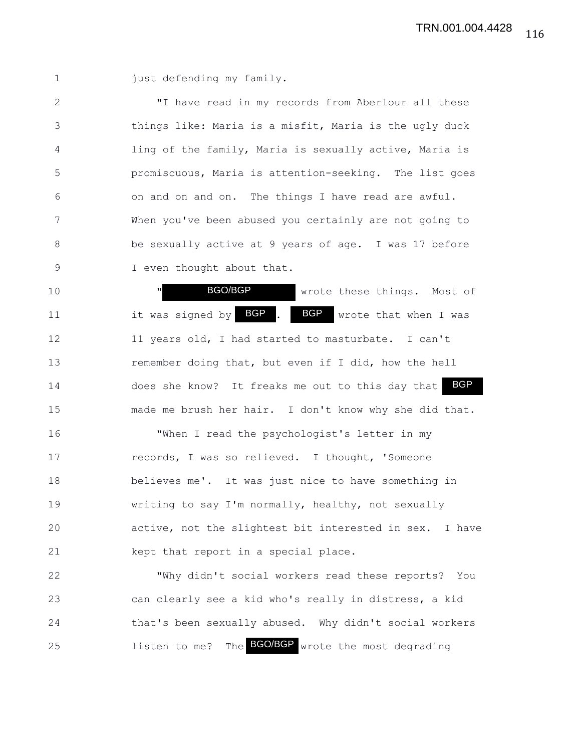just defending my family.

"I have read in my records from Aberlour all these things like: Maria is a misfit, Maria is the ugly duck ling of the family, Maria is sexually active, Maria is promiscuous, Maria is attention-seeking. The list goes on and on and on. The things I have read are awful. When you've been abused you certainly are not going to be sexually active at 9 years of age. I was 17 before I even thought about that.

"BGO/BGP wrote these things. Most of it was signed by BGP. BGP wrote that when I was 11 years old, I had started to masturbate. I can't remember doing that, but even if I did, how the hell does she know? It freaks me out to this day that BGP made me brush her hair. I don't know why she did that.

"When I read the psychologist's letter in my records, I was so relieved. I thought, 'Someone believes me'. It was just nice to have something in writing to say I'm normally, healthy, not sexually active, not the slightest bit interested in sex. I have kept that report in a special place.

"Why didn't social workers read these reports? You can clearly see a kid who's really in distress, a kid that's been sexually abused. Why didn't social workers listen to me? The BGO/BGP wrote the most degrading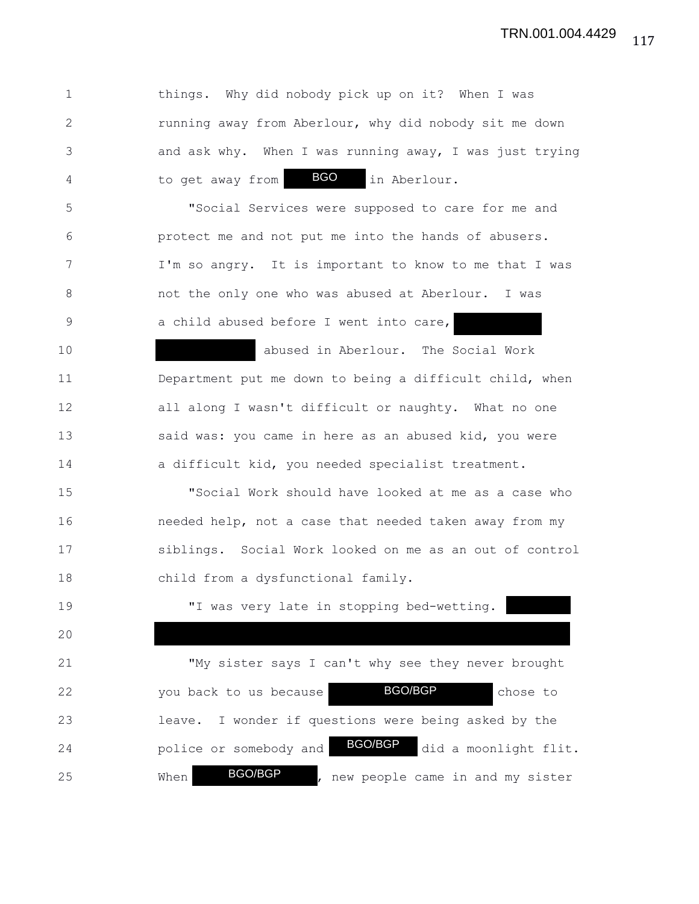things. Why did nobody pick up on it? When I was running away from Aberlour, why did nobody sit me down and ask why. When I was running away, I was just trying to get away from BGO in Aberlour.

"Social Services were supposed to care for me and protect me and not put me into the hands of abusers. I'm so angry. It is important to know to me that I was not the only one who was abused at Aberlour. I was a child abused before I went into care, ██████ ██████ abused in Aberlour. The Social Work Department put me down to being a difficult child, when all along I wasn't difficult or naughty. What no one said was: you came in here as an abused kid, you were a difficult kid, you needed specialist treatment.

"Social Work should have looked at me as a case who needed help, not a case that needed taken away from my siblings. Social Work looked on me as an out of control child from a dysfunctional family.

"I was very late in stopping bed-wetting. ██████ ████████████████████████████

"My sister says I can't why see they never brought you back to us because BGO/BGP chose to leave. I wonder if questions were being asked by the police or somebody and BGO/BGP did a moonlight flit. When BGO/BGP, new people came in and my sister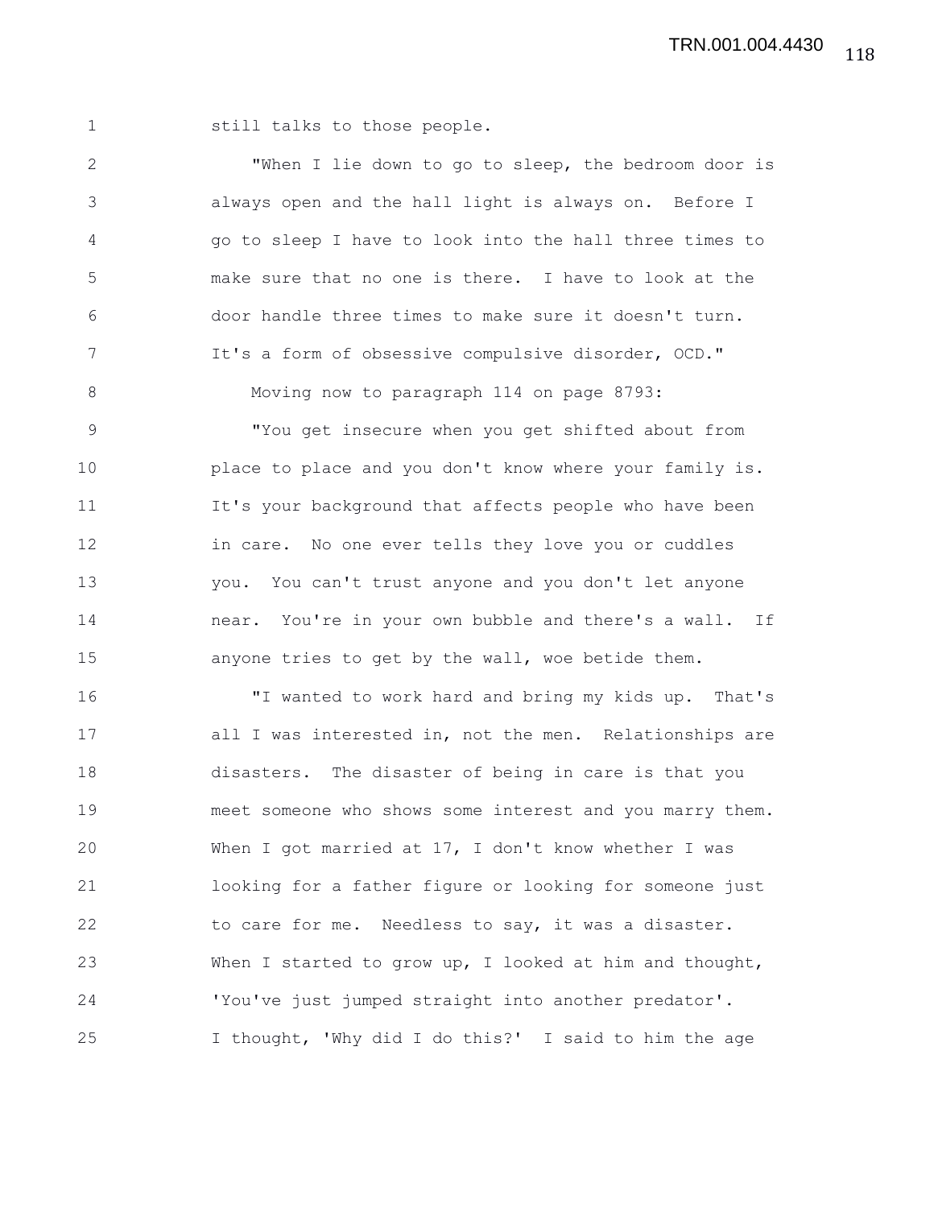still talks to those people.

"When I lie down to go to sleep, the bedroom door is always open and the hall light is always on. Before I go to sleep I have to look into the hall three times to make sure that no one is there. I have to look at the door handle three times to make sure it doesn't turn. It's a form of obsessive compulsive disorder, OCD."

Moving now to paragraph 114 on page 8793:

"You get insecure when you get shifted about from place to place and you don't know where your family is. It's your background that affects people who have been in care. No one ever tells they love you or cuddles you. You can't trust anyone and you don't let anyone near. You're in your own bubble and there's a wall. If anyone tries to get by the wall, woe betide them.

"I wanted to work hard and bring my kids up. That's all I was interested in, not the men. Relationships are disasters. The disaster of being in care is that you meet someone who shows some interest and you marry them. When I got married at 17, I don't know whether I was looking for a father figure or looking for someone just to care for me. Needless to say, it was a disaster. When I started to grow up, I looked at him and thought, 'You've just jumped straight into another predator'. I thought, 'Why did I do this?' I said to him the age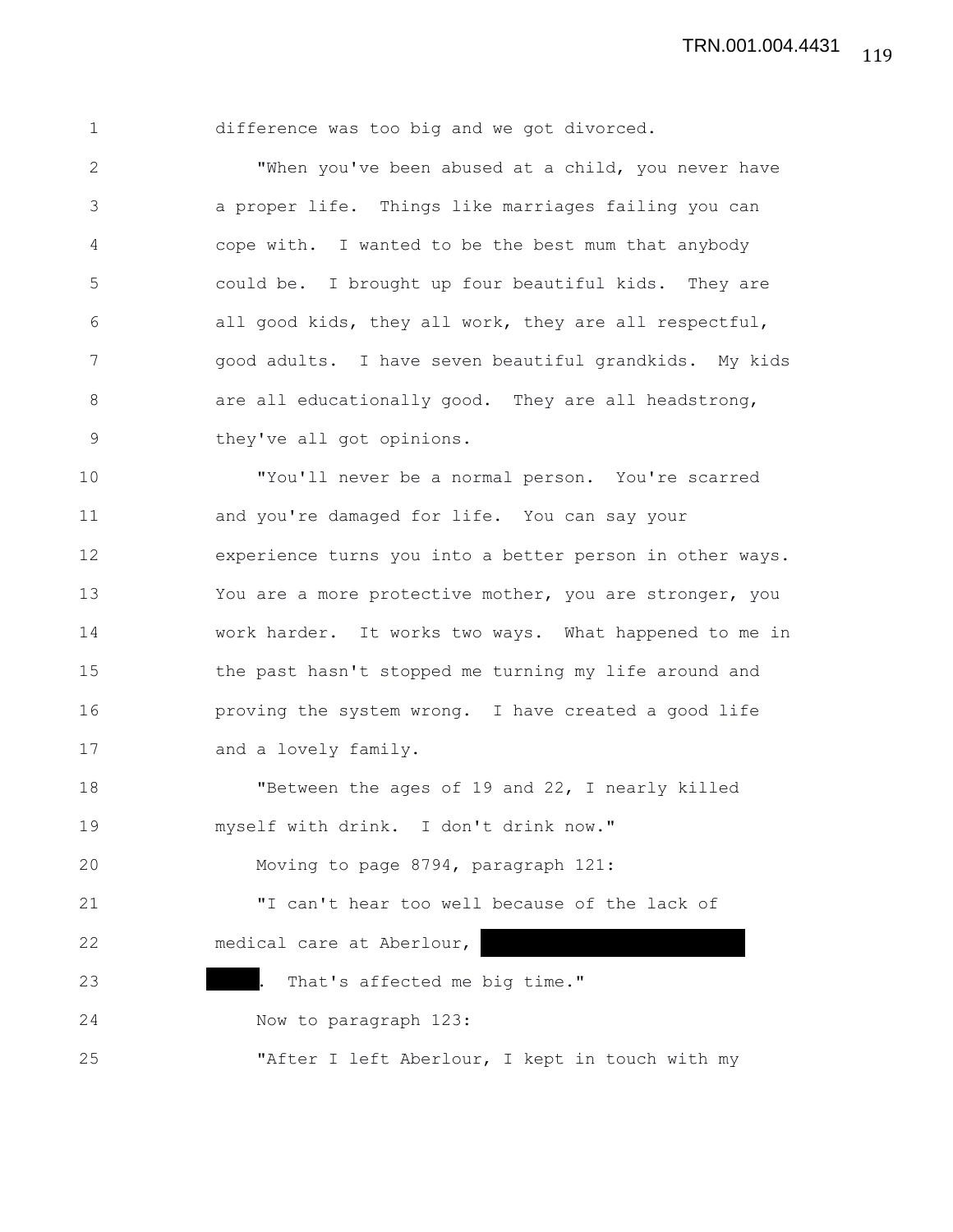difference was too big and we got divorced.

"When you've been abused at a child, you never have a proper life. Things like marriages failing you can cope with. I wanted to be the best mum that anybody could be. I brought up four beautiful kids. They are all good kids, they all work, they are all respectful, good adults. I have seven beautiful grandkids. My kids are all educationally good. They are all headstrong, they've all got opinions.

"You'll never be a normal person. You're scarred and you're damaged for life. You can say your experience turns you into a better person in other ways. You are a more protective mother, you are stronger, you work harder. It works two ways. What happened to me in the past hasn't stopped me turning my life around and proving the system wrong. I have created a good life and a lovely family.

"Between the ages of 19 and 22, I nearly killed myself with drink. I don't drink now."

Moving to page 8794, paragraph 121:

"I can't hear too well because of the lack of medical care at Aberlour, [REDACTED] [REDACTED]. That's affected me big time."

Now to paragraph 123:

"After I left Aberlour, I kept in touch with my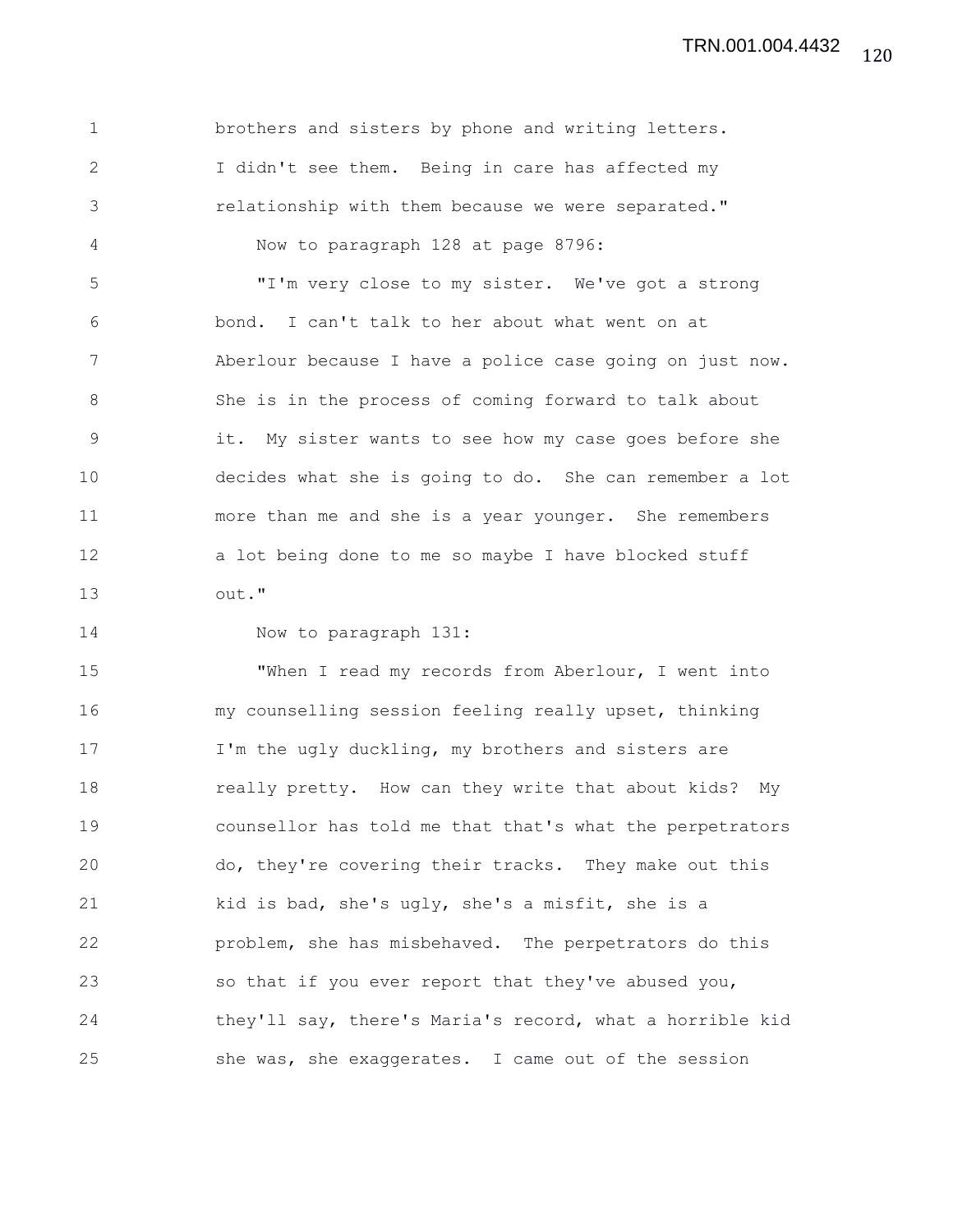brothers and sisters by phone and writing letters. I didn't see them. Being in care has affected my relationship with them because we were separated."

Now to paragraph 128 at page 8796:

"I'm very close to my sister. We've got a strong bond. I can't talk to her about what went on at Aberlour because I have a police case going on just now. She is in the process of coming forward to talk about it. My sister wants to see how my case goes before she decides what she is going to do. She can remember a lot more than me and she is a year younger. She remembers a lot being done to me so maybe I have blocked stuff out."

Now to paragraph 131:

"When I read my records from Aberlour, I went into my counselling session feeling really upset, thinking I'm the ugly duckling, my brothers and sisters are really pretty. How can they write that about kids? My counsellor has told me that that's what the perpetrators do, they're covering their tracks. They make out this kid is bad, she's ugly, she's a misfit, she is a problem, she has misbehaved. The perpetrators do this so that if you ever report that they've abused you, they'll say, there's Maria's record, what a horrible kid she was, she exaggerates. I came out of the session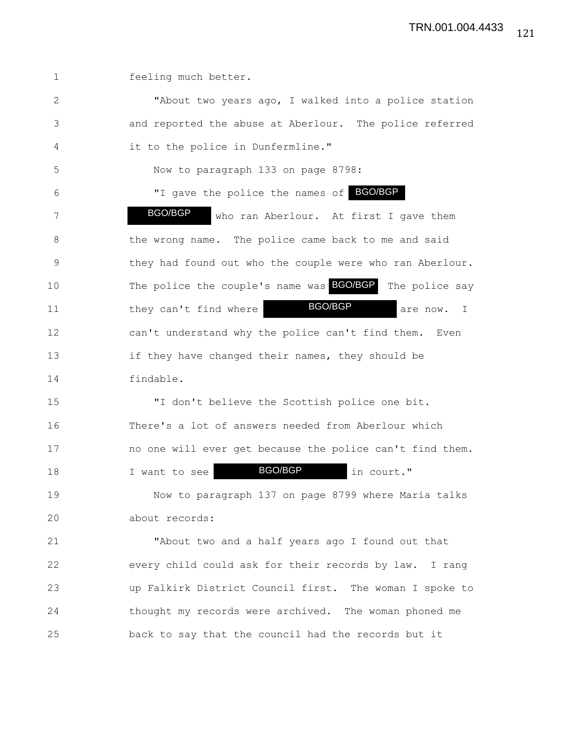feeling much better.

"About two years ago, I walked into a police station and reported the abuse at Aberlour. The police referred it to the police in Dunfermline."

Now to paragraph 133 on page 8798:

"I gave the police the names of BGO/BGP BGO/BGP who ran Aberlour. At first I gave them the wrong name. The police came back to me and said they had found out who the couple were who ran Aberlour. The police the couple's name was BGO/BGP The police say they can't find where BGO/BGP are now. I can't understand why the police can't find them. Even if they have changed their names, they should be findable.

"I don't believe the Scottish police one bit. There's a lot of answers needed from Aberlour which no one will ever get because the police can't find them. I want to see BGO/BGP in court."

Now to paragraph 137 on page 8799 where Maria talks about records:

"About two and a half years ago I found out that every child could ask for their records by law. I rang up Falkirk District Council first. The woman I spoke to thought my records were archived. The woman phoned me back to say that the council had the records but it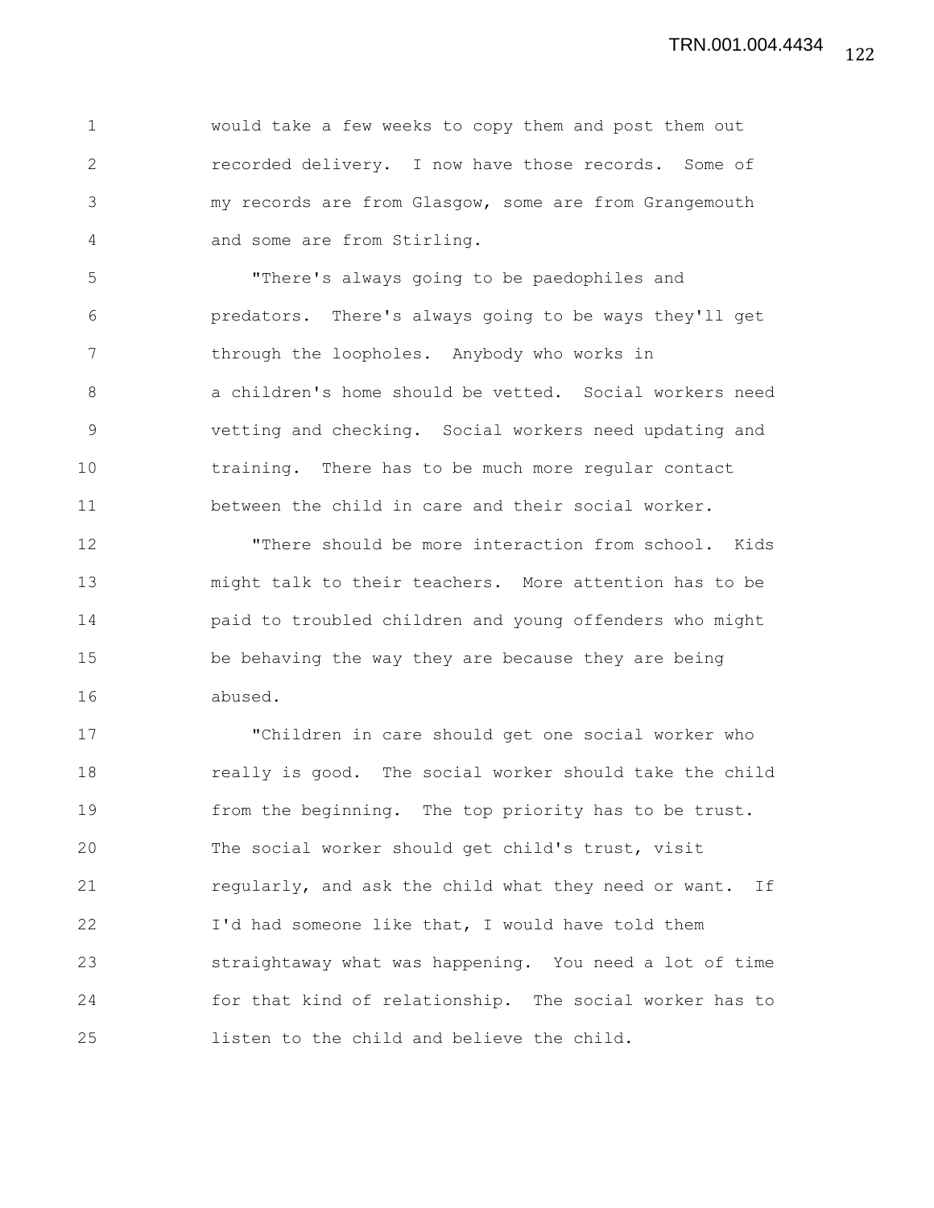would take a few weeks to copy them and post them out recorded delivery. I now have those records. Some of my records are from Glasgow, some are from Grangemouth and some are from Stirling.

"There's always going to be paedophiles and predators. There's always going to be ways they'll get through the loopholes. Anybody who works in a children's home should be vetted. Social workers need vetting and checking. Social workers need updating and training. There has to be much more regular contact between the child in care and their social worker.

"There should be more interaction from school. Kids might talk to their teachers. More attention has to be paid to troubled children and young offenders who might be behaving the way they are because they are being abused.

"Children in care should get one social worker who really is good. The social worker should take the child from the beginning. The top priority has to be trust. The social worker should get child's trust, visit regularly, and ask the child what they need or want. If I'd had someone like that, I would have told them straightaway what was happening. You need a lot of time for that kind of relationship. The social worker has to listen to the child and believe the child.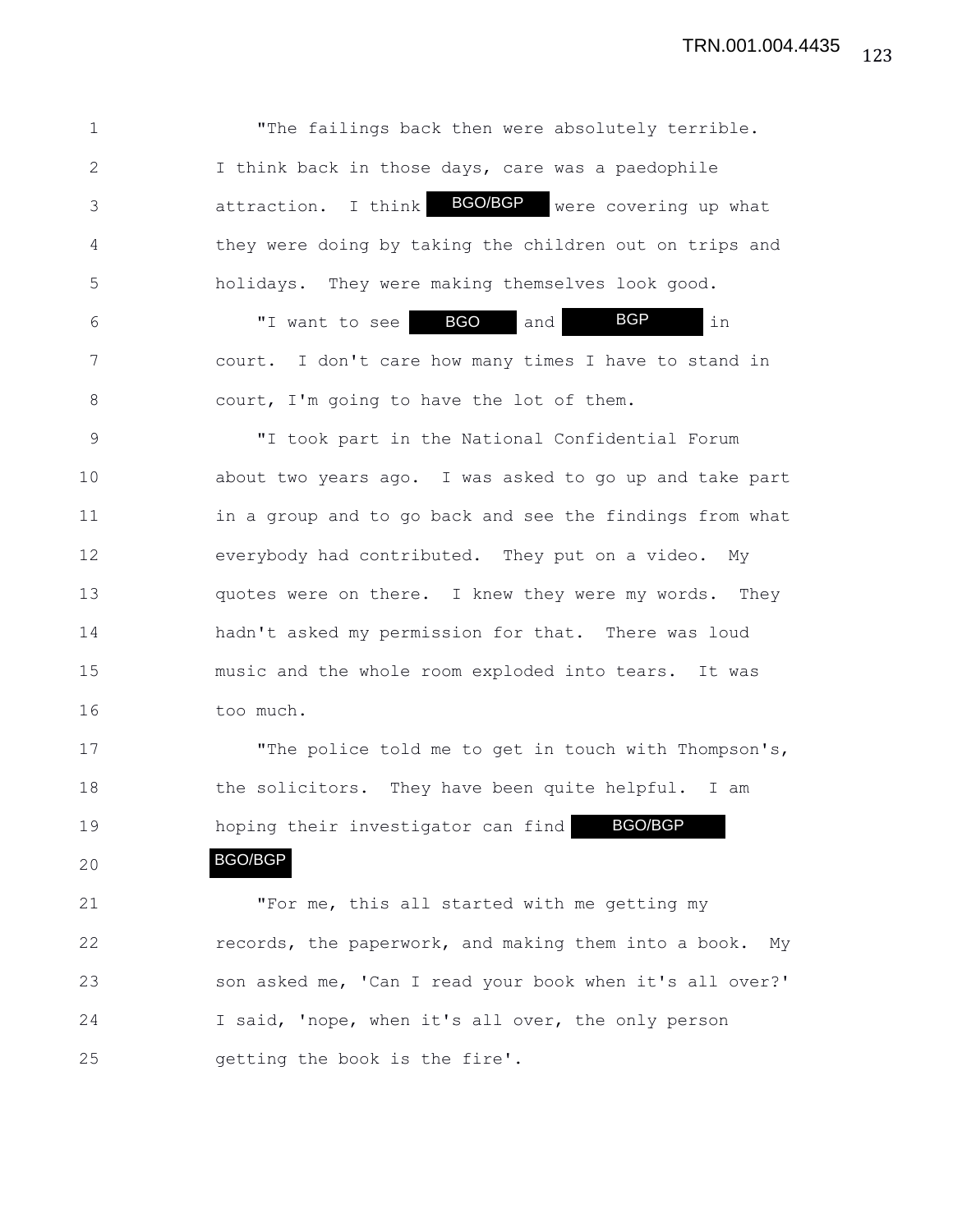"The failings back then were absolutely terrible. I think back in those days, care was a paedophile attraction. I think BGO/BGP were covering up what they were doing by taking the children out on trips and holidays. They were making themselves look good.

"I want to see BGO and BGP in court. I don't care how many times I have to stand in court, I'm going to have the lot of them.

"I took part in the National Confidential Forum about two years ago. I was asked to go up and take part in a group and to go back and see the findings from what everybody had contributed. They put on a video. My quotes were on there. I knew they were my words. They hadn't asked my permission for that. There was loud music and the whole room exploded into tears. It was too much.

"The police told me to get in touch with Thompson's, the solicitors. They have been quite helpful. I am hoping their investigator can find BGO/BGP BGO/BGP

"For me, this all started with me getting my records, the paperwork, and making them into a book. My son asked me, 'Can I read your book when it's all over?' I said, 'nope, when it's all over, the only person getting the book is the fire'.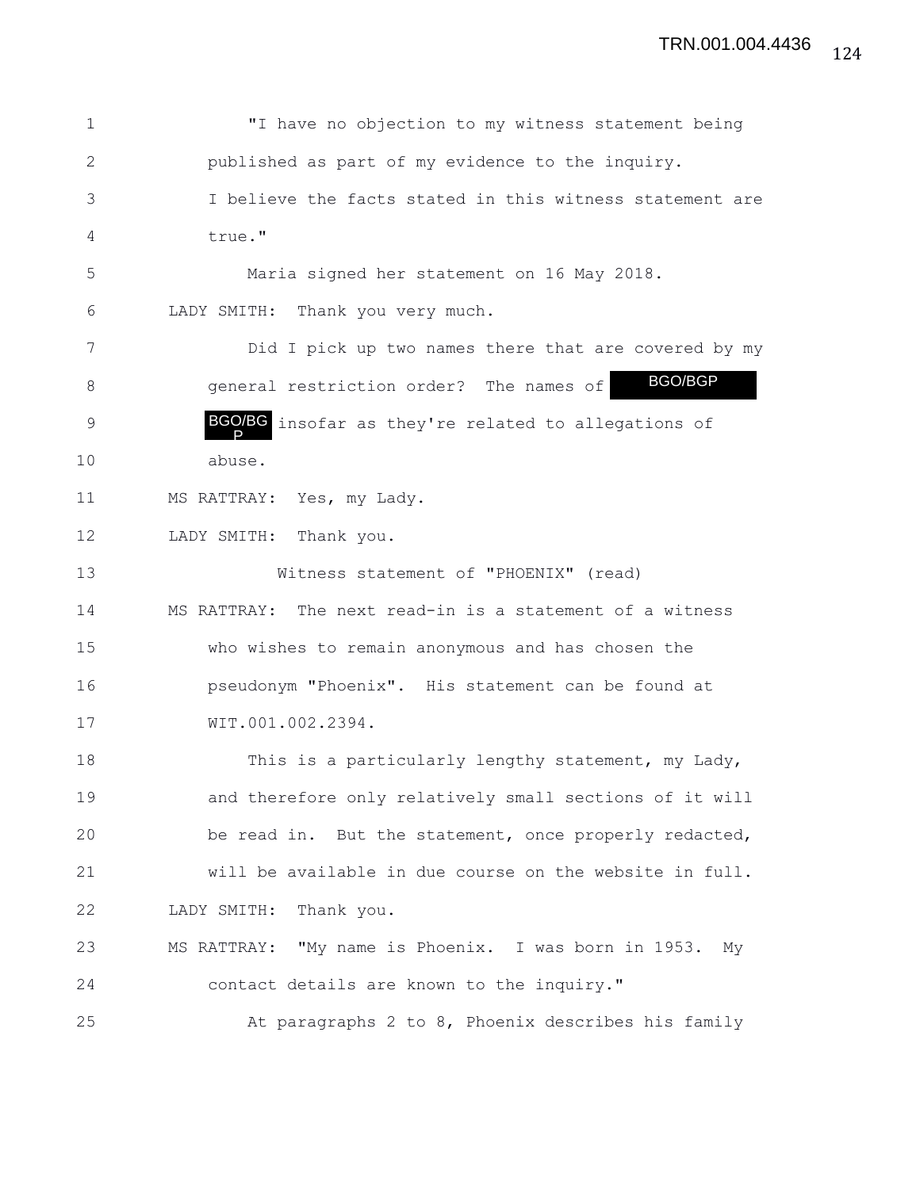"I have no objection to my witness statement being published as part of my evidence to the inquiry. I believe the facts stated in this witness statement are true."

Maria signed her statement on 16 May 2018.

LADY SMITH: Thank you very much.

Did I pick up two names there that are covered by my general restriction order? The names of BGO/BGP BGO/BGP insofar as they're related to allegations of abuse.

MS RATTRAY: Yes, my Lady.

LADY SMITH: Thank you.

Witness statement of "PHOENIX" (read)

MS RATTRAY: The next read-in is a statement of a witness who wishes to remain anonymous and has chosen the pseudonym "Phoenix". His statement can be found at WIT.001.002.2394.

This is a particularly lengthy statement, my Lady, and therefore only relatively small sections of it will be read in. But the statement, once properly redacted, will be available in due course on the website in full.

LADY SMITH: Thank you.

MS RATTRAY: "My name is Phoenix. I was born in 1953. My contact details are known to the inquiry."

At paragraphs 2 to 8, Phoenix describes his family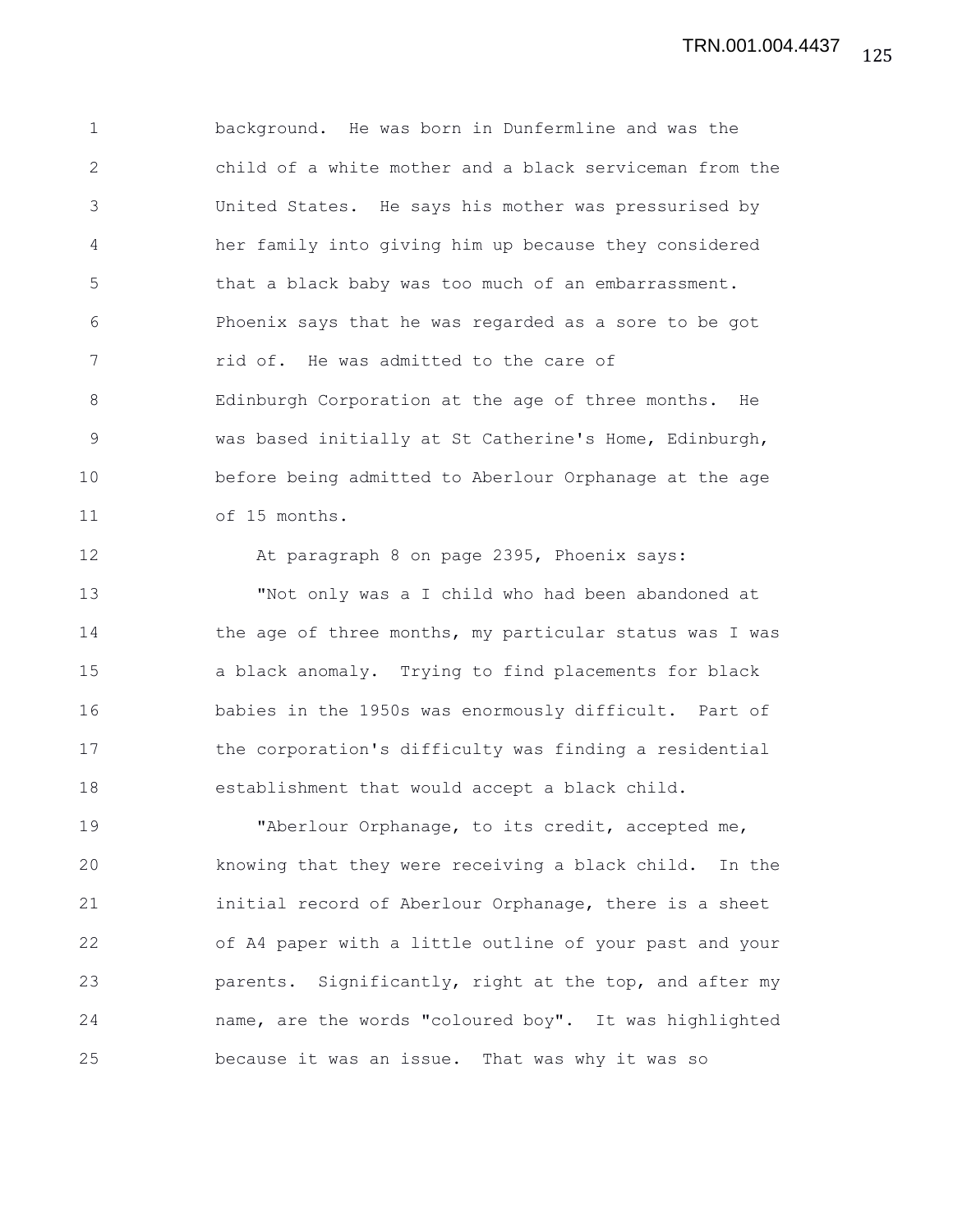background. He was born in Dunfermline and was the child of a white mother and a black serviceman from the United States. He says his mother was pressurised by her family into giving him up because they considered that a black baby was too much of an embarrassment. Phoenix says that he was regarded as a sore to be got rid of. He was admitted to the care of Edinburgh Corporation at the age of three months. He was based initially at St Catherine's Home, Edinburgh, before being admitted to Aberlour Orphanage at the age of 15 months.

At paragraph 8 on page 2395, Phoenix says:

"Not only was a I child who had been abandoned at the age of three months, my particular status was I was a black anomaly. Trying to find placements for black babies in the 1950s was enormously difficult. Part of the corporation's difficulty was finding a residential establishment that would accept a black child.

"Aberlour Orphanage, to its credit, accepted me, knowing that they were receiving a black child. In the initial record of Aberlour Orphanage, there is a sheet of A4 paper with a little outline of your past and your parents. Significantly, right at the top, and after my name, are the words "coloured boy". It was highlighted because it was an issue. That was why it was so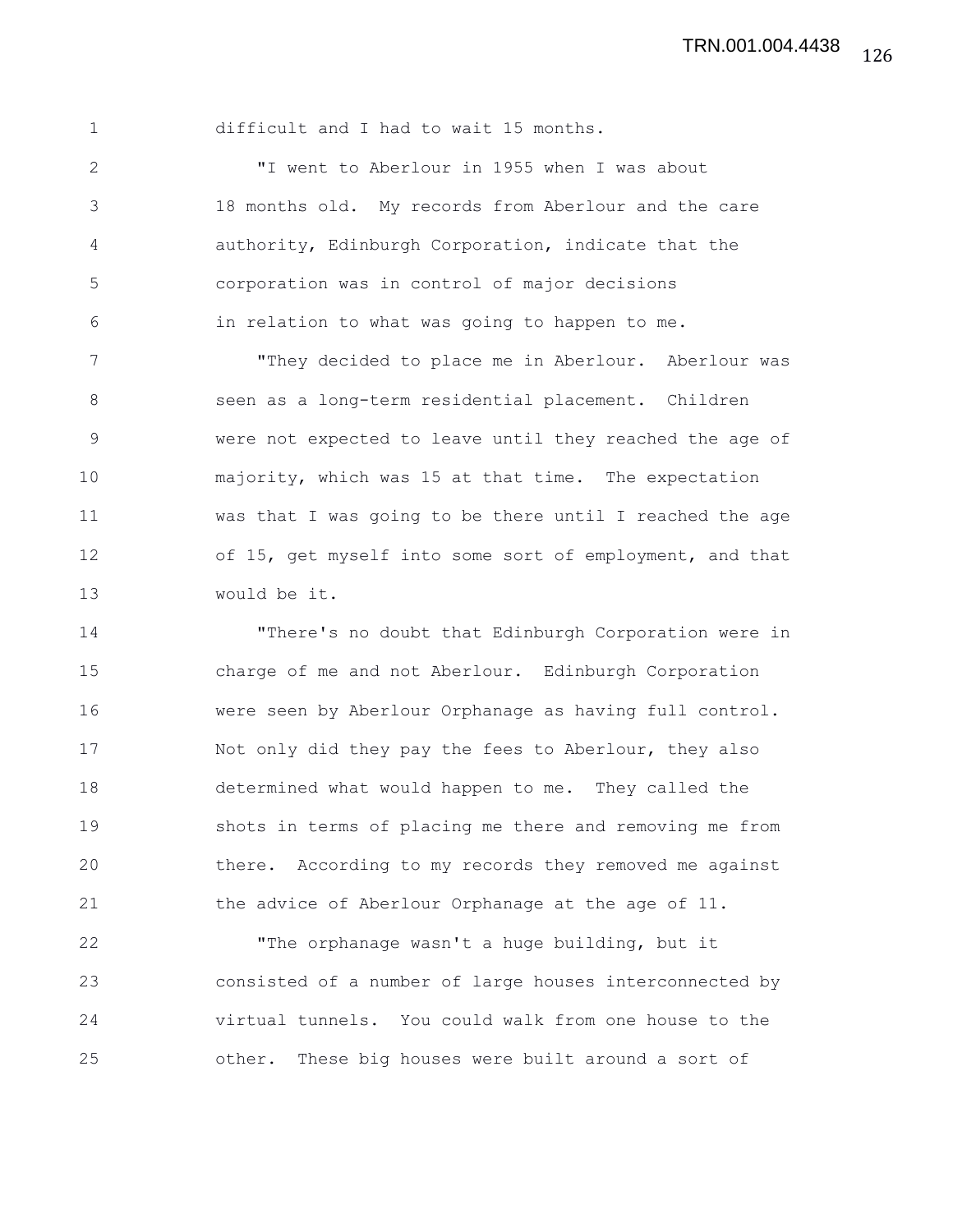difficult and I had to wait 15 months.

"I went to Aberlour in 1955 when I was about 18 months old. My records from Aberlour and the care authority, Edinburgh Corporation, indicate that the corporation was in control of major decisions in relation to what was going to happen to me.

"They decided to place me in Aberlour. Aberlour was seen as a long-term residential placement. Children were not expected to leave until they reached the age of majority, which was 15 at that time. The expectation was that I was going to be there until I reached the age of 15, get myself into some sort of employment, and that would be it.

"There's no doubt that Edinburgh Corporation were in charge of me and not Aberlour. Edinburgh Corporation were seen by Aberlour Orphanage as having full control. Not only did they pay the fees to Aberlour, they also determined what would happen to me. They called the shots in terms of placing me there and removing me from there. According to my records they removed me against the advice of Aberlour Orphanage at the age of 11.

"The orphanage wasn't a huge building, but it consisted of a number of large houses interconnected by virtual tunnels. You could walk from one house to the other. These big houses were built around a sort of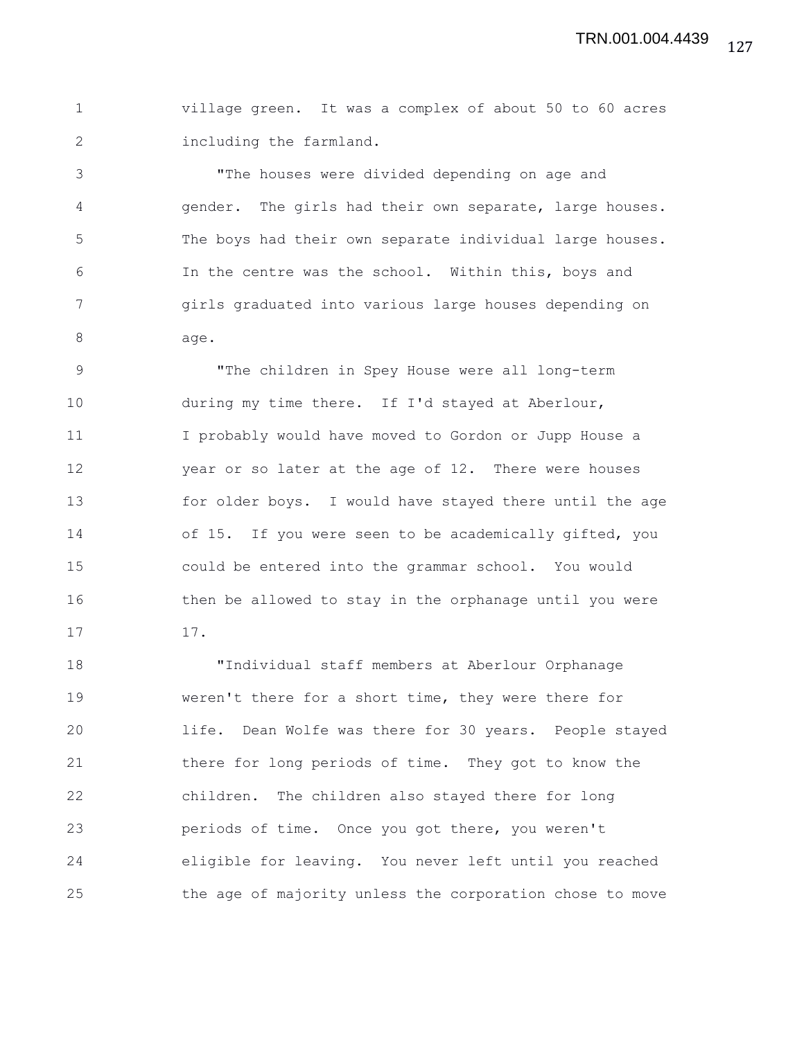village green. It was a complex of about 50 to 60 acres including the farmland.

"The houses were divided depending on age and gender. The girls had their own separate, large houses. The boys had their own separate individual large houses. In the centre was the school. Within this, boys and girls graduated into various large houses depending on age.

"The children in Spey House were all long-term during my time there. If I'd stayed at Aberlour, I probably would have moved to Gordon or Jupp House a year or so later at the age of 12. There were houses for older boys. I would have stayed there until the age of 15. If you were seen to be academically gifted, you could be entered into the grammar school. You would then be allowed to stay in the orphanage until you were 17.

"Individual staff members at Aberlour Orphanage weren't there for a short time, they were there for life. Dean Wolfe was there for 30 years. People stayed there for long periods of time. They got to know the children. The children also stayed there for long periods of time. Once you got there, you weren't eligible for leaving. You never left until you reached the age of majority unless the corporation chose to move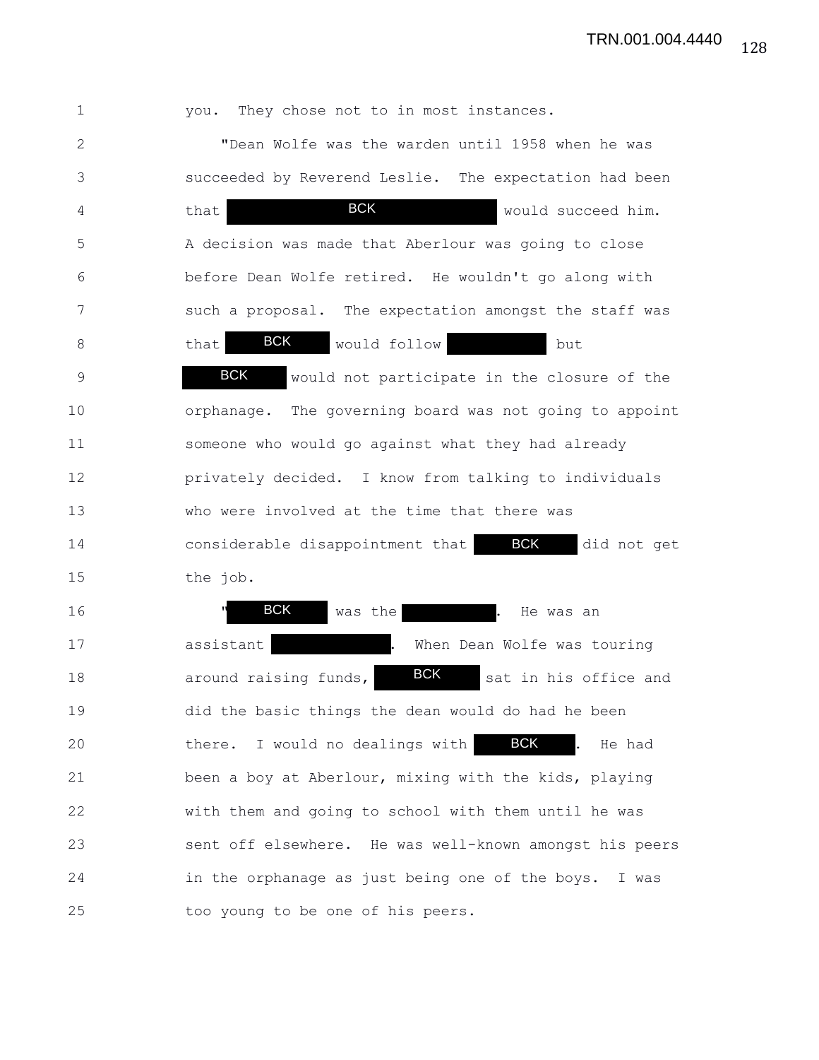you. They chose not to in most instances.

"Dean Wolfe was the warden until 1958 when he was succeeded by Reverend Leslie. The expectation had been that BCK would succeed him. A decision was made that Aberlour was going to close before Dean Wolfe retired. He wouldn't go along with such a proposal. The expectation amongst the staff was that BCK would follow but BCK would not participate in the closure of the orphanage. The governing board was not going to appoint someone who would go against what they had already privately decided. I know from talking to individuals who were involved at the time that there was considerable disappointment that BCK did not get the job.

"BCK was the . He was an assistant . When Dean Wolfe was touring around raising funds, BCK sat in his office and did the basic things the dean would do had he been there. I would no dealings with BCK. He had been a boy at Aberlour, mixing with the kids, playing with them and going to school with them until he was sent off elsewhere. He was well-known amongst his peers in the orphanage as just being one of the boys. I was too young to be one of his peers.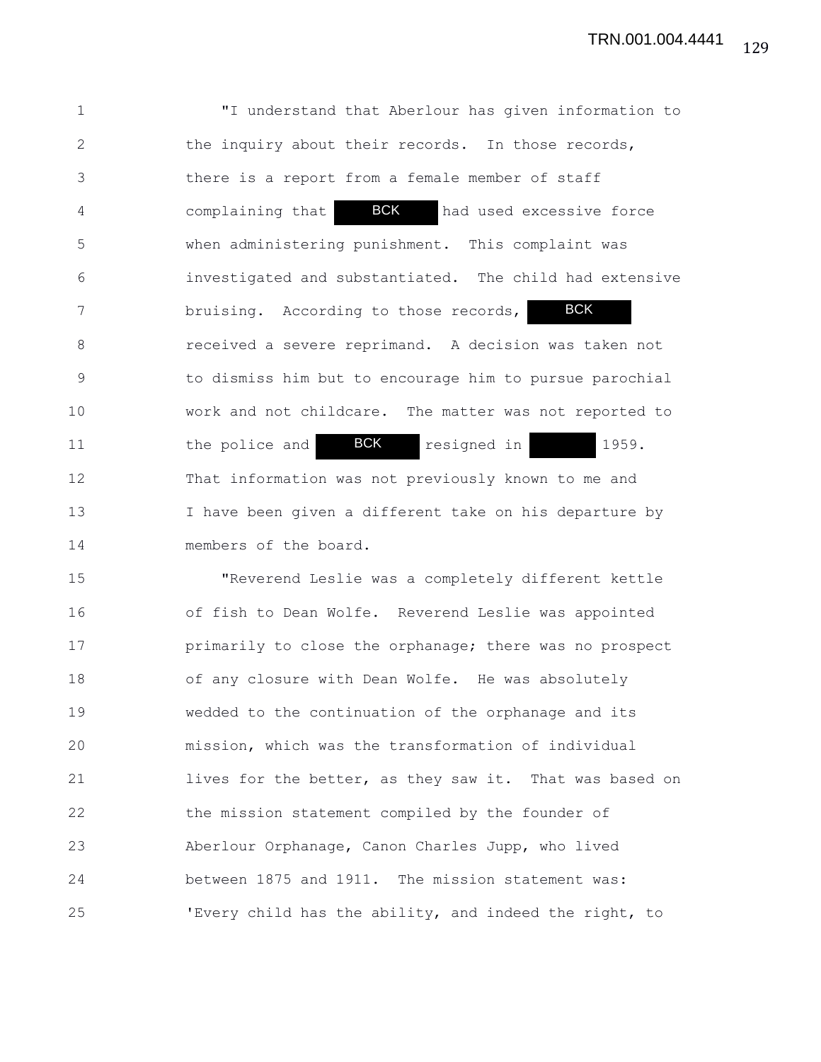"I understand that Aberlour has given information to the inquiry about their records. In those records, there is a report from a female member of staff complaining that BCK had used excessive force when administering punishment. This complaint was investigated and substantiated. The child had extensive bruising. According to those records, BCK received a severe reprimand. A decision was taken not to dismiss him but to encourage him to pursue parochial work and not childcare. The matter was not reported to the police and BCK resigned in 1959. That information was not previously known to me and I have been given a different take on his departure by members of the board.

"Reverend Leslie was a completely different kettle of fish to Dean Wolfe. Reverend Leslie was appointed primarily to close the orphanage; there was no prospect of any closure with Dean Wolfe. He was absolutely wedded to the continuation of the orphanage and its mission, which was the transformation of individual lives for the better, as they saw it. That was based on the mission statement compiled by the founder of Aberlour Orphanage, Canon Charles Jupp, who lived between 1875 and 1911. The mission statement was: 'Every child has the ability, and indeed the right, to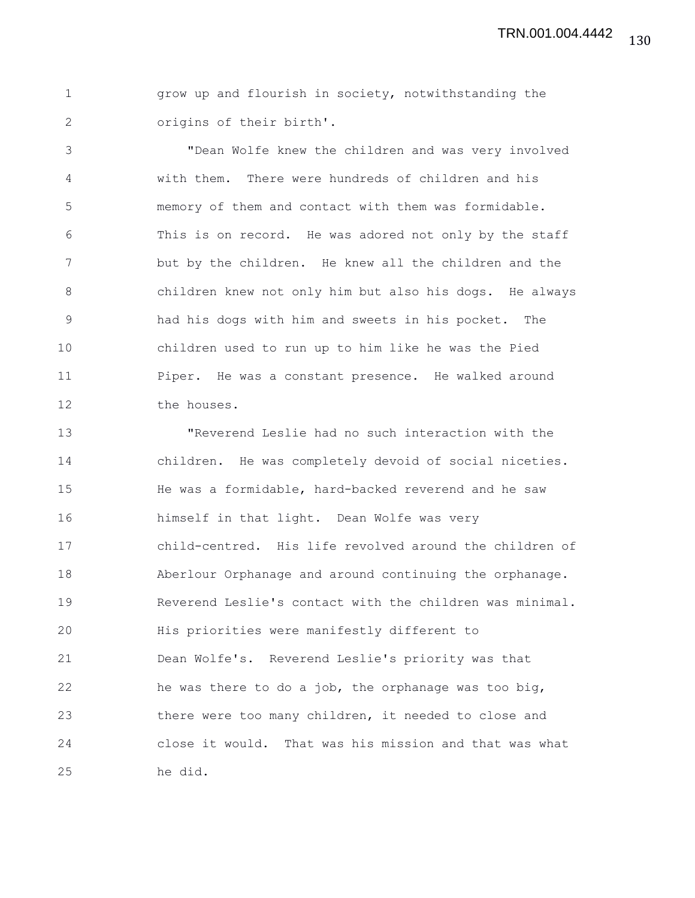grow up and flourish in society, notwithstanding the origins of their birth'.

"Dean Wolfe knew the children and was very involved with them. There were hundreds of children and his memory of them and contact with them was formidable. This is on record. He was adored not only by the staff but by the children. He knew all the children and the children knew not only him but also his dogs. He always had his dogs with him and sweets in his pocket. The children used to run up to him like he was the Pied Piper. He was a constant presence. He walked around the houses.

"Reverend Leslie had no such interaction with the children. He was completely devoid of social niceties. He was a formidable, hard-backed reverend and he saw himself in that light. Dean Wolfe was very child-centred. His life revolved around the children of Aberlour Orphanage and around continuing the orphanage. Reverend Leslie's contact with the children was minimal. His priorities were manifestly different to Dean Wolfe's. Reverend Leslie's priority was that he was there to do a job, the orphanage was too big, there were too many children, it needed to close and close it would. That was his mission and that was what he did.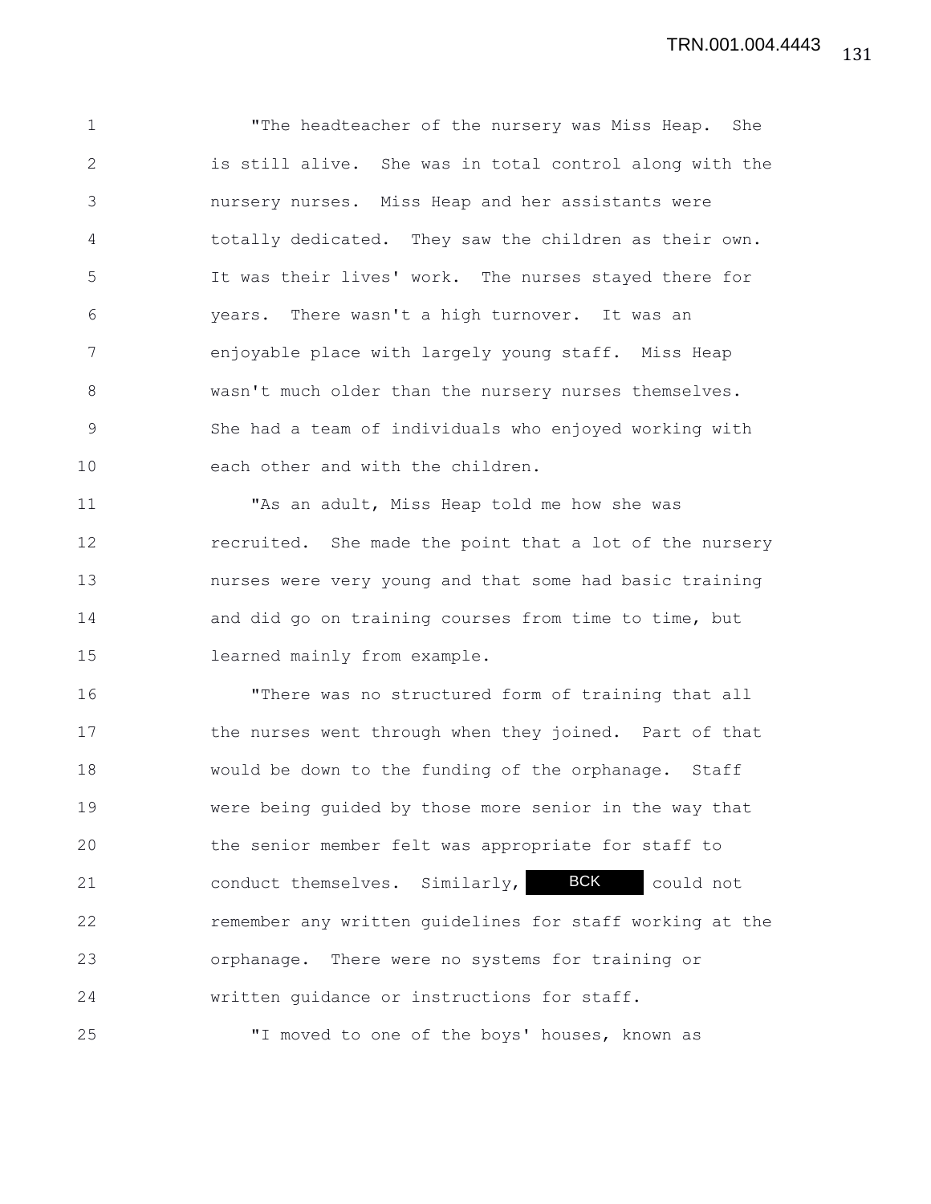"The headteacher of the nursery was Miss Heap. She is still alive. She was in total control along with the nursery nurses. Miss Heap and her assistants were totally dedicated. They saw the children as their own. It was their lives' work. The nurses stayed there for years. There wasn't a high turnover. It was an enjoyable place with largely young staff. Miss Heap wasn't much older than the nursery nurses themselves. She had a team of individuals who enjoyed working with each other and with the children.

"As an adult, Miss Heap told me how she was recruited. She made the point that a lot of the nursery nurses were very young and that some had basic training and did go on training courses from time to time, but learned mainly from example.

"There was no structured form of training that all the nurses went through when they joined. Part of that would be down to the funding of the orphanage. Staff were being guided by those more senior in the way that the senior member felt was appropriate for staff to conduct themselves. Similarly, BCK could not remember any written guidelines for staff working at the orphanage. There were no systems for training or written guidance or instructions for staff.

"I moved to one of the boys' houses, known as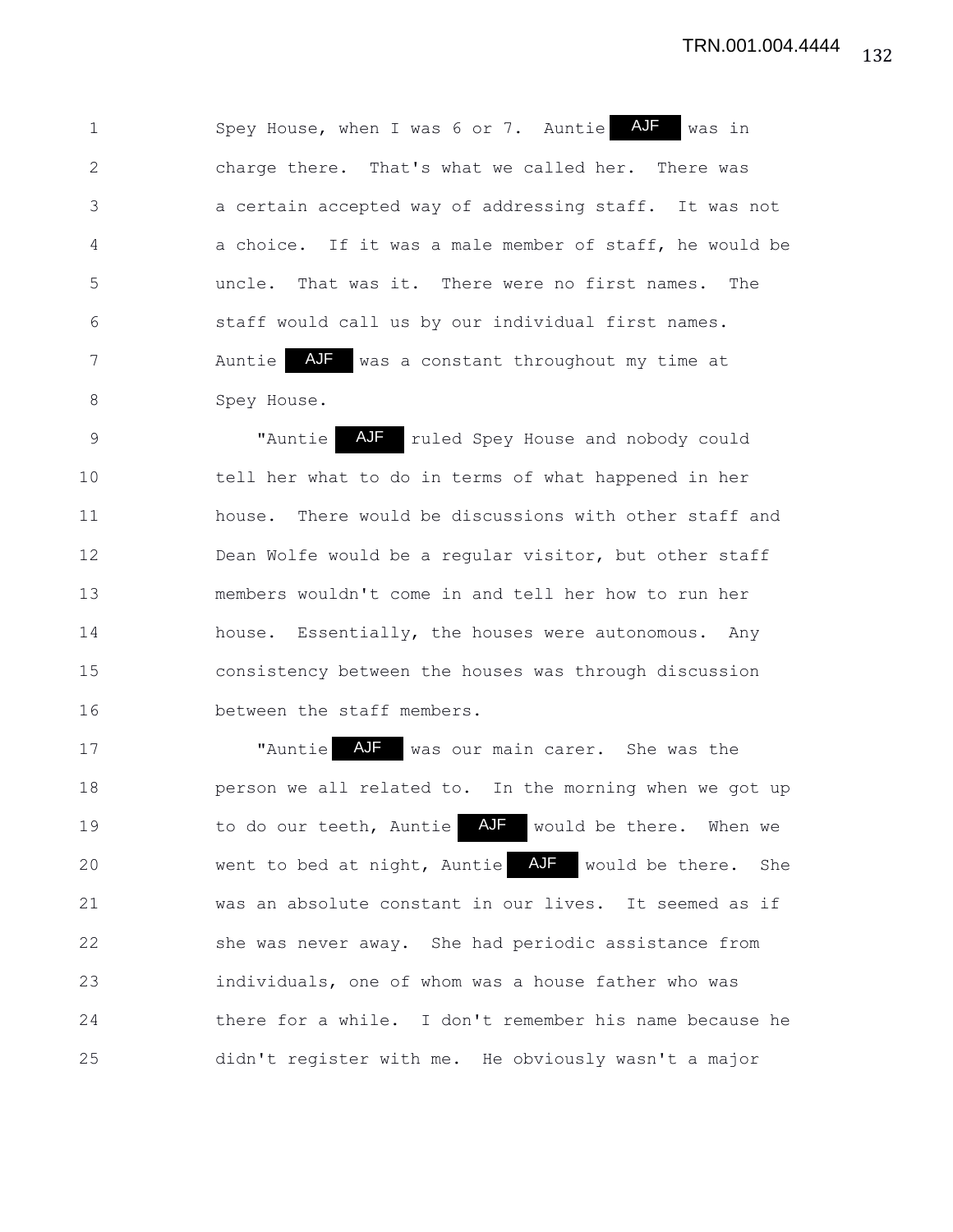Spey House, when I was 6 or 7. Auntie AJF was in charge there. That's what we called her. There was a certain accepted way of addressing staff. It was not a choice. If it was a male member of staff, he would be uncle. That was it. There were no first names. The staff would call us by our individual first names. Auntie AJF was a constant throughout my time at Spey House.

"Auntie AJF ruled Spey House and nobody could tell her what to do in terms of what happened in her house. There would be discussions with other staff and Dean Wolfe would be a regular visitor, but other staff members wouldn't come in and tell her how to run her house. Essentially, the houses were autonomous. Any consistency between the houses was through discussion between the staff members.

"Auntie AJF was our main carer. She was the person we all related to. In the morning when we got up to do our teeth, Auntie AJF would be there. When we went to bed at night, Auntie AJF would be there. She was an absolute constant in our lives. It seemed as if she was never away. She had periodic assistance from individuals, one of whom was a house father who was there for a while. I don't remember his name because he didn't register with me. He obviously wasn't a major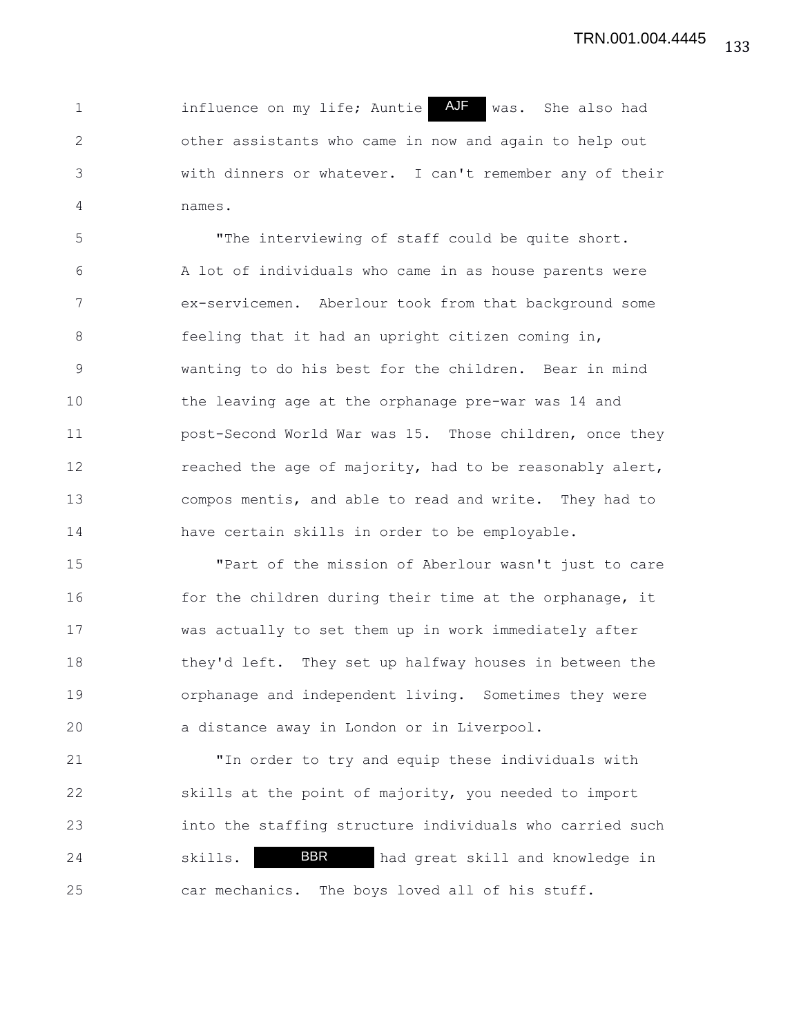influence on my life; Auntie AJF was. She also had other assistants who came in now and again to help out with dinners or whatever. I can't remember any of their names.

"The interviewing of staff could be quite short. A lot of individuals who came in as house parents were ex-servicemen. Aberlour took from that background some feeling that it had an upright citizen coming in, wanting to do his best for the children. Bear in mind the leaving age at the orphanage pre-war was 14 and post-Second World War was 15. Those children, once they reached the age of majority, had to be reasonably alert, compos mentis, and able to read and write. They had to have certain skills in order to be employable.

"Part of the mission of Aberlour wasn't just to care for the children during their time at the orphanage, it was actually to set them up in work immediately after they'd left. They set up halfway houses in between the orphanage and independent living. Sometimes they were a distance away in London or in Liverpool.

"In order to try and equip these individuals with skills at the point of majority, you needed to import into the staffing structure individuals who carried such skills. BBR had great skill and knowledge in car mechanics. The boys loved all of his stuff.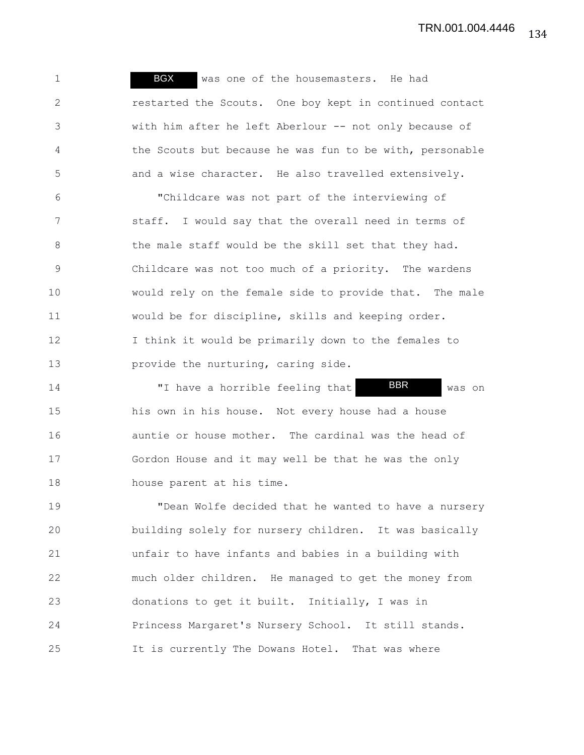BGX was one of the housemasters. He had restarted the Scouts. One boy kept in continued contact with him after he left Aberlour -- not only because of the Scouts but because he was fun to be with, personable and a wise character. He also travelled extensively.

"Childcare was not part of the interviewing of staff. I would say that the overall need in terms of the male staff would be the skill set that they had. Childcare was not too much of a priority. The wardens would rely on the female side to provide that. The male would be for discipline, skills and keeping order. I think it would be primarily down to the females to provide the nurturing, caring side.

"I have a horrible feeling that BBR was on his own in his house. Not every house had a house auntie or house mother. The cardinal was the head of Gordon House and it may well be that he was the only house parent at his time.

"Dean Wolfe decided that he wanted to have a nursery building solely for nursery children. It was basically unfair to have infants and babies in a building with much older children. He managed to get the money from donations to get it built. Initially, I was in Princess Margaret's Nursery School. It still stands. It is currently The Dowans Hotel. That was where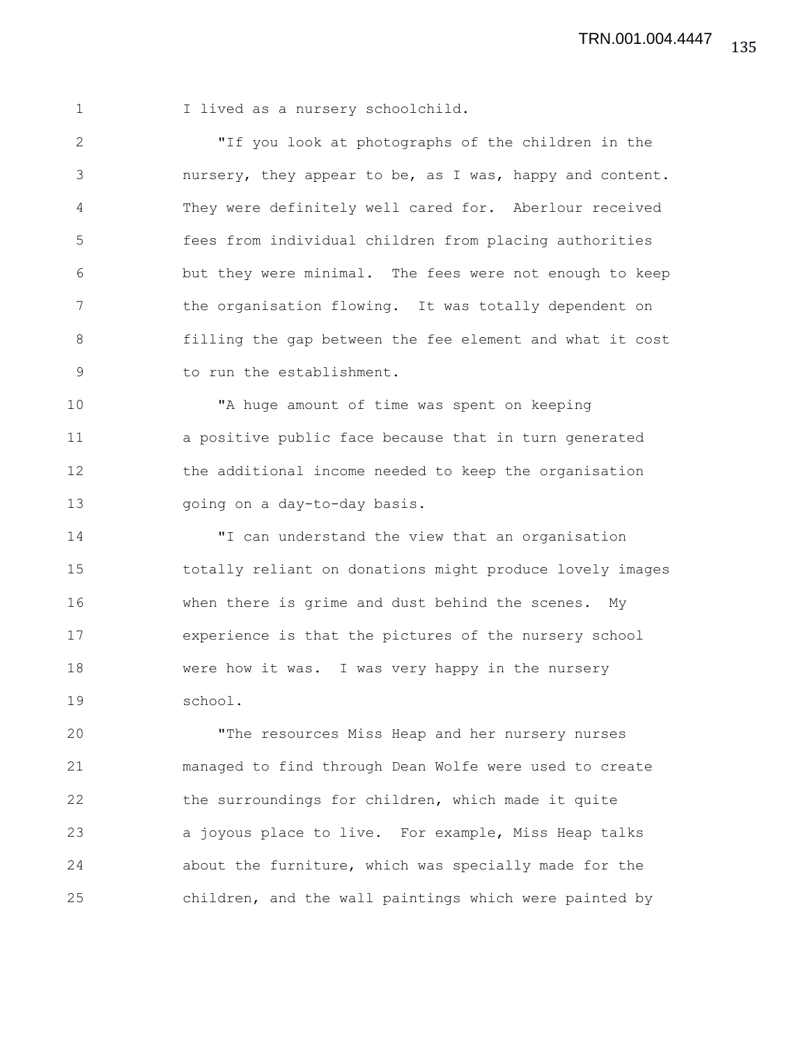I lived as a nursery schoolchild.

"If you look at photographs of the children in the nursery, they appear to be, as I was, happy and content. They were definitely well cared for. Aberlour received fees from individual children from placing authorities but they were minimal. The fees were not enough to keep the organisation flowing. It was totally dependent on filling the gap between the fee element and what it cost to run the establishment.

"A huge amount of time was spent on keeping a positive public face because that in turn generated the additional income needed to keep the organisation going on a day-to-day basis.

"I can understand the view that an organisation totally reliant on donations might produce lovely images when there is grime and dust behind the scenes. My experience is that the pictures of the nursery school were how it was. I was very happy in the nursery school.

"The resources Miss Heap and her nursery nurses managed to find through Dean Wolfe were used to create the surroundings for children, which made it quite a joyous place to live. For example, Miss Heap talks about the furniture, which was specially made for the children, and the wall paintings which were painted by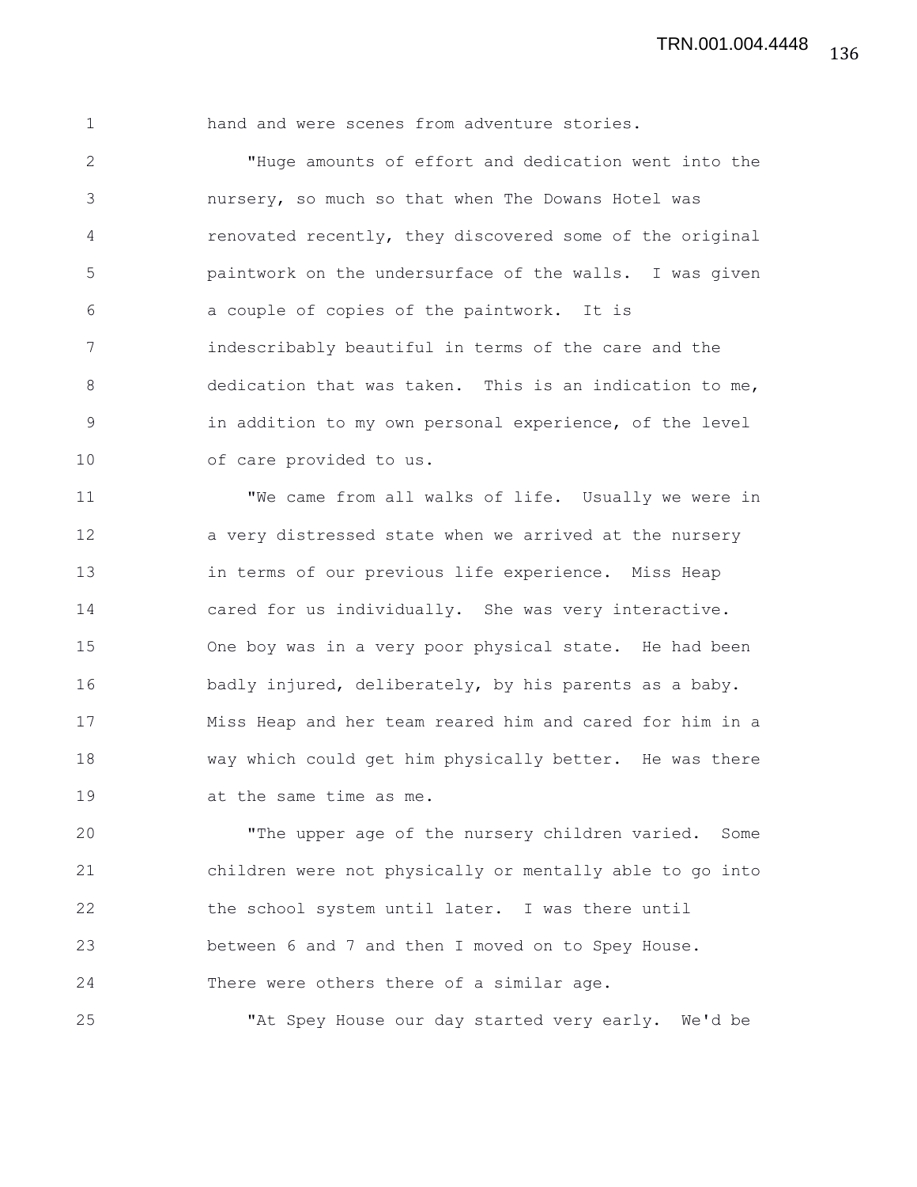hand and were scenes from adventure stories.

"Huge amounts of effort and dedication went into the nursery, so much so that when The Dowans Hotel was renovated recently, they discovered some of the original paintwork on the undersurface of the walls. I was given a couple of copies of the paintwork. It is indescribably beautiful in terms of the care and the dedication that was taken. This is an indication to me, in addition to my own personal experience, of the level of care provided to us.

"We came from all walks of life. Usually we were in a very distressed state when we arrived at the nursery in terms of our previous life experience. Miss Heap cared for us individually. She was very interactive. One boy was in a very poor physical state. He had been badly injured, deliberately, by his parents as a baby. Miss Heap and her team reared him and cared for him in a way which could get him physically better. He was there at the same time as me.

"The upper age of the nursery children varied. Some children were not physically or mentally able to go into the school system until later. I was there until between 6 and 7 and then I moved on to Spey House. There were others there of a similar age.

"At Spey House our day started very early. We'd be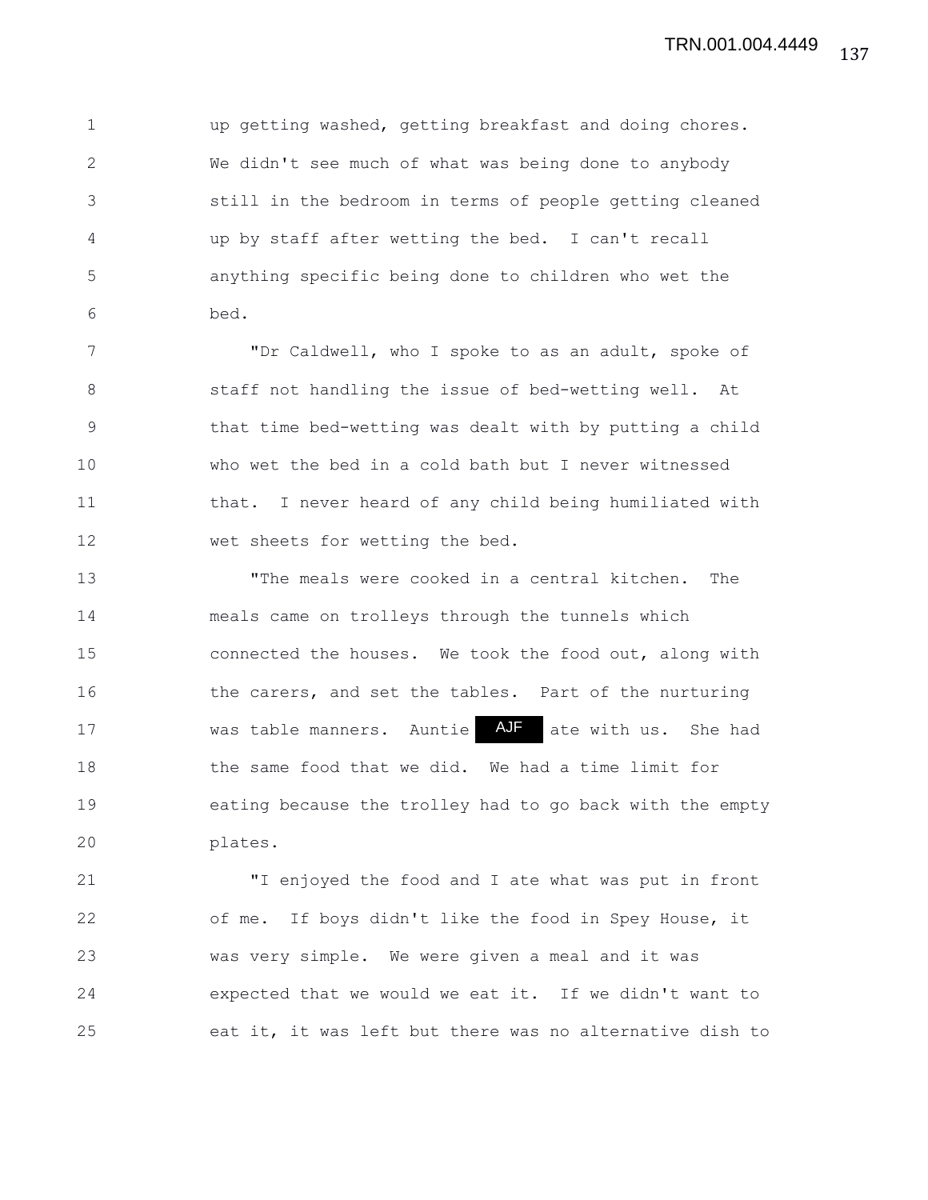up getting washed, getting breakfast and doing chores. We didn't see much of what was being done to anybody still in the bedroom in terms of people getting cleaned up by staff after wetting the bed. I can't recall anything specific being done to children who wet the bed.

"Dr Caldwell, who I spoke to as an adult, spoke of staff not handling the issue of bed-wetting well. At that time bed-wetting was dealt with by putting a child who wet the bed in a cold bath but I never witnessed that. I never heard of any child being humiliated with wet sheets for wetting the bed.

"The meals were cooked in a central kitchen. The meals came on trolleys through the tunnels which connected the houses. We took the food out, along with the carers, and set the tables. Part of the nurturing was table manners. Auntie AJF ate with us. She had the same food that we did. We had a time limit for eating because the trolley had to go back with the empty plates.

"I enjoyed the food and I ate what was put in front of me. If boys didn't like the food in Spey House, it was very simple. We were given a meal and it was expected that we would we eat it. If we didn't want to eat it, it was left but there was no alternative dish to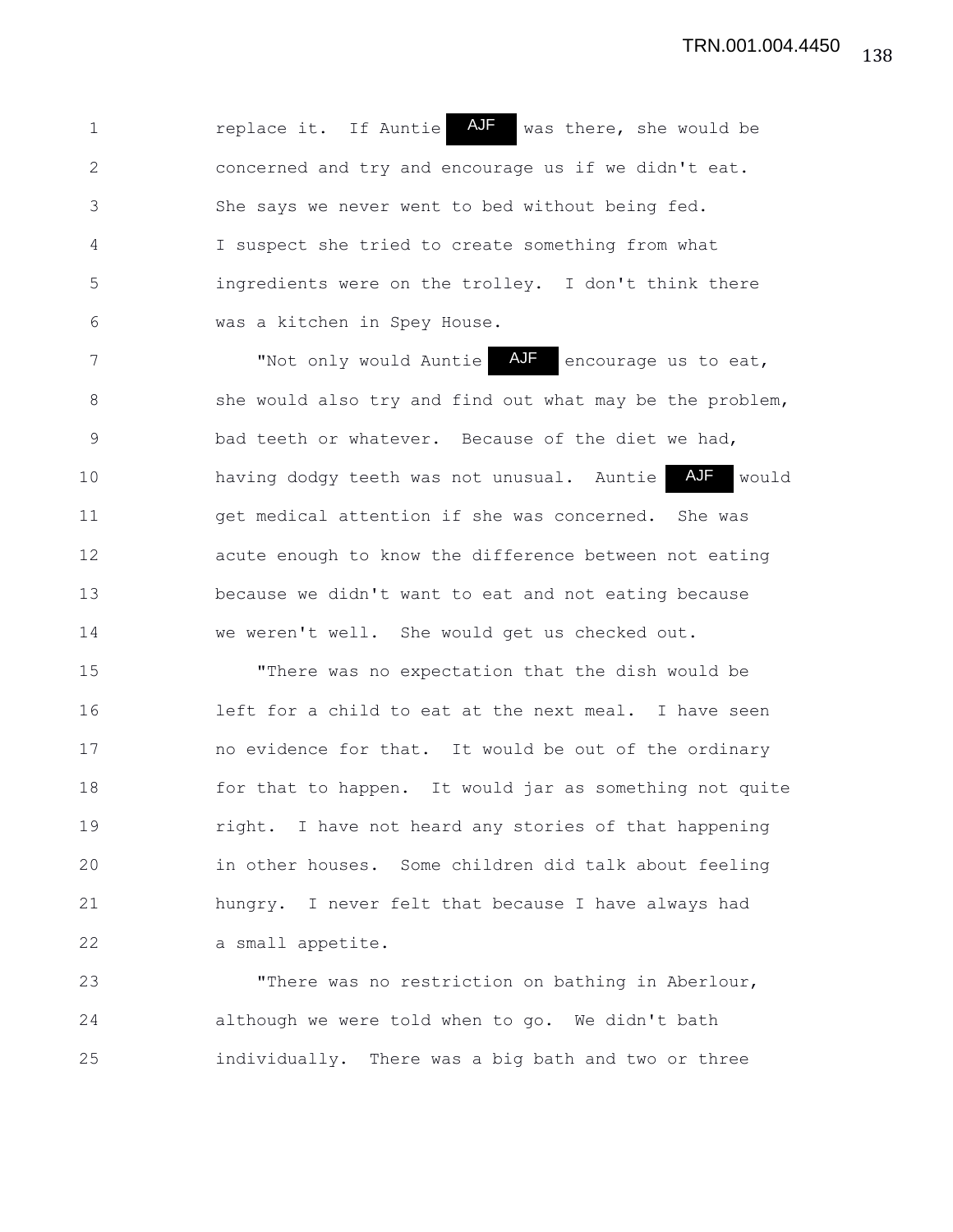replace it. If Auntie AJF was there, she would be concerned and try and encourage us if we didn't eat. She says we never went to bed without being fed. I suspect she tried to create something from what ingredients were on the trolley. I don't think there was a kitchen in Spey House.

"Not only would Auntie AJF encourage us to eat, she would also try and find out what may be the problem, bad teeth or whatever. Because of the diet we had, having dodgy teeth was not unusual. Auntie AJF would get medical attention if she was concerned. She was acute enough to know the difference between not eating because we didn't want to eat and not eating because we weren't well. She would get us checked out.

"There was no expectation that the dish would be left for a child to eat at the next meal. I have seen no evidence for that. It would be out of the ordinary for that to happen. It would jar as something not quite right. I have not heard any stories of that happening in other houses. Some children did talk about feeling hungry. I never felt that because I have always had a small appetite.

"There was no restriction on bathing in Aberlour, although we were told when to go. We didn't bath individually. There was a big bath and two or three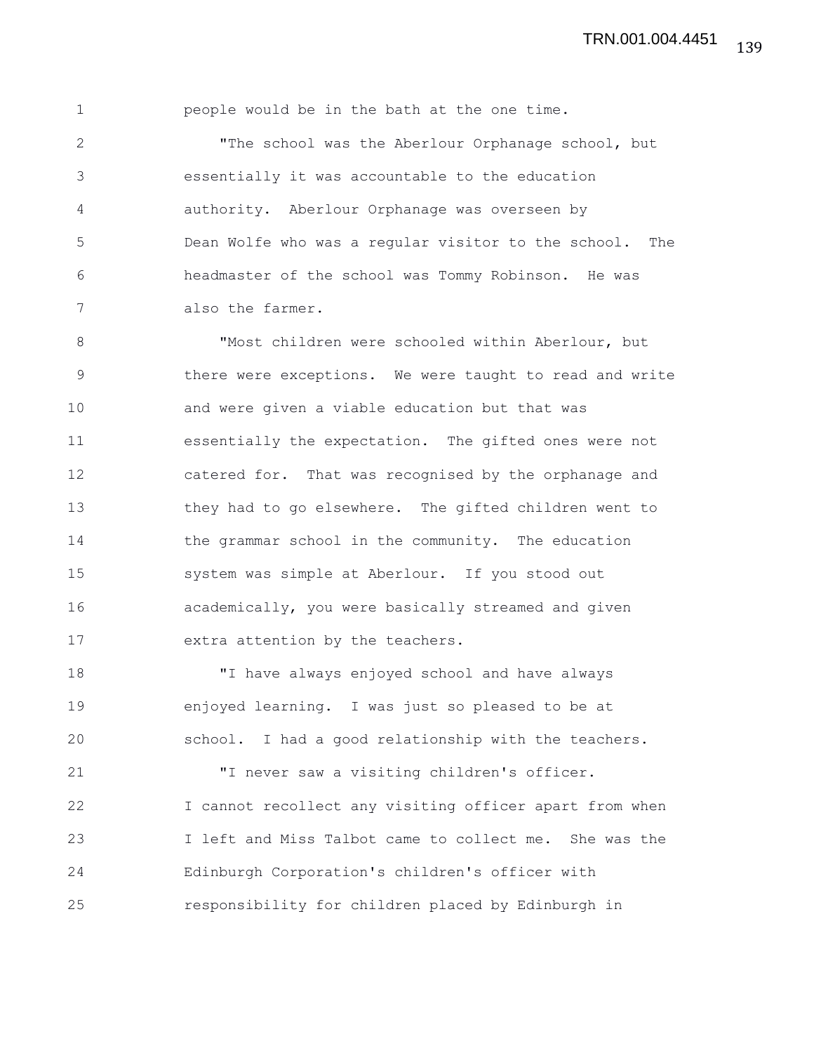people would be in the bath at the one time.

"The school was the Aberlour Orphanage school, but essentially it was accountable to the education authority. Aberlour Orphanage was overseen by Dean Wolfe who was a regular visitor to the school. The headmaster of the school was Tommy Robinson. He was also the farmer.

"Most children were schooled within Aberlour, but there were exceptions. We were taught to read and write and were given a viable education but that was essentially the expectation. The gifted ones were not catered for. That was recognised by the orphanage and they had to go elsewhere. The gifted children went to the grammar school in the community. The education system was simple at Aberlour. If you stood out academically, you were basically streamed and given extra attention by the teachers.

"I have always enjoyed school and have always enjoyed learning. I was just so pleased to be at school. I had a good relationship with the teachers.

"I never saw a visiting children's officer. I cannot recollect any visiting officer apart from when I left and Miss Talbot came to collect me. She was the Edinburgh Corporation's children's officer with responsibility for children placed by Edinburgh in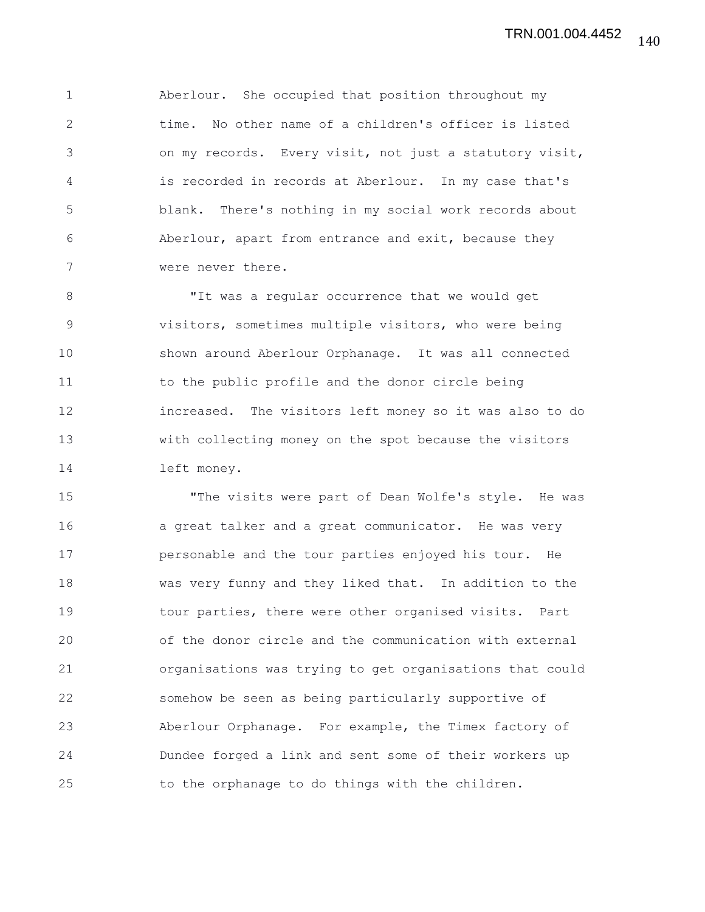Aberlour. She occupied that position throughout my time. No other name of a children's officer is listed on my records. Every visit, not just a statutory visit, is recorded in records at Aberlour. In my case that's blank. There's nothing in my social work records about Aberlour, apart from entrance and exit, because they were never there.

"It was a regular occurrence that we would get visitors, sometimes multiple visitors, who were being shown around Aberlour Orphanage. It was all connected to the public profile and the donor circle being increased. The visitors left money so it was also to do with collecting money on the spot because the visitors left money.

"The visits were part of Dean Wolfe's style. He was a great talker and a great communicator. He was very personable and the tour parties enjoyed his tour. He was very funny and they liked that. In addition to the tour parties, there were other organised visits. Part of the donor circle and the communication with external organisations was trying to get organisations that could somehow be seen as being particularly supportive of Aberlour Orphanage. For example, the Timex factory of Dundee forged a link and sent some of their workers up to the orphanage to do things with the children.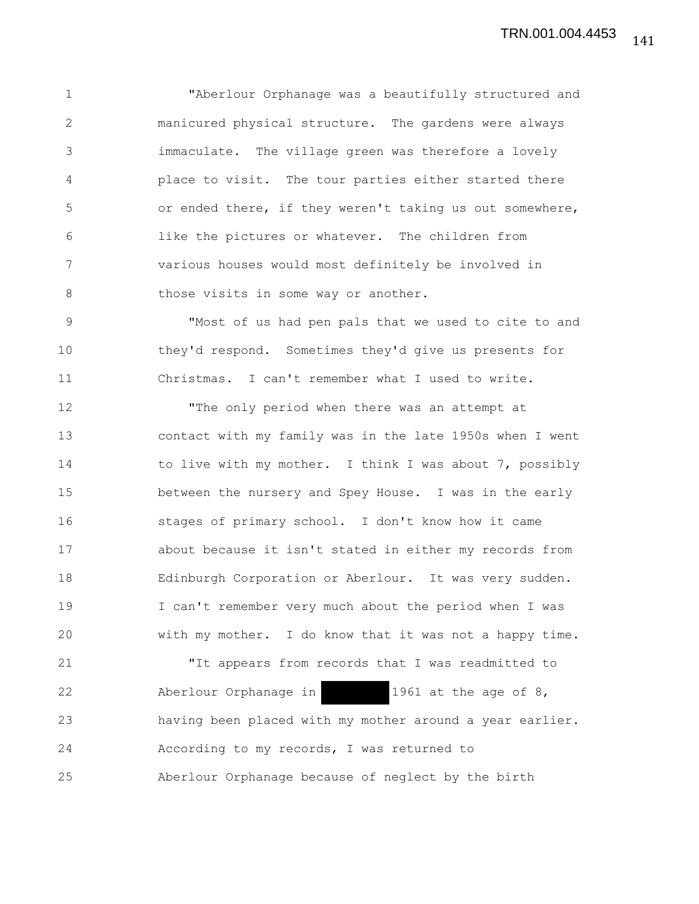"Aberlour Orphanage was a beautifully structured and manicured physical structure. The gardens were always immaculate. The village green was therefore a lovely place to visit. The tour parties either started there or ended there, if they weren't taking us out somewhere, like the pictures or whatever. The children from various houses would most definitely be involved in those visits in some way or another.

"Most of us had pen pals that we used to cite to and they'd respond. Sometimes they'd give us presents for Christmas. I can't remember what I used to write.

"The only period when there was an attempt at contact with my family was in the late 1950s when I went to live with my mother. I think I was about 7, possibly between the nursery and Spey House. I was in the early stages of primary school. I don't know how it came about because it isn't stated in either my records from Edinburgh Corporation or Aberlour. It was very sudden. I can't remember very much about the period when I was with my mother. I do know that it was not a happy time.

"It appears from records that I was readmitted to Aberlour Orphanage in [REDACTED] 1961 at the age of 8, having been placed with my mother around a year earlier. According to my records, I was returned to Aberlour Orphanage because of neglect by the birth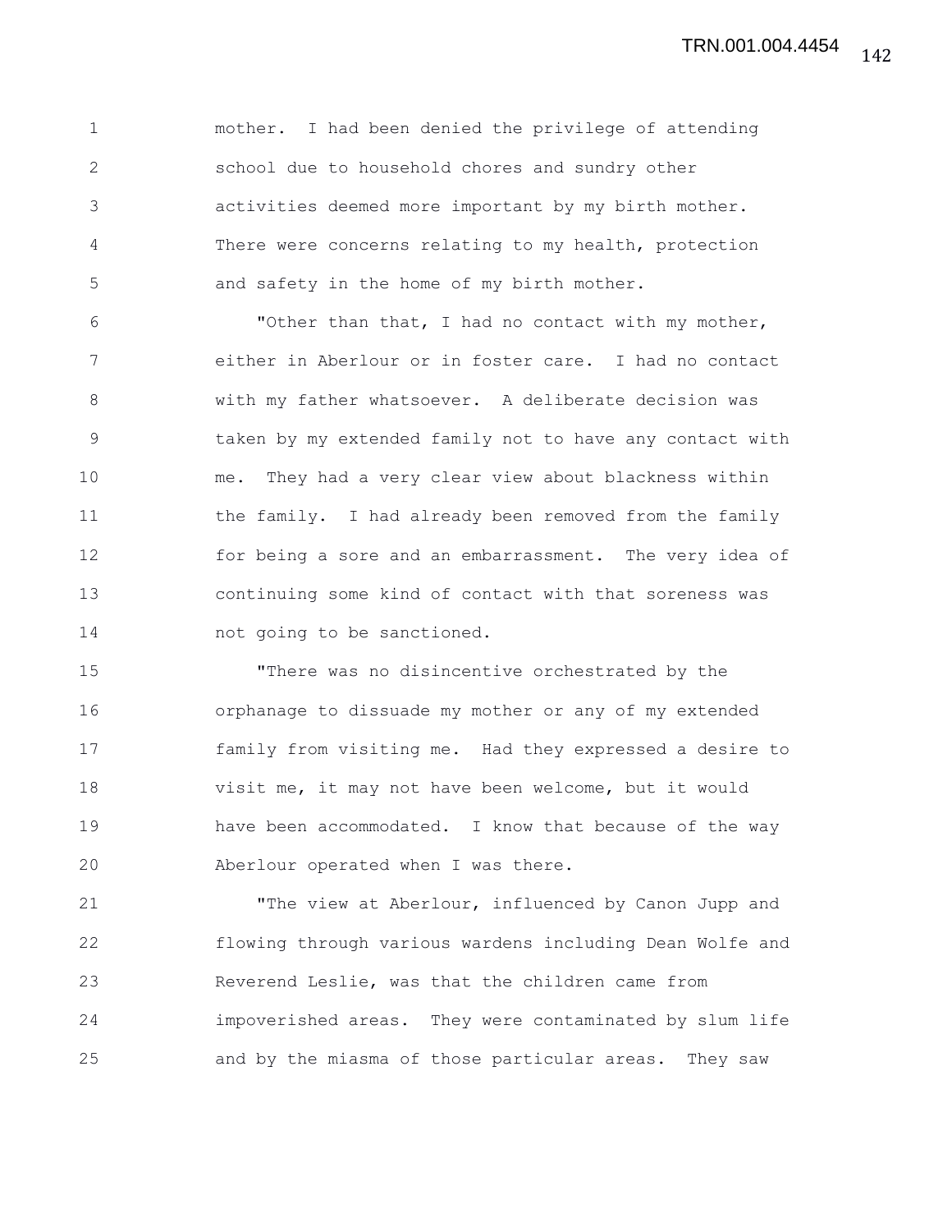mother. I had been denied the privilege of attending school due to household chores and sundry other activities deemed more important by my birth mother. There were concerns relating to my health, protection and safety in the home of my birth mother.

"Other than that, I had no contact with my mother, either in Aberlour or in foster care. I had no contact with my father whatsoever. A deliberate decision was taken by my extended family not to have any contact with me. They had a very clear view about blackness within the family. I had already been removed from the family for being a sore and an embarrassment. The very idea of continuing some kind of contact with that soreness was not going to be sanctioned.

"There was no disincentive orchestrated by the orphanage to dissuade my mother or any of my extended family from visiting me. Had they expressed a desire to visit me, it may not have been welcome, but it would have been accommodated. I know that because of the way Aberlour operated when I was there.

"The view at Aberlour, influenced by Canon Jupp and flowing through various wardens including Dean Wolfe and Reverend Leslie, was that the children came from impoverished areas. They were contaminated by slum life and by the miasma of those particular areas. They saw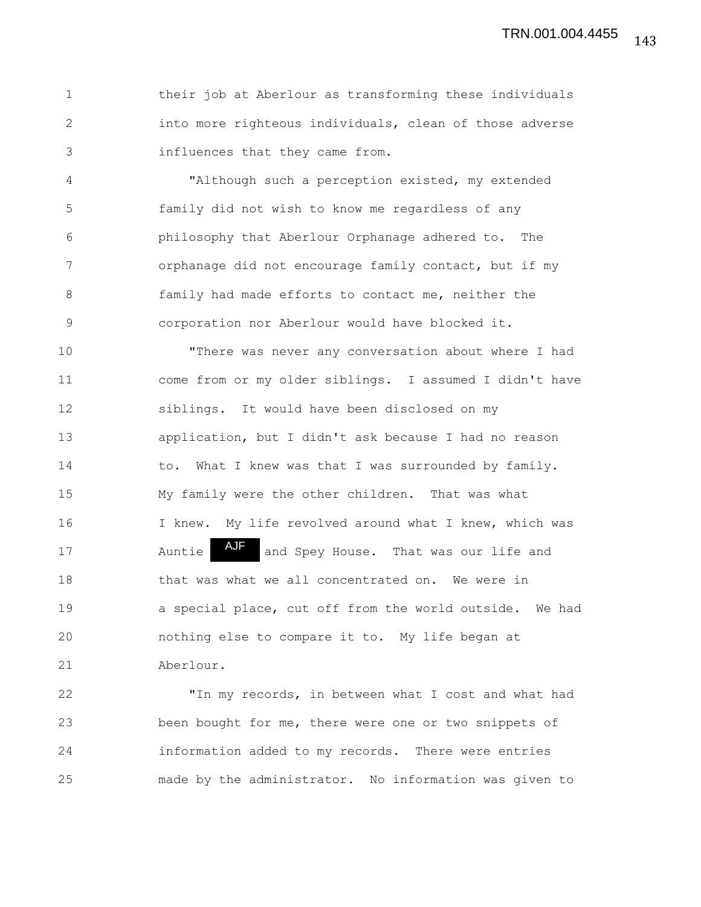their job at Aberlour as transforming these individuals into more righteous individuals, clean of those adverse influences that they came from.

"Although such a perception existed, my extended family did not wish to know me regardless of any philosophy that Aberlour Orphanage adhered to. The orphanage did not encourage family contact, but if my family had made efforts to contact me, neither the corporation nor Aberlour would have blocked it.

"There was never any conversation about where I had come from or my older siblings. I assumed I didn't have siblings. It would have been disclosed on my application, but I didn't ask because I had no reason to. What I knew was that I was surrounded by family. My family were the other children. That was what I knew. My life revolved around what I knew, which was Auntie AJF and Spey House. That was our life and that was what we all concentrated on. We were in a special place, cut off from the world outside. We had nothing else to compare it to. My life began at Aberlour.

"In my records, in between what I cost and what had been bought for me, there were one or two snippets of information added to my records. There were entries made by the administrator. No information was given to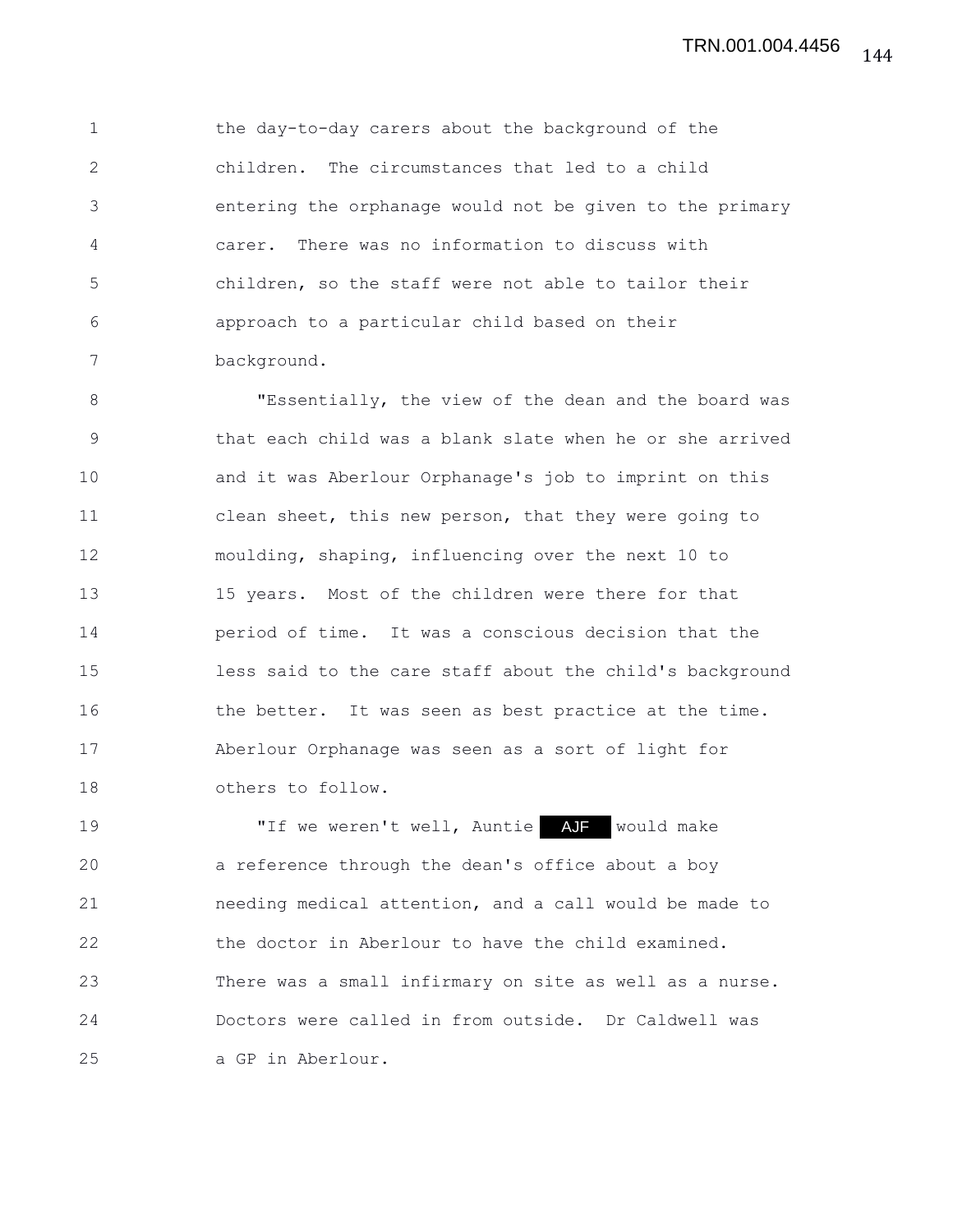the day-to-day carers about the background of the children. The circumstances that led to a child entering the orphanage would not be given to the primary carer. There was no information to discuss with children, so the staff were not able to tailor their approach to a particular child based on their background.

"Essentially, the view of the dean and the board was that each child was a blank slate when he or she arrived and it was Aberlour Orphanage's job to imprint on this clean sheet, this new person, that they were going to moulding, shaping, influencing over the next 10 to 15 years. Most of the children were there for that period of time. It was a conscious decision that the less said to the care staff about the child's background the better. It was seen as best practice at the time. Aberlour Orphanage was seen as a sort of light for others to follow.

"If we weren't well, Auntie AJF would make a reference through the dean's office about a boy needing medical attention, and a call would be made to the doctor in Aberlour to have the child examined. There was a small infirmary on site as well as a nurse. Doctors were called in from outside. Dr Caldwell was a GP in Aberlour.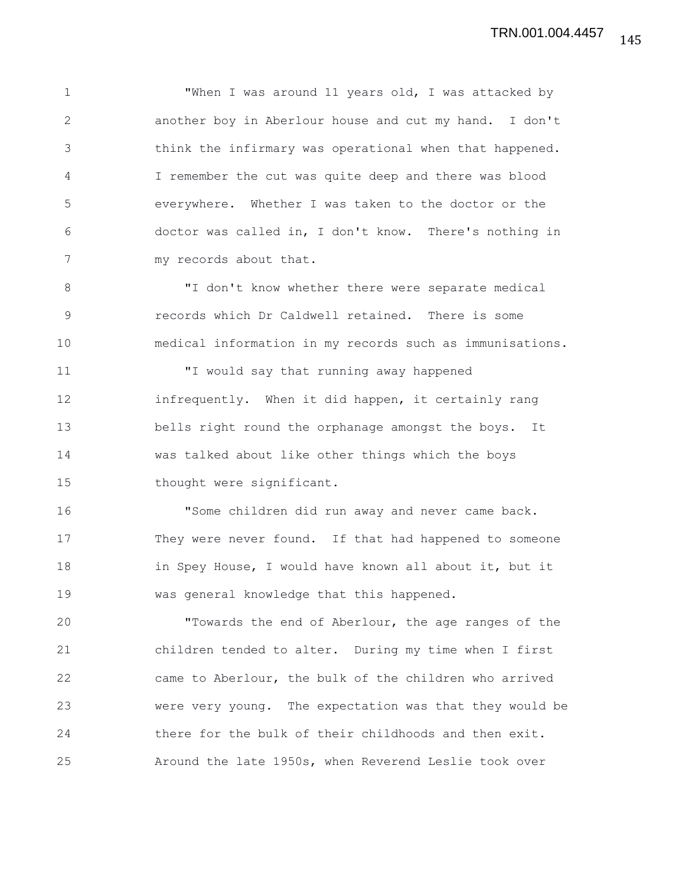"When I was around 11 years old, I was attacked by another boy in Aberlour house and cut my hand. I don't think the infirmary was operational when that happened. I remember the cut was quite deep and there was blood everywhere. Whether I was taken to the doctor or the doctor was called in, I don't know. There's nothing in my records about that.

"I don't know whether there were separate medical records which Dr Caldwell retained. There is some medical information in my records such as immunisations.

"I would say that running away happened infrequently. When it did happen, it certainly rang bells right round the orphanage amongst the boys. It was talked about like other things which the boys thought were significant.

"Some children did run away and never came back. They were never found. If that had happened to someone in Spey House, I would have known all about it, but it was general knowledge that this happened.

"Towards the end of Aberlour, the age ranges of the children tended to alter. During my time when I first came to Aberlour, the bulk of the children who arrived were very young. The expectation was that they would be there for the bulk of their childhoods and then exit. Around the late 1950s, when Reverend Leslie took over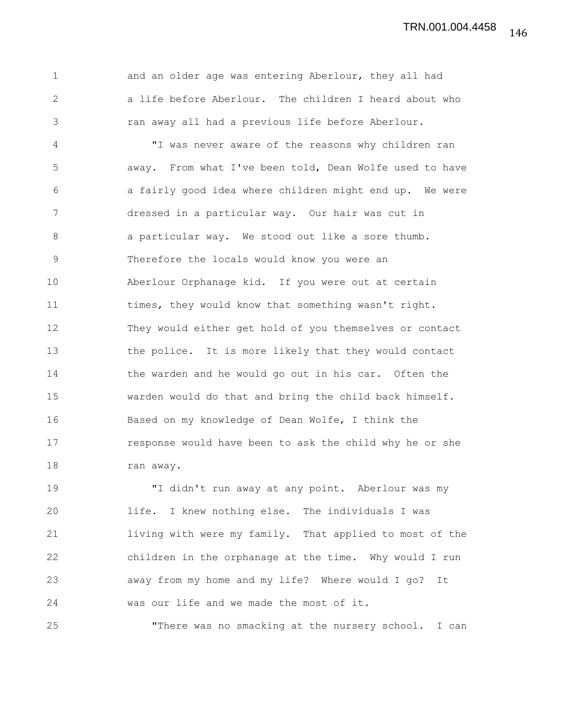and an older age was entering Aberlour, they all had a life before Aberlour. The children I heard about who ran away all had a previous life before Aberlour.

"I was never aware of the reasons why children ran away. From what I've been told, Dean Wolfe used to have a fairly good idea where children might end up. We were dressed in a particular way. Our hair was cut in a particular way. We stood out like a sore thumb. Therefore the locals would know you were an Aberlour Orphanage kid. If you were out at certain times, they would know that something wasn't right. They would either get hold of you themselves or contact the police. It is more likely that they would contact the warden and he would go out in his car. Often the warden would do that and bring the child back himself. Based on my knowledge of Dean Wolfe, I think the response would have been to ask the child why he or she ran away.

"I didn't run away at any point. Aberlour was my life. I knew nothing else. The individuals I was living with were my family. That applied to most of the children in the orphanage at the time. Why would I run away from my home and my life? Where would I go? It was our life and we made the most of it.

"There was no smacking at the nursery school. I can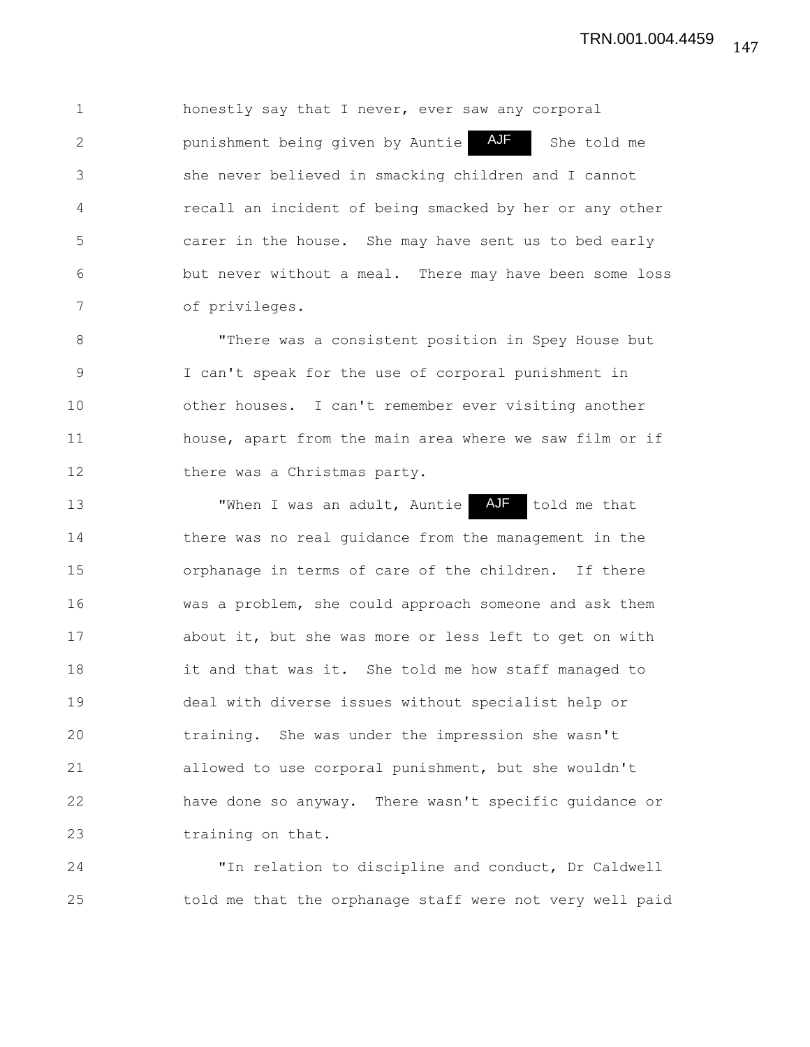honestly say that I never, ever saw any corporal punishment being given by Auntie AJF She told me she never believed in smacking children and I cannot recall an incident of being smacked by her or any other carer in the house. She may have sent us to bed early but never without a meal. There may have been some loss of privileges.

"There was a consistent position in Spey House but I can't speak for the use of corporal punishment in other houses. I can't remember ever visiting another house, apart from the main area where we saw film or if there was a Christmas party.

"When I was an adult, Auntie AJF told me that there was no real guidance from the management in the orphanage in terms of care of the children. If there was a problem, she could approach someone and ask them about it, but she was more or less left to get on with it and that was it. She told me how staff managed to deal with diverse issues without specialist help or training. She was under the impression she wasn't allowed to use corporal punishment, but she wouldn't have done so anyway. There wasn't specific guidance or training on that.

"In relation to discipline and conduct, Dr Caldwell told me that the orphanage staff were not very well paid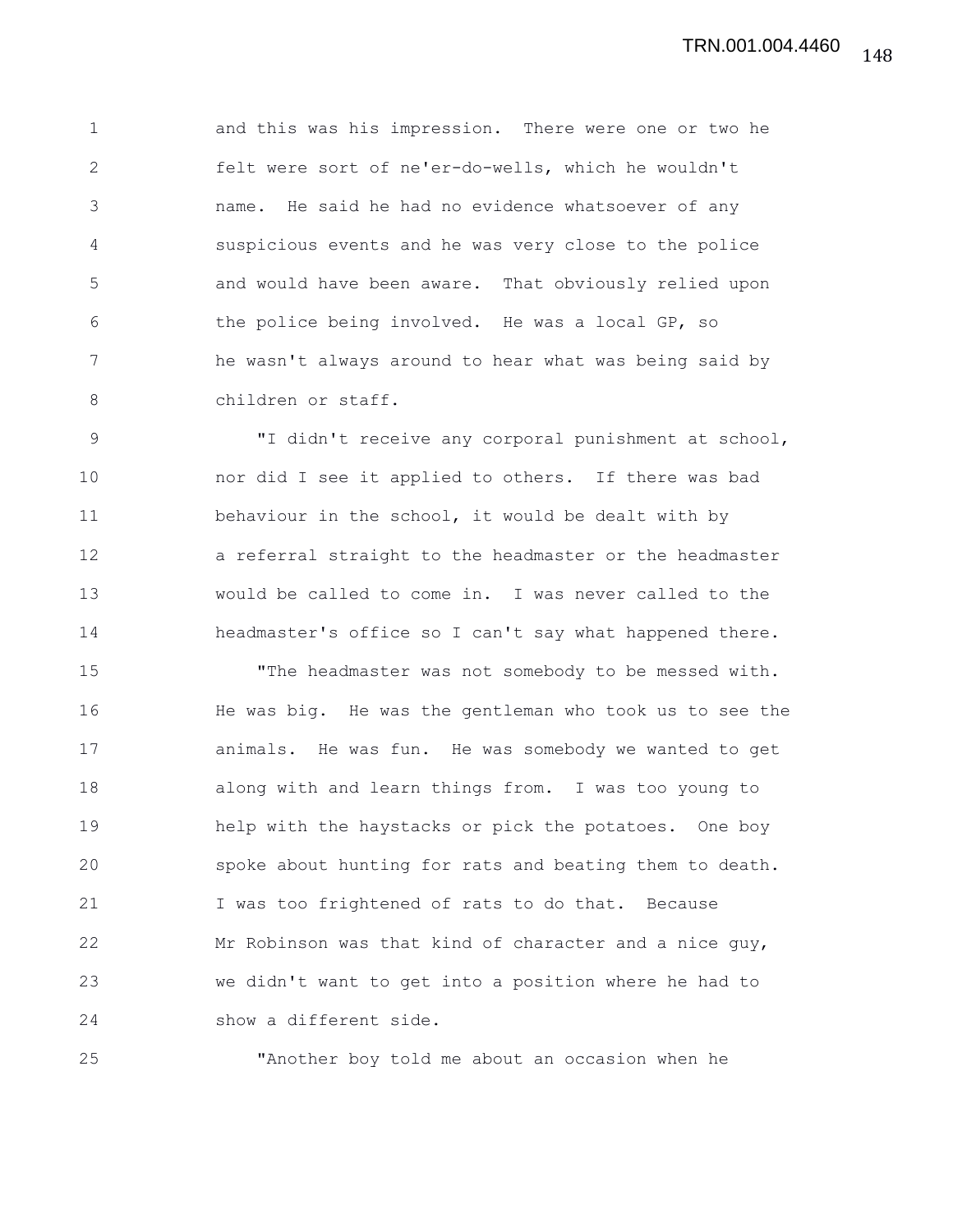and this was his impression. There were one or two he felt were sort of ne'er-do-wells, which he wouldn't name. He said he had no evidence whatsoever of any suspicious events and he was very close to the police and would have been aware. That obviously relied upon the police being involved. He was a local GP, so he wasn't always around to hear what was being said by children or staff.

"I didn't receive any corporal punishment at school, nor did I see it applied to others. If there was bad behaviour in the school, it would be dealt with by a referral straight to the headmaster or the headmaster would be called to come in. I was never called to the headmaster's office so I can't say what happened there.

"The headmaster was not somebody to be messed with. He was big. He was the gentleman who took us to see the animals. He was fun. He was somebody we wanted to get along with and learn things from. I was too young to help with the haystacks or pick the potatoes. One boy spoke about hunting for rats and beating them to death. I was too frightened of rats to do that. Because Mr Robinson was that kind of character and a nice guy, we didn't want to get into a position where he had to show a different side.

"Another boy told me about an occasion when he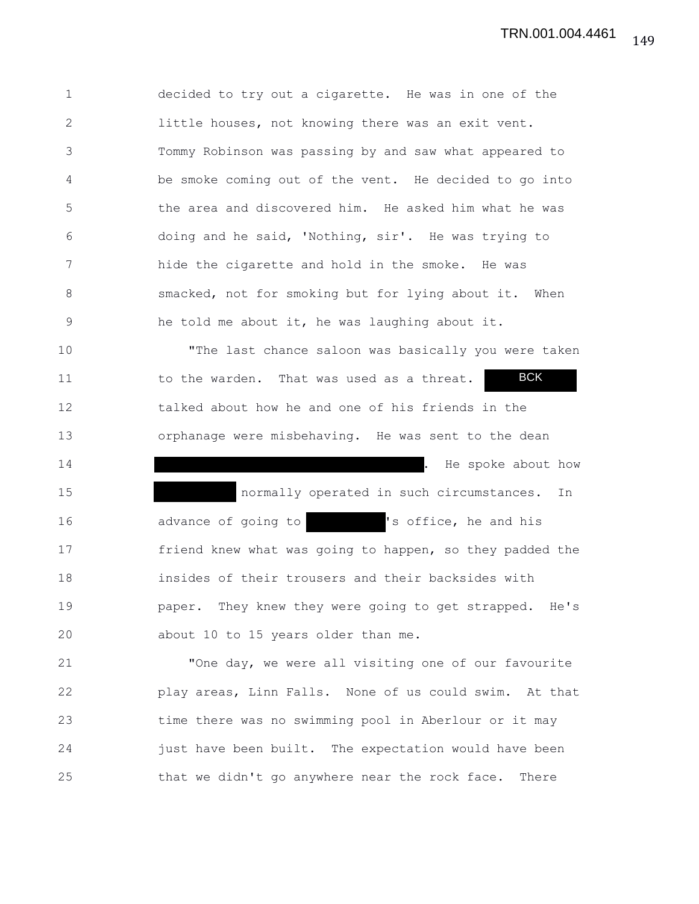decided to try out a cigarette. He was in one of the little houses, not knowing there was an exit vent. Tommy Robinson was passing by and saw what appeared to be smoke coming out of the vent. He decided to go into the area and discovered him. He asked him what he was doing and he said, 'Nothing, sir'. He was trying to hide the cigarette and hold in the smoke. He was smacked, not for smoking but for lying about it. When he told me about it, he was laughing about it.

"The last chance saloon was basically you were taken to the warden. That was used as a threat. BCK talked about how he and one of his friends in the orphanage were misbehaving. He was sent to the dean [REDACTED]. He spoke about how [REDACTED] normally operated in such circumstances. In advance of going to [REDACTED]'s office, he and his friend knew what was going to happen, so they padded the insides of their trousers and their backsides with paper. They knew they were going to get strapped. He's about 10 to 15 years older than me.

"One day, we were all visiting one of our favourite play areas, Linn Falls. None of us could swim. At that time there was no swimming pool in Aberlour or it may just have been built. The expectation would have been that we didn't go anywhere near the rock face. There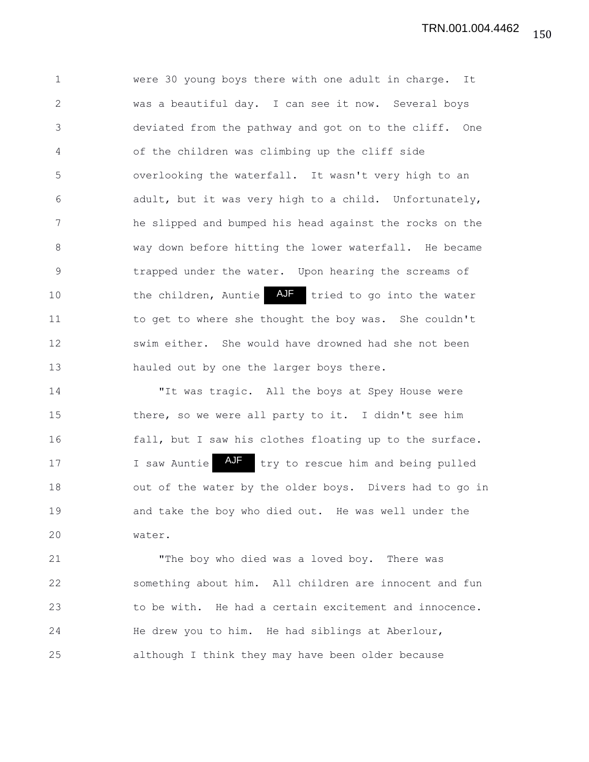were 30 young boys there with one adult in charge. It was a beautiful day. I can see it now. Several boys deviated from the pathway and got on to the cliff. One of the children was climbing up the cliff side overlooking the waterfall. It wasn't very high to an adult, but it was very high to a child. Unfortunately, he slipped and bumped his head against the rocks on the way down before hitting the lower waterfall. He became trapped under the water. Upon hearing the screams of the children, Auntie AJF tried to go into the water to get to where she thought the boy was. She couldn't swim either. She would have drowned had she not been hauled out by one the larger boys there.

"It was tragic. All the boys at Spey House were there, so we were all party to it. I didn't see him fall, but I saw his clothes floating up to the surface. I saw Auntie AJF try to rescue him and being pulled out of the water by the older boys. Divers had to go in and take the boy who died out. He was well under the water.

"The boy who died was a loved boy. There was something about him. All children are innocent and fun to be with. He had a certain excitement and innocence. He drew you to him. He had siblings at Aberlour, although I think they may have been older because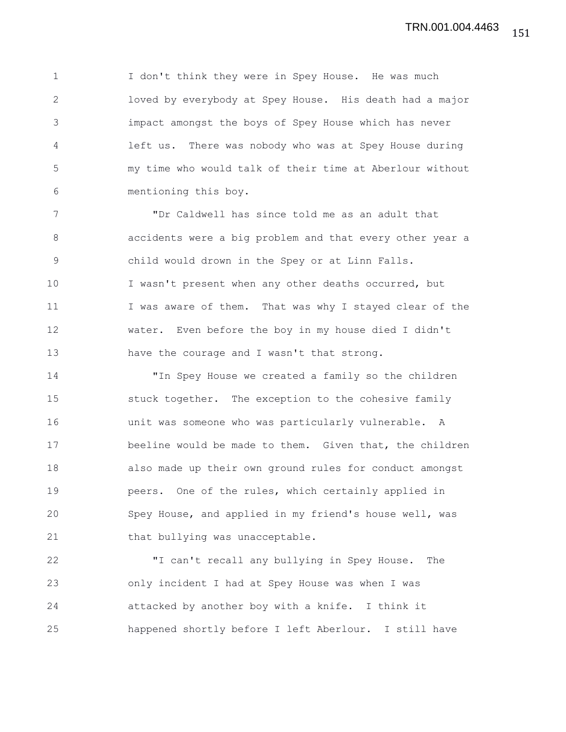I don't think they were in Spey House. He was much loved by everybody at Spey House. His death had a major impact amongst the boys of Spey House which has never left us. There was nobody who was at Spey House during my time who would talk of their time at Aberlour without mentioning this boy.

"Dr Caldwell has since told me as an adult that accidents were a big problem and that every other year a child would drown in the Spey or at Linn Falls. I wasn't present when any other deaths occurred, but I was aware of them. That was why I stayed clear of the water. Even before the boy in my house died I didn't have the courage and I wasn't that strong.

"In Spey House we created a family so the children stuck together. The exception to the cohesive family unit was someone who was particularly vulnerable. A beeline would be made to them. Given that, the children also made up their own ground rules for conduct amongst peers. One of the rules, which certainly applied in Spey House, and applied in my friend's house well, was that bullying was unacceptable.

"I can't recall any bullying in Spey House. The only incident I had at Spey House was when I was attacked by another boy with a knife. I think it happened shortly before I left Aberlour. I still have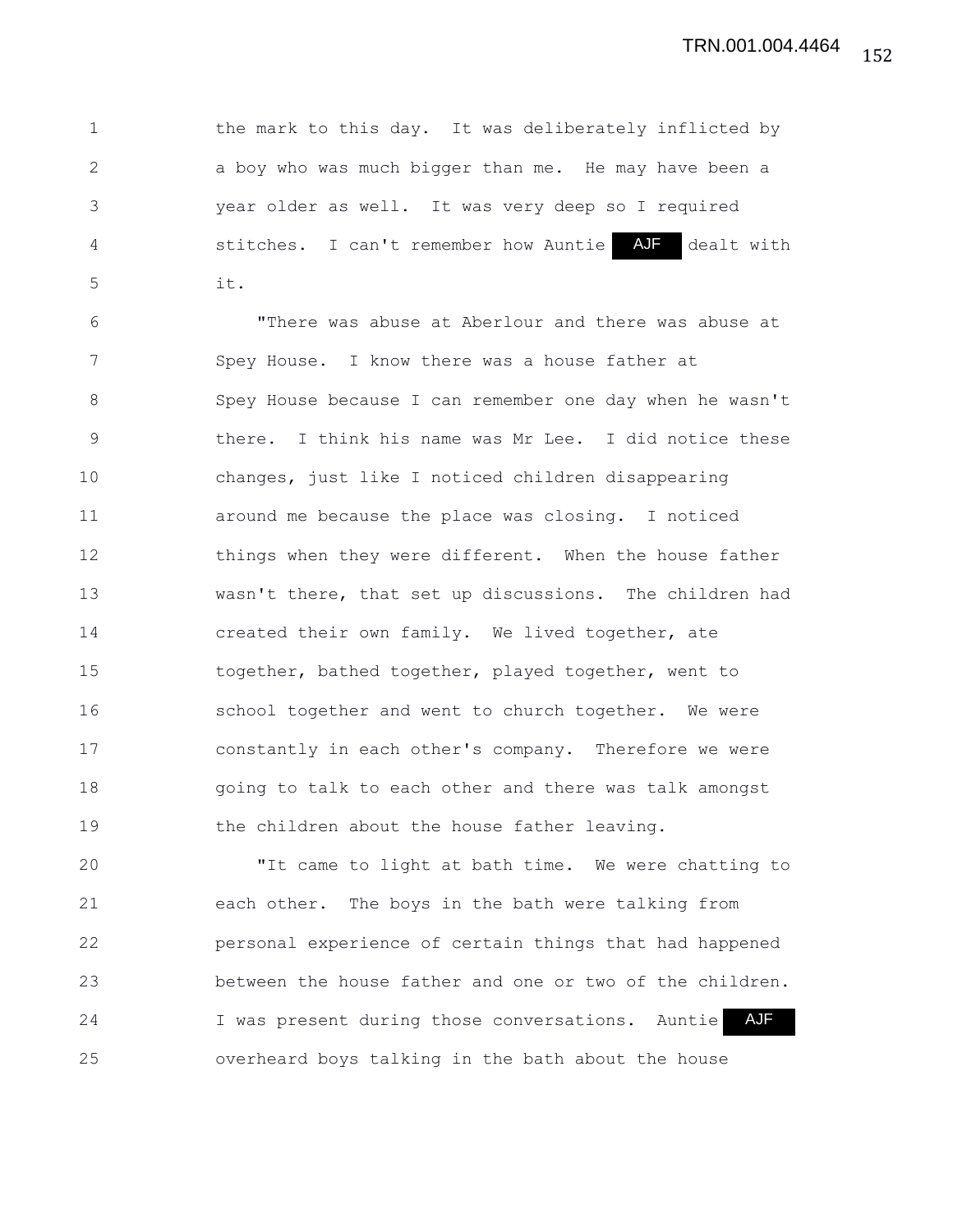the mark to this day. It was deliberately inflicted by a boy who was much bigger than me. He may have been a year older as well. It was very deep so I required stitches. I can't remember how Auntie AJF dealt with it.

"There was abuse at Aberlour and there was abuse at Spey House. I know there was a house father at Spey House because I can remember one day when he wasn't there. I think his name was Mr Lee. I did notice these changes, just like I noticed children disappearing around me because the place was closing. I noticed things when they were different. When the house father wasn't there, that set up discussions. The children had created their own family. We lived together, ate together, bathed together, played together, went to school together and went to church together. We were constantly in each other's company. Therefore we were going to talk to each other and there was talk amongst the children about the house father leaving.

"It came to light at bath time. We were chatting to each other. The boys in the bath were talking from personal experience of certain things that had happened between the house father and one or two of the children. I was present during those conversations. Auntie AJF overheard boys talking in the bath about the house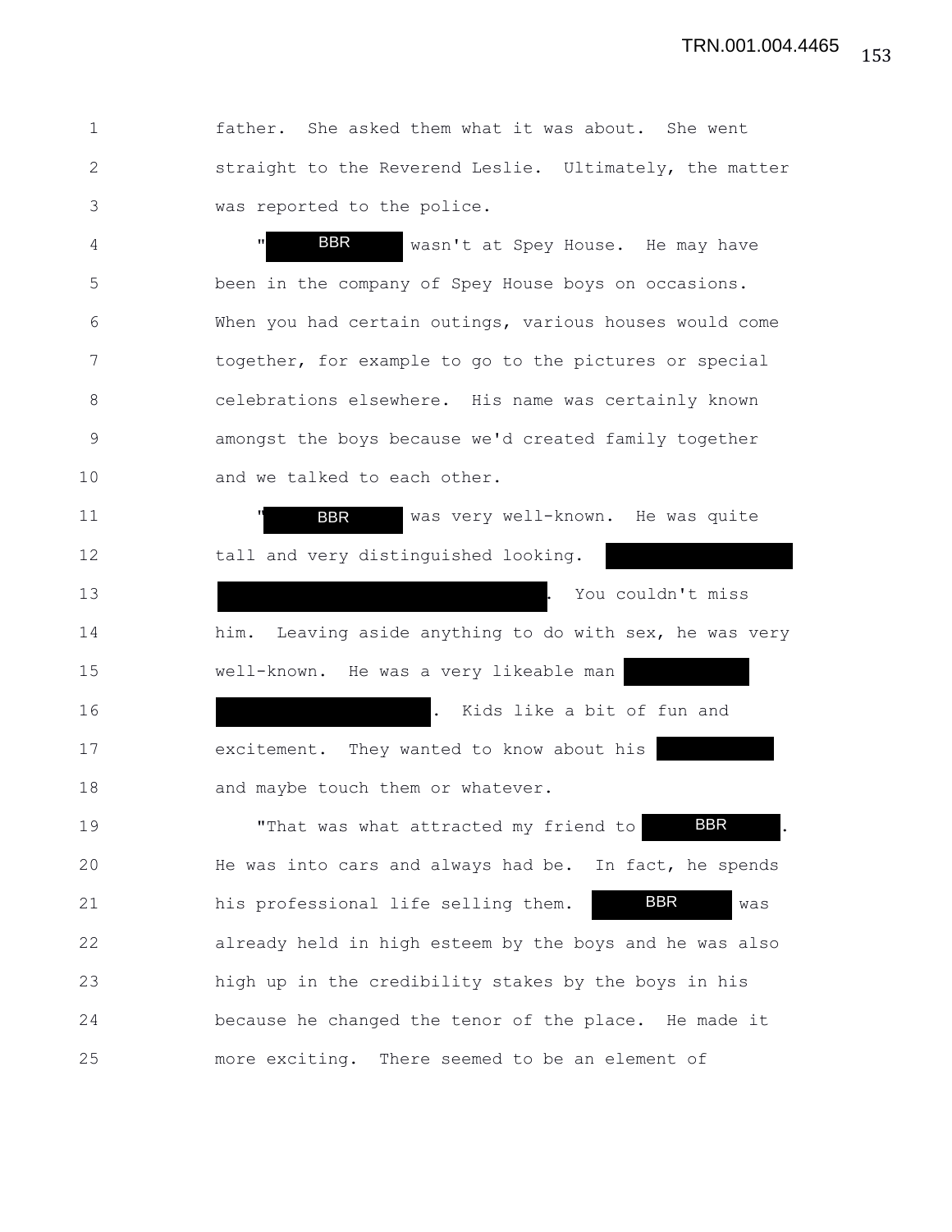father. She asked them what it was about. She went straight to the Reverend Leslie. Ultimately, the matter was reported to the police.

"BBR wasn't at Spey House. He may have been in the company of Spey House boys on occasions. When you had certain outings, various houses would come together, for example to go to the pictures or special celebrations elsewhere. His name was certainly known amongst the boys because we'd created family together and we talked to each other.

"BBR was very well-known. He was quite tall and very distinguished looking. [REDACTED] [REDACTED]. You couldn't miss him. Leaving aside anything to do with sex, he was very well-known. He was a very likeable man [REDACTED] [REDACTED]. Kids like a bit of fun and excitement. They wanted to know about his [REDACTED] and maybe touch them or whatever.

"That was what attracted my friend to BBR. He was into cars and always had be. In fact, he spends his professional life selling them. BBR was already held in high esteem by the boys and he was also high up in the credibility stakes by the boys in his because he changed the tenor of the place. He made it more exciting. There seemed to be an element of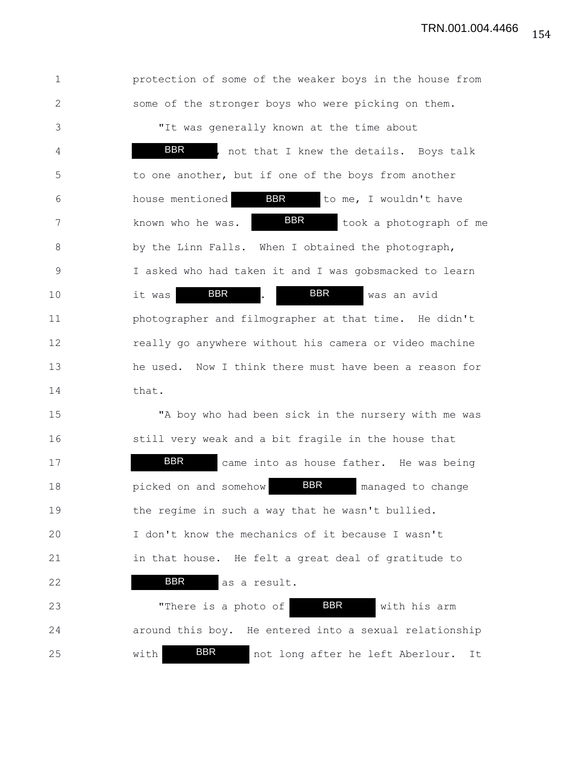protection of some of the weaker boys in the house from some of the stronger boys who were picking on them.

"It was generally known at the time about BBR, not that I knew the details. Boys talk to one another, but if one of the boys from another house mentioned BBR to me, I wouldn't have known who he was. BBR took a photograph of me by the Linn Falls. When I obtained the photograph, I asked who had taken it and I was gobsmacked to learn it was BBR. BBR was an avid photographer and filmographer at that time. He didn't really go anywhere without his camera or video machine he used. Now I think there must have been a reason for that.

"A boy who had been sick in the nursery with me was still very weak and a bit fragile in the house that BBR came into as house father. He was being picked on and somehow BBR managed to change the regime in such a way that he wasn't bullied. I don't know the mechanics of it because I wasn't in that house. He felt a great deal of gratitude to BBR as a result.

"There is a photo of BBR with his arm around this boy. He entered into a sexual relationship with BBR not long after he left Aberlour. It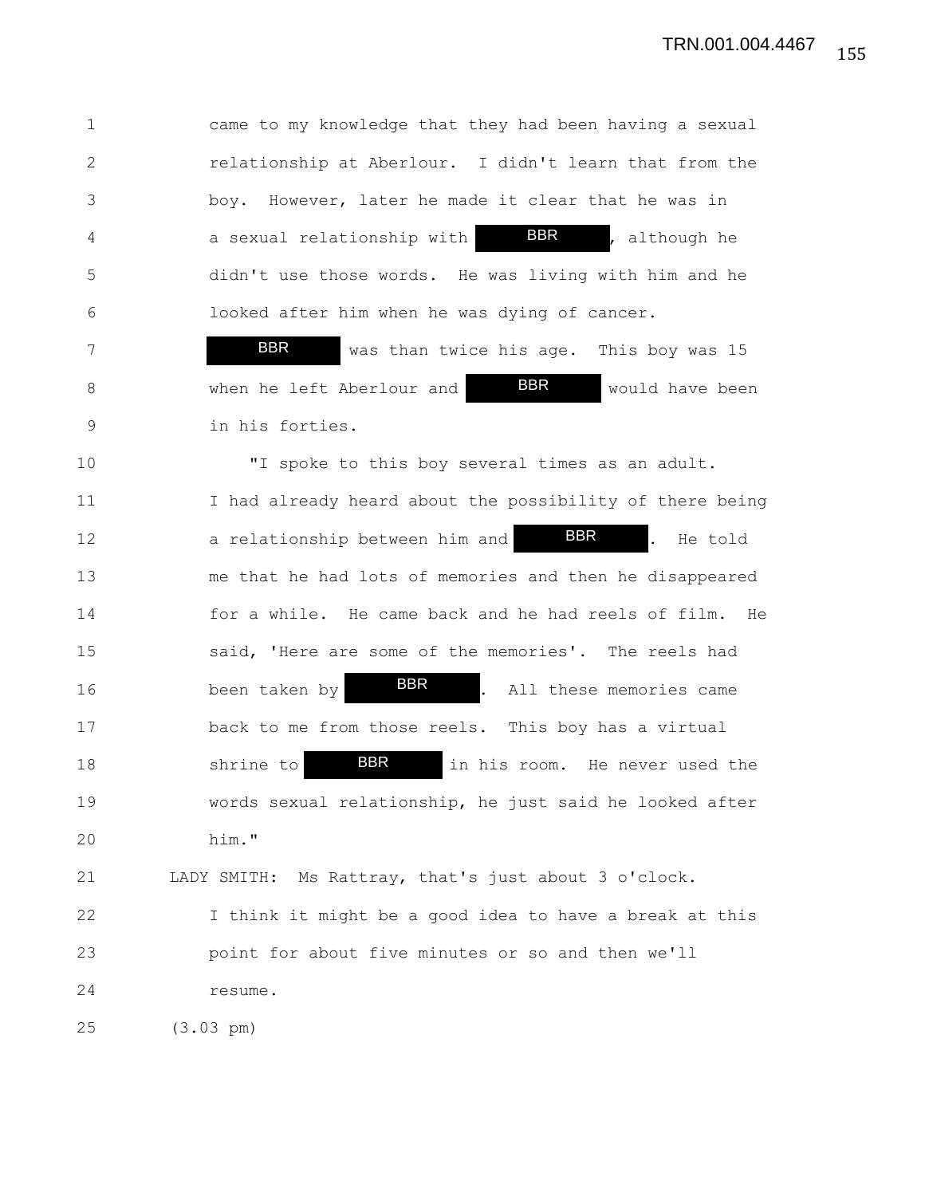came to my knowledge that they had been having a sexual relationship at Aberlour. I didn't learn that from the boy. However, later he made it clear that he was in a sexual relationship with BBR, although he didn't use those words. He was living with him and he looked after him when he was dying of cancer. BBR was than twice his age. This boy was 15 when he left Aberlour and BBR would have been in his forties.

"I spoke to this boy several times as an adult. I had already heard about the possibility of there being a relationship between him and BBR. He told me that he had lots of memories and then he disappeared for a while. He came back and he had reels of film. He said, 'Here are some of the memories'. The reels had been taken by BBR. All these memories came back to me from those reels. This boy has a virtual shrine to BBR in his room. He never used the words sexual relationship, he just said he looked after him."

LADY SMITH: Ms Rattray, that's just about 3 o'clock. I think it might be a good idea to have a break at this point for about five minutes or so and then we'll resume.

(3.03 pm)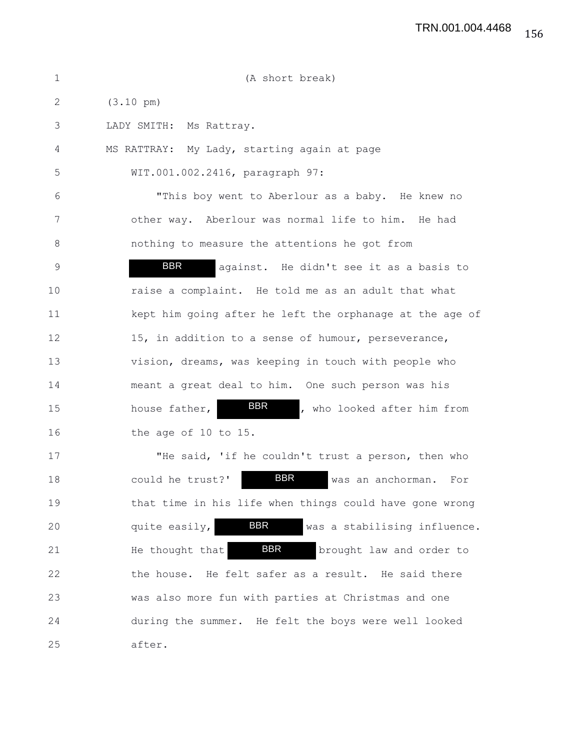(A short break)

(3.10 pm)

LADY SMITH: Ms Rattray.

MS RATTRAY: My Lady, starting again at page WIT.001.002.2416, paragraph 97:

"This boy went to Aberlour as a baby. He knew no other way. Aberlour was normal life to him. He had nothing to measure the attentions he got from BBR against. He didn't see it as a basis to raise a complaint. He told me as an adult that what kept him going after he left the orphanage at the age of 15, in addition to a sense of humour, perseverance, vision, dreams, was keeping in touch with people who meant a great deal to him. One such person was his house father, BBR, who looked after him from the age of 10 to 15.

"He said, 'if he couldn't trust a person, then who could he trust?' BBR was an anchorman. For that time in his life when things could have gone wrong quite easily, BBR was a stabilising influence. He thought that BBR brought law and order to the house. He felt safer as a result. He said there was also more fun with parties at Christmas and one during the summer. He felt the boys were well looked after.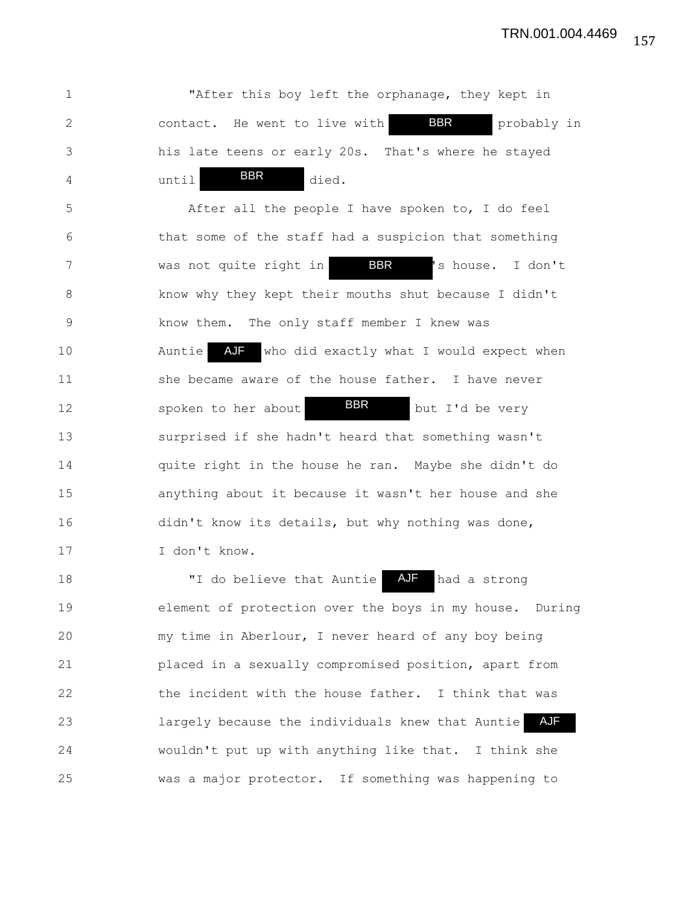"After this boy left the orphanage, they kept in contact. He went to live with BBR probably in his late teens or early 20s. That's where he stayed until BBR died.

After all the people I have spoken to, I do feel that some of the staff had a suspicion that something was not quite right in BBR's house. I don't know why they kept their mouths shut because I didn't know them. The only staff member I knew was Auntie AJF who did exactly what I would expect when she became aware of the house father. I have never spoken to her about BBR but I'd be very surprised if she hadn't heard that something wasn't quite right in the house he ran. Maybe she didn't do anything about it because it wasn't her house and she didn't know its details, but why nothing was done, I don't know.

"I do believe that Auntie AJF had a strong element of protection over the boys in my house. During my time in Aberlour, I never heard of any boy being placed in a sexually compromised position, apart from the incident with the house father. I think that was largely because the individuals knew that Auntie AJF wouldn't put up with anything like that. I think she was a major protector. If something was happening to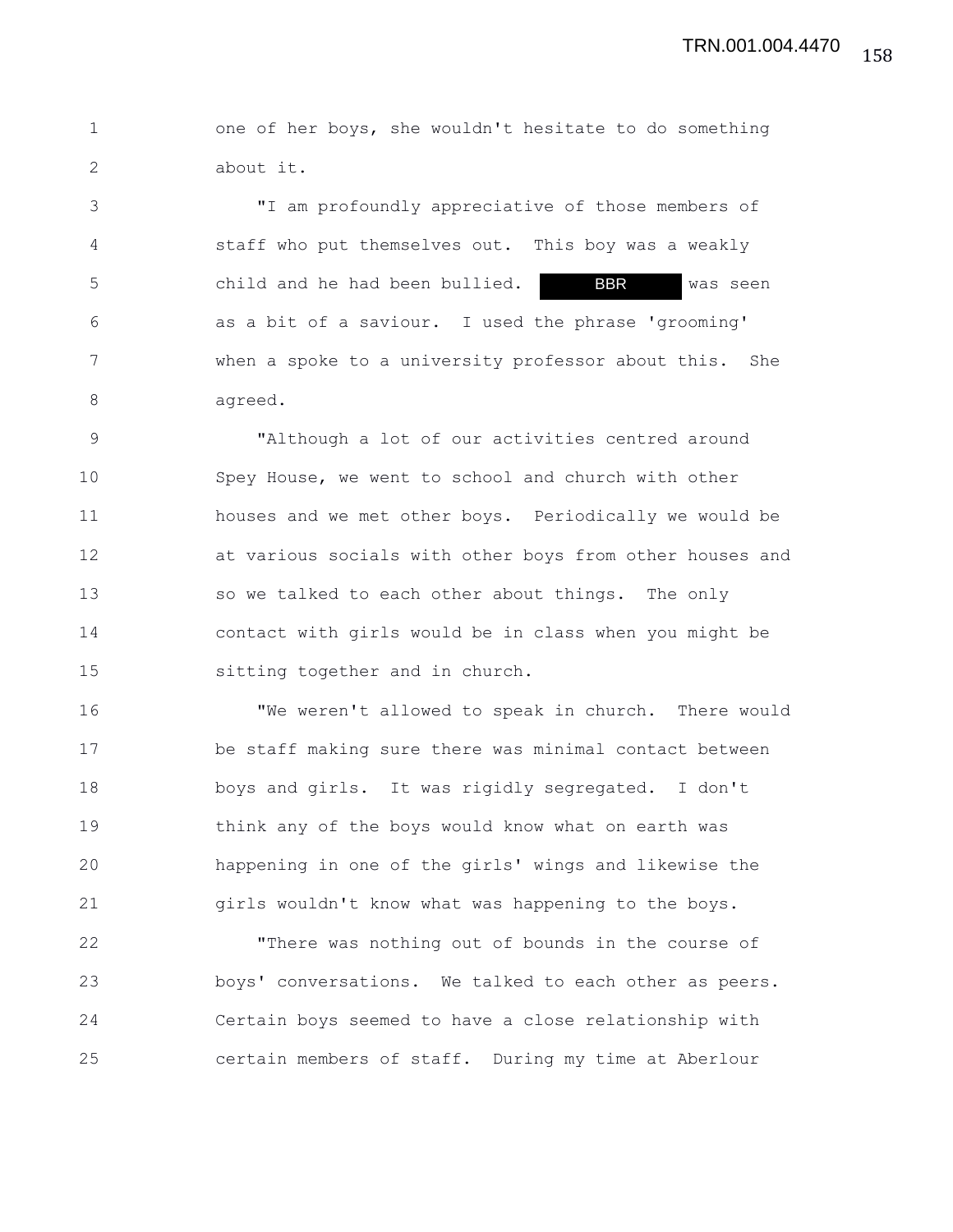one of her boys, she wouldn't hesitate to do something about it.

"I am profoundly appreciative of those members of staff who put themselves out. This boy was a weakly child and he had been bullied. BBR was seen as a bit of a saviour. I used the phrase 'grooming' when a spoke to a university professor about this. She agreed.

"Although a lot of our activities centred around Spey House, we went to school and church with other houses and we met other boys. Periodically we would be at various socials with other boys from other houses and so we talked to each other about things. The only contact with girls would be in class when you might be sitting together and in church.

"We weren't allowed to speak in church. There would be staff making sure there was minimal contact between boys and girls. It was rigidly segregated. I don't think any of the boys would know what on earth was happening in one of the girls' wings and likewise the girls wouldn't know what was happening to the boys.

"There was nothing out of bounds in the course of boys' conversations. We talked to each other as peers. Certain boys seemed to have a close relationship with certain members of staff. During my time at Aberlour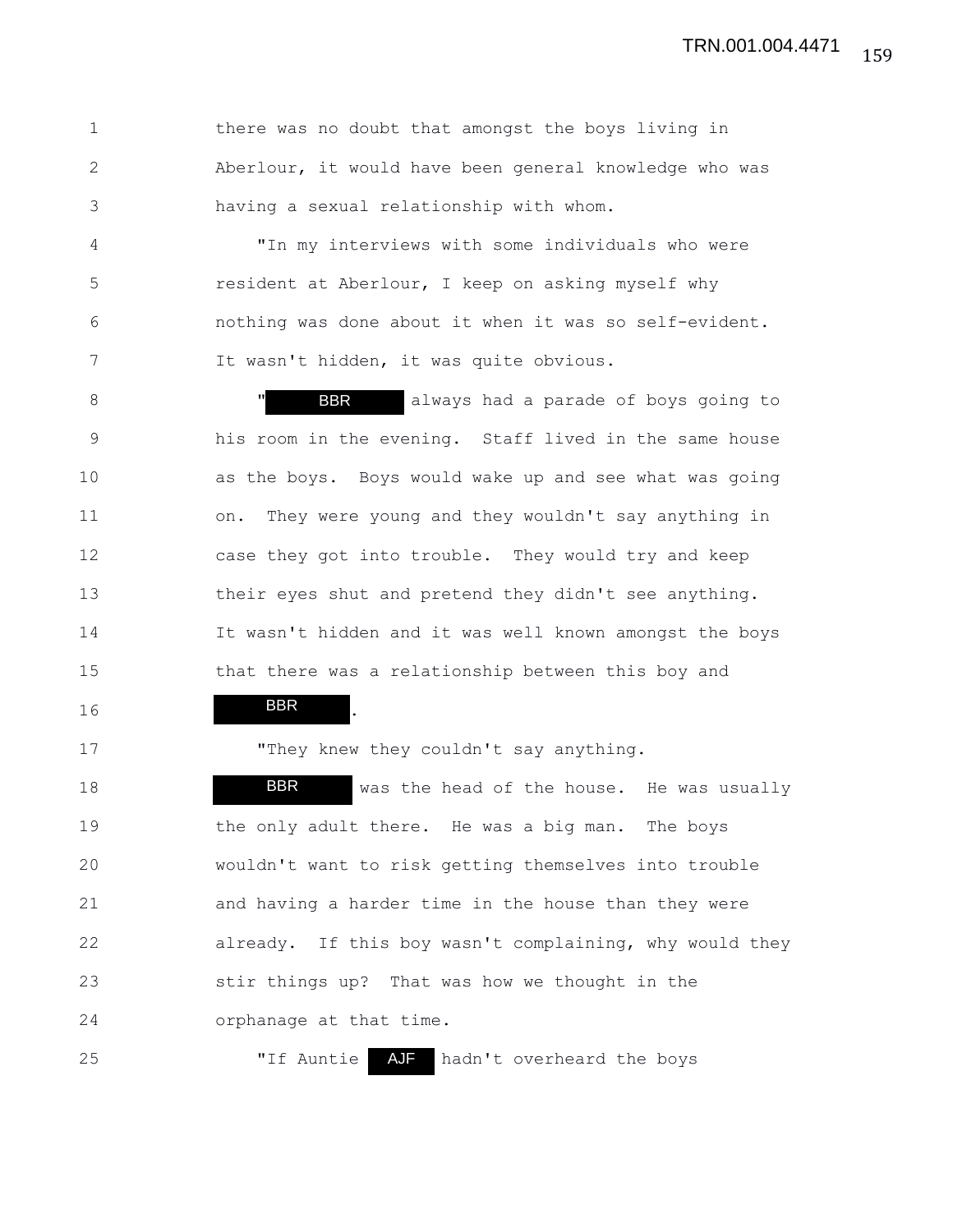there was no doubt that amongst the boys living in Aberlour, it would have been general knowledge who was having a sexual relationship with whom.

"In my interviews with some individuals who were resident at Aberlour, I keep on asking myself why nothing was done about it when it was so self-evident. It wasn't hidden, it was quite obvious.

"BBR always had a parade of boys going to his room in the evening. Staff lived in the same house as the boys. Boys would wake up and see what was going on. They were young and they wouldn't say anything in case they got into trouble. They would try and keep their eyes shut and pretend they didn't see anything. It wasn't hidden and it was well known amongst the boys that there was a relationship between this boy and BBR.

"They knew they couldn't say anything. BBR was the head of the house. He was usually the only adult there. He was a big man. The boys wouldn't want to risk getting themselves into trouble and having a harder time in the house than they were already. If this boy wasn't complaining, why would they stir things up? That was how we thought in the orphanage at that time.

"If Auntie AJF hadn't overheard the boys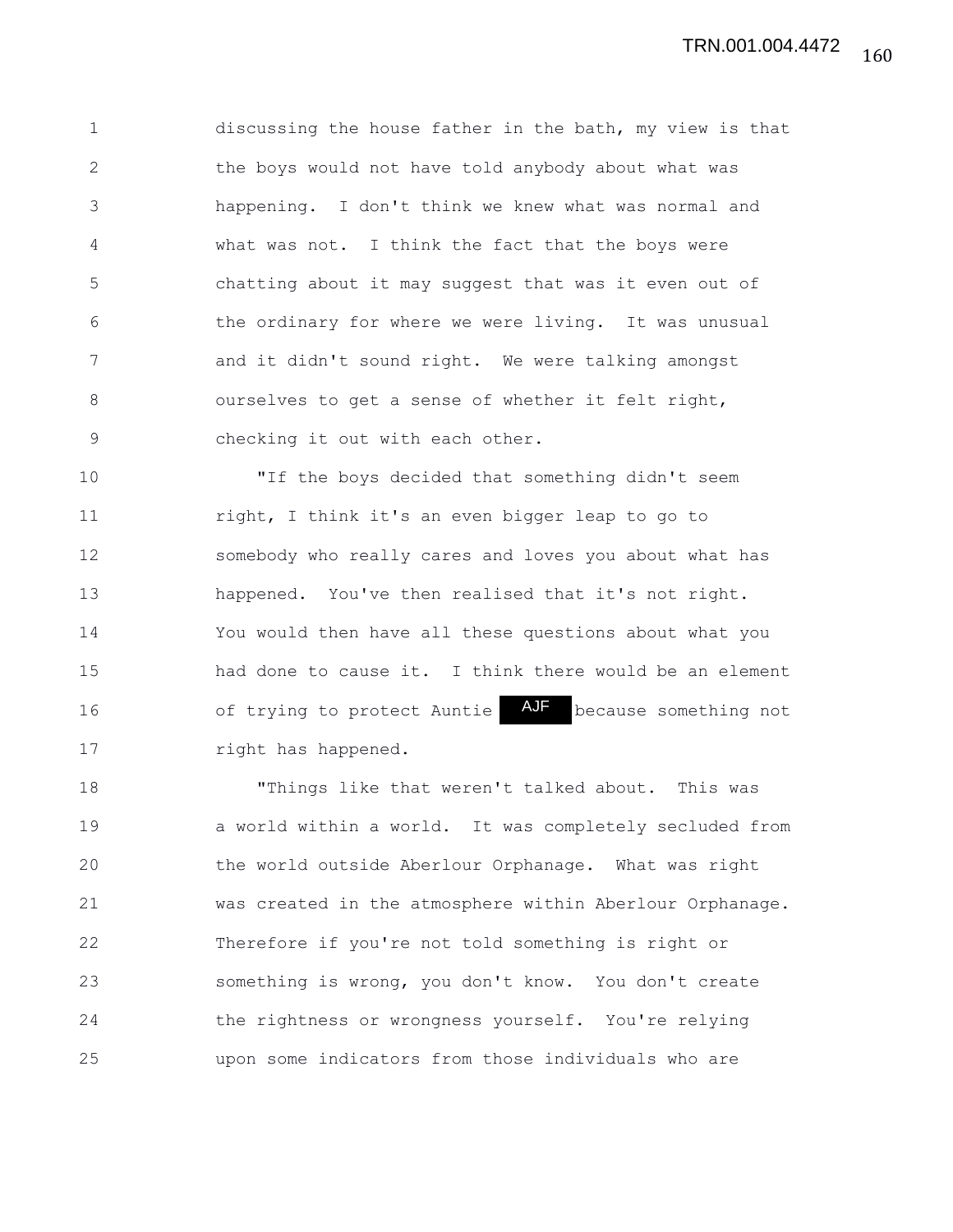discussing the house father in the bath, my view is that the boys would not have told anybody about what was happening. I don't think we knew what was normal and what was not. I think the fact that the boys were chatting about it may suggest that was it even out of the ordinary for where we were living. It was unusual and it didn't sound right. We were talking amongst ourselves to get a sense of whether it felt right, checking it out with each other.

"If the boys decided that something didn't seem right, I think it's an even bigger leap to go to somebody who really cares and loves you about what has happened. You've then realised that it's not right. You would then have all these questions about what you had done to cause it. I think there would be an element of trying to protect Auntie AJF because something not right has happened.

"Things like that weren't talked about. This was a world within a world. It was completely secluded from the world outside Aberlour Orphanage. What was right was created in the atmosphere within Aberlour Orphanage. Therefore if you're not told something is right or something is wrong, you don't know. You don't create the rightness or wrongness yourself. You're relying upon some indicators from those individuals who are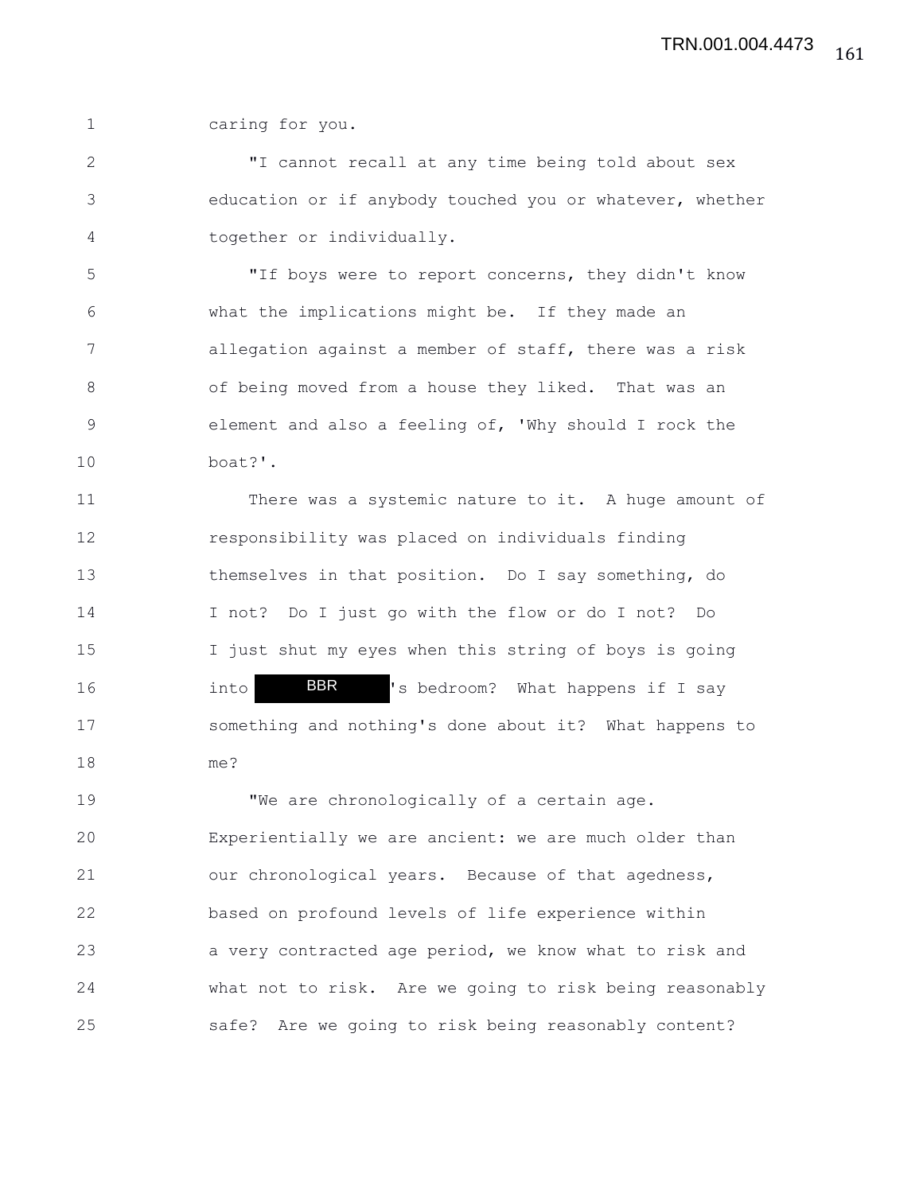caring for you.

"I cannot recall at any time being told about sex education or if anybody touched you or whatever, whether together or individually.

"If boys were to report concerns, they didn't know what the implications might be. If they made an allegation against a member of staff, there was a risk of being moved from a house they liked. That was an element and also a feeling of, 'Why should I rock the boat?'.

There was a systemic nature to it. A huge amount of responsibility was placed on individuals finding themselves in that position. Do I say something, do I not? Do I just go with the flow or do I not? Do I just shut my eyes when this string of boys is going into BBR's bedroom? What happens if I say something and nothing's done about it? What happens to me?

"We are chronologically of a certain age. Experientially we are ancient: we are much older than our chronological years. Because of that agedness, based on profound levels of life experience within a very contracted age period, we know what to risk and what not to risk. Are we going to risk being reasonably safe? Are we going to risk being reasonably content?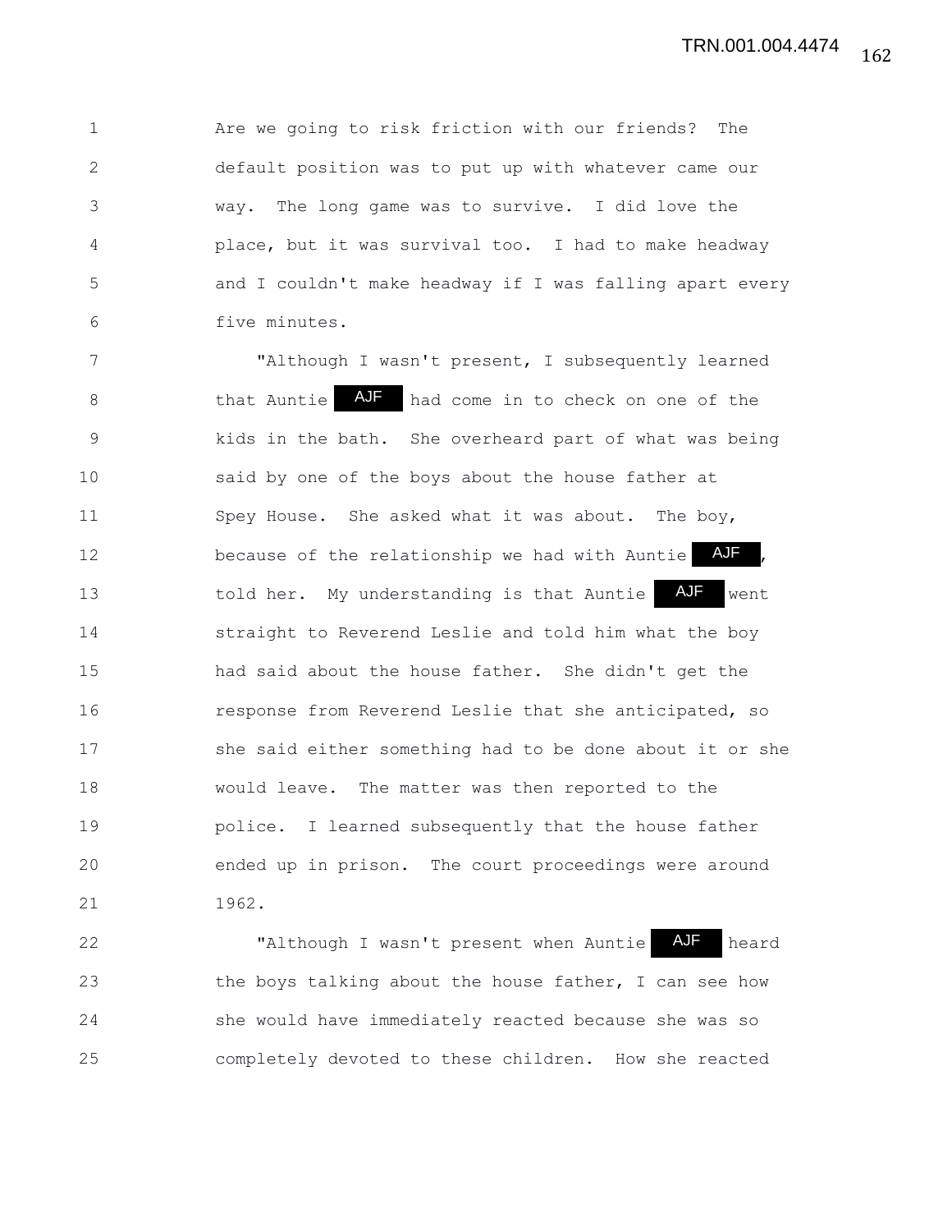Are we going to risk friction with our friends? The default position was to put up with whatever came our way. The long game was to survive. I did love the place, but it was survival too. I had to make headway and I couldn't make headway if I was falling apart every five minutes.

"Although I wasn't present, I subsequently learned that Auntie AJF had come in to check on one of the kids in the bath. She overheard part of what was being said by one of the boys about the house father at Spey House. She asked what it was about. The boy, because of the relationship we had with Auntie AJF, told her. My understanding is that Auntie AJF went straight to Reverend Leslie and told him what the boy had said about the house father. She didn't get the response from Reverend Leslie that she anticipated, so she said either something had to be done about it or she would leave. The matter was then reported to the police. I learned subsequently that the house father ended up in prison. The court proceedings were around 1962.

"Although I wasn't present when Auntie AJF heard the boys talking about the house father, I can see how she would have immediately reacted because she was so completely devoted to these children. How she reacted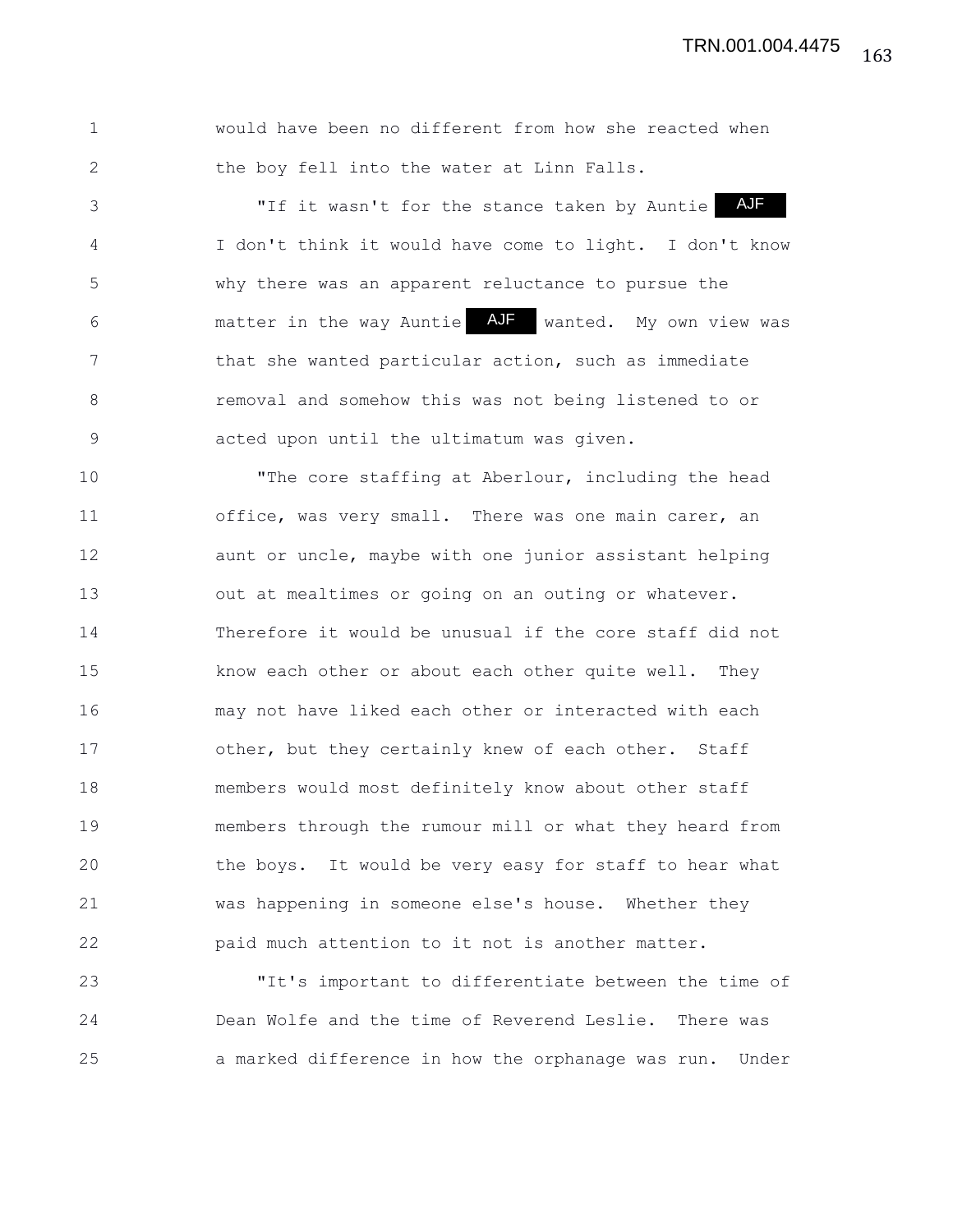would have been no different from how she reacted when the boy fell into the water at Linn Falls.

"If it wasn't for the stance taken by Auntie AJF I don't think it would have come to light. I don't know why there was an apparent reluctance to pursue the matter in the way Auntie AJF wanted. My own view was that she wanted particular action, such as immediate removal and somehow this was not being listened to or acted upon until the ultimatum was given.

"The core staffing at Aberlour, including the head office, was very small. There was one main carer, an aunt or uncle, maybe with one junior assistant helping out at mealtimes or going on an outing or whatever. Therefore it would be unusual if the core staff did not know each other or about each other quite well. They may not have liked each other or interacted with each other, but they certainly knew of each other. Staff members would most definitely know about other staff members through the rumour mill or what they heard from the boys. It would be very easy for staff to hear what was happening in someone else's house. Whether they paid much attention to it not is another matter.

"It's important to differentiate between the time of Dean Wolfe and the time of Reverend Leslie. There was a marked difference in how the orphanage was run. Under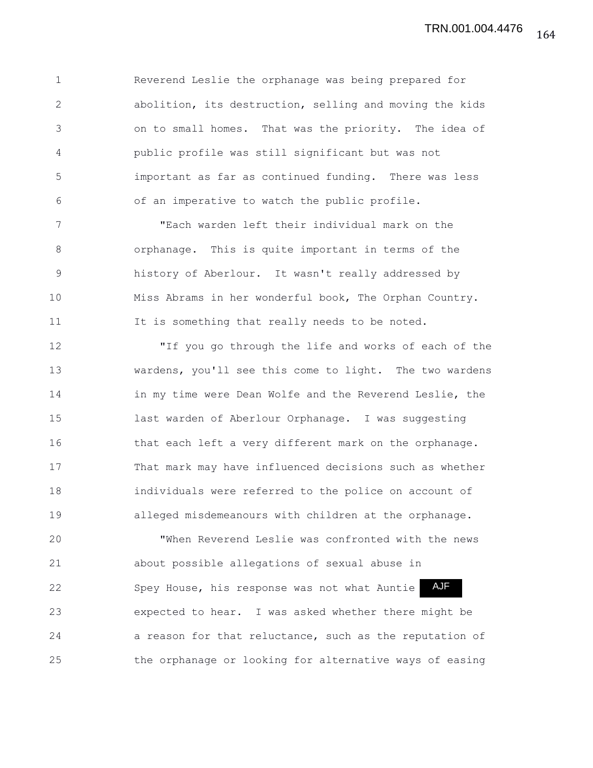Reverend Leslie the orphanage was being prepared for abolition, its destruction, selling and moving the kids on to small homes. That was the priority. The idea of public profile was still significant but was not important as far as continued funding. There was less of an imperative to watch the public profile.

"Each warden left their individual mark on the orphanage. This is quite important in terms of the history of Aberlour. It wasn't really addressed by Miss Abrams in her wonderful book, The Orphan Country. It is something that really needs to be noted.

"If you go through the life and works of each of the wardens, you'll see this come to light. The two wardens in my time were Dean Wolfe and the Reverend Leslie, the last warden of Aberlour Orphanage. I was suggesting that each left a very different mark on the orphanage. That mark may have influenced decisions such as whether individuals were referred to the police on account of alleged misdemeanours with children at the orphanage.

"When Reverend Leslie was confronted with the news about possible allegations of sexual abuse in Spey House, his response was not what Auntie AJF expected to hear. I was asked whether there might be a reason for that reluctance, such as the reputation of the orphanage or looking for alternative ways of easing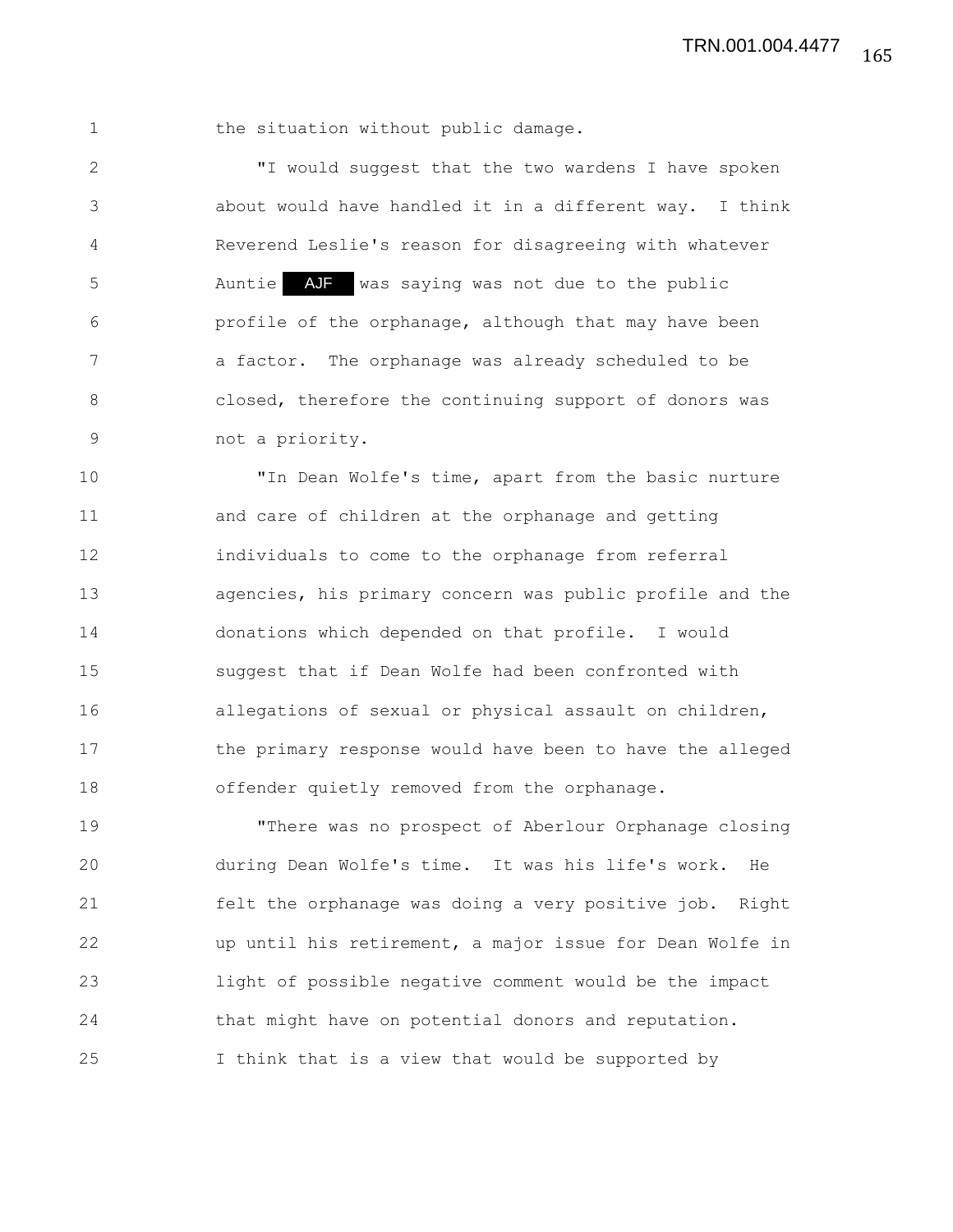the situation without public damage.

"I would suggest that the two wardens I have spoken about would have handled it in a different way. I think Reverend Leslie's reason for disagreeing with whatever Auntie AJF was saying was not due to the public profile of the orphanage, although that may have been a factor. The orphanage was already scheduled to be closed, therefore the continuing support of donors was not a priority.

"In Dean Wolfe's time, apart from the basic nurture and care of children at the orphanage and getting individuals to come to the orphanage from referral agencies, his primary concern was public profile and the donations which depended on that profile. I would suggest that if Dean Wolfe had been confronted with allegations of sexual or physical assault on children, the primary response would have been to have the alleged offender quietly removed from the orphanage.

"There was no prospect of Aberlour Orphanage closing during Dean Wolfe's time. It was his life's work. He felt the orphanage was doing a very positive job. Right up until his retirement, a major issue for Dean Wolfe in light of possible negative comment would be the impact that might have on potential donors and reputation. I think that is a view that would be supported by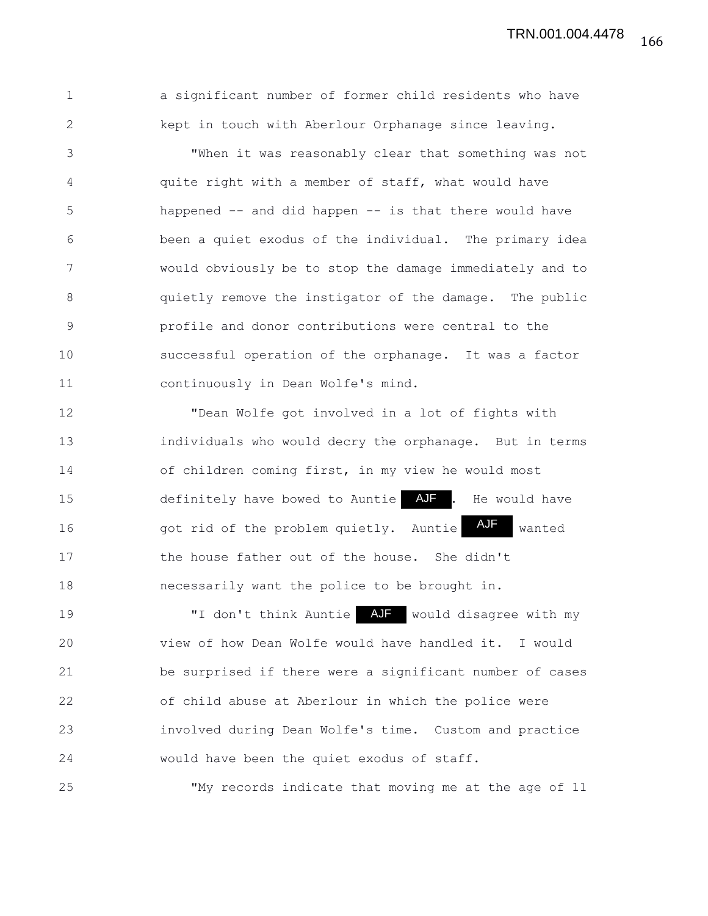a significant number of former child residents who have kept in touch with Aberlour Orphanage since leaving.

"When it was reasonably clear that something was not quite right with a member of staff, what would have happened -- and did happen -- is that there would have been a quiet exodus of the individual. The primary idea would obviously be to stop the damage immediately and to quietly remove the instigator of the damage. The public profile and donor contributions were central to the successful operation of the orphanage. It was a factor continuously in Dean Wolfe's mind.

"Dean Wolfe got involved in a lot of fights with individuals who would decry the orphanage. But in terms of children coming first, in my view he would most definitely have bowed to Auntie AJF. He would have got rid of the problem quietly. Auntie AJF wanted the house father out of the house. She didn't necessarily want the police to be brought in.

"I don't think Auntie AJF would disagree with my view of how Dean Wolfe would have handled it. I would be surprised if there were a significant number of cases of child abuse at Aberlour in which the police were involved during Dean Wolfe's time. Custom and practice would have been the quiet exodus of staff.

"My records indicate that moving me at the age of 11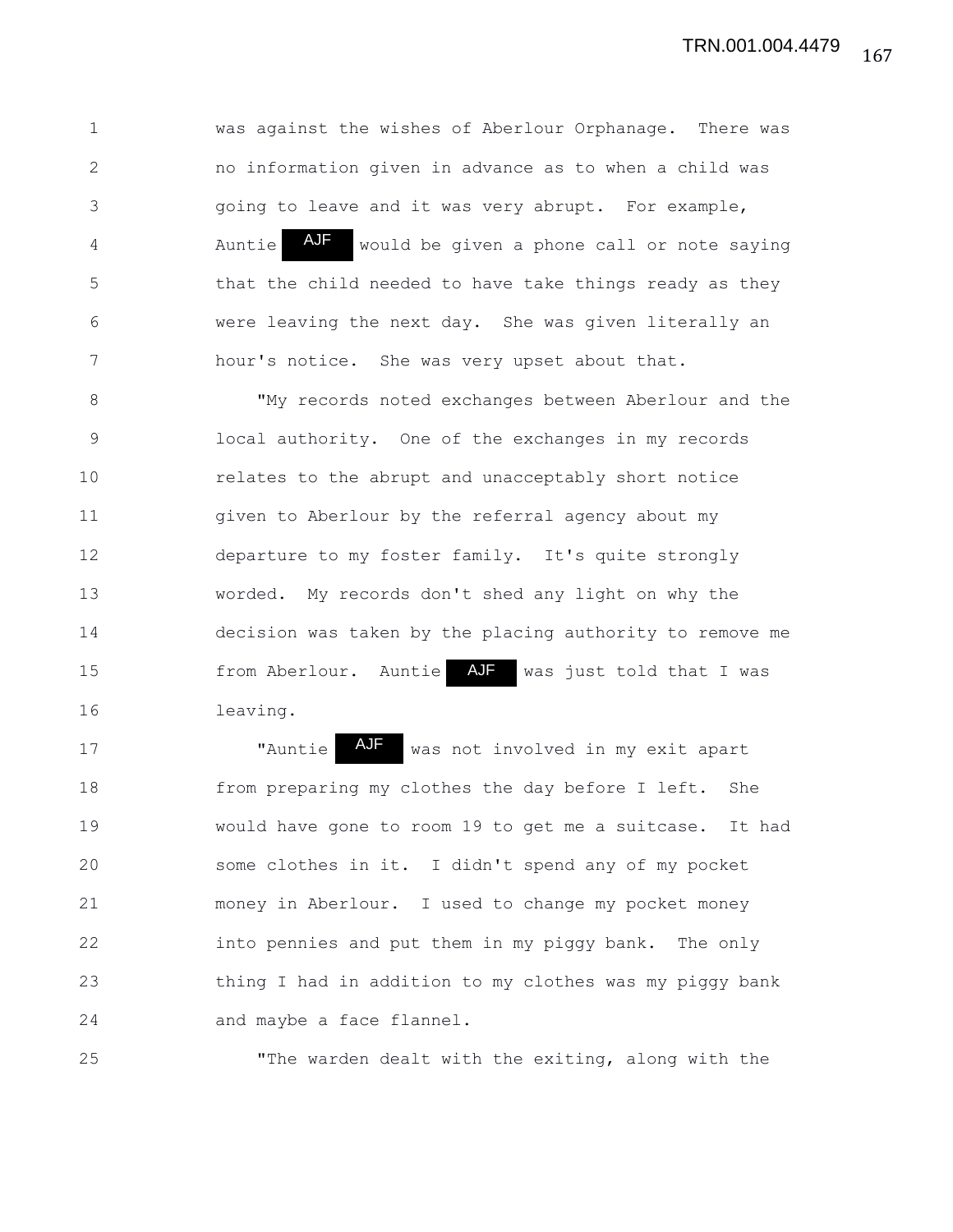was against the wishes of Aberlour Orphanage. There was no information given in advance as to when a child was going to leave and it was very abrupt. For example, Auntie AJF would be given a phone call or note saying that the child needed to have take things ready as they were leaving the next day. She was given literally an hour's notice. She was very upset about that.

"My records noted exchanges between Aberlour and the local authority. One of the exchanges in my records relates to the abrupt and unacceptably short notice given to Aberlour by the referral agency about my departure to my foster family. It's quite strongly worded. My records don't shed any light on why the decision was taken by the placing authority to remove me from Aberlour. Auntie AJF was just told that I was leaving.

"Auntie AJF was not involved in my exit apart from preparing my clothes the day before I left. She would have gone to room 19 to get me a suitcase. It had some clothes in it. I didn't spend any of my pocket money in Aberlour. I used to change my pocket money into pennies and put them in my piggy bank. The only thing I had in addition to my clothes was my piggy bank and maybe a face flannel.

"The warden dealt with the exiting, along with the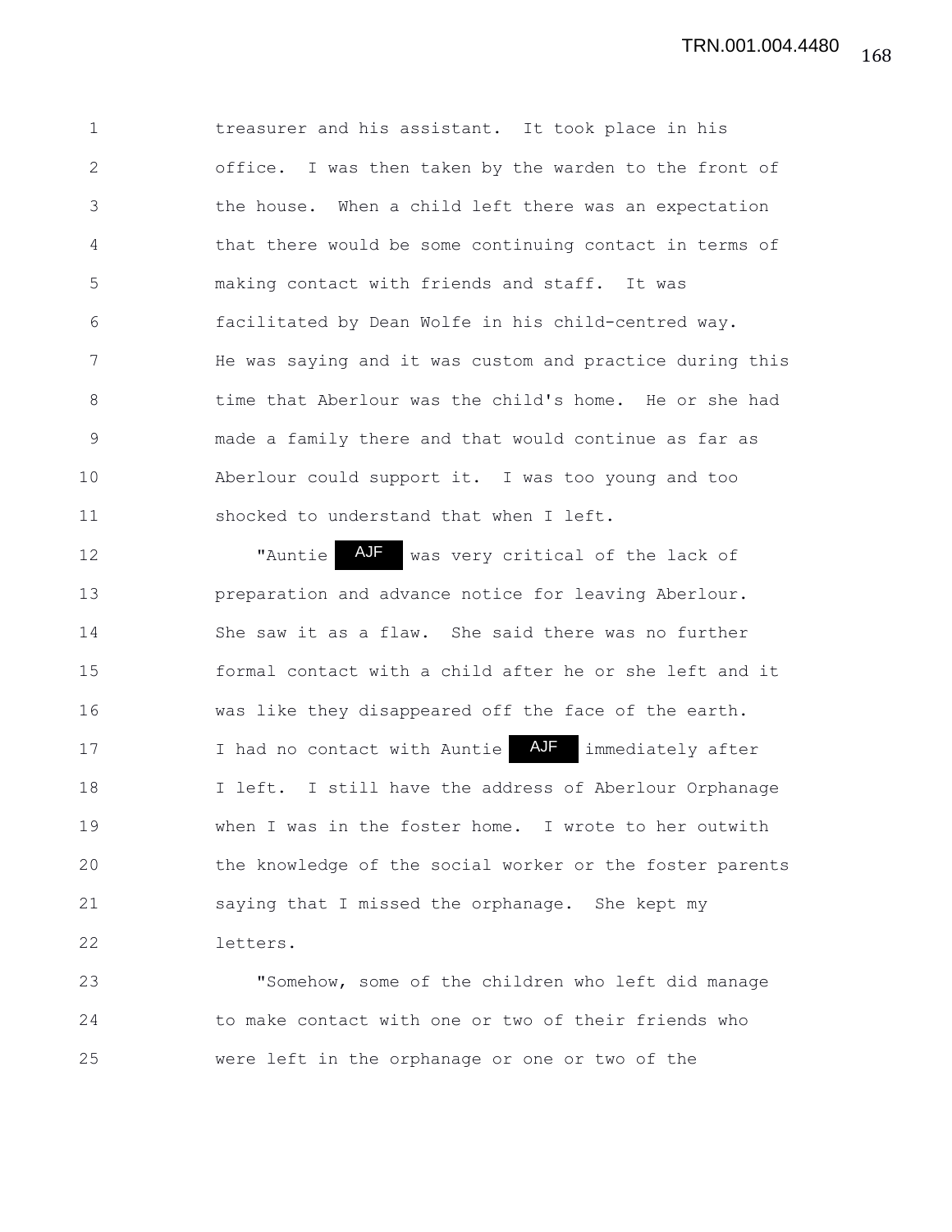treasurer and his assistant. It took place in his office. I was then taken by the warden to the front of the house. When a child left there was an expectation that there would be some continuing contact in terms of making contact with friends and staff. It was facilitated by Dean Wolfe in his child-centred way. He was saying and it was custom and practice during this time that Aberlour was the child's home. He or she had made a family there and that would continue as far as Aberlour could support it. I was too young and too shocked to understand that when I left.

"Auntie AJF was very critical of the lack of preparation and advance notice for leaving Aberlour. She saw it as a flaw. She said there was no further formal contact with a child after he or she left and it was like they disappeared off the face of the earth. I had no contact with Auntie AJF immediately after I left. I still have the address of Aberlour Orphanage when I was in the foster home. I wrote to her outwith the knowledge of the social worker or the foster parents saying that I missed the orphanage. She kept my letters.

"Somehow, some of the children who left did manage to make contact with one or two of their friends who were left in the orphanage or one or two of the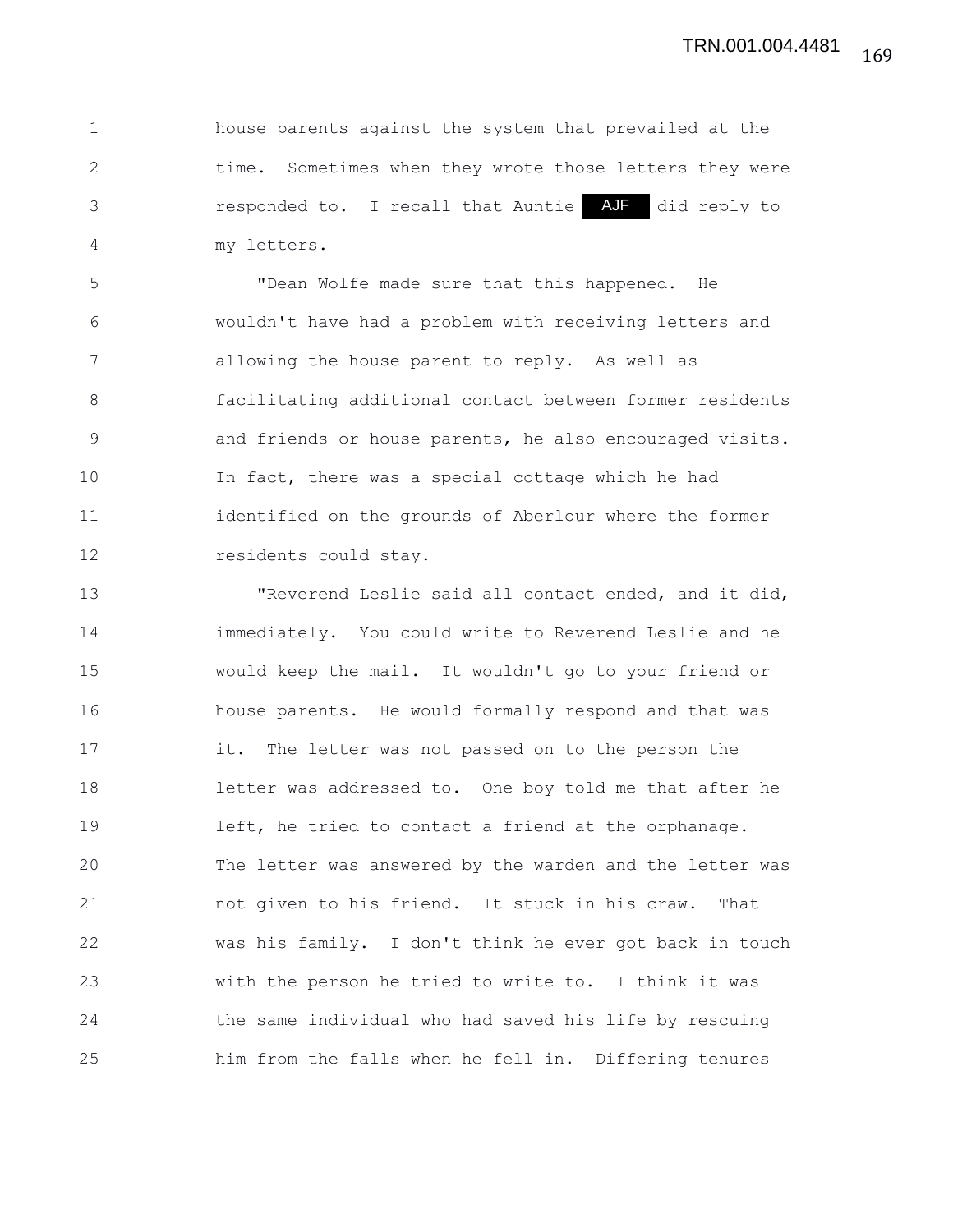house parents against the system that prevailed at the time. Sometimes when they wrote those letters they were responded to. I recall that Auntie AJF did reply to my letters.

"Dean Wolfe made sure that this happened. He wouldn't have had a problem with receiving letters and allowing the house parent to reply. As well as facilitating additional contact between former residents and friends or house parents, he also encouraged visits. In fact, there was a special cottage which he had identified on the grounds of Aberlour where the former residents could stay.

"Reverend Leslie said all contact ended, and it did, immediately. You could write to Reverend Leslie and he would keep the mail. It wouldn't go to your friend or house parents. He would formally respond and that was it. The letter was not passed on to the person the letter was addressed to. One boy told me that after he left, he tried to contact a friend at the orphanage. The letter was answered by the warden and the letter was not given to his friend. It stuck in his craw. That was his family. I don't think he ever got back in touch with the person he tried to write to. I think it was the same individual who had saved his life by rescuing him from the falls when he fell in. Differing tenures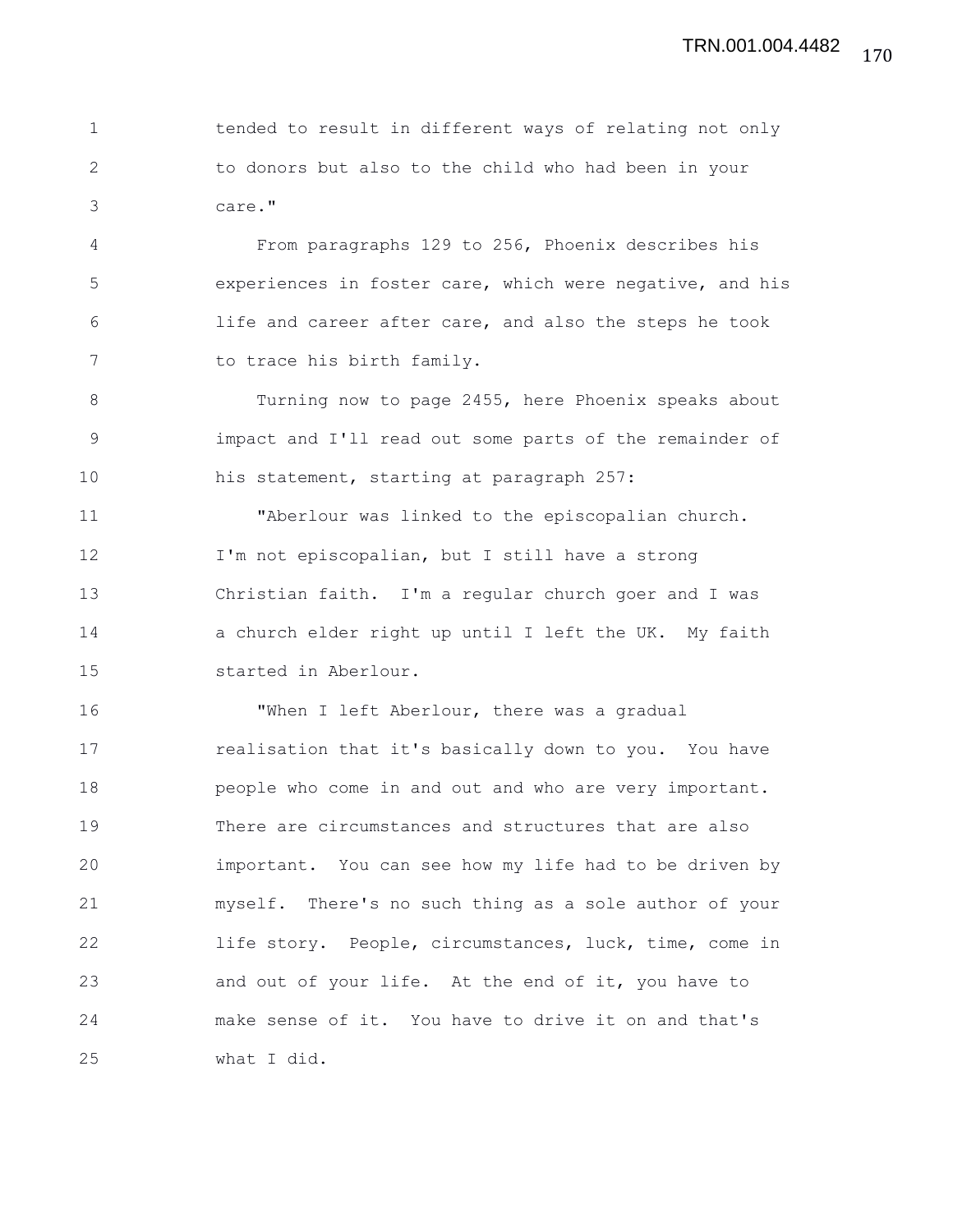tended to result in different ways of relating not only to donors but also to the child who had been in your care."

From paragraphs 129 to 256, Phoenix describes his experiences in foster care, which were negative, and his life and career after care, and also the steps he took to trace his birth family.

Turning now to page 2455, here Phoenix speaks about impact and I'll read out some parts of the remainder of his statement, starting at paragraph 257:

"Aberlour was linked to the episcopalian church. I'm not episcopalian, but I still have a strong Christian faith. I'm a regular church goer and I was a church elder right up until I left the UK. My faith started in Aberlour.

"When I left Aberlour, there was a gradual realisation that it's basically down to you. You have people who come in and out and who are very important. There are circumstances and structures that are also important. You can see how my life had to be driven by myself. There's no such thing as a sole author of your life story. People, circumstances, luck, time, come in and out of your life. At the end of it, you have to make sense of it. You have to drive it on and that's what I did.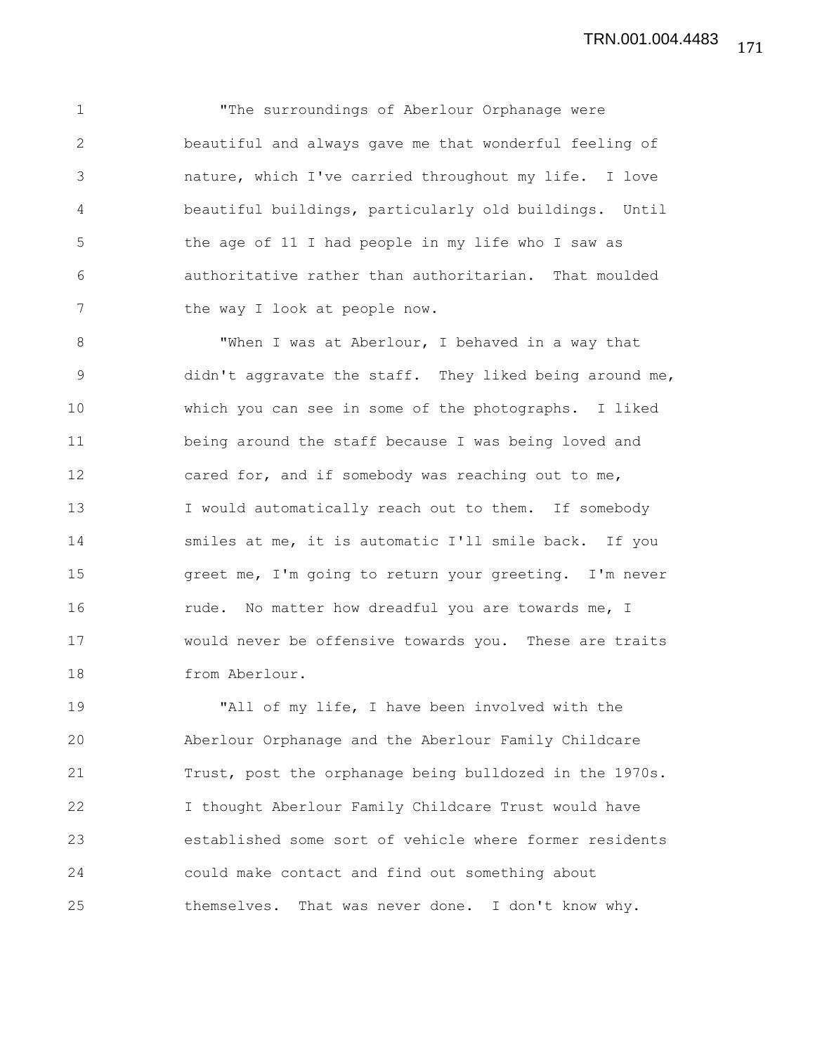"The surroundings of Aberlour Orphanage were beautiful and always gave me that wonderful feeling of nature, which I've carried throughout my life. I love beautiful buildings, particularly old buildings. Until the age of 11 I had people in my life who I saw as authoritative rather than authoritarian. That moulded the way I look at people now.

"When I was at Aberlour, I behaved in a way that didn't aggravate the staff. They liked being around me, which you can see in some of the photographs. I liked being around the staff because I was being loved and cared for, and if somebody was reaching out to me, I would automatically reach out to them. If somebody smiles at me, it is automatic I'll smile back. If you greet me, I'm going to return your greeting. I'm never rude. No matter how dreadful you are towards me, I would never be offensive towards you. These are traits from Aberlour.

"All of my life, I have been involved with the Aberlour Orphanage and the Aberlour Family Childcare Trust, post the orphanage being bulldozed in the 1970s. I thought Aberlour Family Childcare Trust would have established some sort of vehicle where former residents could make contact and find out something about themselves. That was never done. I don't know why.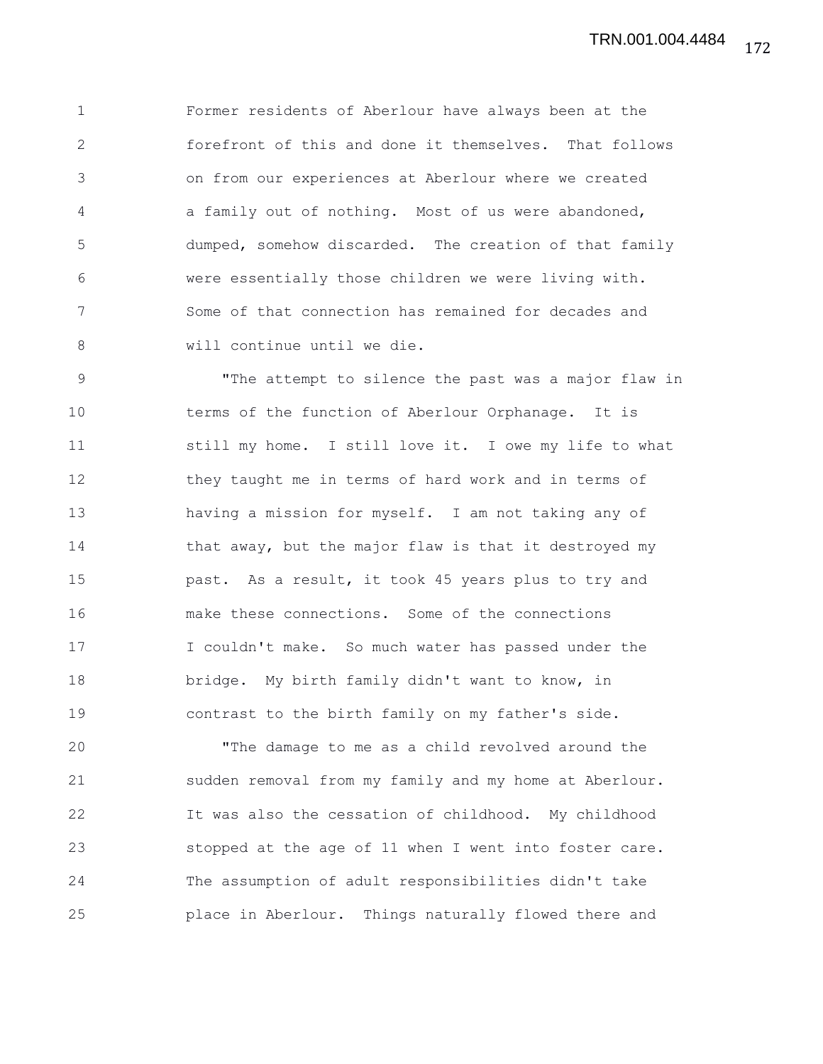Former residents of Aberlour have always been at the forefront of this and done it themselves. That follows on from our experiences at Aberlour where we created a family out of nothing. Most of us were abandoned, dumped, somehow discarded. The creation of that family were essentially those children we were living with. Some of that connection has remained for decades and will continue until we die.

"The attempt to silence the past was a major flaw in terms of the function of Aberlour Orphanage. It is still my home. I still love it. I owe my life to what they taught me in terms of hard work and in terms of having a mission for myself. I am not taking any of that away, but the major flaw is that it destroyed my past. As a result, it took 45 years plus to try and make these connections. Some of the connections I couldn't make. So much water has passed under the bridge. My birth family didn't want to know, in contrast to the birth family on my father's side.

"The damage to me as a child revolved around the sudden removal from my family and my home at Aberlour. It was also the cessation of childhood. My childhood stopped at the age of 11 when I went into foster care. The assumption of adult responsibilities didn't take place in Aberlour. Things naturally flowed there and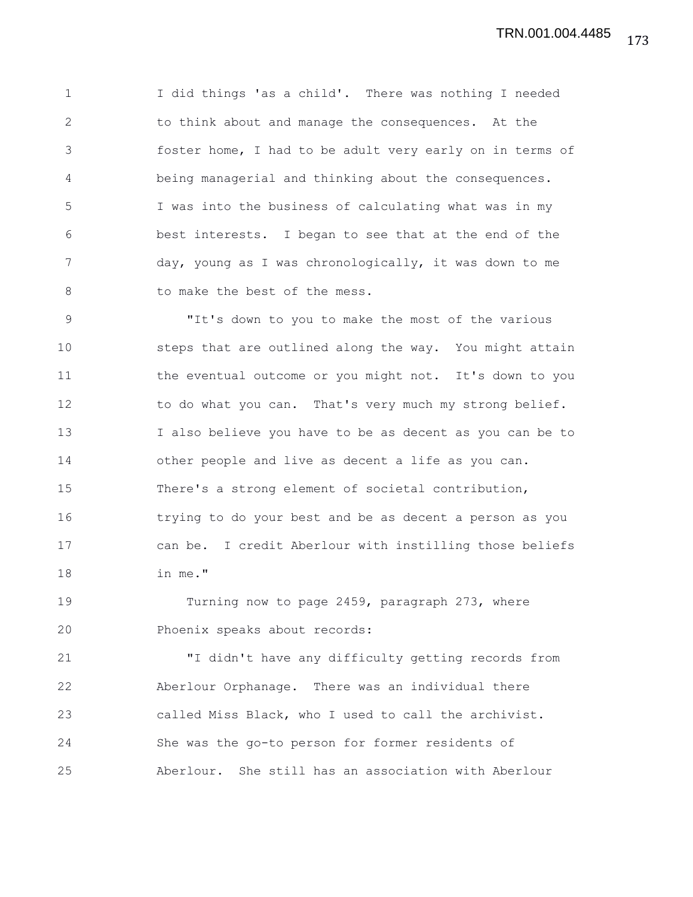I did things 'as a child'. There was nothing I needed to think about and manage the consequences. At the foster home, I had to be adult very early on in terms of being managerial and thinking about the consequences. I was into the business of calculating what was in my best interests. I began to see that at the end of the day, young as I was chronologically, it was down to me to make the best of the mess.

"It's down to you to make the most of the various steps that are outlined along the way. You might attain the eventual outcome or you might not. It's down to you to do what you can. That's very much my strong belief. I also believe you have to be as decent as you can be to other people and live as decent a life as you can. There's a strong element of societal contribution, trying to do your best and be as decent a person as you can be. I credit Aberlour with instilling those beliefs in me."

Turning now to page 2459, paragraph 273, where Phoenix speaks about records:

"I didn't have any difficulty getting records from Aberlour Orphanage. There was an individual there called Miss Black, who I used to call the archivist. She was the go-to person for former residents of Aberlour. She still has an association with Aberlour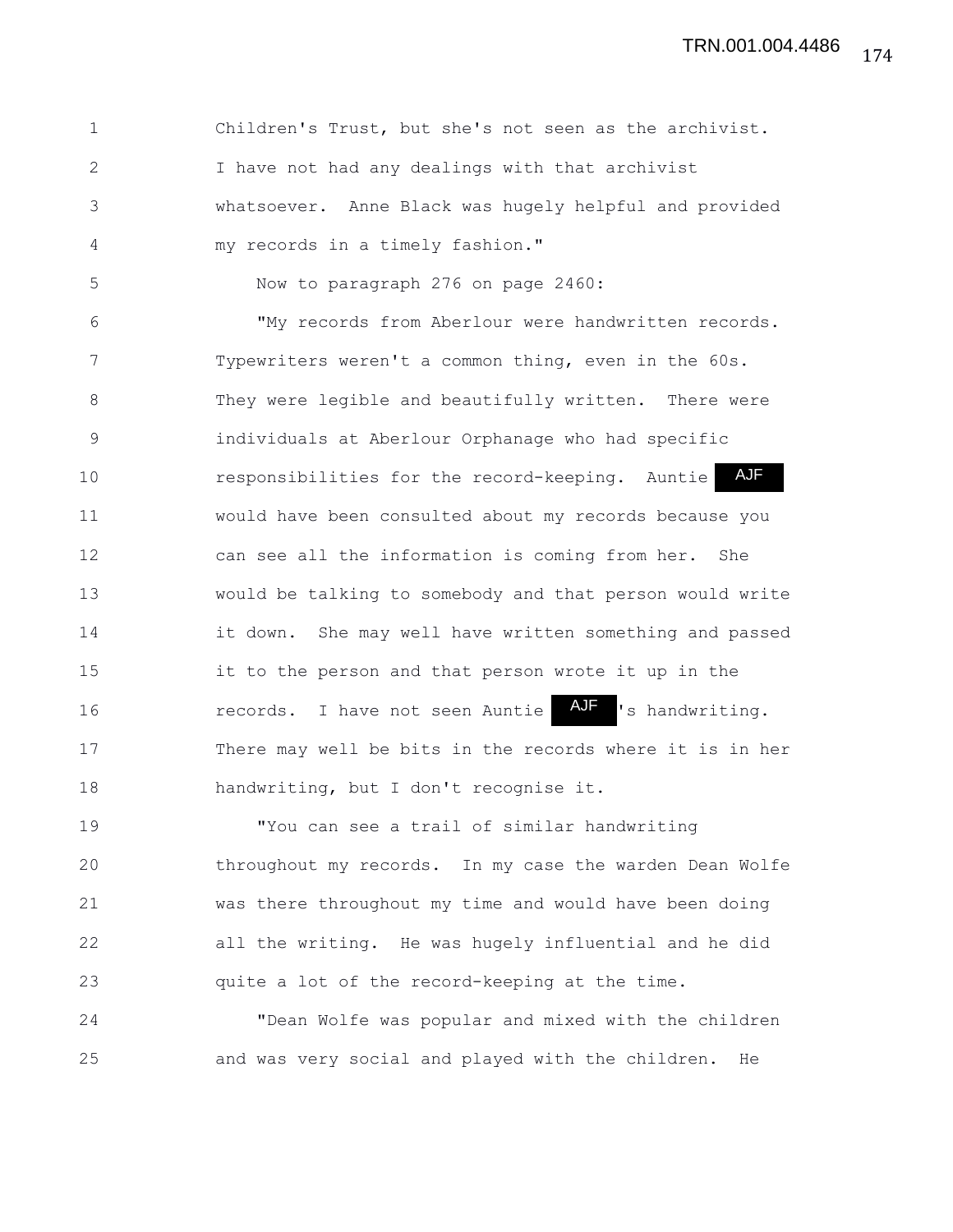Children's Trust, but she's not seen as the archivist. I have not had any dealings with that archivist whatsoever. Anne Black was hugely helpful and provided my records in a timely fashion."

Now to paragraph 276 on page 2460:

"My records from Aberlour were handwritten records. Typewriters weren't a common thing, even in the 60s. They were legible and beautifully written. There were individuals at Aberlour Orphanage who had specific responsibilities for the record-keeping. Auntie AJF would have been consulted about my records because you can see all the information is coming from her. She would be talking to somebody and that person would write it down. She may well have written something and passed it to the person and that person wrote it up in the records. I have not seen Auntie AJF's handwriting. There may well be bits in the records where it is in her handwriting, but I don't recognise it.

"You can see a trail of similar handwriting throughout my records. In my case the warden Dean Wolfe was there throughout my time and would have been doing all the writing. He was hugely influential and he did quite a lot of the record-keeping at the time.

"Dean Wolfe was popular and mixed with the children and was very social and played with the children. He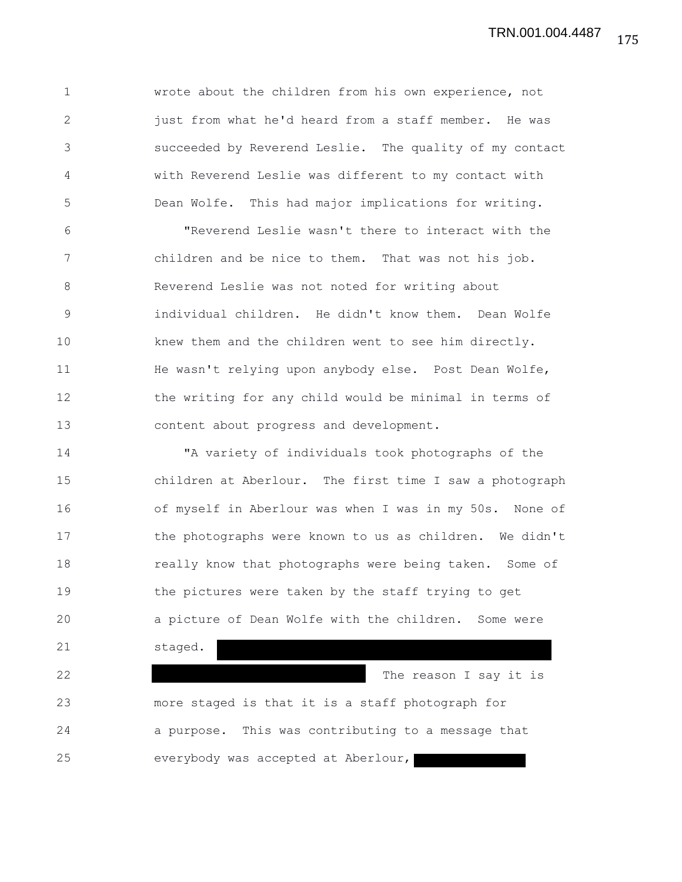wrote about the children from his own experience, not just from what he'd heard from a staff member. He was succeeded by Reverend Leslie. The quality of my contact with Reverend Leslie was different to my contact with Dean Wolfe. This had major implications for writing.

"Reverend Leslie wasn't there to interact with the children and be nice to them. That was not his job. Reverend Leslie was not noted for writing about individual children. He didn't know them. Dean Wolfe knew them and the children went to see him directly. He wasn't relying upon anybody else. Post Dean Wolfe, the writing for any child would be minimal in terms of content about progress and development.

"A variety of individuals took photographs of the children at Aberlour. The first time I saw a photograph of myself in Aberlour was when I was in my 50s. None of the photographs were known to us as children. We didn't really know that photographs were being taken. Some of the pictures were taken by the staff trying to get a picture of Dean Wolfe with the children. Some were staged. ████████████████████████████████ ████████████████████ The reason I say it is more staged is that it is a staff photograph for a purpose. This was contributing to a message that everybody was accepted at Aberlour, ██████████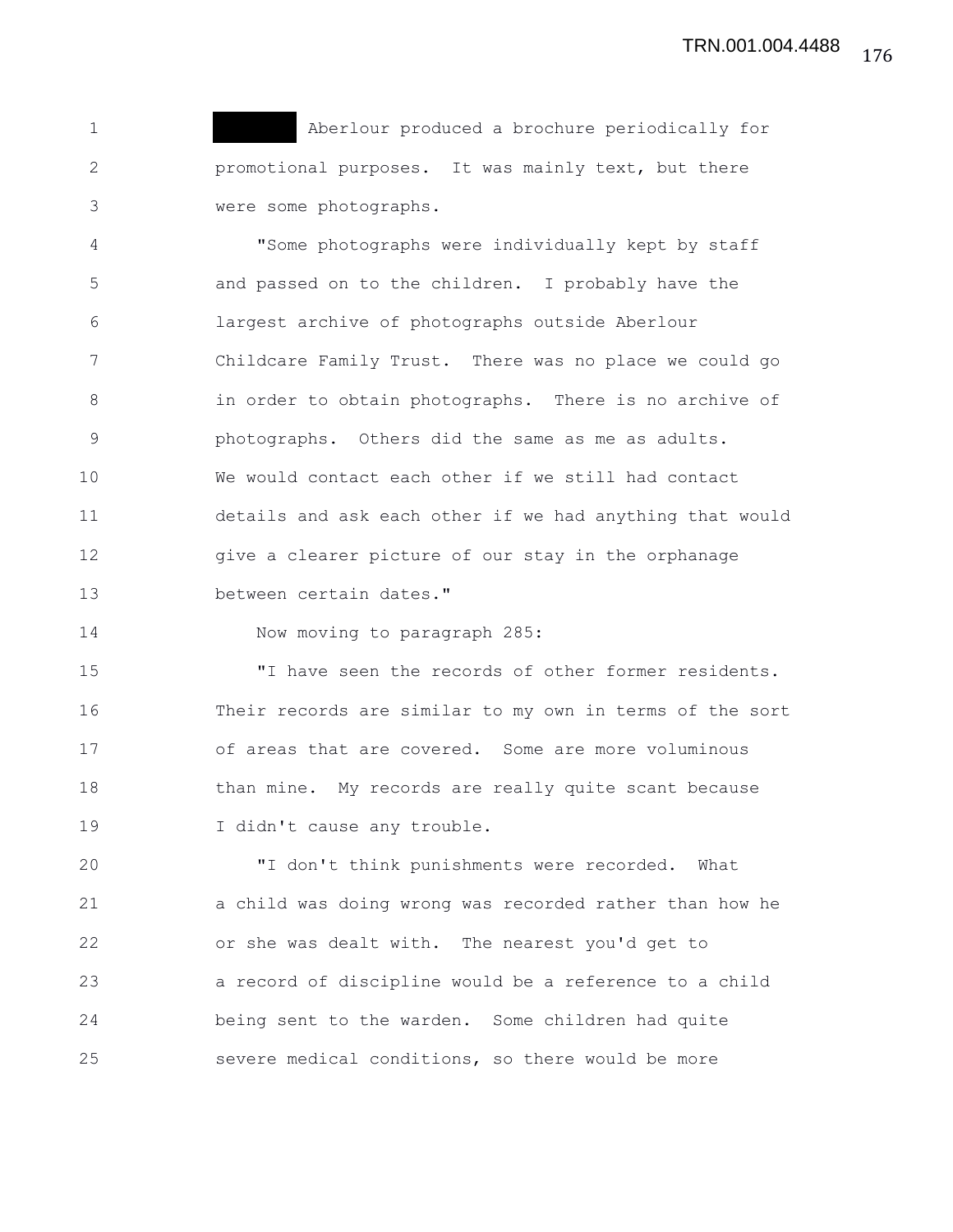[redacted] Aberlour produced a brochure periodically for promotional purposes. It was mainly text, but there were some photographs.

"Some photographs were individually kept by staff and passed on to the children. I probably have the largest archive of photographs outside Aberlour Childcare Family Trust. There was no place we could go in order to obtain photographs. There is no archive of photographs. Others did the same as me as adults. We would contact each other if we still had contact details and ask each other if we had anything that would give a clearer picture of our stay in the orphanage between certain dates."

Now moving to paragraph 285:

"I have seen the records of other former residents. Their records are similar to my own in terms of the sort of areas that are covered. Some are more voluminous than mine. My records are really quite scant because I didn't cause any trouble.

"I don't think punishments were recorded. What a child was doing wrong was recorded rather than how he or she was dealt with. The nearest you'd get to a record of discipline would be a reference to a child being sent to the warden. Some children had quite severe medical conditions, so there would be more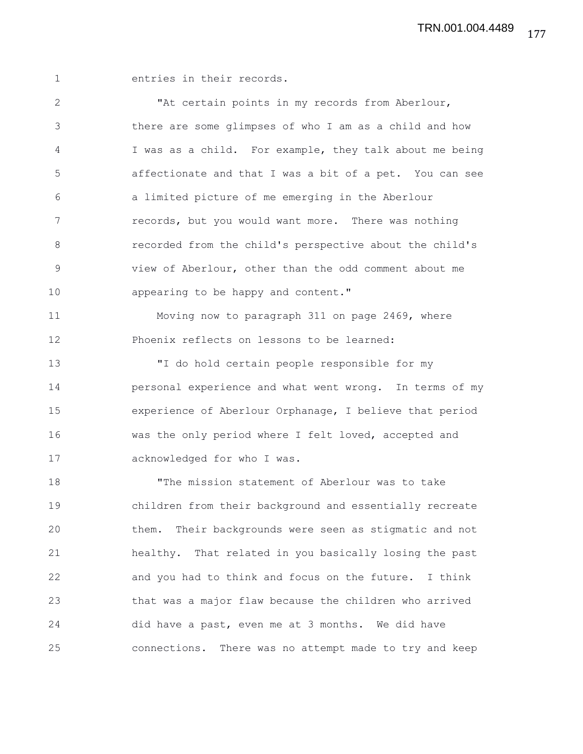entries in their records.

"At certain points in my records from Aberlour, there are some glimpses of who I am as a child and how I was as a child. For example, they talk about me being affectionate and that I was a bit of a pet. You can see a limited picture of me emerging in the Aberlour records, but you would want more. There was nothing recorded from the child's perspective about the child's view of Aberlour, other than the odd comment about me appearing to be happy and content."

Moving now to paragraph 311 on page 2469, where Phoenix reflects on lessons to be learned:

"I do hold certain people responsible for my personal experience and what went wrong. In terms of my experience of Aberlour Orphanage, I believe that period was the only period where I felt loved, accepted and acknowledged for who I was.

"The mission statement of Aberlour was to take children from their background and essentially recreate them. Their backgrounds were seen as stigmatic and not healthy. That related in you basically losing the past and you had to think and focus on the future. I think that was a major flaw because the children who arrived did have a past, even me at 3 months. We did have connections. There was no attempt made to try and keep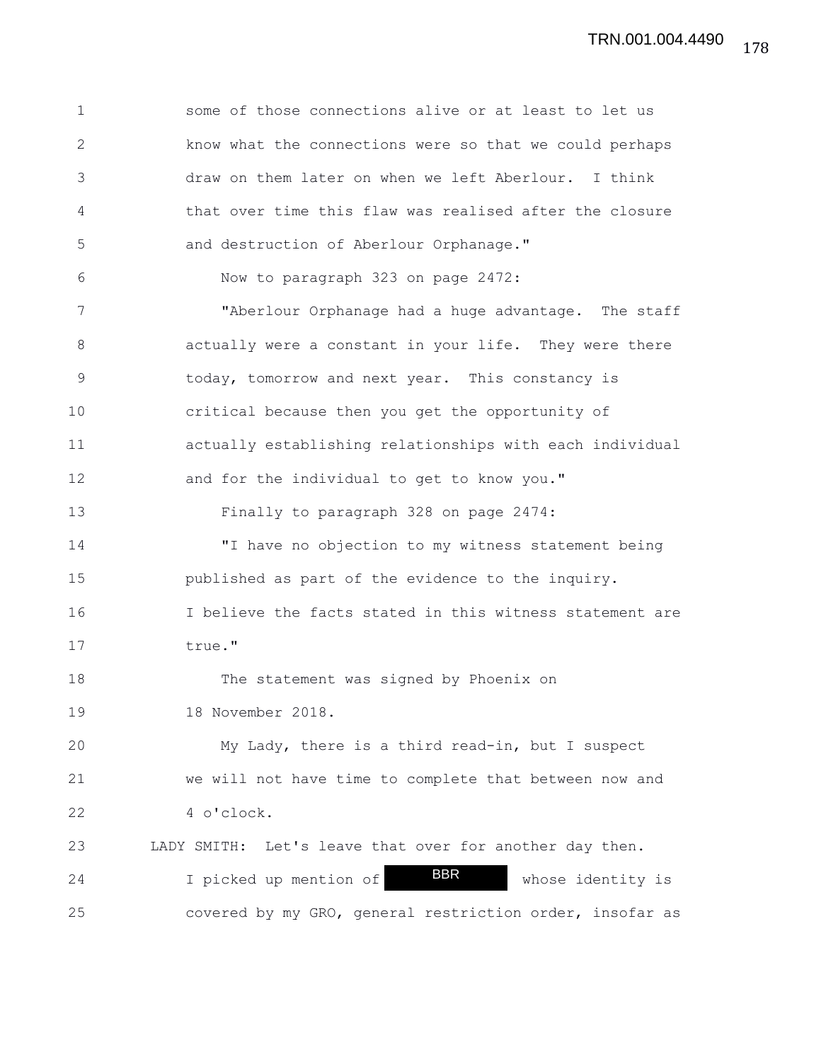some of those connections alive or at least to let us know what the connections were so that we could perhaps draw on them later on when we left Aberlour. I think that over time this flaw was realised after the closure and destruction of Aberlour Orphanage."

Now to paragraph 323 on page 2472:

"Aberlour Orphanage had a huge advantage. The staff actually were a constant in your life. They were there today, tomorrow and next year. This constancy is critical because then you get the opportunity of actually establishing relationships with each individual and for the individual to get to know you."

Finally to paragraph 328 on page 2474:

"I have no objection to my witness statement being published as part of the evidence to the inquiry. I believe the facts stated in this witness statement are true."

The statement was signed by Phoenix on 18 November 2018.

My Lady, there is a third read-in, but I suspect we will not have time to complete that between now and 4 o'clock.

LADY SMITH: Let's leave that over for another day then. I picked up mention of BBR whose identity is covered by my GRO, general restriction order, insofar as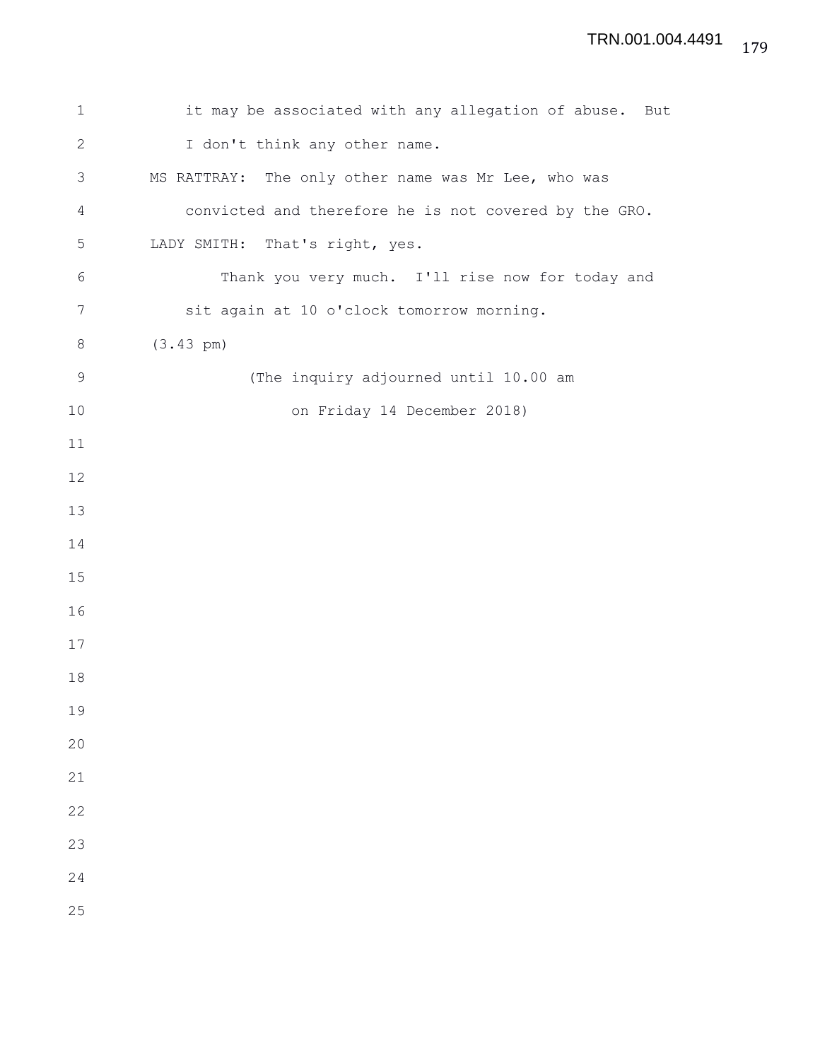it may be associated with any allegation of abuse. But I don't think any other name.

MS RATTRAY: The only other name was Mr Lee, who was convicted and therefore he is not covered by the GRO.

LADY SMITH: That's right, yes.

Thank you very much. I'll rise now for today and sit again at 10 o'clock tomorrow morning.

(3.43 pm)

(The inquiry adjourned until 10.00 am on Friday 14 December 2018)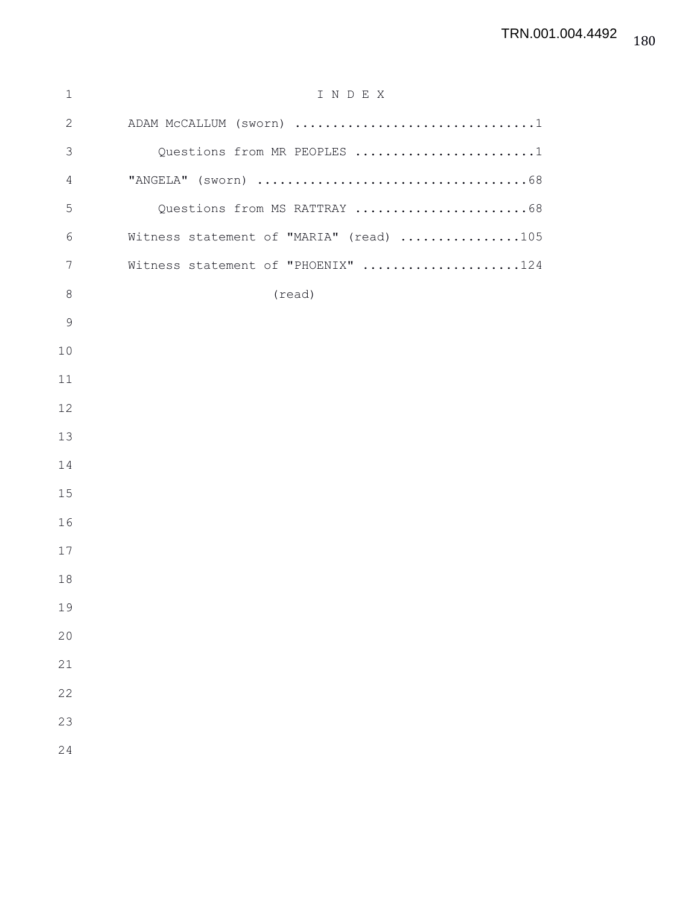# I N D E X

ADAM McCALLUM (sworn) ................................1

Questions from MR PEOPLES ........................1

"ANGELA" (sworn) ....................................68

Questions from MS RATTRAY .......................68

Witness statement of "MARIA" (read) ................105

Witness statement of "PHOENIX" .....................124

(read)